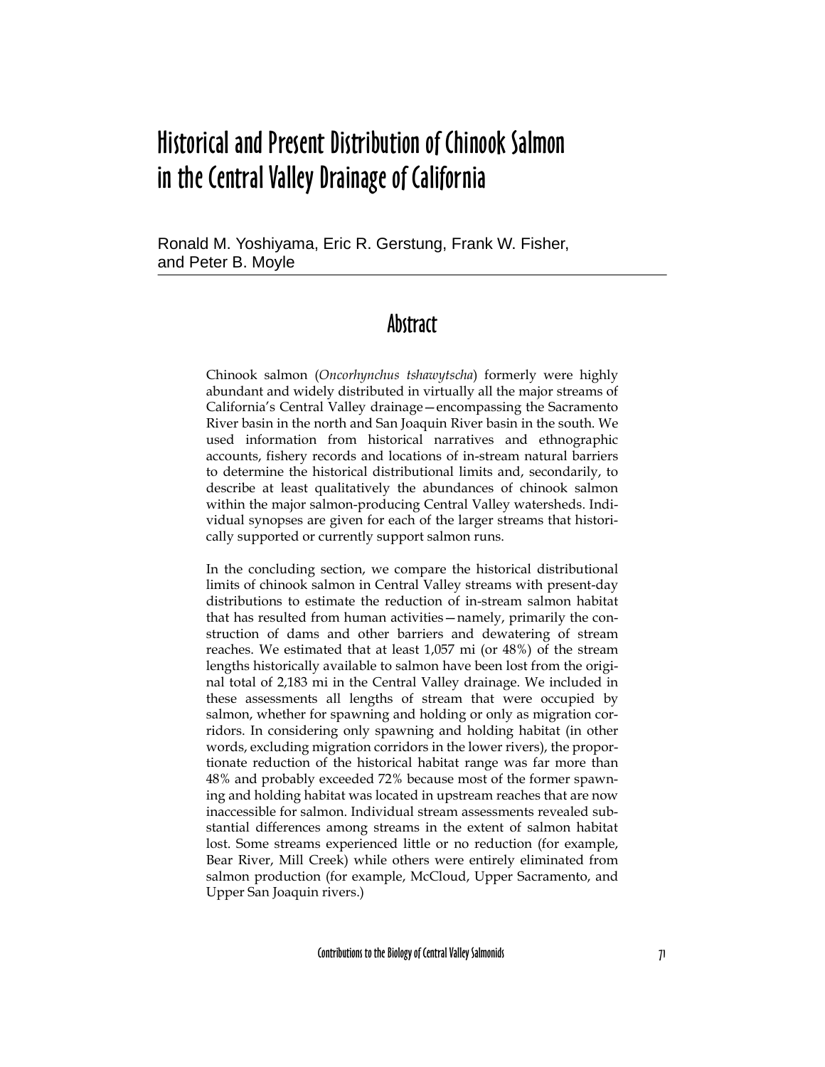# Historical and Present Distribution of Chinook Salmon in the Central Valley Drainage of California

Ronald M. Yoshiyama, Eric R. Gerstung, Frank W. Fisher, and Peter B. Moyle

## Abstract

Chinook salmon (*Oncorhynchus tshawytscha*) formerly were highly abundant and widely distributed in virtually all the major streams of California's Central Valley drainage—encompassing the Sacramento River basin in the north and San Joaquin River basin in the south. We used information from historical narratives and ethnographic accounts, fishery records and locations of in-stream natural barriers to determine the historical distributional limits and, secondarily, to describe at least qualitatively the abundances of chinook salmon within the major salmon-producing Central Valley watersheds. Individual synopses are given for each of the larger streams that historically supported or currently support salmon runs.

In the concluding section, we compare the historical distributional limits of chinook salmon in Central Valley streams with present-day distributions to estimate the reduction of in-stream salmon habitat that has resulted from human activities—namely, primarily the construction of dams and other barriers and dewatering of stream reaches. We estimated that at least 1,057 mi (or 48%) of the stream lengths historically available to salmon have been lost from the original total of 2,183 mi in the Central Valley drainage. We included in these assessments all lengths of stream that were occupied by salmon, whether for spawning and holding or only as migration corridors. In considering only spawning and holding habitat (in other words, excluding migration corridors in the lower rivers), the proportionate reduction of the historical habitat range was far more than 48% and probably exceeded 72% because most of the former spawning and holding habitat was located in upstream reaches that are now inaccessible for salmon. Individual stream assessments revealed substantial differences among streams in the extent of salmon habitat lost. Some streams experienced little or no reduction (for example, Bear River, Mill Creek) while others were entirely eliminated from salmon production (for example, McCloud, Upper Sacramento, and Upper San Joaquin rivers.)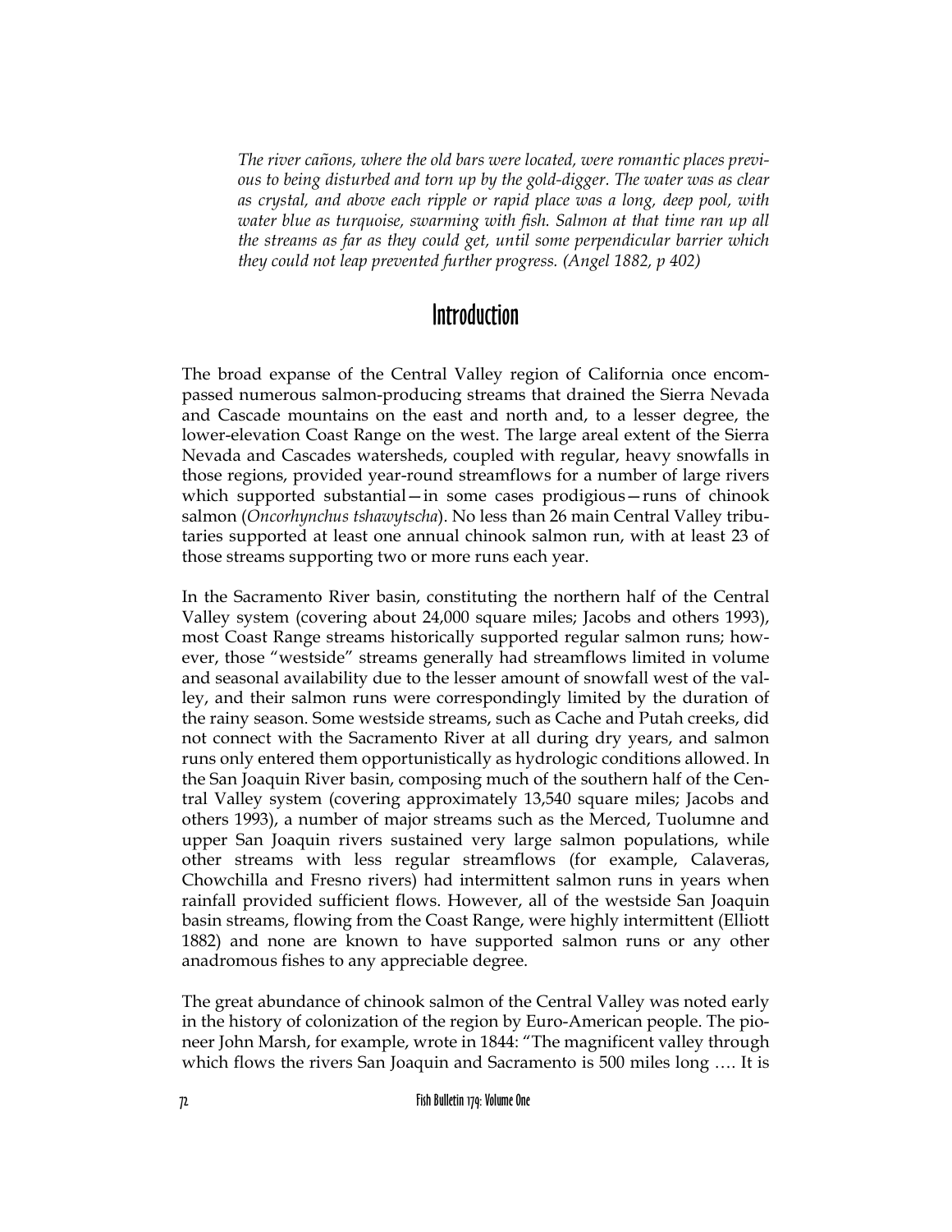*The river cañons, where the old bars were located, were romantic places previous to being disturbed and torn up by the gold-digger. The water was as clear as crystal, and above each ripple or rapid place was a long, deep pool, with water blue as turquoise, swarming with fish. Salmon at that time ran up all the streams as far as they could get, until some perpendicular barrier which they could not leap prevented further progress. (Angel 1882, p 402)*

## Introduction

The broad expanse of the Central Valley region of California once encompassed numerous salmon-producing streams that drained the Sierra Nevada and Cascade mountains on the east and north and, to a lesser degree, the lower-elevation Coast Range on the west. The large areal extent of the Sierra Nevada and Cascades watersheds, coupled with regular, heavy snowfalls in those regions, provided year-round streamflows for a number of large rivers which supported substantial—in some cases prodigious—runs of chinook salmon (*Oncorhynchus tshawytscha*). No less than 26 main Central Valley tributaries supported at least one annual chinook salmon run, with at least 23 of those streams supporting two or more runs each year.

In the Sacramento River basin, constituting the northern half of the Central Valley system (covering about 24,000 square miles; Jacobs and others 1993), most Coast Range streams historically supported regular salmon runs; however, those "westside" streams generally had streamflows limited in volume and seasonal availability due to the lesser amount of snowfall west of the valley, and their salmon runs were correspondingly limited by the duration of the rainy season. Some westside streams, such as Cache and Putah creeks, did not connect with the Sacramento River at all during dry years, and salmon runs only entered them opportunistically as hydrologic conditions allowed. In the San Joaquin River basin, composing much of the southern half of the Central Valley system (covering approximately 13,540 square miles; Jacobs and others 1993), a number of major streams such as the Merced, Tuolumne and upper San Joaquin rivers sustained very large salmon populations, while other streams with less regular streamflows (for example, Calaveras, Chowchilla and Fresno rivers) had intermittent salmon runs in years when rainfall provided sufficient flows. However, all of the westside San Joaquin basin streams, flowing from the Coast Range, were highly intermittent (Elliott 1882) and none are known to have supported salmon runs or any other anadromous fishes to any appreciable degree.

The great abundance of chinook salmon of the Central Valley was noted early in the history of colonization of the region by Euro-American people. The pioneer John Marsh, for example, wrote in 1844: "The magnificent valley through which flows the rivers San Joaquin and Sacramento is 500 miles long …. It is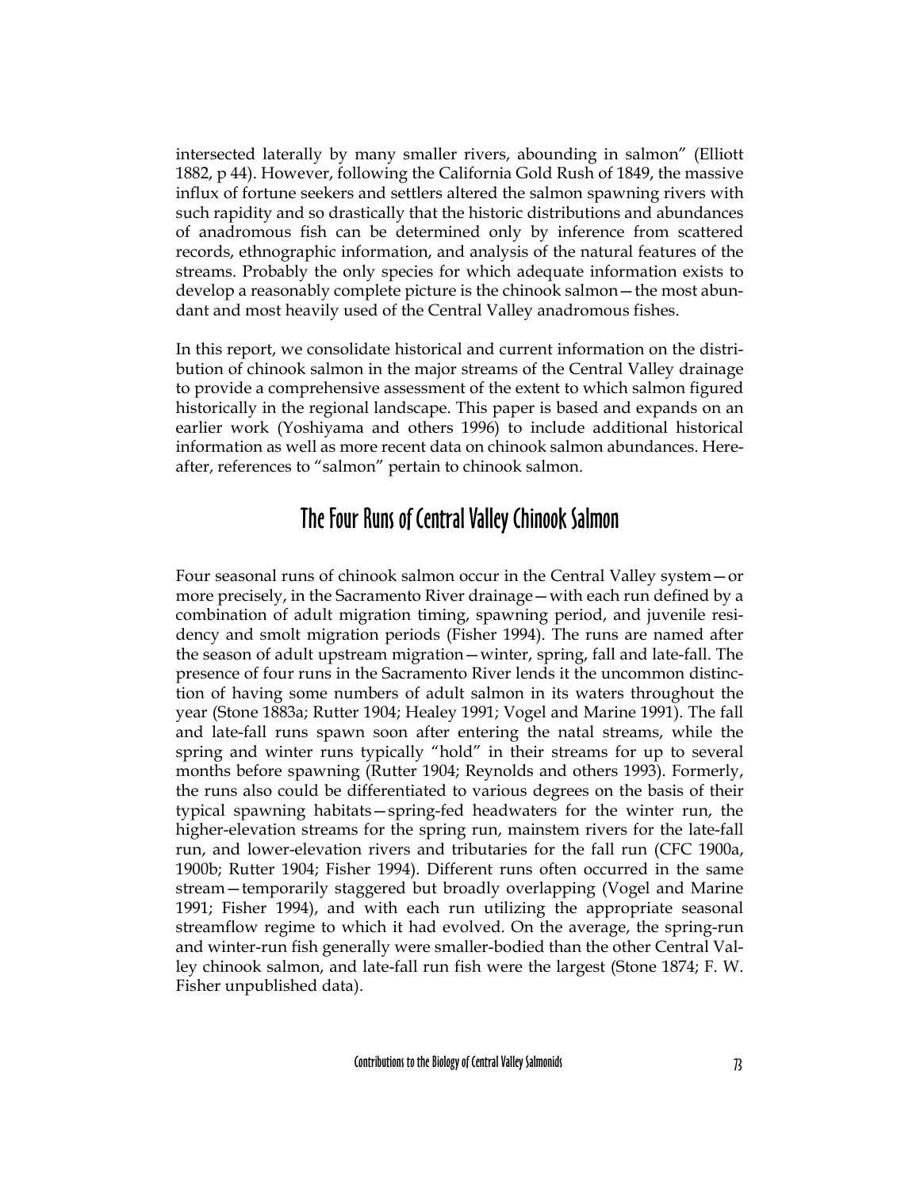intersected laterally by many smaller rivers, abounding in salmon" (Elliott 1882, p 44). However, following the California Gold Rush of 1849, the massive influx of fortune seekers and settlers altered the salmon spawning rivers with such rapidity and so drastically that the historic distributions and abundances of anadromous fish can be determined only by inference from scattered records, ethnographic information, and analysis of the natural features of the streams. Probably the only species for which adequate information exists to develop a reasonably complete picture is the chinook salmon—the most abundant and most heavily used of the Central Valley anadromous fishes.

In this report, we consolidate historical and current information on the distribution of chinook salmon in the major streams of the Central Valley drainage to provide a comprehensive assessment of the extent to which salmon figured historically in the regional landscape. This paper is based and expands on an earlier work (Yoshiyama and others 1996) to include additional historical information as well as more recent data on chinook salmon abundances. Hereafter, references to "salmon" pertain to chinook salmon.

## The Four Runs of Central Valley Chinook Salmon

Four seasonal runs of chinook salmon occur in the Central Valley system—or more precisely, in the Sacramento River drainage—with each run defined by a combination of adult migration timing, spawning period, and juvenile residency and smolt migration periods (Fisher 1994). The runs are named after the season of adult upstream migration—winter, spring, fall and late-fall. The presence of four runs in the Sacramento River lends it the uncommon distinction of having some numbers of adult salmon in its waters throughout the year (Stone 1883a; Rutter 1904; Healey 1991; Vogel and Marine 1991). The fall and late-fall runs spawn soon after entering the natal streams, while the spring and winter runs typically "hold" in their streams for up to several months before spawning (Rutter 1904; Reynolds and others 1993). Formerly, the runs also could be differentiated to various degrees on the basis of their typical spawning habitats—spring-fed headwaters for the winter run, the higher-elevation streams for the spring run, mainstem rivers for the late-fall run, and lower-elevation rivers and tributaries for the fall run (CFC 1900a, 1900b; Rutter 1904; Fisher 1994). Different runs often occurred in the same stream—temporarily staggered but broadly overlapping (Vogel and Marine 1991; Fisher 1994), and with each run utilizing the appropriate seasonal streamflow regime to which it had evolved. On the average, the spring-run and winter-run fish generally were smaller-bodied than the other Central Valley chinook salmon, and late-fall run fish were the largest (Stone 1874; F. W. Fisher unpublished data).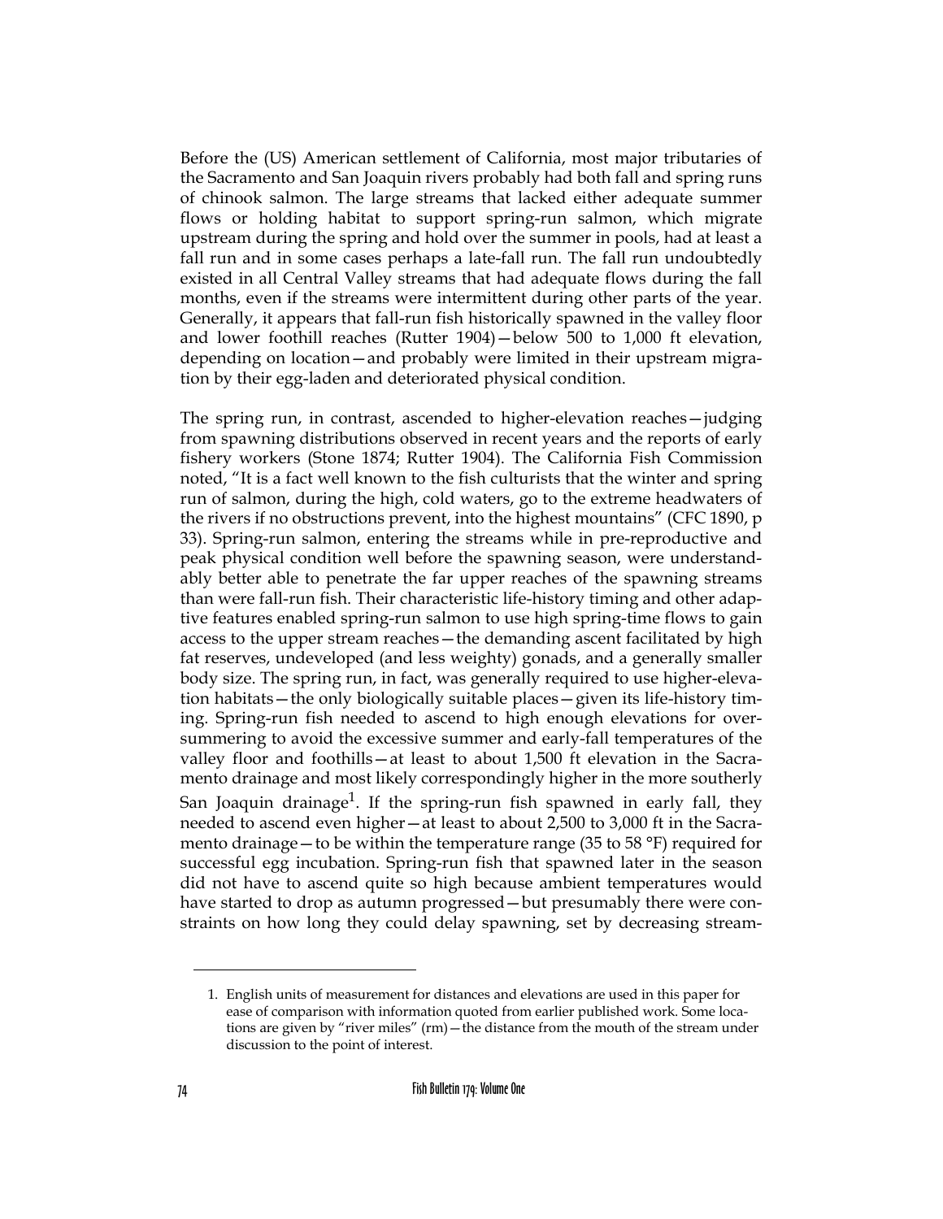Before the (US) American settlement of California, most major tributaries of the Sacramento and San Joaquin rivers probably had both fall and spring runs of chinook salmon. The large streams that lacked either adequate summer flows or holding habitat to support spring-run salmon, which migrate upstream during the spring and hold over the summer in pools, had at least a fall run and in some cases perhaps a late-fall run. The fall run undoubtedly existed in all Central Valley streams that had adequate flows during the fall months, even if the streams were intermittent during other parts of the year. Generally, it appears that fall-run fish historically spawned in the valley floor and lower foothill reaches (Rutter 1904)—below 500 to 1,000 ft elevation, depending on location—and probably were limited in their upstream migration by their egg-laden and deteriorated physical condition.

The spring run, in contrast, ascended to higher-elevation reaches—judging from spawning distributions observed in recent years and the reports of early fishery workers (Stone 1874; Rutter 1904). The California Fish Commission noted, "It is a fact well known to the fish culturists that the winter and spring run of salmon, during the high, cold waters, go to the extreme headwaters of the rivers if no obstructions prevent, into the highest mountains" (CFC 1890, p 33). Spring-run salmon, entering the streams while in pre-reproductive and peak physical condition well before the spawning season, were understandably better able to penetrate the far upper reaches of the spawning streams than were fall-run fish. Their characteristic life-history timing and other adaptive features enabled spring-run salmon to use high spring-time flows to gain access to the upper stream reaches—the demanding ascent facilitated by high fat reserves, undeveloped (and less weighty) gonads, and a generally smaller body size. The spring run, in fact, was generally required to use higher-elevation habitats—the only biologically suitable places—given its life-history timing. Spring-run fish needed to ascend to high enough elevations for over-summering to avoid the excessive summer and early-fall temperatures of the valley floor and foothills—at least to about 1,500 ft elevation in the Sacramento drainage and most likely correspondingly higher in the more southerly San Joaquin drainage[1]. If the spring-run fish spawned in early fall, they needed to ascend even higher—at least to about 2,500 to 3,000 ft in the Sacramento drainage—to be within the temperature range (35 to 58 °F) required for successful egg incubation. Spring-run fish that spawned later in the season did not have to ascend quite so high because ambient temperatures would have started to drop as autumn progressed—but presumably there were constraints on how long they could delay spawning, set by decreasing stream-

1. English units of measurement for distances and elevations are used in this paper for ease of comparison with information quoted from earlier published work. Some locations are given by "river miles" (rm)—the distance from the mouth of the stream under discussion to the point of interest.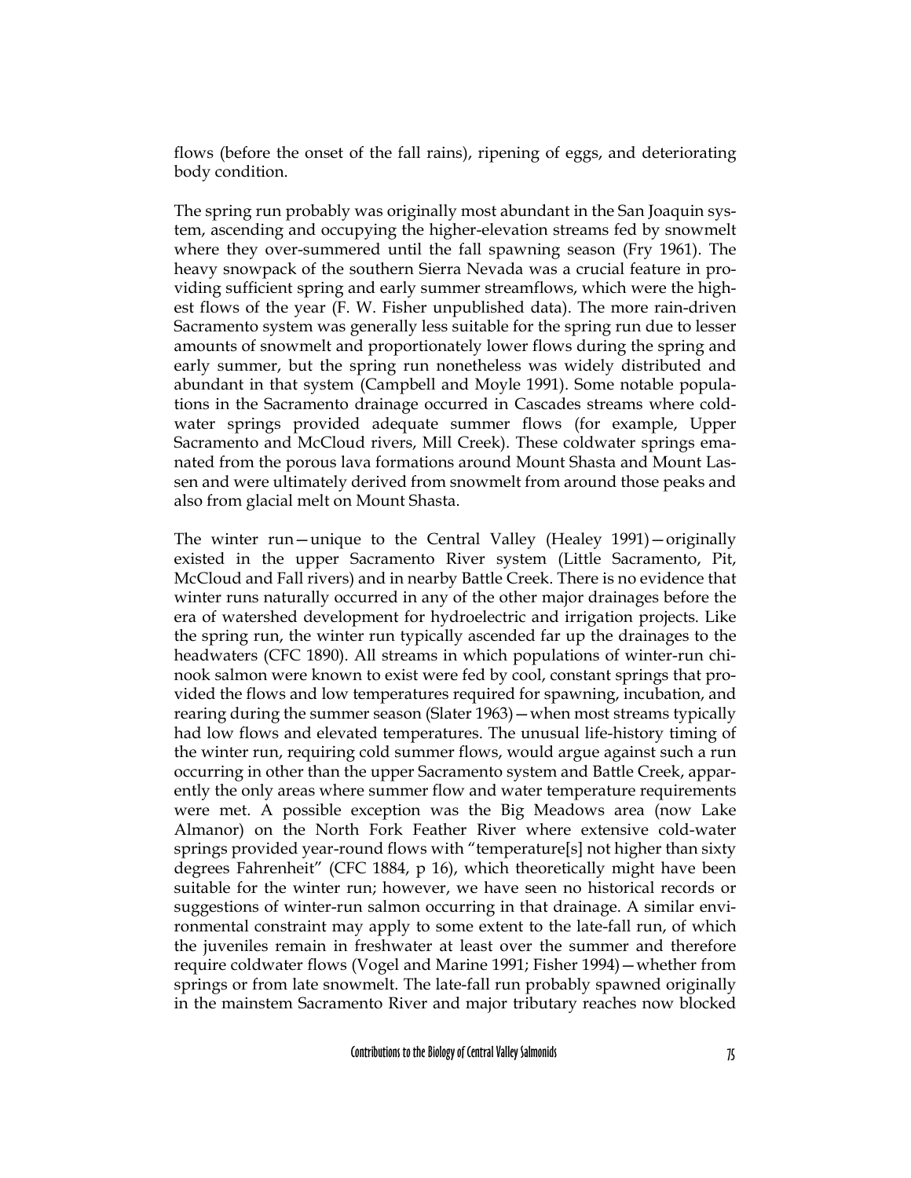flows (before the onset of the fall rains), ripening of eggs, and deteriorating body condition.

The spring run probably was originally most abundant in the San Joaquin system, ascending and occupying the higher-elevation streams fed by snowmelt where they over-summered until the fall spawning season (Fry 1961). The heavy snowpack of the southern Sierra Nevada was a crucial feature in providing sufficient spring and early summer streamflows, which were the highest flows of the year (F. W. Fisher unpublished data). The more rain-driven Sacramento system was generally less suitable for the spring run due to lesser amounts of snowmelt and proportionately lower flows during the spring and early summer, but the spring run nonetheless was widely distributed and abundant in that system (Campbell and Moyle 1991). Some notable populations in the Sacramento drainage occurred in Cascades streams where coldwater springs provided adequate summer flows (for example, Upper Sacramento and McCloud rivers, Mill Creek). These coldwater springs emanated from the porous lava formations around Mount Shasta and Mount Lassen and were ultimately derived from snowmelt from around those peaks and also from glacial melt on Mount Shasta.

The winter run—unique to the Central Valley (Healey 1991)—originally existed in the upper Sacramento River system (Little Sacramento, Pit, McCloud and Fall rivers) and in nearby Battle Creek. There is no evidence that winter runs naturally occurred in any of the other major drainages before the era of watershed development for hydroelectric and irrigation projects. Like the spring run, the winter run typically ascended far up the drainages to the headwaters (CFC 1890). All streams in which populations of winter-run chinook salmon were known to exist were fed by cool, constant springs that provided the flows and low temperatures required for spawning, incubation, and rearing during the summer season (Slater 1963)—when most streams typically had low flows and elevated temperatures. The unusual life-history timing of the winter run, requiring cold summer flows, would argue against such a run occurring in other than the upper Sacramento system and Battle Creek, apparently the only areas where summer flow and water temperature requirements were met. A possible exception was the Big Meadows area (now Lake Almanor) on the North Fork Feather River where extensive cold-water springs provided year-round flows with "temperature[s] not higher than sixty degrees Fahrenheit" (CFC 1884, p 16), which theoretically might have been suitable for the winter run; however, we have seen no historical records or suggestions of winter-run salmon occurring in that drainage. A similar environmental constraint may apply to some extent to the late-fall run, of which the juveniles remain in freshwater at least over the summer and therefore require coldwater flows (Vogel and Marine 1991; Fisher 1994)—whether from springs or from late snowmelt. The late-fall run probably spawned originally in the mainstem Sacramento River and major tributary reaches now blocked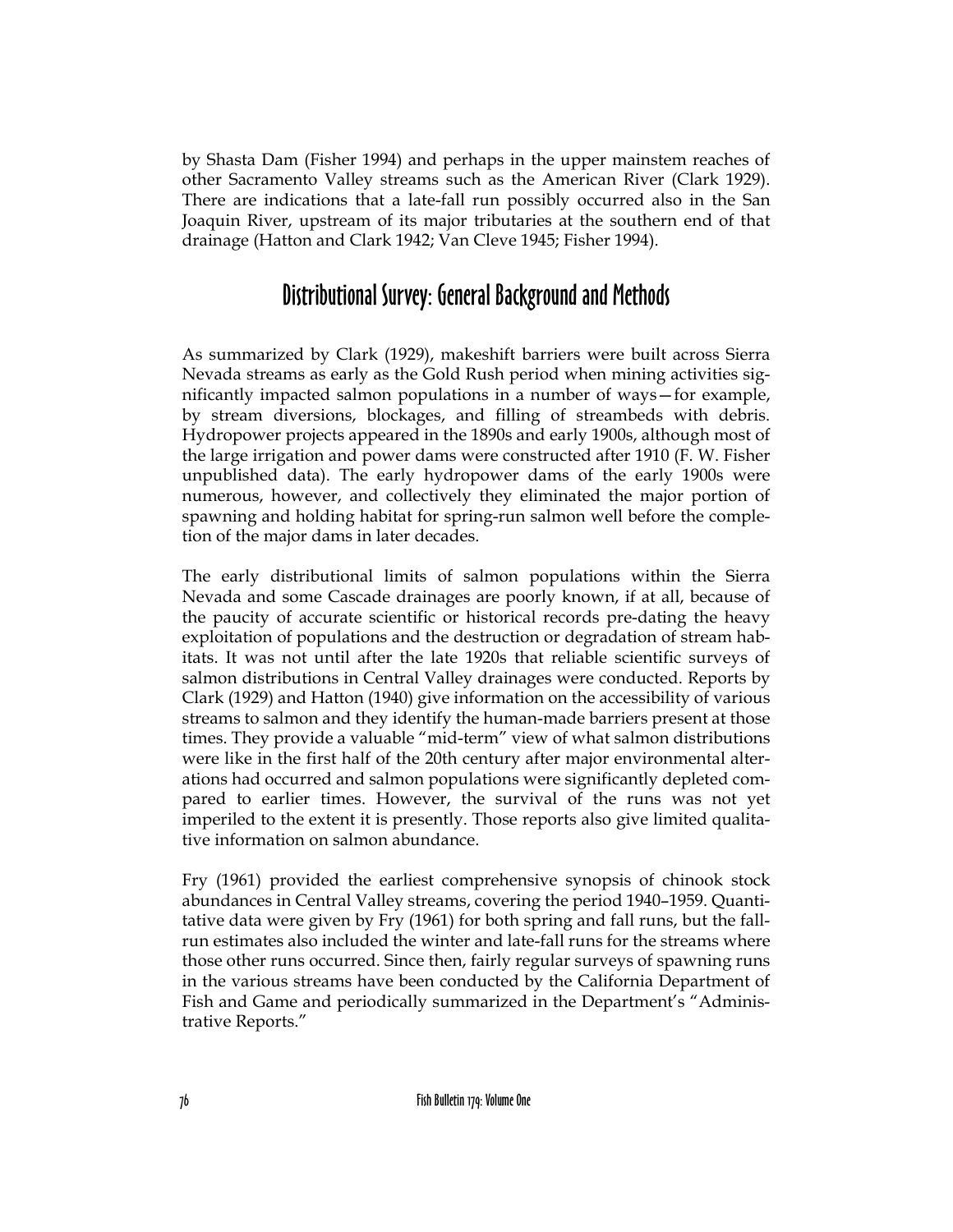by Shasta Dam (Fisher 1994) and perhaps in the upper mainstem reaches of other Sacramento Valley streams such as the American River (Clark 1929). There are indications that a late-fall run possibly occurred also in the San Joaquin River, upstream of its major tributaries at the southern end of that drainage (Hatton and Clark 1942; Van Cleve 1945; Fisher 1994).

## Distributional Survey: General Background and Methods

As summarized by Clark (1929), makeshift barriers were built across Sierra Nevada streams as early as the Gold Rush period when mining activities significantly impacted salmon populations in a number of ways—for example, by stream diversions, blockages, and filling of streambeds with debris. Hydropower projects appeared in the 1890s and early 1900s, although most of the large irrigation and power dams were constructed after 1910 (F. W. Fisher unpublished data). The early hydropower dams of the early 1900s were numerous, however, and collectively they eliminated the major portion of spawning and holding habitat for spring-run salmon well before the completion of the major dams in later decades.

The early distributional limits of salmon populations within the Sierra Nevada and some Cascade drainages are poorly known, if at all, because of the paucity of accurate scientific or historical records pre-dating the heavy exploitation of populations and the destruction or degradation of stream habitats. It was not until after the late 1920s that reliable scientific surveys of salmon distributions in Central Valley drainages were conducted. Reports by Clark (1929) and Hatton (1940) give information on the accessibility of various streams to salmon and they identify the human-made barriers present at those times. They provide a valuable "mid-term" view of what salmon distributions were like in the first half of the 20th century after major environmental alterations had occurred and salmon populations were significantly depleted compared to earlier times. However, the survival of the runs was not yet imperiled to the extent it is presently. Those reports also give limited qualitative information on salmon abundance.

Fry (1961) provided the earliest comprehensive synopsis of chinook stock abundances in Central Valley streams, covering the period 1940–1959. Quantitative data were given by Fry (1961) for both spring and fall runs, but the fall-run estimates also included the winter and late-fall runs for the streams where those other runs occurred. Since then, fairly regular surveys of spawning runs in the various streams have been conducted by the California Department of Fish and Game and periodically summarized in the Department's "Administrative Reports."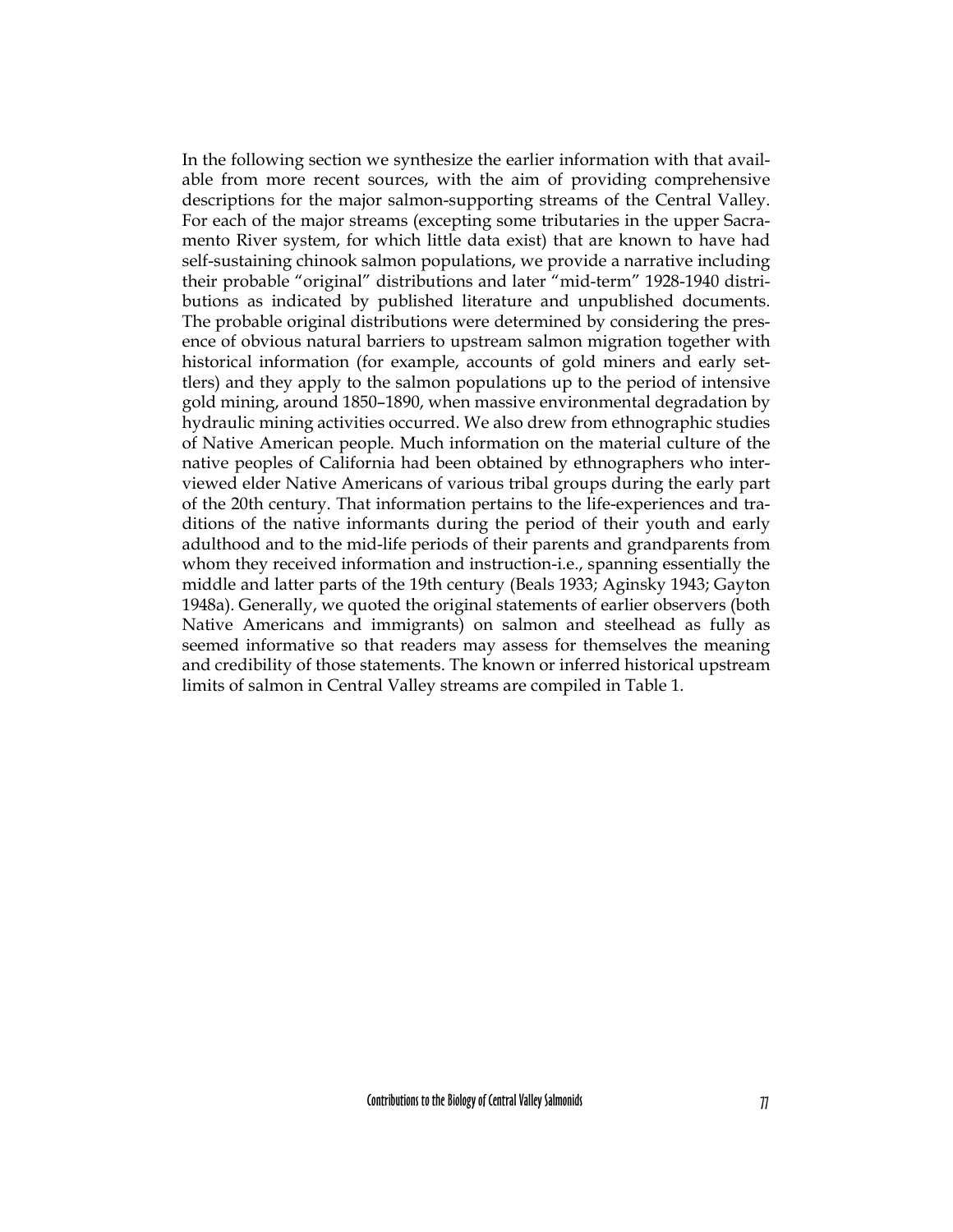In the following section we synthesize the earlier information with that available from more recent sources, with the aim of providing comprehensive descriptions for the major salmon-supporting streams of the Central Valley. For each of the major streams (excepting some tributaries in the upper Sacramento River system, for which little data exist) that are known to have had self-sustaining chinook salmon populations, we provide a narrative including their probable "original" distributions and later "mid-term" 1928-1940 distributions as indicated by published literature and unpublished documents. The probable original distributions were determined by considering the presence of obvious natural barriers to upstream salmon migration together with historical information (for example, accounts of gold miners and early settlers) and they apply to the salmon populations up to the period of intensive gold mining, around 1850–1890, when massive environmental degradation by hydraulic mining activities occurred. We also drew from ethnographic studies of Native American people. Much information on the material culture of the native peoples of California had been obtained by ethnographers who interviewed elder Native Americans of various tribal groups during the early part of the 20th century. That information pertains to the life-experiences and traditions of the native informants during the period of their youth and early adulthood and to the mid-life periods of their parents and grandparents from whom they received information and instruction-i.e., spanning essentially the middle and latter parts of the 19th century (Beals 1933; Aginsky 1943; Gayton 1948a). Generally, we quoted the original statements of earlier observers (both Native Americans and immigrants) on salmon and steelhead as fully as seemed informative so that readers may assess for themselves the meaning and credibility of those statements. The known or inferred historical upstream limits of salmon in Central Valley streams are compiled in Table 1.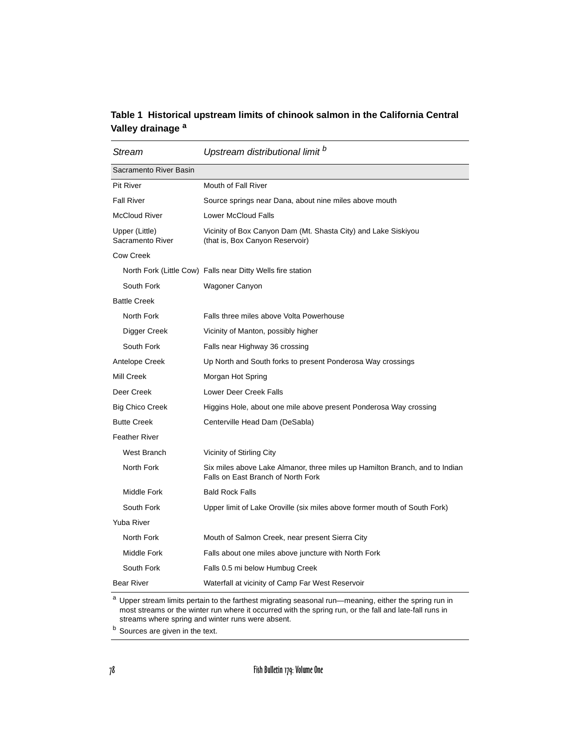**Table 1 Historical upstream limits of chinook salmon in the California Central Valley drainage [a]**

| *Stream* | *Upstream distributional limit [b]* |
|---|---|
| Sacramento River Basin | |
| Pit River | Mouth of Fall River |
| Fall River | Source springs near Dana, about nine miles above mouth |
| McCloud River | Lower McCloud Falls |
| Upper (Little) Sacramento River | Vicinity of Box Canyon Dam (Mt. Shasta City) and Lake Siskiyou (that is, Box Canyon Reservoir) |
| Cow Creek | |
| North Fork (Little Cow) | Falls near Ditty Wells fire station |
| South Fork | Wagoner Canyon |
| Battle Creek | |
| North Fork | Falls three miles above Volta Powerhouse |
| Digger Creek | Vicinity of Manton, possibly higher |
| South Fork | Falls near Highway 36 crossing |
| Antelope Creek | Up North and South forks to present Ponderosa Way crossings |
| Mill Creek | Morgan Hot Spring |
| Deer Creek | Lower Deer Creek Falls |
| Big Chico Creek | Higgins Hole, about one mile above present Ponderosa Way crossing |
| Butte Creek | Centerville Head Dam (DeSabla) |
| Feather River | |
| West Branch | Vicinity of Stirling City |
| North Fork | Six miles above Lake Almanor, three miles up Hamilton Branch, and to Indian Falls on East Branch of North Fork |
| Middle Fork | Bald Rock Falls |
| South Fork | Upper limit of Lake Oroville (six miles above former mouth of South Fork) |
| Yuba River | |
| North Fork | Mouth of Salmon Creek, near present Sierra City |
| Middle Fork | Falls about one miles above juncture with North Fork |
| South Fork | Falls 0.5 mi below Humbug Creek |
| Bear River | Waterfall at vicinity of Camp Far West Reservoir |

[a] Upper stream limits pertain to the farthest migrating seasonal run—meaning, either the spring run in most streams or the winter run where it occurred with the spring run, or the fall and late-fall runs in streams where spring and winter runs were absent.

[b] Sources are given in the text.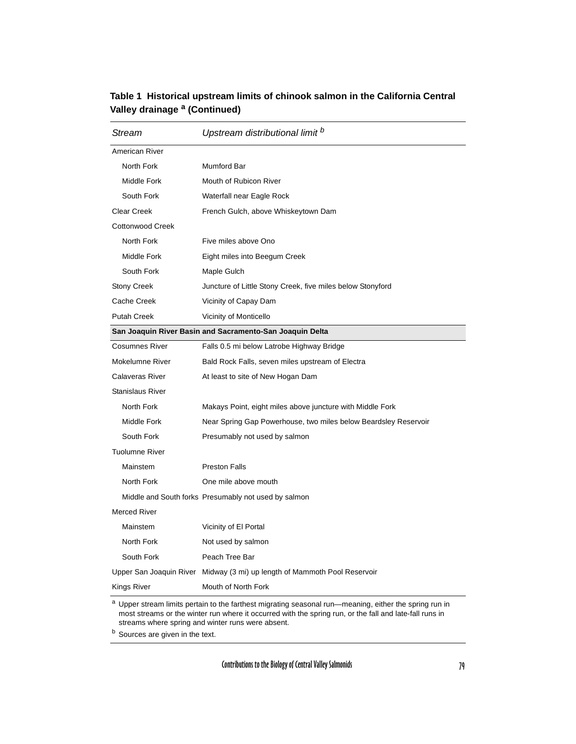**Table 1 Historical upstream limits of chinook salmon in the California Central Valley drainage [a] (Continued)**

| *Stream* | *Upstream distributional limit [b]* |
|---|---|
| American River | |
| North Fork | Mumford Bar |
| Middle Fork | Mouth of Rubicon River |
| South Fork | Waterfall near Eagle Rock |
| Clear Creek | French Gulch, above Whiskeytown Dam |
| Cottonwood Creek | |
| North Fork | Five miles above Ono |
| Middle Fork | Eight miles into Beegum Creek |
| South Fork | Maple Gulch |
| Stony Creek | Juncture of Little Stony Creek, five miles below Stonyford |
| Cache Creek | Vicinity of Capay Dam |
| Putah Creek | Vicinity of Monticello |
| **San Joaquin River Basin and Sacramento-San Joaquin Delta** | |
| Cosumnes River | Falls 0.5 mi below Latrobe Highway Bridge |
| Mokelumne River | Bald Rock Falls, seven miles upstream of Electra |
| Calaveras River | At least to site of New Hogan Dam |
| Stanislaus River | |
| North Fork | Makays Point, eight miles above juncture with Middle Fork |
| Middle Fork | Near Spring Gap Powerhouse, two miles below Beardsley Reservoir |
| South Fork | Presumably not used by salmon |
| Tuolumne River | |
| Mainstem | Preston Falls |
| North Fork | One mile above mouth |
| Middle and South forks | Presumably not used by salmon |
| Merced River | |
| Mainstem | Vicinity of El Portal |
| North Fork | Not used by salmon |
| South Fork | Peach Tree Bar |
| Upper San Joaquin River | Midway (3 mi) up length of Mammoth Pool Reservoir |
| Kings River | Mouth of North Fork |

[a] Upper stream limits pertain to the farthest migrating seasonal run—meaning, either the spring run in most streams or the winter run where it occurred with the spring run, or the fall and late-fall runs in streams where spring and winter runs were absent.

[b] Sources are given in the text.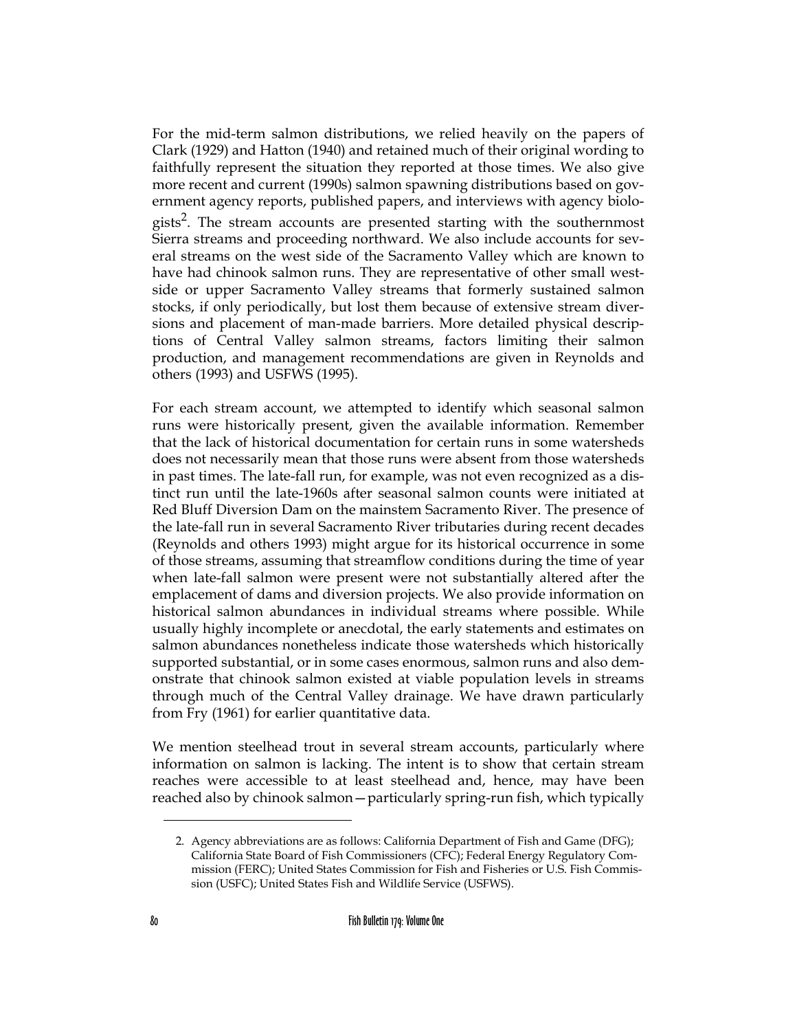For the mid-term salmon distributions, we relied heavily on the papers of Clark (1929) and Hatton (1940) and retained much of their original wording to faithfully represent the situation they reported at those times. We also give more recent and current (1990s) salmon spawning distributions based on government agency reports, published papers, and interviews with agency biologists[2]. The stream accounts are presented starting with the southernmost Sierra streams and proceeding northward. We also include accounts for several streams on the west side of the Sacramento Valley which are known to have had chinook salmon runs. They are representative of other small west-side or upper Sacramento Valley streams that formerly sustained salmon stocks, if only periodically, but lost them because of extensive stream diversions and placement of man-made barriers. More detailed physical descriptions of Central Valley salmon streams, factors limiting their salmon production, and management recommendations are given in Reynolds and others (1993) and USFWS (1995).

For each stream account, we attempted to identify which seasonal salmon runs were historically present, given the available information. Remember that the lack of historical documentation for certain runs in some watersheds does not necessarily mean that those runs were absent from those watersheds in past times. The late-fall run, for example, was not even recognized as a distinct run until the late-1960s after seasonal salmon counts were initiated at Red Bluff Diversion Dam on the mainstem Sacramento River. The presence of the late-fall run in several Sacramento River tributaries during recent decades (Reynolds and others 1993) might argue for its historical occurrence in some of those streams, assuming that streamflow conditions during the time of year when late-fall salmon were present were not substantially altered after the emplacement of dams and diversion projects. We also provide information on historical salmon abundances in individual streams where possible. While usually highly incomplete or anecdotal, the early statements and estimates on salmon abundances nonetheless indicate those watersheds which historically supported substantial, or in some cases enormous, salmon runs and also demonstrate that chinook salmon existed at viable population levels in streams through much of the Central Valley drainage. We have drawn particularly from Fry (1961) for earlier quantitative data.

We mention steelhead trout in several stream accounts, particularly where information on salmon is lacking. The intent is to show that certain stream reaches were accessible to at least steelhead and, hence, may have been reached also by chinook salmon—particularly spring-run fish, which typically

2. Agency abbreviations are as follows: California Department of Fish and Game (DFG); California State Board of Fish Commissioners (CFC); Federal Energy Regulatory Commission (FERC); United States Commission for Fish and Fisheries or U.S. Fish Commission (USFC); United States Fish and Wildlife Service (USFWS).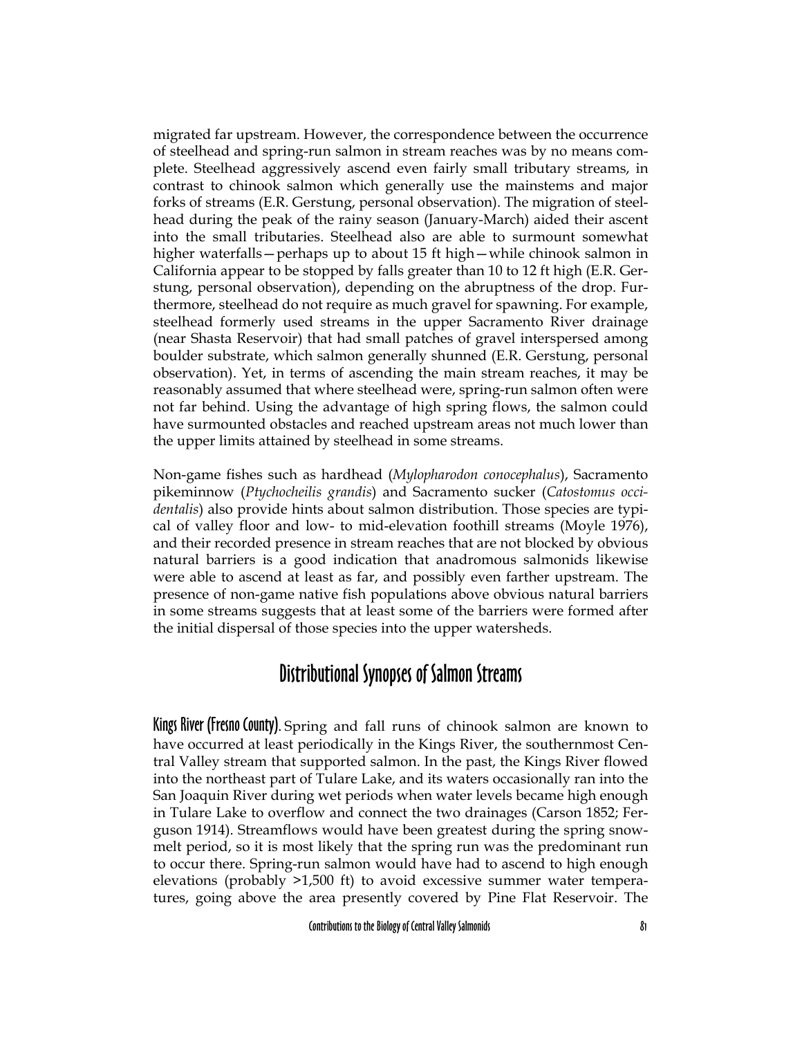migrated far upstream. However, the correspondence between the occurrence of steelhead and spring-run salmon in stream reaches was by no means complete. Steelhead aggressively ascend even fairly small tributary streams, in contrast to chinook salmon which generally use the mainstems and major forks of streams (E.R. Gerstung, personal observation). The migration of steelhead during the peak of the rainy season (January-March) aided their ascent into the small tributaries. Steelhead also are able to surmount somewhat higher waterfalls—perhaps up to about 15 ft high—while chinook salmon in California appear to be stopped by falls greater than 10 to 12 ft high (E.R. Gerstung, personal observation), depending on the abruptness of the drop. Furthermore, steelhead do not require as much gravel for spawning. For example, steelhead formerly used streams in the upper Sacramento River drainage (near Shasta Reservoir) that had small patches of gravel interspersed among boulder substrate, which salmon generally shunned (E.R. Gerstung, personal observation). Yet, in terms of ascending the main stream reaches, it may be reasonably assumed that where steelhead were, spring-run salmon often were not far behind. Using the advantage of high spring flows, the salmon could have surmounted obstacles and reached upstream areas not much lower than the upper limits attained by steelhead in some streams.

Non-game fishes such as hardhead (*Mylopharodon conocephalus*), Sacramento pikeminnow (*Ptychocheilis grandis*) and Sacramento sucker (*Catostomus occidentalis*) also provide hints about salmon distribution. Those species are typical of valley floor and low- to mid-elevation foothill streams (Moyle 1976), and their recorded presence in stream reaches that are not blocked by obvious natural barriers is a good indication that anadromous salmonids likewise were able to ascend at least as far, and possibly even farther upstream. The presence of non-game native fish populations above obvious natural barriers in some streams suggests that at least some of the barriers were formed after the initial dispersal of those species into the upper watersheds.

## Distributional Synopses of Salmon Streams

**Kings River (Fresno County).** Spring and fall runs of chinook salmon are known to have occurred at least periodically in the Kings River, the southernmost Central Valley stream that supported salmon. In the past, the Kings River flowed into the northeast part of Tulare Lake, and its waters occasionally ran into the San Joaquin River during wet periods when water levels became high enough in Tulare Lake to overflow and connect the two drainages (Carson 1852; Ferguson 1914). Streamflows would have been greatest during the spring snowmelt period, so it is most likely that the spring run was the predominant run to occur there. Spring-run salmon would have had to ascend to high enough elevations (probably >1,500 ft) to avoid excessive summer water temperatures, going above the area presently covered by Pine Flat Reservoir. The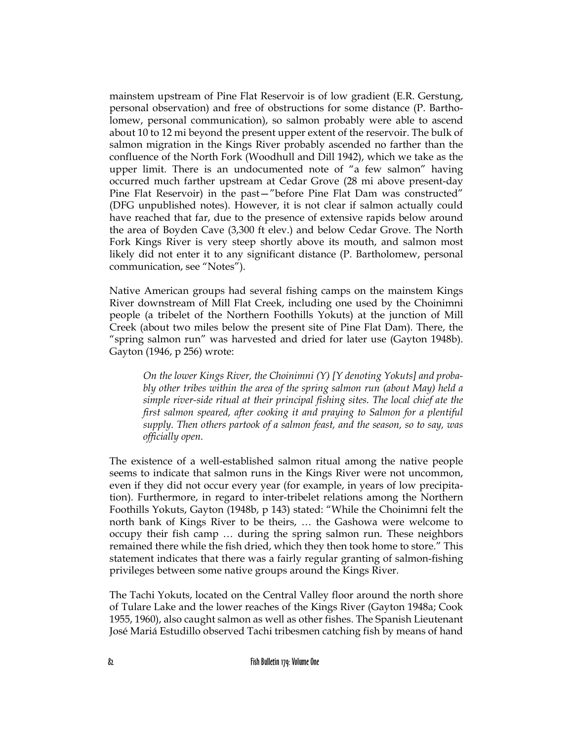mainstem upstream of Pine Flat Reservoir is of low gradient (E.R. Gerstung, personal observation) and free of obstructions for some distance (P. Bartholomew, personal communication), so salmon probably were able to ascend about 10 to 12 mi beyond the present upper extent of the reservoir. The bulk of salmon migration in the Kings River probably ascended no farther than the confluence of the North Fork (Woodhull and Dill 1942), which we take as the upper limit. There is an undocumented note of "a few salmon" having occurred much farther upstream at Cedar Grove (28 mi above present-day Pine Flat Reservoir) in the past—"before Pine Flat Dam was constructed" (DFG unpublished notes). However, it is not clear if salmon actually could have reached that far, due to the presence of extensive rapids below around the area of Boyden Cave (3,300 ft elev.) and below Cedar Grove. The North Fork Kings River is very steep shortly above its mouth, and salmon most likely did not enter it to any significant distance (P. Bartholomew, personal communication, see "Notes").

Native American groups had several fishing camps on the mainstem Kings River downstream of Mill Flat Creek, including one used by the Choinimni people (a tribelet of the Northern Foothills Yokuts) at the junction of Mill Creek (about two miles below the present site of Pine Flat Dam). There, the "spring salmon run" was harvested and dried for later use (Gayton 1948b). Gayton (1946, p 256) wrote:

> *On the lower Kings River, the Choinimni (Y) [Y denoting Yokuts] and probably other tribes within the area of the spring salmon run (about May) held a simple river-side ritual at their principal fishing sites. The local chief ate the first salmon speared, after cooking it and praying to Salmon for a plentiful supply. Then others partook of a salmon feast, and the season, so to say, was officially open.*

The existence of a well-established salmon ritual among the native people seems to indicate that salmon runs in the Kings River were not uncommon, even if they did not occur every year (for example, in years of low precipitation). Furthermore, in regard to inter-tribelet relations among the Northern Foothills Yokuts, Gayton (1948b, p 143) stated: "While the Choinimni felt the north bank of Kings River to be theirs, … the Gashowa were welcome to occupy their fish camp … during the spring salmon run. These neighbors remained there while the fish dried, which they then took home to store." This statement indicates that there was a fairly regular granting of salmon-fishing privileges between some native groups around the Kings River.

The Tachi Yokuts, located on the Central Valley floor around the north shore of Tulare Lake and the lower reaches of the Kings River (Gayton 1948a; Cook 1955, 1960), also caught salmon as well as other fishes. The Spanish Lieutenant José Mariá Estudillo observed Tachi tribesmen catching fish by means of hand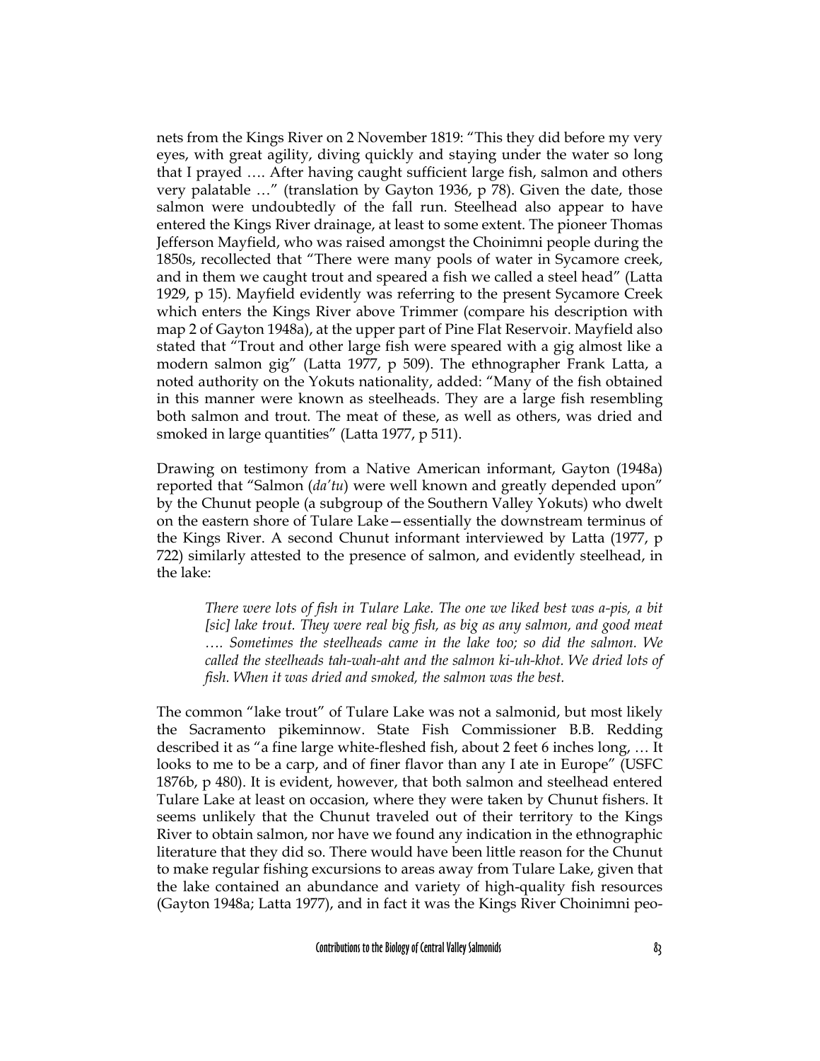nets from the Kings River on 2 November 1819: "This they did before my very eyes, with great agility, diving quickly and staying under the water so long that I prayed …. After having caught sufficient large fish, salmon and others very palatable …" (translation by Gayton 1936, p 78). Given the date, those salmon were undoubtedly of the fall run. Steelhead also appear to have entered the Kings River drainage, at least to some extent. The pioneer Thomas Jefferson Mayfield, who was raised amongst the Choinimni people during the 1850s, recollected that "There were many pools of water in Sycamore creek, and in them we caught trout and speared a fish we called a steel head" (Latta 1929, p 15). Mayfield evidently was referring to the present Sycamore Creek which enters the Kings River above Trimmer (compare his description with map 2 of Gayton 1948a), at the upper part of Pine Flat Reservoir. Mayfield also stated that "Trout and other large fish were speared with a gig almost like a modern salmon gig" (Latta 1977, p 509). The ethnographer Frank Latta, a noted authority on the Yokuts nationality, added: "Many of the fish obtained in this manner were known as steelheads. They are a large fish resembling both salmon and trout. The meat of these, as well as others, was dried and smoked in large quantities" (Latta 1977, p 511).

Drawing on testimony from a Native American informant, Gayton (1948a) reported that "Salmon (*da'tu*) were well known and greatly depended upon" by the Chunut people (a subgroup of the Southern Valley Yokuts) who dwelt on the eastern shore of Tulare Lake—essentially the downstream terminus of the Kings River. A second Chunut informant interviewed by Latta (1977, p 722) similarly attested to the presence of salmon, and evidently steelhead, in the lake:

> *There were lots of fish in Tulare Lake. The one we liked best was a-pis, a bit [sic] lake trout. They were real big fish, as big as any salmon, and good meat …. Sometimes the steelheads came in the lake too; so did the salmon. We called the steelheads tah-wah-aht and the salmon ki-uh-khot. We dried lots of fish. When it was dried and smoked, the salmon was the best.*

The common "lake trout" of Tulare Lake was not a salmonid, but most likely the Sacramento pikeminnow. State Fish Commissioner B.B. Redding described it as "a fine large white-fleshed fish, about 2 feet 6 inches long, … It looks to me to be a carp, and of finer flavor than any I ate in Europe" (USFC 1876b, p 480). It is evident, however, that both salmon and steelhead entered Tulare Lake at least on occasion, where they were taken by Chunut fishers. It seems unlikely that the Chunut traveled out of their territory to the Kings River to obtain salmon, nor have we found any indication in the ethnographic literature that they did so. There would have been little reason for the Chunut to make regular fishing excursions to areas away from Tulare Lake, given that the lake contained an abundance and variety of high-quality fish resources (Gayton 1948a; Latta 1977), and in fact it was the Kings River Choinimni peo-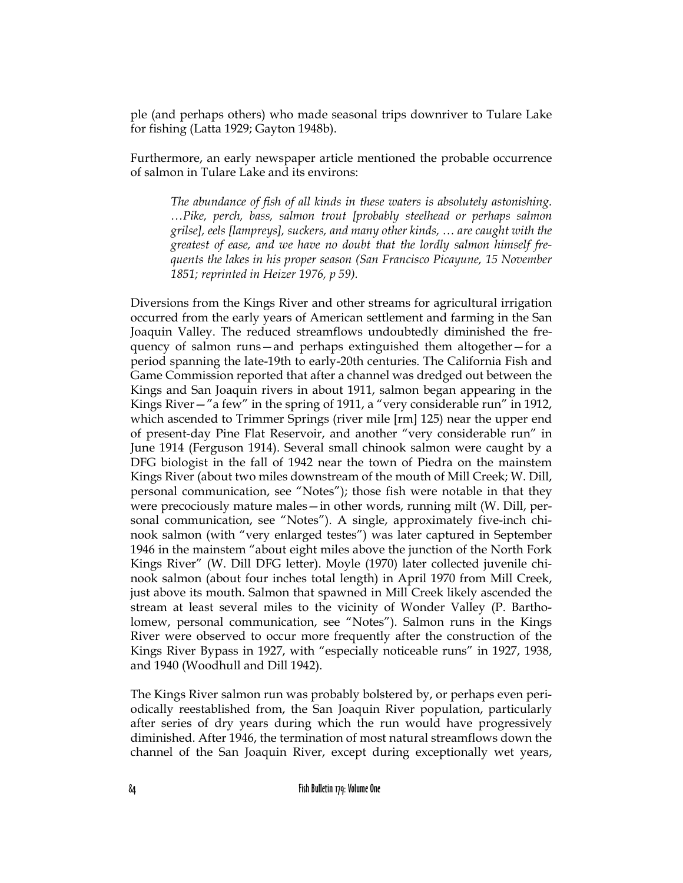ple (and perhaps others) who made seasonal trips downriver to Tulare Lake for fishing (Latta 1929; Gayton 1948b).

Furthermore, an early newspaper article mentioned the probable occurrence of salmon in Tulare Lake and its environs:

> *The abundance of fish of all kinds in these waters is absolutely astonishing. …Pike, perch, bass, salmon trout [probably steelhead or perhaps salmon grilse], eels [lampreys], suckers, and many other kinds, … are caught with the greatest of ease, and we have no doubt that the lordly salmon himself frequents the lakes in his proper season (San Francisco Picayune, 15 November 1851; reprinted in Heizer 1976, p 59).*

Diversions from the Kings River and other streams for agricultural irrigation occurred from the early years of American settlement and farming in the San Joaquin Valley. The reduced streamflows undoubtedly diminished the frequency of salmon runs—and perhaps extinguished them altogether—for a period spanning the late-19th to early-20th centuries. The California Fish and Game Commission reported that after a channel was dredged out between the Kings and San Joaquin rivers in about 1911, salmon began appearing in the Kings River—"a few" in the spring of 1911, a "very considerable run" in 1912, which ascended to Trimmer Springs (river mile [rm] 125) near the upper end of present-day Pine Flat Reservoir, and another "very considerable run" in June 1914 (Ferguson 1914). Several small chinook salmon were caught by a DFG biologist in the fall of 1942 near the town of Piedra on the mainstem Kings River (about two miles downstream of the mouth of Mill Creek; W. Dill, personal communication, see "Notes"); those fish were notable in that they were precociously mature males—in other words, running milt (W. Dill, personal communication, see "Notes"). A single, approximately five-inch chinook salmon (with "very enlarged testes") was later captured in September 1946 in the mainstem "about eight miles above the junction of the North Fork Kings River" (W. Dill DFG letter). Moyle (1970) later collected juvenile chinook salmon (about four inches total length) in April 1970 from Mill Creek, just above its mouth. Salmon that spawned in Mill Creek likely ascended the stream at least several miles to the vicinity of Wonder Valley (P. Bartholomew, personal communication, see "Notes"). Salmon runs in the Kings River were observed to occur more frequently after the construction of the Kings River Bypass in 1927, with "especially noticeable runs" in 1927, 1938, and 1940 (Woodhull and Dill 1942).

The Kings River salmon run was probably bolstered by, or perhaps even periodically reestablished from, the San Joaquin River population, particularly after series of dry years during which the run would have progressively diminished. After 1946, the termination of most natural streamflows down the channel of the San Joaquin River, except during exceptionally wet years,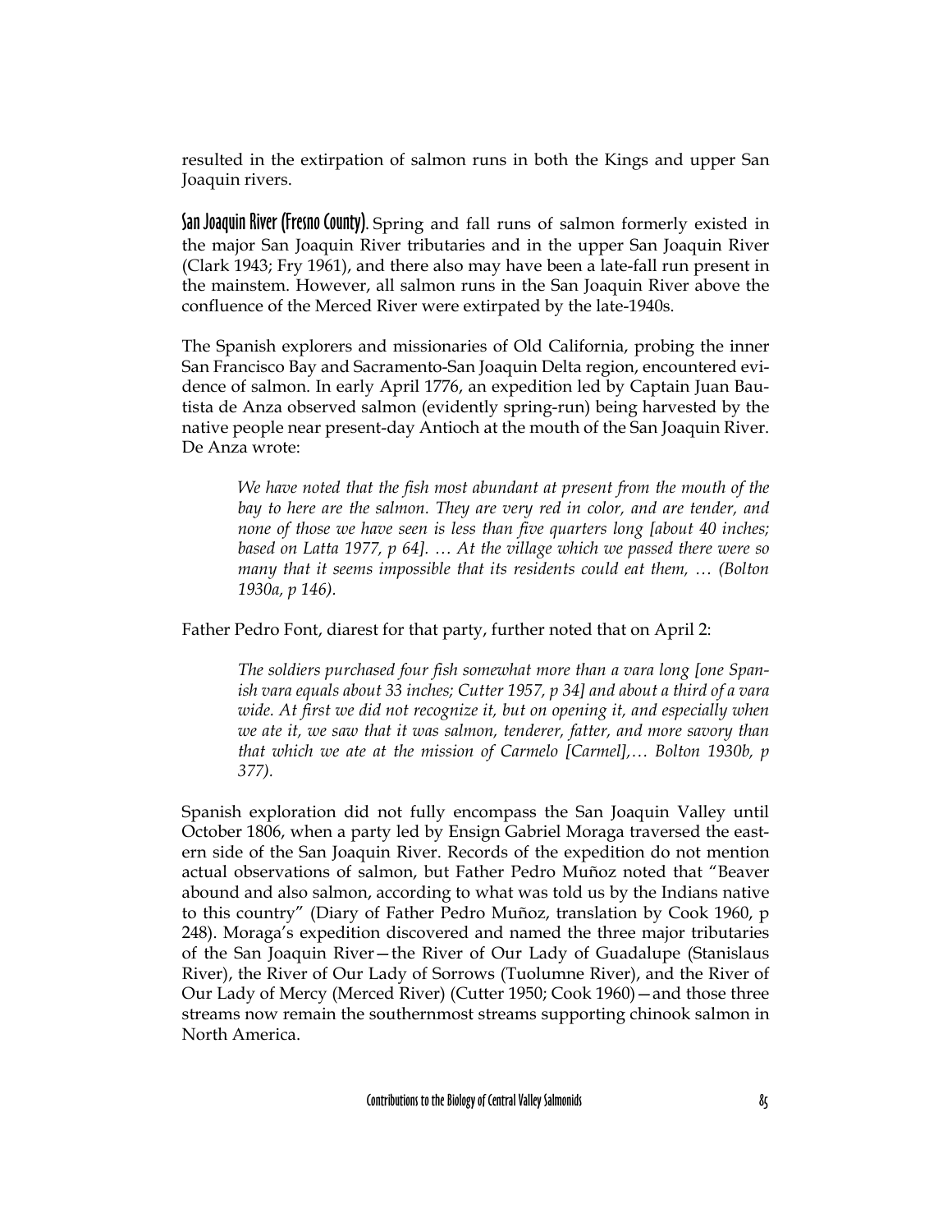resulted in the extirpation of salmon runs in both the Kings and upper San Joaquin rivers.

**San Joaquin River (Fresno County).** Spring and fall runs of salmon formerly existed in the major San Joaquin River tributaries and in the upper San Joaquin River (Clark 1943; Fry 1961), and there also may have been a late-fall run present in the mainstem. However, all salmon runs in the San Joaquin River above the confluence of the Merced River were extirpated by the late-1940s.

The Spanish explorers and missionaries of Old California, probing the inner San Francisco Bay and Sacramento-San Joaquin Delta region, encountered evidence of salmon. In early April 1776, an expedition led by Captain Juan Bautista de Anza observed salmon (evidently spring-run) being harvested by the native people near present-day Antioch at the mouth of the San Joaquin River. De Anza wrote:

> *We have noted that the fish most abundant at present from the mouth of the bay to here are the salmon. They are very red in color, and are tender, and none of those we have seen is less than five quarters long [about 40 inches; based on Latta 1977, p 64]. … At the village which we passed there were so many that it seems impossible that its residents could eat them, … (Bolton 1930a, p 146).*

Father Pedro Font, diarest for that party, further noted that on April 2:

> *The soldiers purchased four fish somewhat more than a vara long [one Spanish vara equals about 33 inches; Cutter 1957, p 34] and about a third of a vara wide. At first we did not recognize it, but on opening it, and especially when we ate it, we saw that it was salmon, tenderer, fatter, and more savory than that which we ate at the mission of Carmelo [Carmel],… Bolton 1930b, p 377).*

Spanish exploration did not fully encompass the San Joaquin Valley until October 1806, when a party led by Ensign Gabriel Moraga traversed the eastern side of the San Joaquin River. Records of the expedition do not mention actual observations of salmon, but Father Pedro Muñoz noted that "Beaver abound and also salmon, according to what was told us by the Indians native to this country" (Diary of Father Pedro Muñoz, translation by Cook 1960, p 248). Moraga's expedition discovered and named the three major tributaries of the San Joaquin River—the River of Our Lady of Guadalupe (Stanislaus River), the River of Our Lady of Sorrows (Tuolumne River), and the River of Our Lady of Mercy (Merced River) (Cutter 1950; Cook 1960)—and those three streams now remain the southernmost streams supporting chinook salmon in North America.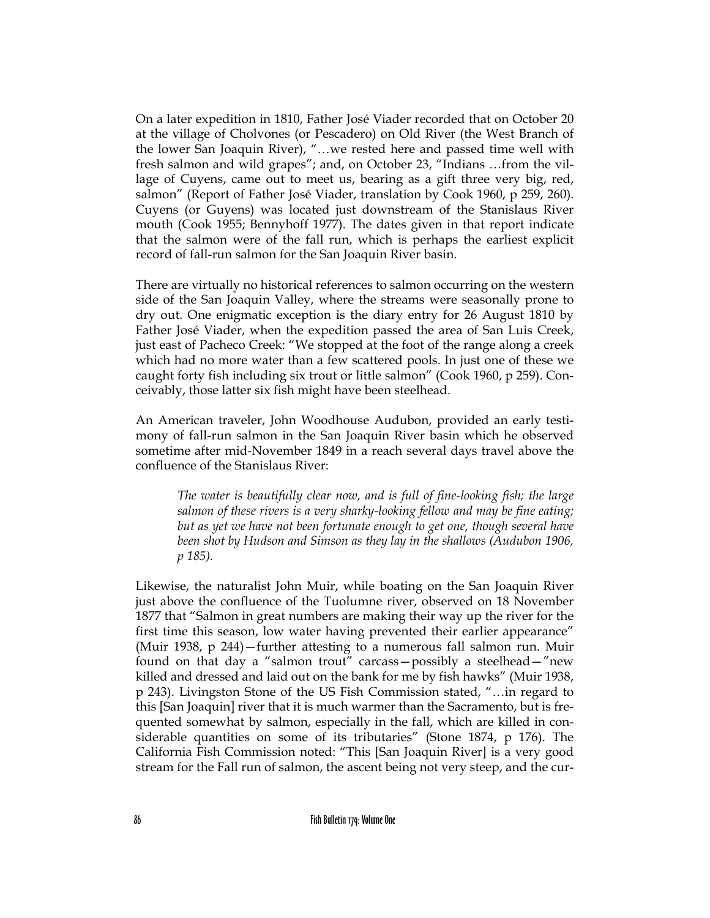On a later expedition in 1810, Father José Viader recorded that on October 20 at the village of Cholvones (or Pescadero) on Old River (the West Branch of the lower San Joaquin River), "…we rested here and passed time well with fresh salmon and wild grapes"; and, on October 23, "Indians …from the village of Cuyens, came out to meet us, bearing as a gift three very big, red, salmon" (Report of Father José Viader, translation by Cook 1960, p 259, 260). Cuyens (or Guyens) was located just downstream of the Stanislaus River mouth (Cook 1955; Bennyhoff 1977). The dates given in that report indicate that the salmon were of the fall run, which is perhaps the earliest explicit record of fall-run salmon for the San Joaquin River basin.

There are virtually no historical references to salmon occurring on the western side of the San Joaquin Valley, where the streams were seasonally prone to dry out. One enigmatic exception is the diary entry for 26 August 1810 by Father José Viader, when the expedition passed the area of San Luis Creek, just east of Pacheco Creek: "We stopped at the foot of the range along a creek which had no more water than a few scattered pools. In just one of these we caught forty fish including six trout or little salmon" (Cook 1960, p 259). Conceivably, those latter six fish might have been steelhead.

An American traveler, John Woodhouse Audubon, provided an early testimony of fall-run salmon in the San Joaquin River basin which he observed sometime after mid-November 1849 in a reach several days travel above the confluence of the Stanislaus River:

> *The water is beautifully clear now, and is full of fine-looking fish; the large salmon of these rivers is a very sharky-looking fellow and may be fine eating; but as yet we have not been fortunate enough to get one, though several have been shot by Hudson and Simson as they lay in the shallows (Audubon 1906, p 185).*

Likewise, the naturalist John Muir, while boating on the San Joaquin River just above the confluence of the Tuolumne river, observed on 18 November 1877 that "Salmon in great numbers are making their way up the river for the first time this season, low water having prevented their earlier appearance" (Muir 1938, p 244)—further attesting to a numerous fall salmon run. Muir found on that day a "salmon trout" carcass—possibly a steelhead—"new killed and dressed and laid out on the bank for me by fish hawks" (Muir 1938, p 243). Livingston Stone of the US Fish Commission stated, "…in regard to this [San Joaquin] river that it is much warmer than the Sacramento, but is frequented somewhat by salmon, especially in the fall, which are killed in considerable quantities on some of its tributaries" (Stone 1874, p 176). The California Fish Commission noted: "This [San Joaquin River] is a very good stream for the Fall run of salmon, the ascent being not very steep, and the cur-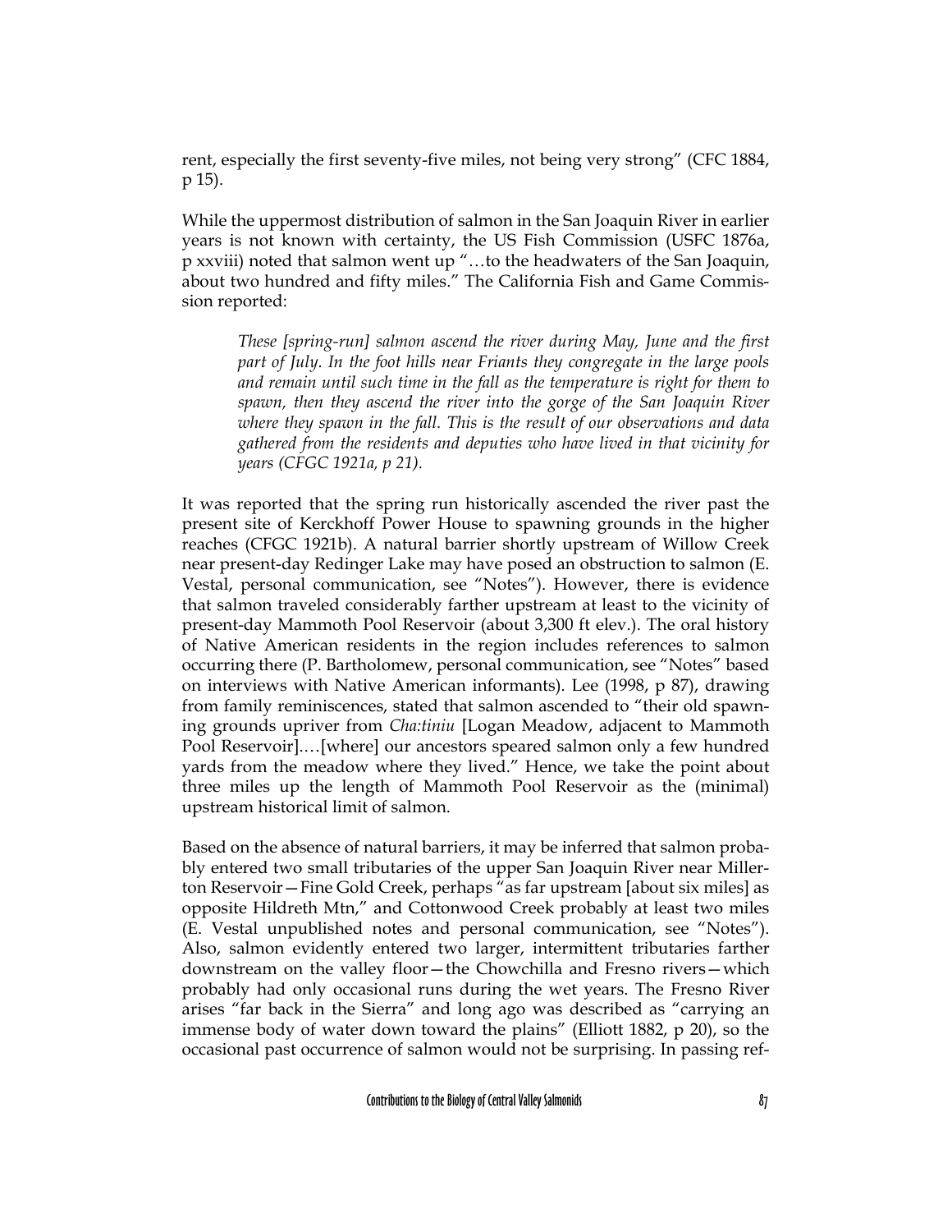rent, especially the first seventy-five miles, not being very strong" (CFC 1884, p 15).

While the uppermost distribution of salmon in the San Joaquin River in earlier years is not known with certainty, the US Fish Commission (USFC 1876a, p xxviii) noted that salmon went up "…to the headwaters of the San Joaquin, about two hundred and fifty miles." The California Fish and Game Commission reported:

> *These [spring-run] salmon ascend the river during May, June and the first part of July. In the foot hills near Friants they congregate in the large pools and remain until such time in the fall as the temperature is right for them to spawn, then they ascend the river into the gorge of the San Joaquin River where they spawn in the fall. This is the result of our observations and data gathered from the residents and deputies who have lived in that vicinity for years (CFGC 1921a, p 21).*

It was reported that the spring run historically ascended the river past the present site of Kerckhoff Power House to spawning grounds in the higher reaches (CFGC 1921b). A natural barrier shortly upstream of Willow Creek near present-day Redinger Lake may have posed an obstruction to salmon (E. Vestal, personal communication, see "Notes"). However, there is evidence that salmon traveled considerably farther upstream at least to the vicinity of present-day Mammoth Pool Reservoir (about 3,300 ft elev.). The oral history of Native American residents in the region includes references to salmon occurring there (P. Bartholomew, personal communication, see "Notes" based on interviews with Native American informants). Lee (1998, p 87), drawing from family reminiscences, stated that salmon ascended to "their old spawning grounds upriver from *Cha:tiniu* [Logan Meadow, adjacent to Mammoth Pool Reservoir].…[where] our ancestors speared salmon only a few hundred yards from the meadow where they lived." Hence, we take the point about three miles up the length of Mammoth Pool Reservoir as the (minimal) upstream historical limit of salmon.

Based on the absence of natural barriers, it may be inferred that salmon probably entered two small tributaries of the upper San Joaquin River near Millerton Reservoir—Fine Gold Creek, perhaps "as far upstream [about six miles] as opposite Hildreth Mtn," and Cottonwood Creek probably at least two miles (E. Vestal unpublished notes and personal communication, see "Notes"). Also, salmon evidently entered two larger, intermittent tributaries farther downstream on the valley floor—the Chowchilla and Fresno rivers—which probably had only occasional runs during the wet years. The Fresno River arises "far back in the Sierra" and long ago was described as "carrying an immense body of water down toward the plains" (Elliott 1882, p 20), so the occasional past occurrence of salmon would not be surprising. In passing ref-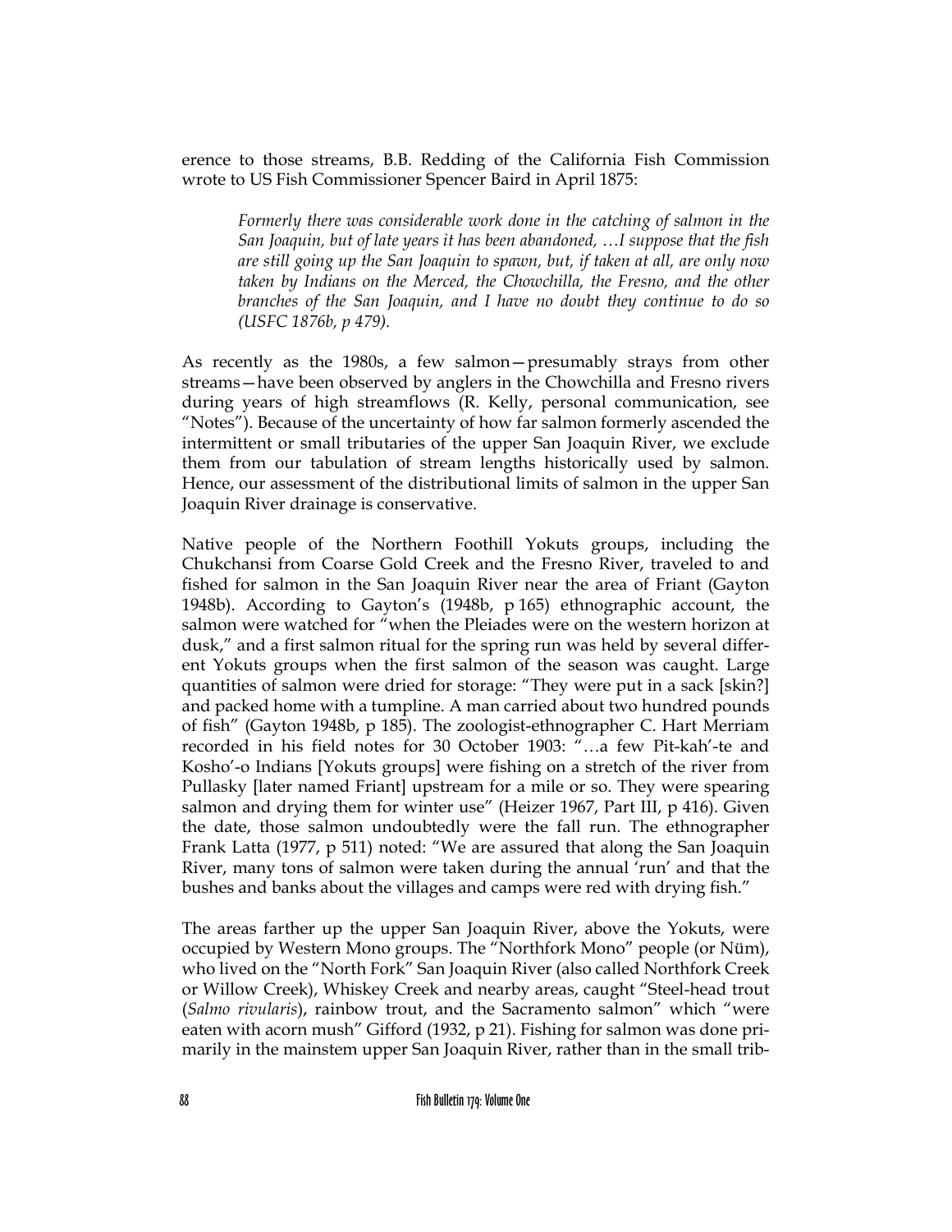erence to those streams, B.B. Redding of the California Fish Commission wrote to US Fish Commissioner Spencer Baird in April 1875:

> *Formerly there was considerable work done in the catching of salmon in the San Joaquin, but of late years it has been abandoned, …I suppose that the fish are still going up the San Joaquin to spawn, but, if taken at all, are only now taken by Indians on the Merced, the Chowchilla, the Fresno, and the other branches of the San Joaquin, and I have no doubt they continue to do so (USFC 1876b, p 479).*

As recently as the 1980s, a few salmon—presumably strays from other streams—have been observed by anglers in the Chowchilla and Fresno rivers during years of high streamflows (R. Kelly, personal communication, see "Notes"). Because of the uncertainty of how far salmon formerly ascended the intermittent or small tributaries of the upper San Joaquin River, we exclude them from our tabulation of stream lengths historically used by salmon. Hence, our assessment of the distributional limits of salmon in the upper San Joaquin River drainage is conservative.

Native people of the Northern Foothill Yokuts groups, including the Chukchansi from Coarse Gold Creek and the Fresno River, traveled to and fished for salmon in the San Joaquin River near the area of Friant (Gayton 1948b). According to Gayton's (1948b, p 165) ethnographic account, the salmon were watched for "when the Pleiades were on the western horizon at dusk," and a first salmon ritual for the spring run was held by several different Yokuts groups when the first salmon of the season was caught. Large quantities of salmon were dried for storage: "They were put in a sack [skin?] and packed home with a tumpline. A man carried about two hundred pounds of fish" (Gayton 1948b, p 185). The zoologist-ethnographer C. Hart Merriam recorded in his field notes for 30 October 1903: "…a few Pit-kah'-te and Kosho'-o Indians [Yokuts groups] were fishing on a stretch of the river from Pullasky [later named Friant] upstream for a mile or so. They were spearing salmon and drying them for winter use" (Heizer 1967, Part III, p 416). Given the date, those salmon undoubtedly were the fall run. The ethnographer Frank Latta (1977, p 511) noted: "We are assured that along the San Joaquin River, many tons of salmon were taken during the annual 'run' and that the bushes and banks about the villages and camps were red with drying fish."

The areas farther up the upper San Joaquin River, above the Yokuts, were occupied by Western Mono groups. The "Northfork Mono" people (or Nüm), who lived on the "North Fork" San Joaquin River (also called Northfork Creek or Willow Creek), Whiskey Creek and nearby areas, caught "Steel-head trout (*Salmo rivularis*), rainbow trout, and the Sacramento salmon" which "were eaten with acorn mush" Gifford (1932, p 21). Fishing for salmon was done primarily in the mainstem upper San Joaquin River, rather than in the small trib-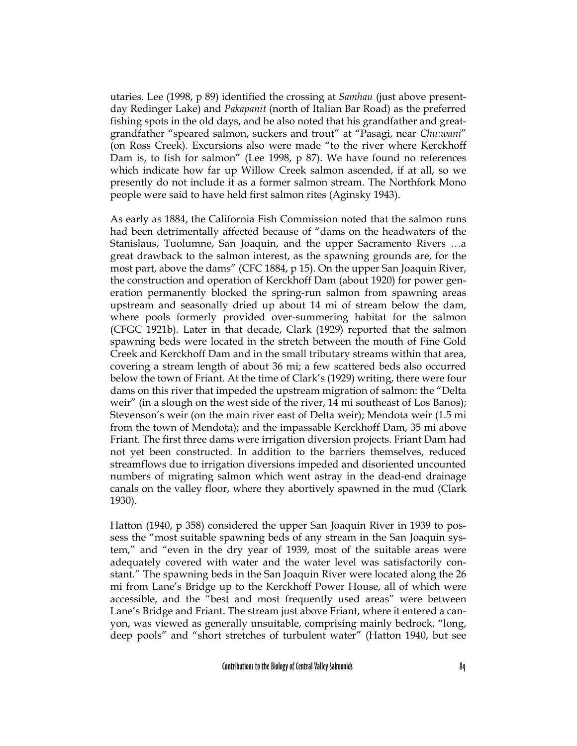utaries. Lee (1998, p 89) identified the crossing at *Samhau* (just above present-day Redinger Lake) and *Pakapanit* (north of Italian Bar Road) as the preferred fishing spots in the old days, and he also noted that his grandfather and great-grandfather "speared salmon, suckers and trout" at "Pasagi, near *Chu:wani*" (on Ross Creek). Excursions also were made "to the river where Kerckhoff Dam is, to fish for salmon" (Lee 1998, p 87). We have found no references which indicate how far up Willow Creek salmon ascended, if at all, so we presently do not include it as a former salmon stream. The Northfork Mono people were said to have held first salmon rites (Aginsky 1943).

As early as 1884, the California Fish Commission noted that the salmon runs had been detrimentally affected because of "dams on the headwaters of the Stanislaus, Tuolumne, San Joaquin, and the upper Sacramento Rivers …a great drawback to the salmon interest, as the spawning grounds are, for the most part, above the dams" (CFC 1884, p 15). On the upper San Joaquin River, the construction and operation of Kerckhoff Dam (about 1920) for power generation permanently blocked the spring-run salmon from spawning areas upstream and seasonally dried up about 14 mi of stream below the dam, where pools formerly provided over-summering habitat for the salmon (CFGC 1921b). Later in that decade, Clark (1929) reported that the salmon spawning beds were located in the stretch between the mouth of Fine Gold Creek and Kerckhoff Dam and in the small tributary streams within that area, covering a stream length of about 36 mi; a few scattered beds also occurred below the town of Friant. At the time of Clark's (1929) writing, there were four dams on this river that impeded the upstream migration of salmon: the "Delta weir" (in a slough on the west side of the river, 14 mi southeast of Los Banos); Stevenson's weir (on the main river east of Delta weir); Mendota weir (1.5 mi from the town of Mendota); and the impassable Kerckhoff Dam, 35 mi above Friant. The first three dams were irrigation diversion projects. Friant Dam had not yet been constructed. In addition to the barriers themselves, reduced streamflows due to irrigation diversions impeded and disoriented uncounted numbers of migrating salmon which went astray in the dead-end drainage canals on the valley floor, where they abortively spawned in the mud (Clark 1930).

Hatton (1940, p 358) considered the upper San Joaquin River in 1939 to possess the "most suitable spawning beds of any stream in the San Joaquin system," and "even in the dry year of 1939, most of the suitable areas were adequately covered with water and the water level was satisfactorily constant." The spawning beds in the San Joaquin River were located along the 26 mi from Lane's Bridge up to the Kerckhoff Power House, all of which were accessible, and the "best and most frequently used areas" were between Lane's Bridge and Friant. The stream just above Friant, where it entered a canyon, was viewed as generally unsuitable, comprising mainly bedrock, "long, deep pools" and "short stretches of turbulent water" (Hatton 1940, but see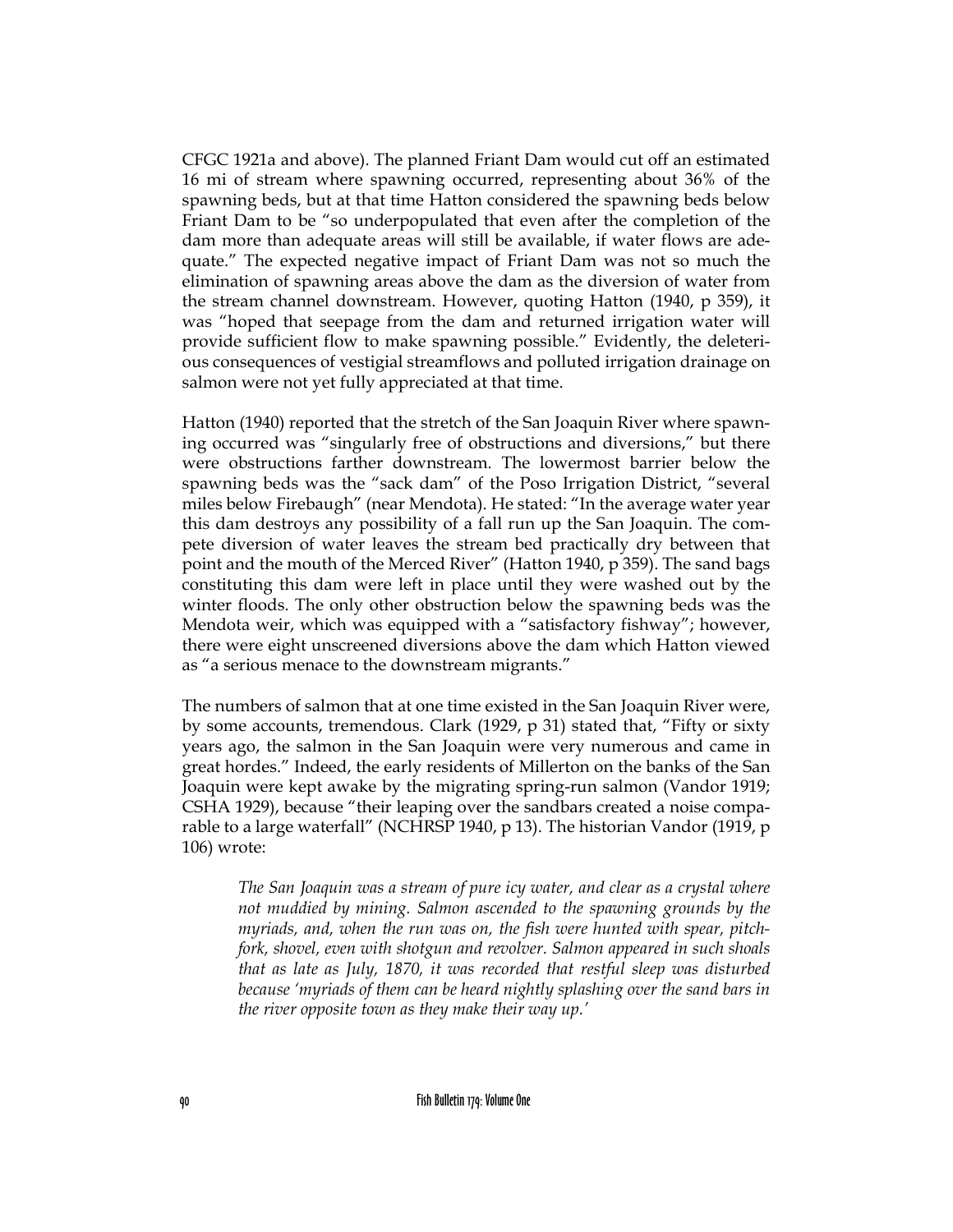CFGC 1921a and above). The planned Friant Dam would cut off an estimated 16 mi of stream where spawning occurred, representing about 36% of the spawning beds, but at that time Hatton considered the spawning beds below Friant Dam to be "so underpopulated that even after the completion of the dam more than adequate areas will still be available, if water flows are adequate." The expected negative impact of Friant Dam was not so much the elimination of spawning areas above the dam as the diversion of water from the stream channel downstream. However, quoting Hatton (1940, p 359), it was "hoped that seepage from the dam and returned irrigation water will provide sufficient flow to make spawning possible." Evidently, the deleterious consequences of vestigial streamflows and polluted irrigation drainage on salmon were not yet fully appreciated at that time.

Hatton (1940) reported that the stretch of the San Joaquin River where spawning occurred was "singularly free of obstructions and diversions," but there were obstructions farther downstream. The lowermost barrier below the spawning beds was the "sack dam" of the Poso Irrigation District, "several miles below Firebaugh" (near Mendota). He stated: "In the average water year this dam destroys any possibility of a fall run up the San Joaquin. The compete diversion of water leaves the stream bed practically dry between that point and the mouth of the Merced River" (Hatton 1940, p 359). The sand bags constituting this dam were left in place until they were washed out by the winter floods. The only other obstruction below the spawning beds was the Mendota weir, which was equipped with a "satisfactory fishway"; however, there were eight unscreened diversions above the dam which Hatton viewed as "a serious menace to the downstream migrants."

The numbers of salmon that at one time existed in the San Joaquin River were, by some accounts, tremendous. Clark (1929, p 31) stated that, "Fifty or sixty years ago, the salmon in the San Joaquin were very numerous and came in great hordes." Indeed, the early residents of Millerton on the banks of the San Joaquin were kept awake by the migrating spring-run salmon (Vandor 1919; CSHA 1929), because "their leaping over the sandbars created a noise comparable to a large waterfall" (NCHRSP 1940, p 13). The historian Vandor (1919, p 106) wrote:

> *The San Joaquin was a stream of pure icy water, and clear as a crystal where not muddied by mining. Salmon ascended to the spawning grounds by the myriads, and, when the run was on, the fish were hunted with spear, pitchfork, shovel, even with shotgun and revolver. Salmon appeared in such shoals that as late as July, 1870, it was recorded that restful sleep was disturbed because 'myriads of them can be heard nightly splashing over the sand bars in the river opposite town as they make their way up.'*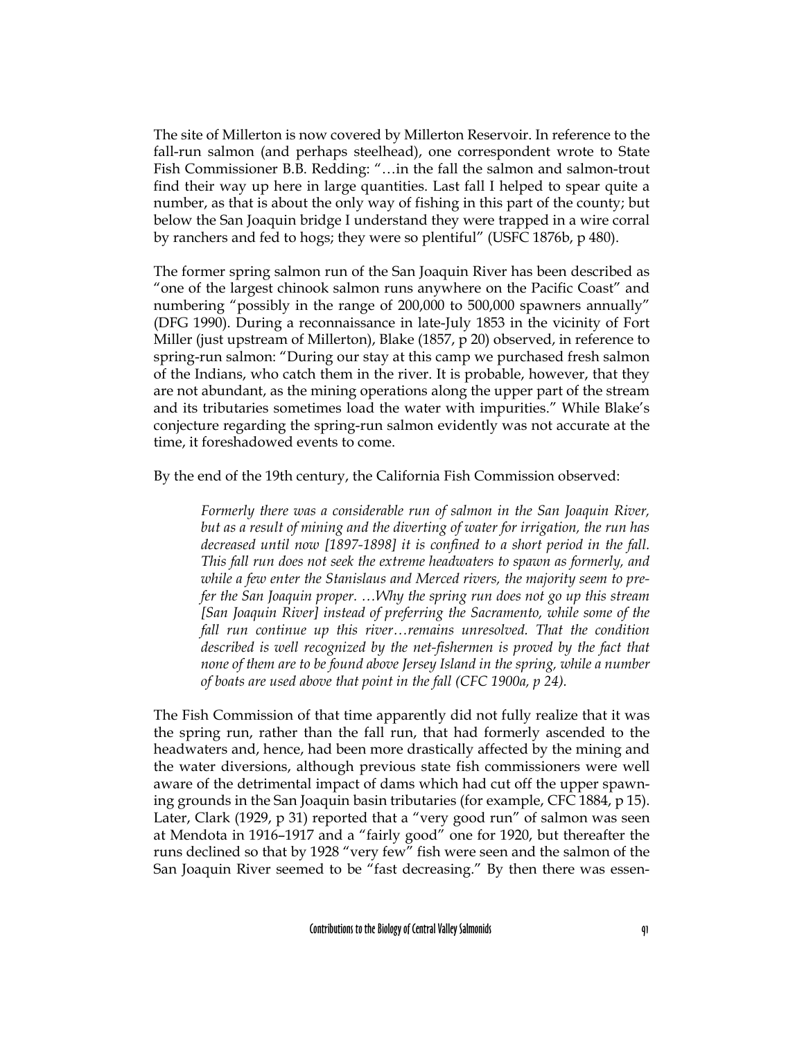The site of Millerton is now covered by Millerton Reservoir. In reference to the fall-run salmon (and perhaps steelhead), one correspondent wrote to State Fish Commissioner B.B. Redding: "…in the fall the salmon and salmon-trout find their way up here in large quantities. Last fall I helped to spear quite a number, as that is about the only way of fishing in this part of the county; but below the San Joaquin bridge I understand they were trapped in a wire corral by ranchers and fed to hogs; they were so plentiful" (USFC 1876b, p 480).

The former spring salmon run of the San Joaquin River has been described as "one of the largest chinook salmon runs anywhere on the Pacific Coast" and numbering "possibly in the range of 200,000 to 500,000 spawners annually" (DFG 1990). During a reconnaissance in late-July 1853 in the vicinity of Fort Miller (just upstream of Millerton), Blake (1857, p 20) observed, in reference to spring-run salmon: "During our stay at this camp we purchased fresh salmon of the Indians, who catch them in the river. It is probable, however, that they are not abundant, as the mining operations along the upper part of the stream and its tributaries sometimes load the water with impurities." While Blake's conjecture regarding the spring-run salmon evidently was not accurate at the time, it foreshadowed events to come.

By the end of the 19th century, the California Fish Commission observed:

> *Formerly there was a considerable run of salmon in the San Joaquin River, but as a result of mining and the diverting of water for irrigation, the run has decreased until now [1897-1898] it is confined to a short period in the fall. This fall run does not seek the extreme headwaters to spawn as formerly, and while a few enter the Stanislaus and Merced rivers, the majority seem to prefer the San Joaquin proper. …Why the spring run does not go up this stream [San Joaquin River] instead of preferring the Sacramento, while some of the fall run continue up this river…remains unresolved. That the condition described is well recognized by the net-fishermen is proved by the fact that none of them are to be found above Jersey Island in the spring, while a number of boats are used above that point in the fall (CFC 1900a, p 24).*

The Fish Commission of that time apparently did not fully realize that it was the spring run, rather than the fall run, that had formerly ascended to the headwaters and, hence, had been more drastically affected by the mining and the water diversions, although previous state fish commissioners were well aware of the detrimental impact of dams which had cut off the upper spawning grounds in the San Joaquin basin tributaries (for example, CFC 1884, p 15). Later, Clark (1929, p 31) reported that a "very good run" of salmon was seen at Mendota in 1916–1917 and a "fairly good" one for 1920, but thereafter the runs declined so that by 1928 "very few" fish were seen and the salmon of the San Joaquin River seemed to be "fast decreasing." By then there was essen-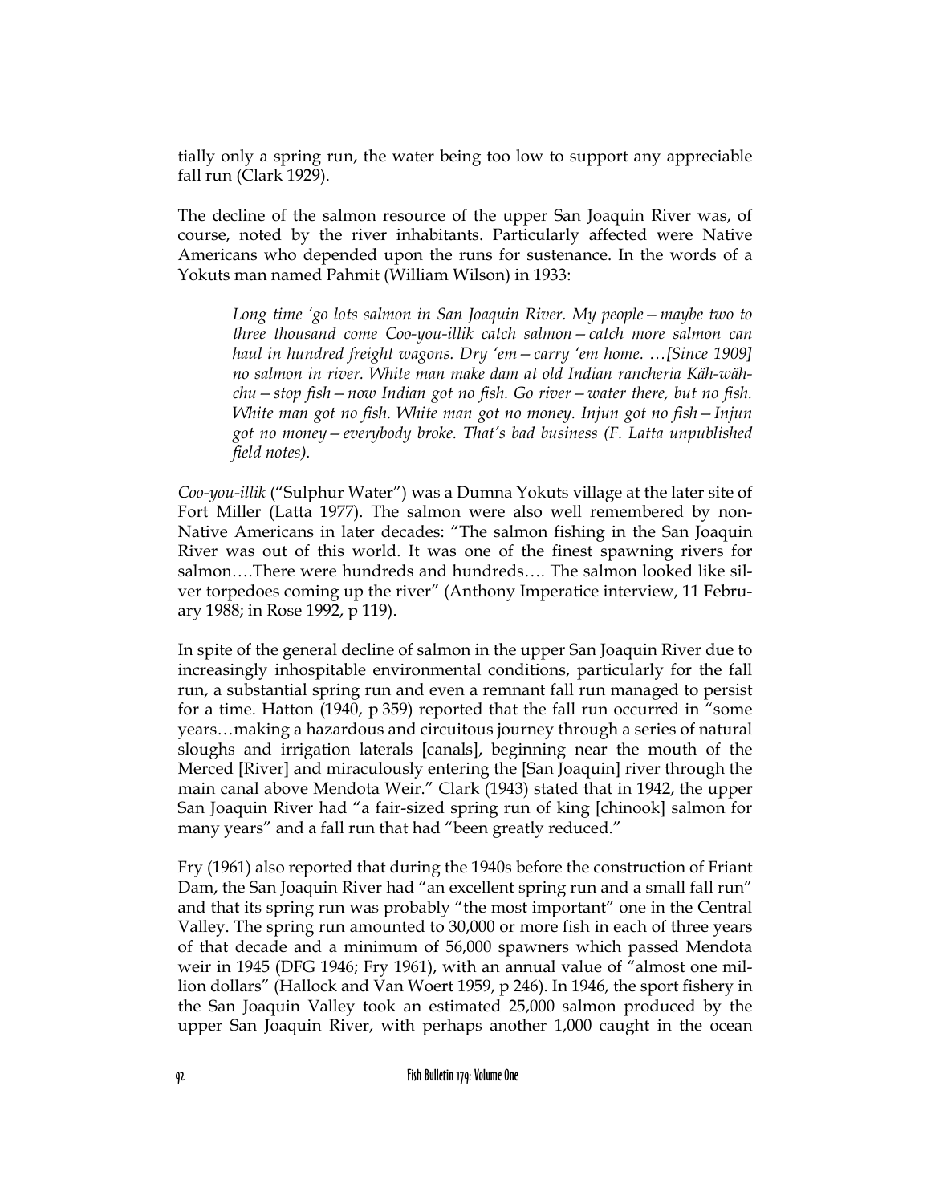tially only a spring run, the water being too low to support any appreciable fall run (Clark 1929).

The decline of the salmon resource of the upper San Joaquin River was, of course, noted by the river inhabitants. Particularly affected were Native Americans who depended upon the runs for sustenance. In the words of a Yokuts man named Pahmit (William Wilson) in 1933:

> *Long time 'go lots salmon in San Joaquin River. My people—maybe two to three thousand come Coo-you-illik catch salmon—catch more salmon can haul in hundred freight wagons. Dry 'em—carry 'em home. …[Since 1909] no salmon in river. White man make dam at old Indian rancheria Käh-wäh-chu—stop fish—now Indian got no fish. Go river—water there, but no fish. White man got no fish. White man got no money. Injun got no fish—Injun got no money—everybody broke. That's bad business (F. Latta unpublished field notes).*

*Coo-you-illik* ("Sulphur Water") was a Dumna Yokuts village at the later site of Fort Miller (Latta 1977). The salmon were also well remembered by non-Native Americans in later decades: "The salmon fishing in the San Joaquin River was out of this world. It was one of the finest spawning rivers for salmon….There were hundreds and hundreds…. The salmon looked like silver torpedoes coming up the river" (Anthony Imperatice interview, 11 February 1988; in Rose 1992, p 119).

In spite of the general decline of salmon in the upper San Joaquin River due to increasingly inhospitable environmental conditions, particularly for the fall run, a substantial spring run and even a remnant fall run managed to persist for a time. Hatton (1940, p 359) reported that the fall run occurred in "some years…making a hazardous and circuitous journey through a series of natural sloughs and irrigation laterals [canals], beginning near the mouth of the Merced [River] and miraculously entering the [San Joaquin] river through the main canal above Mendota Weir." Clark (1943) stated that in 1942, the upper San Joaquin River had "a fair-sized spring run of king [chinook] salmon for many years" and a fall run that had "been greatly reduced."

Fry (1961) also reported that during the 1940s before the construction of Friant Dam, the San Joaquin River had "an excellent spring run and a small fall run" and that its spring run was probably "the most important" one in the Central Valley. The spring run amounted to 30,000 or more fish in each of three years of that decade and a minimum of 56,000 spawners which passed Mendota weir in 1945 (DFG 1946; Fry 1961), with an annual value of "almost one million dollars" (Hallock and Van Woert 1959, p 246). In 1946, the sport fishery in the San Joaquin Valley took an estimated 25,000 salmon produced by the upper San Joaquin River, with perhaps another 1,000 caught in the ocean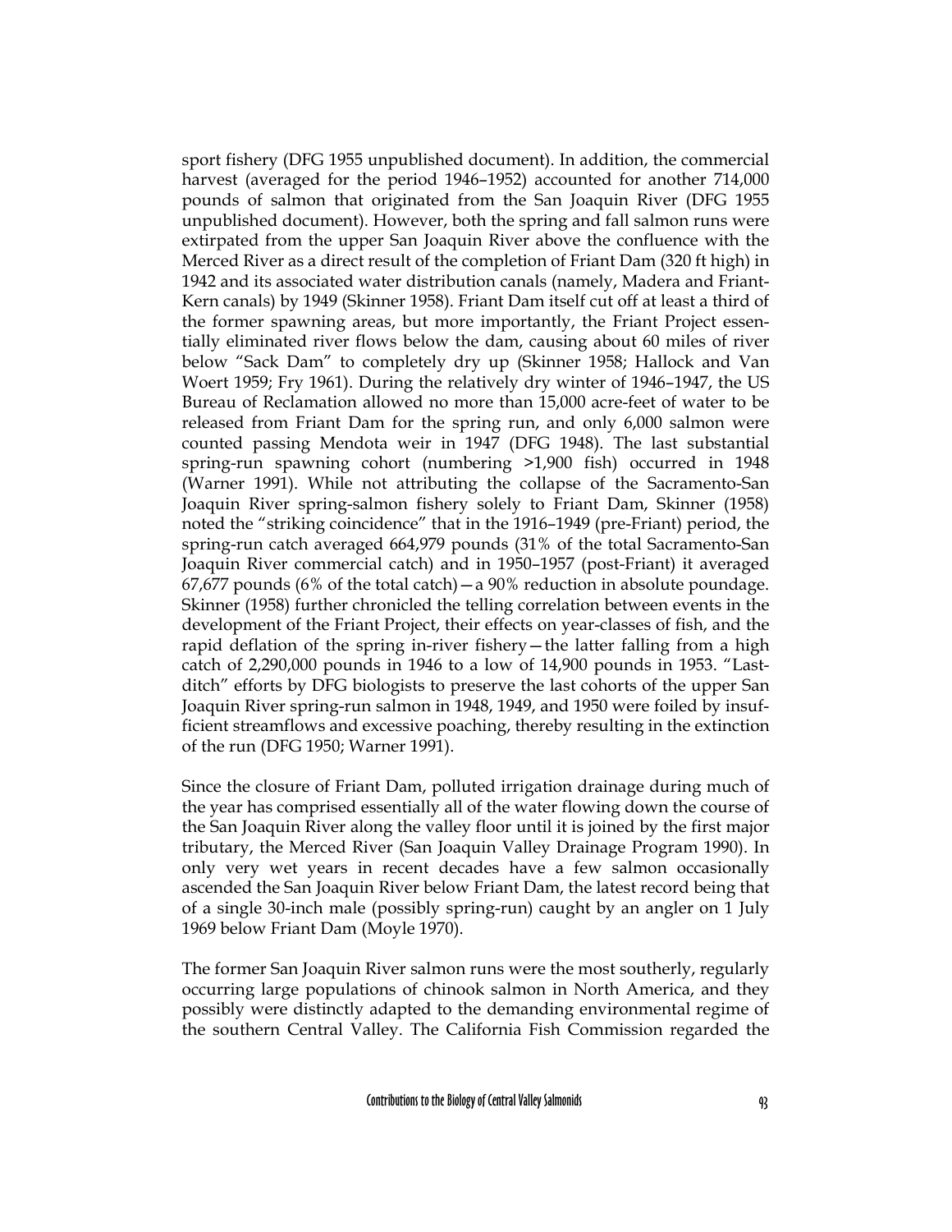sport fishery (DFG 1955 unpublished document). In addition, the commercial harvest (averaged for the period 1946–1952) accounted for another 714,000 pounds of salmon that originated from the San Joaquin River (DFG 1955 unpublished document). However, both the spring and fall salmon runs were extirpated from the upper San Joaquin River above the confluence with the Merced River as a direct result of the completion of Friant Dam (320 ft high) in 1942 and its associated water distribution canals (namely, Madera and Friant-Kern canals) by 1949 (Skinner 1958). Friant Dam itself cut off at least a third of the former spawning areas, but more importantly, the Friant Project essentially eliminated river flows below the dam, causing about 60 miles of river below "Sack Dam" to completely dry up (Skinner 1958; Hallock and Van Woert 1959; Fry 1961). During the relatively dry winter of 1946–1947, the US Bureau of Reclamation allowed no more than 15,000 acre-feet of water to be released from Friant Dam for the spring run, and only 6,000 salmon were counted passing Mendota weir in 1947 (DFG 1948). The last substantial spring-run spawning cohort (numbering >1,900 fish) occurred in 1948 (Warner 1991). While not attributing the collapse of the Sacramento-San Joaquin River spring-salmon fishery solely to Friant Dam, Skinner (1958) noted the "striking coincidence" that in the 1916–1949 (pre-Friant) period, the spring-run catch averaged 664,979 pounds (31% of the total Sacramento-San Joaquin River commercial catch) and in 1950–1957 (post-Friant) it averaged 67,677 pounds (6% of the total catch)—a 90% reduction in absolute poundage. Skinner (1958) further chronicled the telling correlation between events in the development of the Friant Project, their effects on year-classes of fish, and the rapid deflation of the spring in-river fishery—the latter falling from a high catch of 2,290,000 pounds in 1946 to a low of 14,900 pounds in 1953. "Last-ditch" efforts by DFG biologists to preserve the last cohorts of the upper San Joaquin River spring-run salmon in 1948, 1949, and 1950 were foiled by insufficient streamflows and excessive poaching, thereby resulting in the extinction of the run (DFG 1950; Warner 1991).

Since the closure of Friant Dam, polluted irrigation drainage during much of the year has comprised essentially all of the water flowing down the course of the San Joaquin River along the valley floor until it is joined by the first major tributary, the Merced River (San Joaquin Valley Drainage Program 1990). In only very wet years in recent decades have a few salmon occasionally ascended the San Joaquin River below Friant Dam, the latest record being that of a single 30-inch male (possibly spring-run) caught by an angler on 1 July 1969 below Friant Dam (Moyle 1970).

The former San Joaquin River salmon runs were the most southerly, regularly occurring large populations of chinook salmon in North America, and they possibly were distinctly adapted to the demanding environmental regime of the southern Central Valley. The California Fish Commission regarded the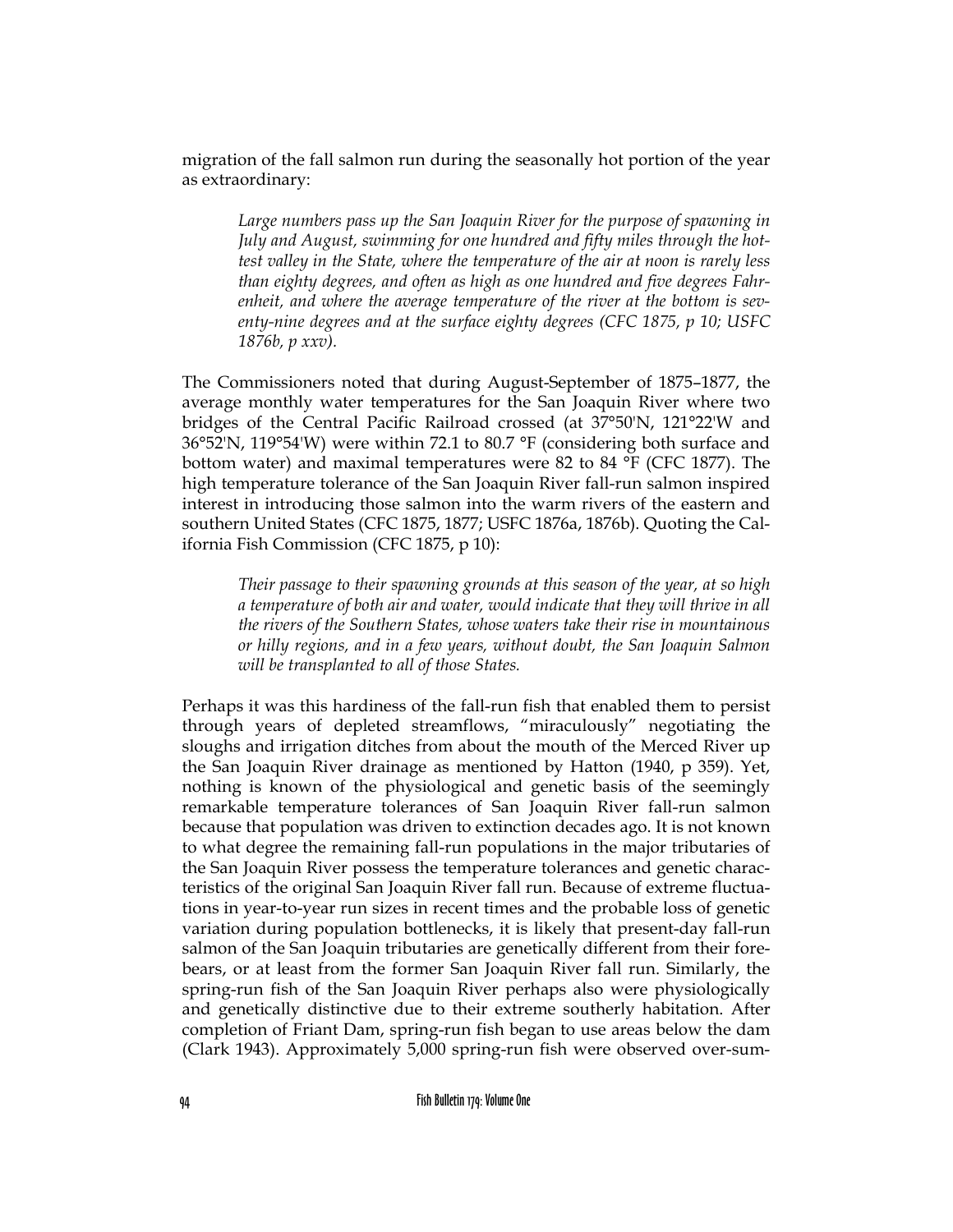migration of the fall salmon run during the seasonally hot portion of the year as extraordinary:

> *Large numbers pass up the San Joaquin River for the purpose of spawning in July and August, swimming for one hundred and fifty miles through the hottest valley in the State, where the temperature of the air at noon is rarely less than eighty degrees, and often as high as one hundred and five degrees Fahrenheit, and where the average temperature of the river at the bottom is seventy-nine degrees and at the surface eighty degrees (CFC 1875, p 10; USFC 1876b, p xxv).*

The Commissioners noted that during August-September of 1875–1877, the average monthly water temperatures for the San Joaquin River where two bridges of the Central Pacific Railroad crossed (at 37°50'N, 121°22'W and 36°52'N, 119°54'W) were within 72.1 to 80.7 °F (considering both surface and bottom water) and maximal temperatures were 82 to 84 °F (CFC 1877). The high temperature tolerance of the San Joaquin River fall-run salmon inspired interest in introducing those salmon into the warm rivers of the eastern and southern United States (CFC 1875, 1877; USFC 1876a, 1876b). Quoting the California Fish Commission (CFC 1875, p 10):

> *Their passage to their spawning grounds at this season of the year, at so high a temperature of both air and water, would indicate that they will thrive in all the rivers of the Southern States, whose waters take their rise in mountainous or hilly regions, and in a few years, without doubt, the San Joaquin Salmon will be transplanted to all of those States.*

Perhaps it was this hardiness of the fall-run fish that enabled them to persist through years of depleted streamflows, "miraculously" negotiating the sloughs and irrigation ditches from about the mouth of the Merced River up the San Joaquin River drainage as mentioned by Hatton (1940, p 359). Yet, nothing is known of the physiological and genetic basis of the seemingly remarkable temperature tolerances of San Joaquin River fall-run salmon because that population was driven to extinction decades ago. It is not known to what degree the remaining fall-run populations in the major tributaries of the San Joaquin River possess the temperature tolerances and genetic characteristics of the original San Joaquin River fall run. Because of extreme fluctuations in year-to-year run sizes in recent times and the probable loss of genetic variation during population bottlenecks, it is likely that present-day fall-run salmon of the San Joaquin tributaries are genetically different from their forebears, or at least from the former San Joaquin River fall run. Similarly, the spring-run fish of the San Joaquin River perhaps also were physiologically and genetically distinctive due to their extreme southerly habitation. After completion of Friant Dam, spring-run fish began to use areas below the dam (Clark 1943). Approximately 5,000 spring-run fish were observed over-sum-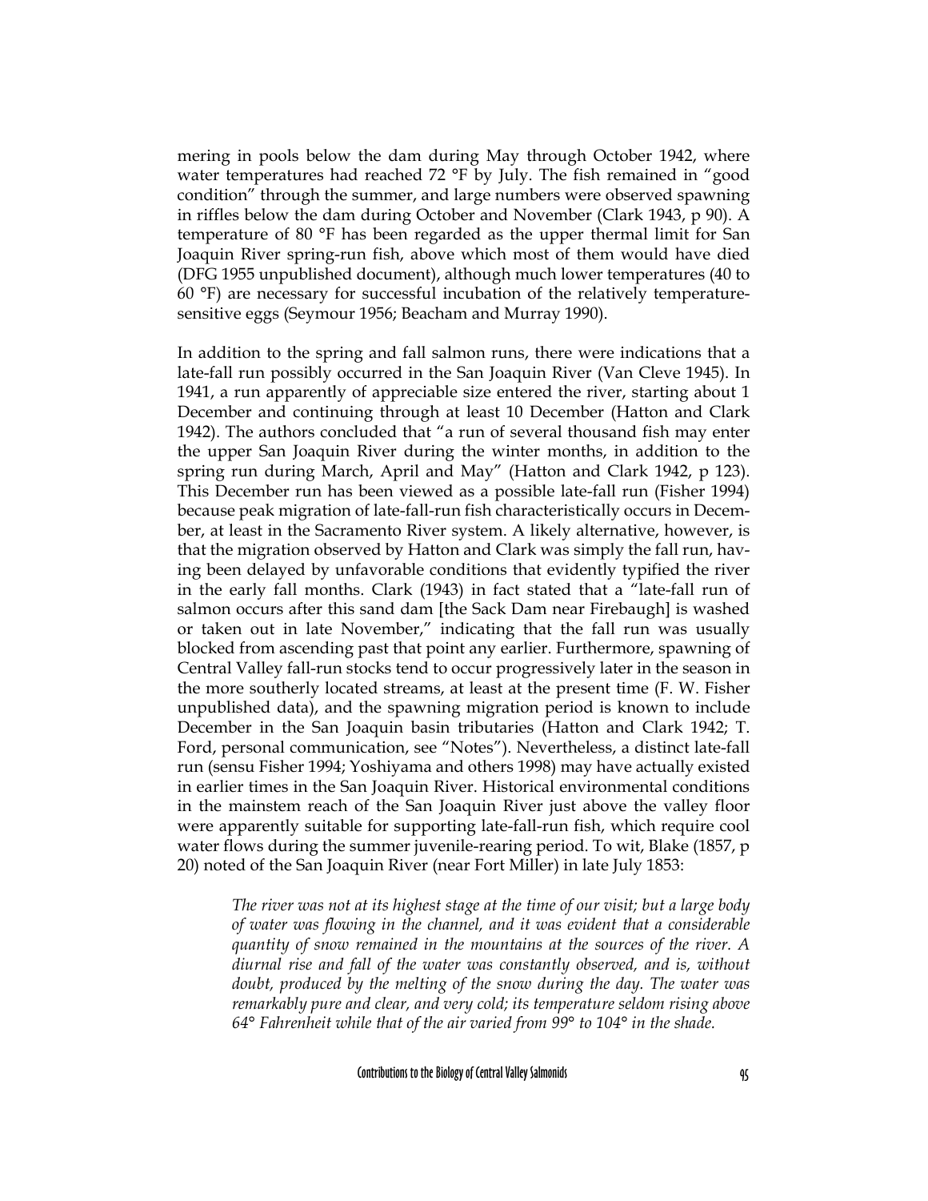mering in pools below the dam during May through October 1942, where water temperatures had reached 72 °F by July. The fish remained in "good condition" through the summer, and large numbers were observed spawning in riffles below the dam during October and November (Clark 1943, p 90). A temperature of 80 °F has been regarded as the upper thermal limit for San Joaquin River spring-run fish, above which most of them would have died (DFG 1955 unpublished document), although much lower temperatures (40 to 60 °F) are necessary for successful incubation of the relatively temperature-sensitive eggs (Seymour 1956; Beacham and Murray 1990).

In addition to the spring and fall salmon runs, there were indications that a late-fall run possibly occurred in the San Joaquin River (Van Cleve 1945). In 1941, a run apparently of appreciable size entered the river, starting about 1 December and continuing through at least 10 December (Hatton and Clark 1942). The authors concluded that "a run of several thousand fish may enter the upper San Joaquin River during the winter months, in addition to the spring run during March, April and May" (Hatton and Clark 1942, p 123). This December run has been viewed as a possible late-fall run (Fisher 1994) because peak migration of late-fall-run fish characteristically occurs in December, at least in the Sacramento River system. A likely alternative, however, is that the migration observed by Hatton and Clark was simply the fall run, having been delayed by unfavorable conditions that evidently typified the river in the early fall months. Clark (1943) in fact stated that a "late-fall run of salmon occurs after this sand dam [the Sack Dam near Firebaugh] is washed or taken out in late November," indicating that the fall run was usually blocked from ascending past that point any earlier. Furthermore, spawning of Central Valley fall-run stocks tend to occur progressively later in the season in the more southerly located streams, at least at the present time (F. W. Fisher unpublished data), and the spawning migration period is known to include December in the San Joaquin basin tributaries (Hatton and Clark 1942; T. Ford, personal communication, see "Notes"). Nevertheless, a distinct late-fall run (sensu Fisher 1994; Yoshiyama and others 1998) may have actually existed in earlier times in the San Joaquin River. Historical environmental conditions in the mainstem reach of the San Joaquin River just above the valley floor were apparently suitable for supporting late-fall-run fish, which require cool water flows during the summer juvenile-rearing period. To wit, Blake (1857, p 20) noted of the San Joaquin River (near Fort Miller) in late July 1853:

> *The river was not at its highest stage at the time of our visit; but a large body of water was flowing in the channel, and it was evident that a considerable quantity of snow remained in the mountains at the sources of the river. A diurnal rise and fall of the water was constantly observed, and is, without doubt, produced by the melting of the snow during the day. The water was remarkably pure and clear, and very cold; its temperature seldom rising above 64° Fahrenheit while that of the air varied from 99° to 104° in the shade.*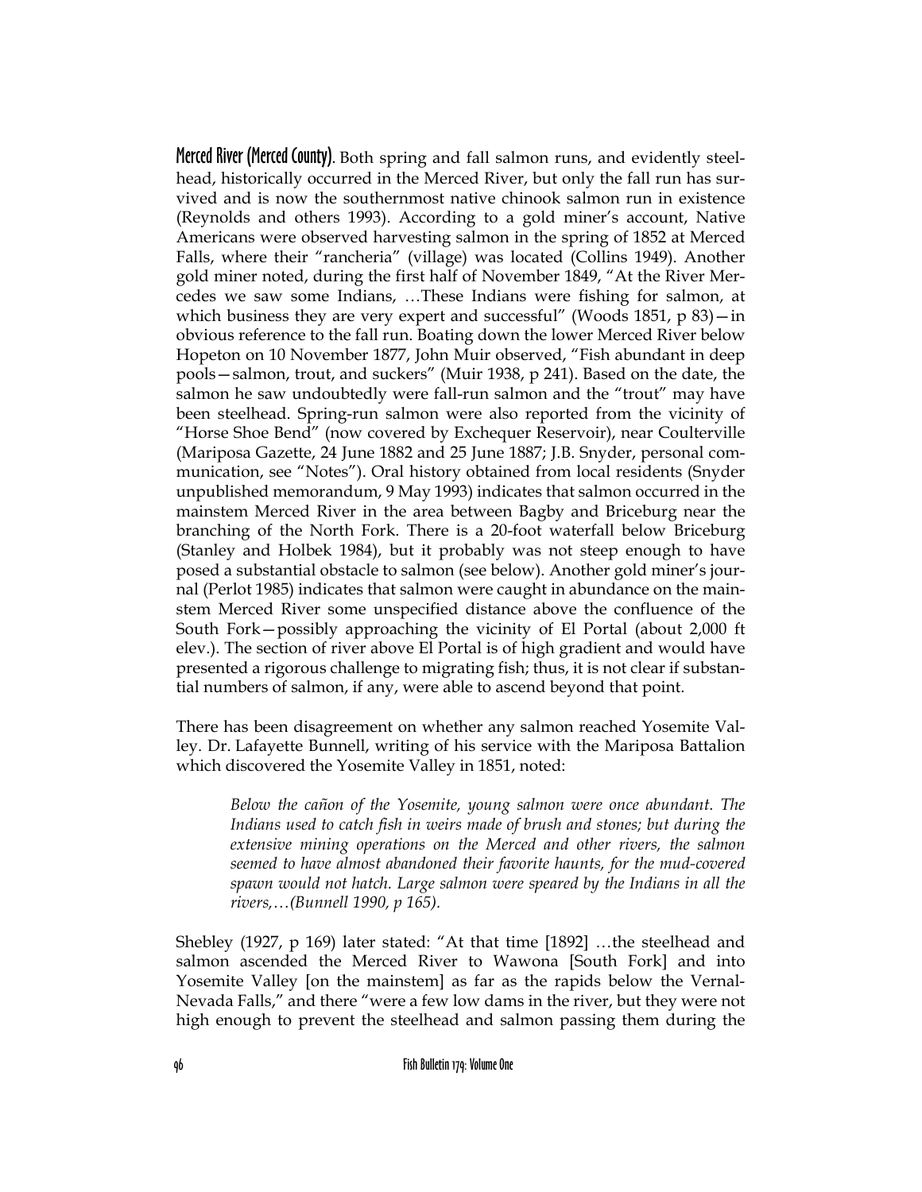**Merced River (Merced County)**. Both spring and fall salmon runs, and evidently steelhead, historically occurred in the Merced River, but only the fall run has survived and is now the southernmost native chinook salmon run in existence (Reynolds and others 1993). According to a gold miner's account, Native Americans were observed harvesting salmon in the spring of 1852 at Merced Falls, where their "rancheria" (village) was located (Collins 1949). Another gold miner noted, during the first half of November 1849, "At the River Mercedes we saw some Indians, …These Indians were fishing for salmon, at which business they are very expert and successful" (Woods 1851, p 83)—in obvious reference to the fall run. Boating down the lower Merced River below Hopeton on 10 November 1877, John Muir observed, "Fish abundant in deep pools—salmon, trout, and suckers" (Muir 1938, p 241). Based on the date, the salmon he saw undoubtedly were fall-run salmon and the "trout" may have been steelhead. Spring-run salmon were also reported from the vicinity of "Horse Shoe Bend" (now covered by Exchequer Reservoir), near Coulterville (Mariposa Gazette, 24 June 1882 and 25 June 1887; J.B. Snyder, personal communication, see "Notes"). Oral history obtained from local residents (Snyder unpublished memorandum, 9 May 1993) indicates that salmon occurred in the mainstem Merced River in the area between Bagby and Briceburg near the branching of the North Fork. There is a 20-foot waterfall below Briceburg (Stanley and Holbek 1984), but it probably was not steep enough to have posed a substantial obstacle to salmon (see below). Another gold miner's journal (Perlot 1985) indicates that salmon were caught in abundance on the mainstem Merced River some unspecified distance above the confluence of the South Fork—possibly approaching the vicinity of El Portal (about 2,000 ft elev.). The section of river above El Portal is of high gradient and would have presented a rigorous challenge to migrating fish; thus, it is not clear if substantial numbers of salmon, if any, were able to ascend beyond that point.

There has been disagreement on whether any salmon reached Yosemite Valley. Dr. Lafayette Bunnell, writing of his service with the Mariposa Battalion which discovered the Yosemite Valley in 1851, noted:

> *Below the cañon of the Yosemite, young salmon were once abundant. The Indians used to catch fish in weirs made of brush and stones; but during the extensive mining operations on the Merced and other rivers, the salmon seemed to have almost abandoned their favorite haunts, for the mud-covered spawn would not hatch. Large salmon were speared by the Indians in all the rivers,…(Bunnell 1990, p 165).*

Shebley (1927, p 169) later stated: "At that time [1892] …the steelhead and salmon ascended the Merced River to Wawona [South Fork] and into Yosemite Valley [on the mainstem] as far as the rapids below the Vernal-Nevada Falls," and there "were a few low dams in the river, but they were not high enough to prevent the steelhead and salmon passing them during the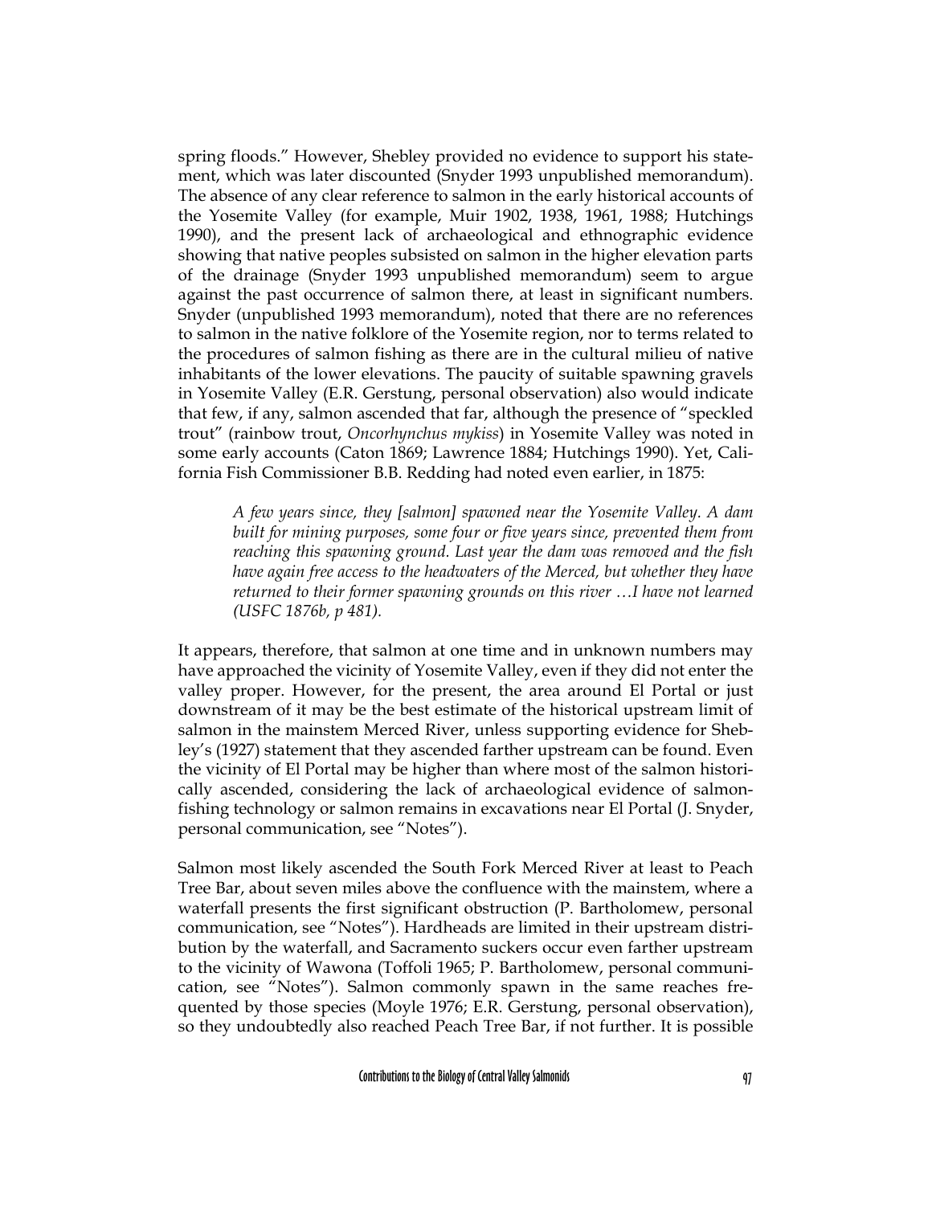spring floods." However, Shebley provided no evidence to support his statement, which was later discounted (Snyder 1993 unpublished memorandum). The absence of any clear reference to salmon in the early historical accounts of the Yosemite Valley (for example, Muir 1902, 1938, 1961, 1988; Hutchings 1990), and the present lack of archaeological and ethnographic evidence showing that native peoples subsisted on salmon in the higher elevation parts of the drainage (Snyder 1993 unpublished memorandum) seem to argue against the past occurrence of salmon there, at least in significant numbers. Snyder (unpublished 1993 memorandum), noted that there are no references to salmon in the native folklore of the Yosemite region, nor to terms related to the procedures of salmon fishing as there are in the cultural milieu of native inhabitants of the lower elevations. The paucity of suitable spawning gravels in Yosemite Valley (E.R. Gerstung, personal observation) also would indicate that few, if any, salmon ascended that far, although the presence of "speckled trout" (rainbow trout, *Oncorhynchus mykiss*) in Yosemite Valley was noted in some early accounts (Caton 1869; Lawrence 1884; Hutchings 1990). Yet, California Fish Commissioner B.B. Redding had noted even earlier, in 1875:

> *A few years since, they [salmon] spawned near the Yosemite Valley. A dam built for mining purposes, some four or five years since, prevented them from reaching this spawning ground. Last year the dam was removed and the fish have again free access to the headwaters of the Merced, but whether they have returned to their former spawning grounds on this river …I have not learned (USFC 1876b, p 481).*

It appears, therefore, that salmon at one time and in unknown numbers may have approached the vicinity of Yosemite Valley, even if they did not enter the valley proper. However, for the present, the area around El Portal or just downstream of it may be the best estimate of the historical upstream limit of salmon in the mainstem Merced River, unless supporting evidence for Shebley's (1927) statement that they ascended farther upstream can be found. Even the vicinity of El Portal may be higher than where most of the salmon historically ascended, considering the lack of archaeological evidence of salmon-fishing technology or salmon remains in excavations near El Portal (J. Snyder, personal communication, see "Notes").

Salmon most likely ascended the South Fork Merced River at least to Peach Tree Bar, about seven miles above the confluence with the mainstem, where a waterfall presents the first significant obstruction (P. Bartholomew, personal communication, see "Notes"). Hardheads are limited in their upstream distribution by the waterfall, and Sacramento suckers occur even farther upstream to the vicinity of Wawona (Toffoli 1965; P. Bartholomew, personal communication, see "Notes"). Salmon commonly spawn in the same reaches frequented by those species (Moyle 1976; E.R. Gerstung, personal observation), so they undoubtedly also reached Peach Tree Bar, if not further. It is possible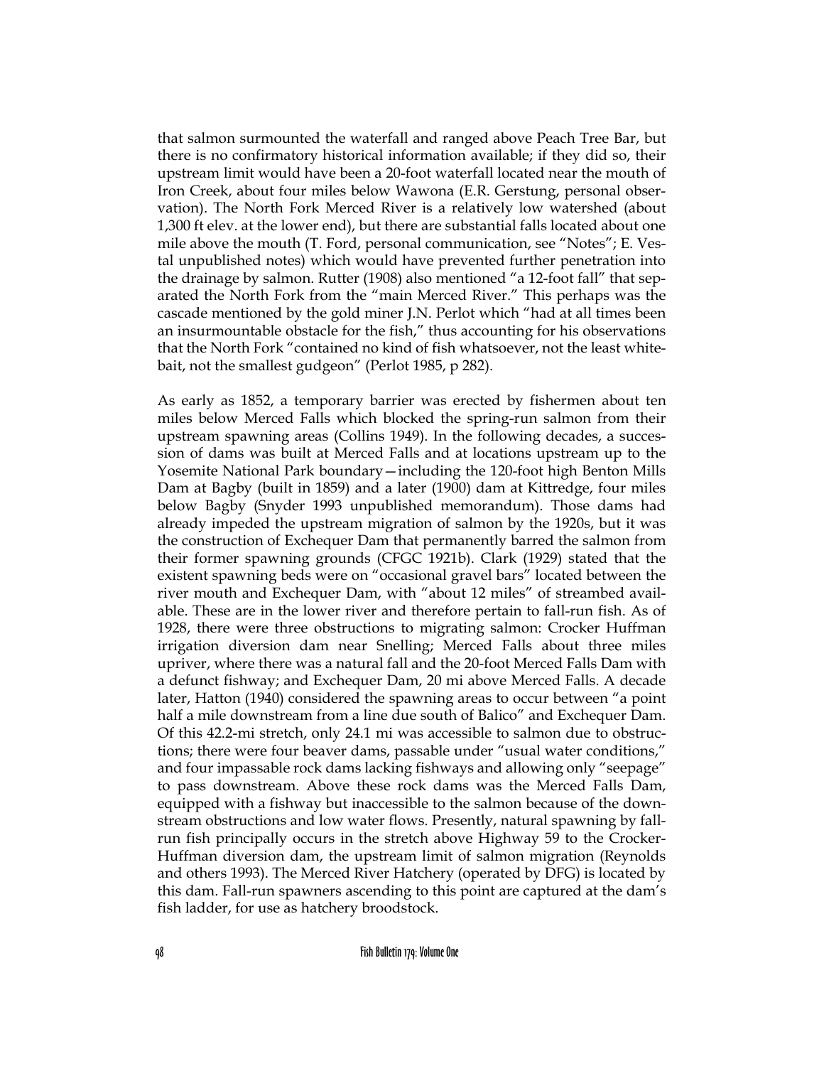that salmon surmounted the waterfall and ranged above Peach Tree Bar, but there is no confirmatory historical information available; if they did so, their upstream limit would have been a 20-foot waterfall located near the mouth of Iron Creek, about four miles below Wawona (E.R. Gerstung, personal observation). The North Fork Merced River is a relatively low watershed (about 1,300 ft elev. at the lower end), but there are substantial falls located about one mile above the mouth (T. Ford, personal communication, see "Notes"; E. Vestal unpublished notes) which would have prevented further penetration into the drainage by salmon. Rutter (1908) also mentioned "a 12-foot fall" that separated the North Fork from the "main Merced River." This perhaps was the cascade mentioned by the gold miner J.N. Perlot which "had at all times been an insurmountable obstacle for the fish," thus accounting for his observations that the North Fork "contained no kind of fish whatsoever, not the least whitebait, not the smallest gudgeon" (Perlot 1985, p 282).

As early as 1852, a temporary barrier was erected by fishermen about ten miles below Merced Falls which blocked the spring-run salmon from their upstream spawning areas (Collins 1949). In the following decades, a succession of dams was built at Merced Falls and at locations upstream up to the Yosemite National Park boundary—including the 120-foot high Benton Mills Dam at Bagby (built in 1859) and a later (1900) dam at Kittredge, four miles below Bagby (Snyder 1993 unpublished memorandum). Those dams had already impeded the upstream migration of salmon by the 1920s, but it was the construction of Exchequer Dam that permanently barred the salmon from their former spawning grounds (CFGC 1921b). Clark (1929) stated that the existent spawning beds were on "occasional gravel bars" located between the river mouth and Exchequer Dam, with "about 12 miles" of streambed available. These are in the lower river and therefore pertain to fall-run fish. As of 1928, there were three obstructions to migrating salmon: Crocker Huffman irrigation diversion dam near Snelling; Merced Falls about three miles upriver, where there was a natural fall and the 20-foot Merced Falls Dam with a defunct fishway; and Exchequer Dam, 20 mi above Merced Falls. A decade later, Hatton (1940) considered the spawning areas to occur between "a point half a mile downstream from a line due south of Balico" and Exchequer Dam. Of this 42.2-mi stretch, only 24.1 mi was accessible to salmon due to obstructions; there were four beaver dams, passable under "usual water conditions," and four impassable rock dams lacking fishways and allowing only "seepage" to pass downstream. Above these rock dams was the Merced Falls Dam, equipped with a fishway but inaccessible to the salmon because of the downstream obstructions and low water flows. Presently, natural spawning by fall-run fish principally occurs in the stretch above Highway 59 to the Crocker-Huffman diversion dam, the upstream limit of salmon migration (Reynolds and others 1993). The Merced River Hatchery (operated by DFG) is located by this dam. Fall-run spawners ascending to this point are captured at the dam's fish ladder, for use as hatchery broodstock.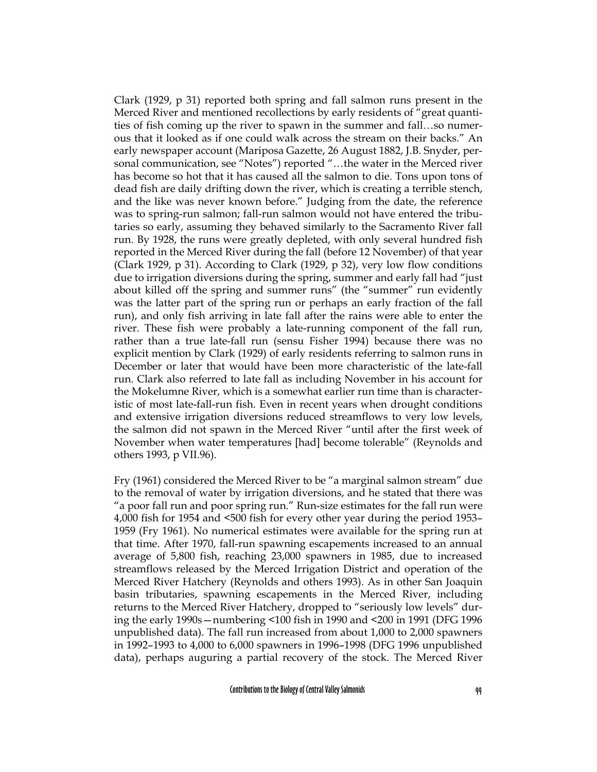Clark (1929, p 31) reported both spring and fall salmon runs present in the Merced River and mentioned recollections by early residents of "great quantities of fish coming up the river to spawn in the summer and fall…so numerous that it looked as if one could walk across the stream on their backs." An early newspaper account (Mariposa Gazette, 26 August 1882, J.B. Snyder, personal communication, see "Notes") reported "…the water in the Merced river has become so hot that it has caused all the salmon to die. Tons upon tons of dead fish are daily drifting down the river, which is creating a terrible stench, and the like was never known before." Judging from the date, the reference was to spring-run salmon; fall-run salmon would not have entered the tributaries so early, assuming they behaved similarly to the Sacramento River fall run. By 1928, the runs were greatly depleted, with only several hundred fish reported in the Merced River during the fall (before 12 November) of that year (Clark 1929, p 31). According to Clark (1929, p 32), very low flow conditions due to irrigation diversions during the spring, summer and early fall had "just about killed off the spring and summer runs" (the "summer" run evidently was the latter part of the spring run or perhaps an early fraction of the fall run), and only fish arriving in late fall after the rains were able to enter the river. These fish were probably a late-running component of the fall run, rather than a true late-fall run (sensu Fisher 1994) because there was no explicit mention by Clark (1929) of early residents referring to salmon runs in December or later that would have been more characteristic of the late-fall run. Clark also referred to late fall as including November in his account for the Mokelumne River, which is a somewhat earlier run time than is characteristic of most late-fall-run fish. Even in recent years when drought conditions and extensive irrigation diversions reduced streamflows to very low levels, the salmon did not spawn in the Merced River "until after the first week of November when water temperatures [had] become tolerable" (Reynolds and others 1993, p VII.96).

Fry (1961) considered the Merced River to be "a marginal salmon stream" due to the removal of water by irrigation diversions, and he stated that there was "a poor fall run and poor spring run." Run-size estimates for the fall run were 4,000 fish for 1954 and <500 fish for every other year during the period 1953–1959 (Fry 1961). No numerical estimates were available for the spring run at that time. After 1970, fall-run spawning escapements increased to an annual average of 5,800 fish, reaching 23,000 spawners in 1985, due to increased streamflows released by the Merced Irrigation District and operation of the Merced River Hatchery (Reynolds and others 1993). As in other San Joaquin basin tributaries, spawning escapements in the Merced River, including returns to the Merced River Hatchery, dropped to "seriously low levels" during the early 1990s—numbering <100 fish in 1990 and <200 in 1991 (DFG 1996 unpublished data). The fall run increased from about 1,000 to 2,000 spawners in 1992–1993 to 4,000 to 6,000 spawners in 1996–1998 (DFG 1996 unpublished data), perhaps auguring a partial recovery of the stock. The Merced River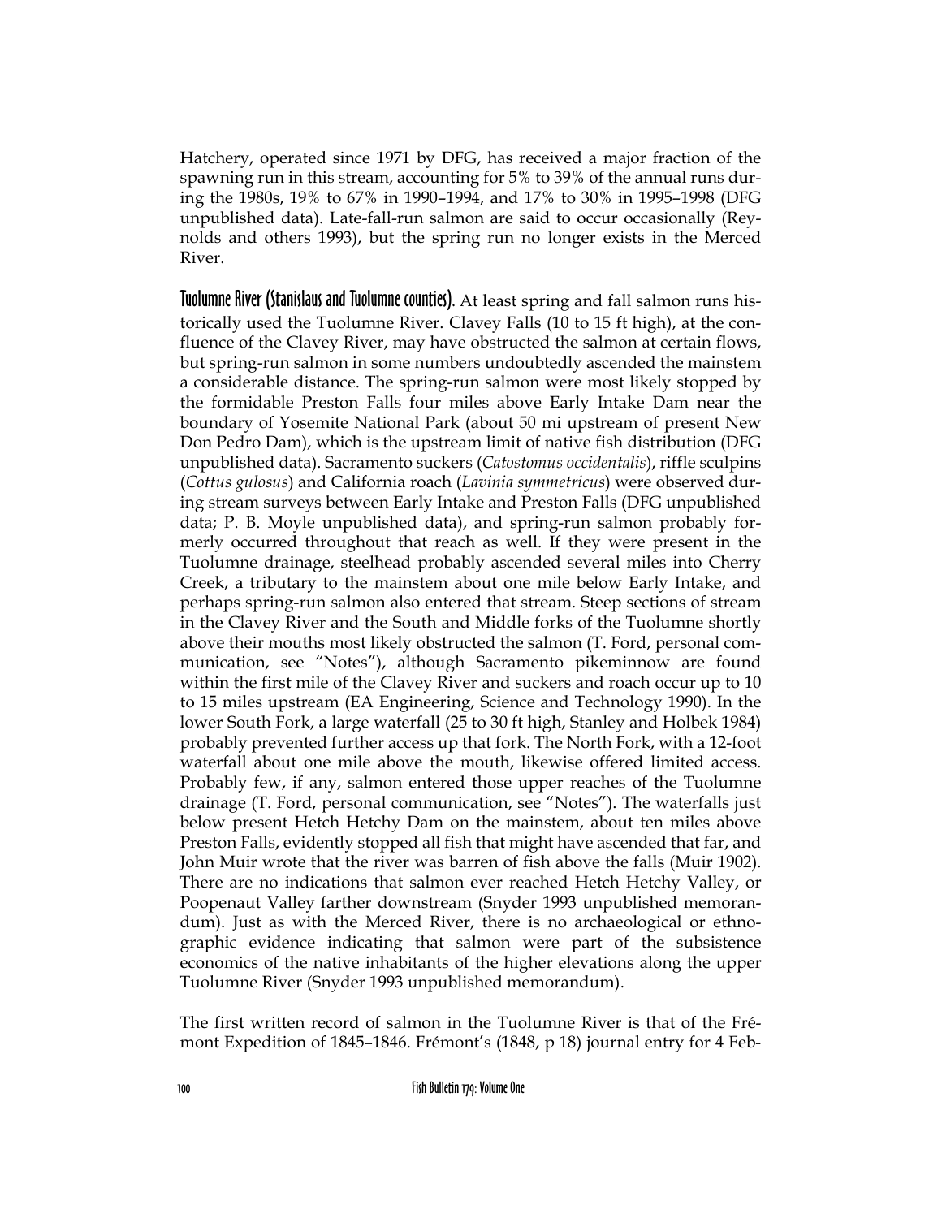Hatchery, operated since 1971 by DFG, has received a major fraction of the spawning run in this stream, accounting for 5% to 39% of the annual runs during the 1980s, 19% to 67% in 1990–1994, and 17% to 30% in 1995–1998 (DFG unpublished data). Late-fall-run salmon are said to occur occasionally (Reynolds and others 1993), but the spring run no longer exists in the Merced River.

**Tuolumne River (Stanislaus and Tuolumne counties).** At least spring and fall salmon runs historically used the Tuolumne River. Clavey Falls (10 to 15 ft high), at the confluence of the Clavey River, may have obstructed the salmon at certain flows, but spring-run salmon in some numbers undoubtedly ascended the mainstem a considerable distance. The spring-run salmon were most likely stopped by the formidable Preston Falls four miles above Early Intake Dam near the boundary of Yosemite National Park (about 50 mi upstream of present New Don Pedro Dam), which is the upstream limit of native fish distribution (DFG unpublished data). Sacramento suckers (*Catostomus occidentalis*), riffle sculpins (*Cottus gulosus*) and California roach (*Lavinia symmetricus*) were observed during stream surveys between Early Intake and Preston Falls (DFG unpublished data; P. B. Moyle unpublished data), and spring-run salmon probably formerly occurred throughout that reach as well. If they were present in the Tuolumne drainage, steelhead probably ascended several miles into Cherry Creek, a tributary to the mainstem about one mile below Early Intake, and perhaps spring-run salmon also entered that stream. Steep sections of stream in the Clavey River and the South and Middle forks of the Tuolumne shortly above their mouths most likely obstructed the salmon (T. Ford, personal communication, see "Notes"), although Sacramento pikeminnow are found within the first mile of the Clavey River and suckers and roach occur up to 10 to 15 miles upstream (EA Engineering, Science and Technology 1990). In the lower South Fork, a large waterfall (25 to 30 ft high, Stanley and Holbek 1984) probably prevented further access up that fork. The North Fork, with a 12-foot waterfall about one mile above the mouth, likewise offered limited access. Probably few, if any, salmon entered those upper reaches of the Tuolumne drainage (T. Ford, personal communication, see "Notes"). The waterfalls just below present Hetch Hetchy Dam on the mainstem, about ten miles above Preston Falls, evidently stopped all fish that might have ascended that far, and John Muir wrote that the river was barren of fish above the falls (Muir 1902). There are no indications that salmon ever reached Hetch Hetchy Valley, or Poopenaut Valley farther downstream (Snyder 1993 unpublished memorandum). Just as with the Merced River, there is no archaeological or ethnographic evidence indicating that salmon were part of the subsistence economics of the native inhabitants of the higher elevations along the upper Tuolumne River (Snyder 1993 unpublished memorandum).

The first written record of salmon in the Tuolumne River is that of the Frémont Expedition of 1845–1846. Frémont's (1848, p 18) journal entry for 4 Feb-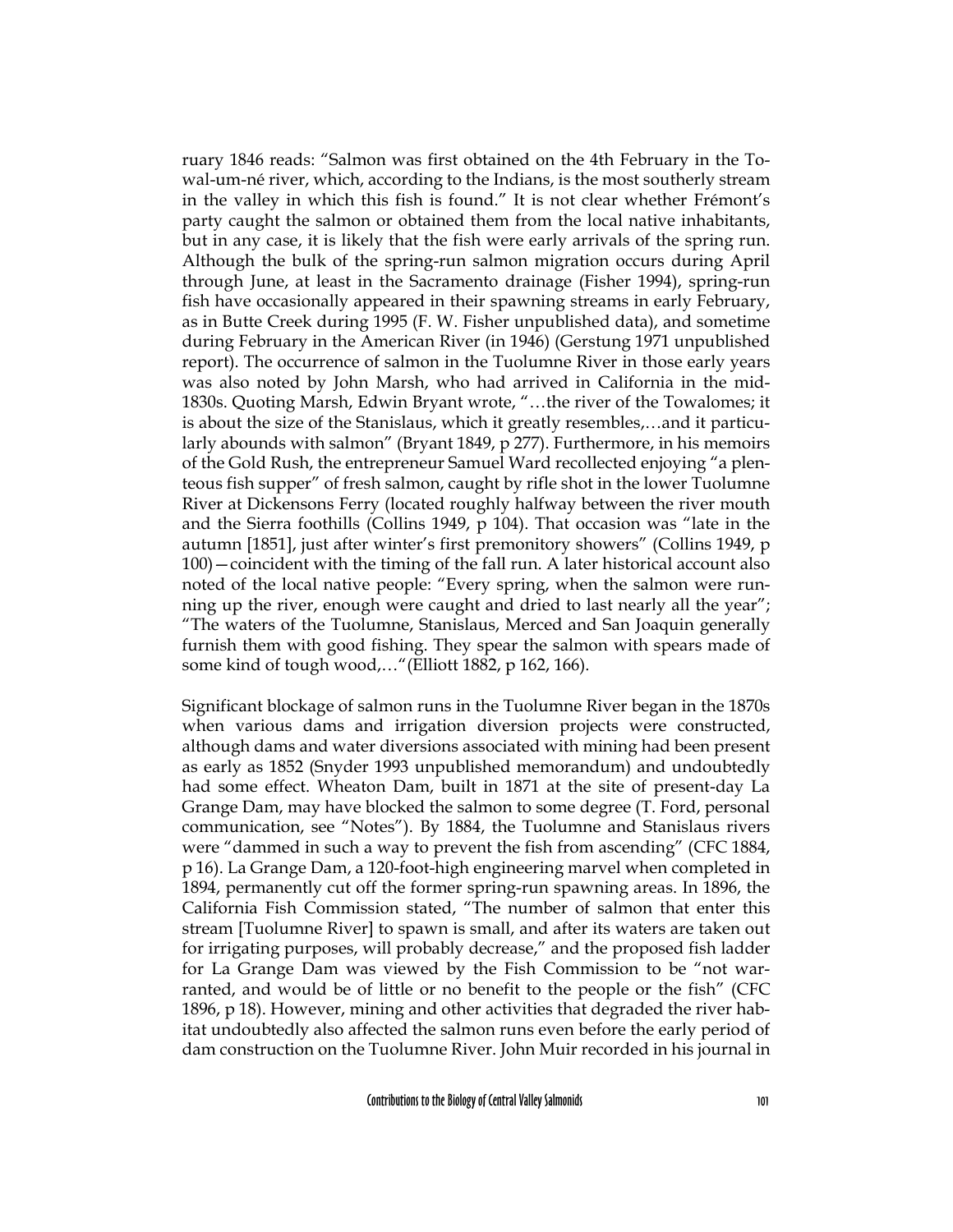ruary 1846 reads: "Salmon was first obtained on the 4th February in the Towal-um-né river, which, according to the Indians, is the most southerly stream in the valley in which this fish is found." It is not clear whether Frémont's party caught the salmon or obtained them from the local native inhabitants, but in any case, it is likely that the fish were early arrivals of the spring run. Although the bulk of the spring-run salmon migration occurs during April through June, at least in the Sacramento drainage (Fisher 1994), spring-run fish have occasionally appeared in their spawning streams in early February, as in Butte Creek during 1995 (F. W. Fisher unpublished data), and sometime during February in the American River (in 1946) (Gerstung 1971 unpublished report). The occurrence of salmon in the Tuolumne River in those early years was also noted by John Marsh, who had arrived in California in the mid-1830s. Quoting Marsh, Edwin Bryant wrote, "…the river of the Towalomes; it is about the size of the Stanislaus, which it greatly resembles,…and it particularly abounds with salmon" (Bryant 1849, p 277). Furthermore, in his memoirs of the Gold Rush, the entrepreneur Samuel Ward recollected enjoying "a plenteous fish supper" of fresh salmon, caught by rifle shot in the lower Tuolumne River at Dickensons Ferry (located roughly halfway between the river mouth and the Sierra foothills (Collins 1949, p 104). That occasion was "late in the autumn [1851], just after winter's first premonitory showers" (Collins 1949, p 100)—coincident with the timing of the fall run. A later historical account also noted of the local native people: "Every spring, when the salmon were running up the river, enough were caught and dried to last nearly all the year"; "The waters of the Tuolumne, Stanislaus, Merced and San Joaquin generally furnish them with good fishing. They spear the salmon with spears made of some kind of tough wood,…"(Elliott 1882, p 162, 166).

Significant blockage of salmon runs in the Tuolumne River began in the 1870s when various dams and irrigation diversion projects were constructed, although dams and water diversions associated with mining had been present as early as 1852 (Snyder 1993 unpublished memorandum) and undoubtedly had some effect. Wheaton Dam, built in 1871 at the site of present-day La Grange Dam, may have blocked the salmon to some degree (T. Ford, personal communication, see "Notes"). By 1884, the Tuolumne and Stanislaus rivers were "dammed in such a way to prevent the fish from ascending" (CFC 1884, p 16). La Grange Dam, a 120-foot-high engineering marvel when completed in 1894, permanently cut off the former spring-run spawning areas. In 1896, the California Fish Commission stated, "The number of salmon that enter this stream [Tuolumne River] to spawn is small, and after its waters are taken out for irrigating purposes, will probably decrease," and the proposed fish ladder for La Grange Dam was viewed by the Fish Commission to be "not warranted, and would be of little or no benefit to the people or the fish" (CFC 1896, p 18). However, mining and other activities that degraded the river habitat undoubtedly also affected the salmon runs even before the early period of dam construction on the Tuolumne River. John Muir recorded in his journal in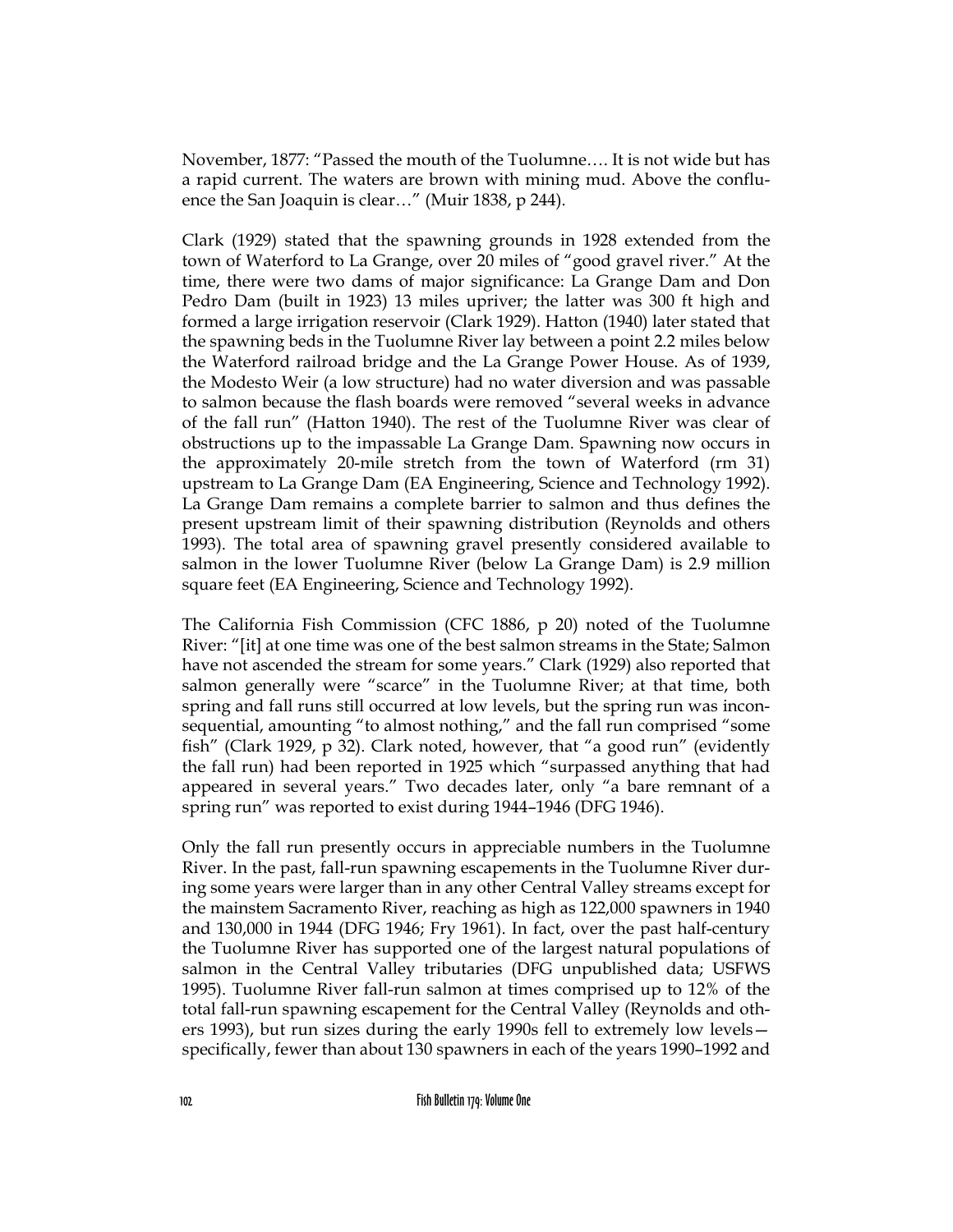November, 1877: "Passed the mouth of the Tuolumne…. It is not wide but has a rapid current. The waters are brown with mining mud. Above the confluence the San Joaquin is clear…" (Muir 1838, p 244).

Clark (1929) stated that the spawning grounds in 1928 extended from the town of Waterford to La Grange, over 20 miles of "good gravel river." At the time, there were two dams of major significance: La Grange Dam and Don Pedro Dam (built in 1923) 13 miles upriver; the latter was 300 ft high and formed a large irrigation reservoir (Clark 1929). Hatton (1940) later stated that the spawning beds in the Tuolumne River lay between a point 2.2 miles below the Waterford railroad bridge and the La Grange Power House. As of 1939, the Modesto Weir (a low structure) had no water diversion and was passable to salmon because the flash boards were removed "several weeks in advance of the fall run" (Hatton 1940). The rest of the Tuolumne River was clear of obstructions up to the impassable La Grange Dam. Spawning now occurs in the approximately 20-mile stretch from the town of Waterford (rm 31) upstream to La Grange Dam (EA Engineering, Science and Technology 1992). La Grange Dam remains a complete barrier to salmon and thus defines the present upstream limit of their spawning distribution (Reynolds and others 1993). The total area of spawning gravel presently considered available to salmon in the lower Tuolumne River (below La Grange Dam) is 2.9 million square feet (EA Engineering, Science and Technology 1992).

The California Fish Commission (CFC 1886, p 20) noted of the Tuolumne River: "[it] at one time was one of the best salmon streams in the State; Salmon have not ascended the stream for some years." Clark (1929) also reported that salmon generally were "scarce" in the Tuolumne River; at that time, both spring and fall runs still occurred at low levels, but the spring run was inconsequential, amounting "to almost nothing," and the fall run comprised "some fish" (Clark 1929, p 32). Clark noted, however, that "a good run" (evidently the fall run) had been reported in 1925 which "surpassed anything that had appeared in several years." Two decades later, only "a bare remnant of a spring run" was reported to exist during 1944–1946 (DFG 1946).

Only the fall run presently occurs in appreciable numbers in the Tuolumne River. In the past, fall-run spawning escapements in the Tuolumne River during some years were larger than in any other Central Valley streams except for the mainstem Sacramento River, reaching as high as 122,000 spawners in 1940 and 130,000 in 1944 (DFG 1946; Fry 1961). In fact, over the past half-century the Tuolumne River has supported one of the largest natural populations of salmon in the Central Valley tributaries (DFG unpublished data; USFWS 1995). Tuolumne River fall-run salmon at times comprised up to 12% of the total fall-run spawning escapement for the Central Valley (Reynolds and others 1993), but run sizes during the early 1990s fell to extremely low levels—specifically, fewer than about 130 spawners in each of the years 1990–1992 and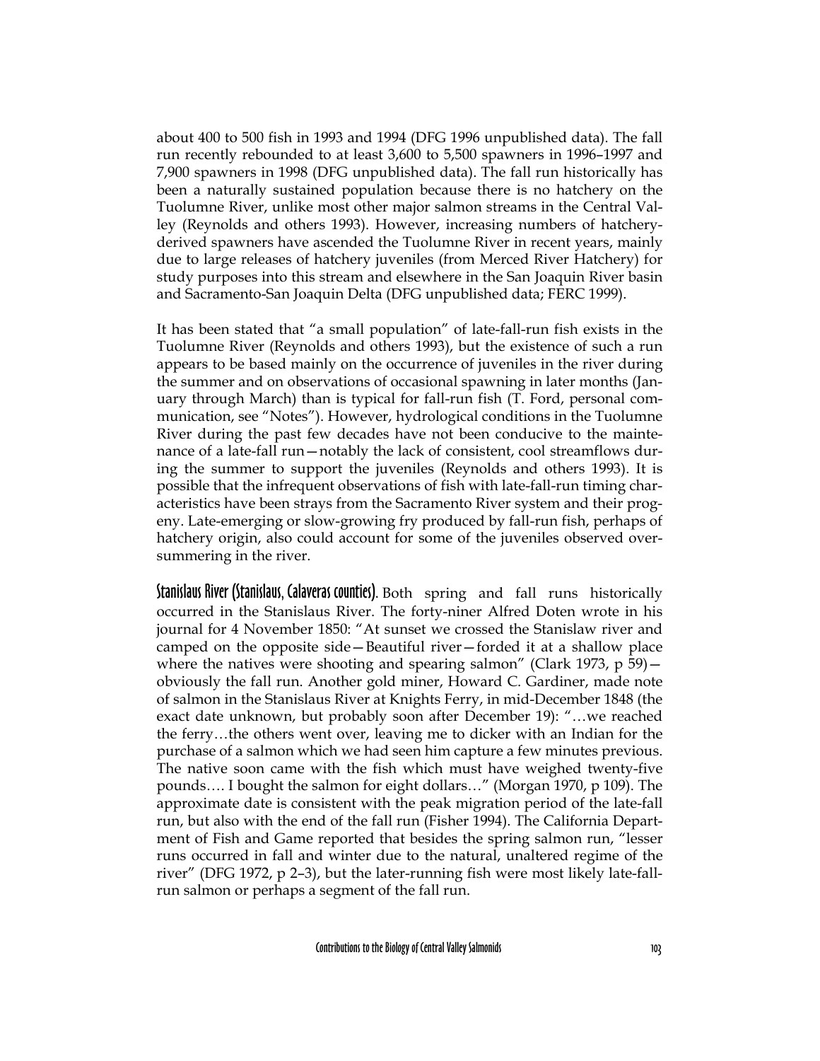about 400 to 500 fish in 1993 and 1994 (DFG 1996 unpublished data). The fall run recently rebounded to at least 3,600 to 5,500 spawners in 1996–1997 and 7,900 spawners in 1998 (DFG unpublished data). The fall run historically has been a naturally sustained population because there is no hatchery on the Tuolumne River, unlike most other major salmon streams in the Central Valley (Reynolds and others 1993). However, increasing numbers of hatchery-derived spawners have ascended the Tuolumne River in recent years, mainly due to large releases of hatchery juveniles (from Merced River Hatchery) for study purposes into this stream and elsewhere in the San Joaquin River basin and Sacramento-San Joaquin Delta (DFG unpublished data; FERC 1999).

It has been stated that "a small population" of late-fall-run fish exists in the Tuolumne River (Reynolds and others 1993), but the existence of such a run appears to be based mainly on the occurrence of juveniles in the river during the summer and on observations of occasional spawning in later months (January through March) than is typical for fall-run fish (T. Ford, personal communication, see "Notes"). However, hydrological conditions in the Tuolumne River during the past few decades have not been conducive to the maintenance of a late-fall run—notably the lack of consistent, cool streamflows during the summer to support the juveniles (Reynolds and others 1993). It is possible that the infrequent observations of fish with late-fall-run timing characteristics have been strays from the Sacramento River system and their progeny. Late-emerging or slow-growing fry produced by fall-run fish, perhaps of hatchery origin, also could account for some of the juveniles observed over-summering in the river.

**Stanislaus River (Stanislaus, Calaveras counties).** Both spring and fall runs historically occurred in the Stanislaus River. The forty-niner Alfred Doten wrote in his journal for 4 November 1850: "At sunset we crossed the Stanislaw river and camped on the opposite side—Beautiful river—forded it at a shallow place where the natives were shooting and spearing salmon" (Clark 1973, p 59)—obviously the fall run. Another gold miner, Howard C. Gardiner, made note of salmon in the Stanislaus River at Knights Ferry, in mid-December 1848 (the exact date unknown, but probably soon after December 19): "…we reached the ferry…the others went over, leaving me to dicker with an Indian for the purchase of a salmon which we had seen him capture a few minutes previous. The native soon came with the fish which must have weighed twenty-five pounds…. I bought the salmon for eight dollars…" (Morgan 1970, p 109). The approximate date is consistent with the peak migration period of the late-fall run, but also with the end of the fall run (Fisher 1994). The California Department of Fish and Game reported that besides the spring salmon run, "lesser runs occurred in fall and winter due to the natural, unaltered regime of the river" (DFG 1972, p 2–3), but the later-running fish were most likely late-fall-run salmon or perhaps a segment of the fall run.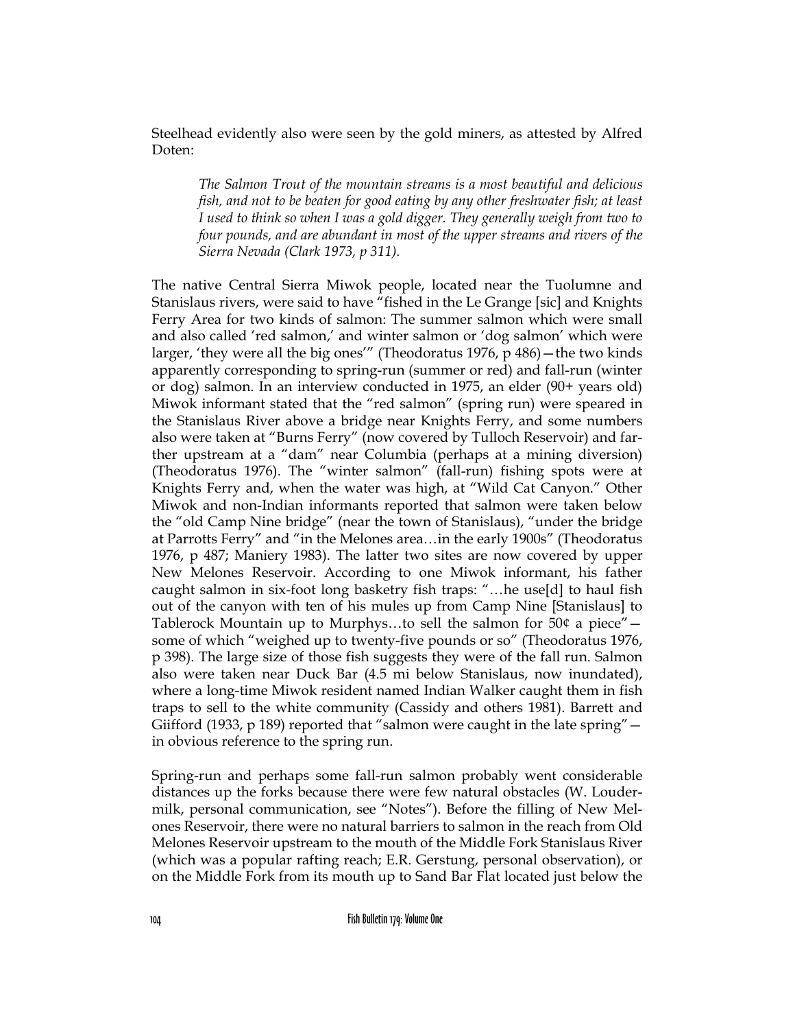Steelhead evidently also were seen by the gold miners, as attested by Alfred Doten:

> *The Salmon Trout of the mountain streams is a most beautiful and delicious fish, and not to be beaten for good eating by any other freshwater fish; at least I used to think so when I was a gold digger. They generally weigh from two to four pounds, and are abundant in most of the upper streams and rivers of the Sierra Nevada (Clark 1973, p 311).*

The native Central Sierra Miwok people, located near the Tuolumne and Stanislaus rivers, were said to have "fished in the Le Grange [sic] and Knights Ferry Area for two kinds of salmon: The summer salmon which were small and also called 'red salmon,' and winter salmon or 'dog salmon' which were larger, 'they were all the big ones'" (Theodoratus 1976, p 486)—the two kinds apparently corresponding to spring-run (summer or red) and fall-run (winter or dog) salmon. In an interview conducted in 1975, an elder (90+ years old) Miwok informant stated that the "red salmon" (spring run) were speared in the Stanislaus River above a bridge near Knights Ferry, and some numbers also were taken at "Burns Ferry" (now covered by Tulloch Reservoir) and farther upstream at a "dam" near Columbia (perhaps at a mining diversion) (Theodoratus 1976). The "winter salmon" (fall-run) fishing spots were at Knights Ferry and, when the water was high, at "Wild Cat Canyon." Other Miwok and non-Indian informants reported that salmon were taken below the "old Camp Nine bridge" (near the town of Stanislaus), "under the bridge at Parrotts Ferry" and "in the Melones area…in the early 1900s" (Theodoratus 1976, p 487; Maniery 1983). The latter two sites are now covered by upper New Melones Reservoir. According to one Miwok informant, his father caught salmon in six-foot long basketry fish traps: "…he use[d] to haul fish out of the canyon with ten of his mules up from Camp Nine [Stanislaus] to Tablerock Mountain up to Murphys…to sell the salmon for 50¢ a piece"—some of which "weighed up to twenty-five pounds or so" (Theodoratus 1976, p 398). The large size of those fish suggests they were of the fall run. Salmon also were taken near Duck Bar (4.5 mi below Stanislaus, now inundated), where a long-time Miwok resident named Indian Walker caught them in fish traps to sell to the white community (Cassidy and others 1981). Barrett and Giifford (1933, p 189) reported that "salmon were caught in the late spring"—in obvious reference to the spring run.

Spring-run and perhaps some fall-run salmon probably went considerable distances up the forks because there were few natural obstacles (W. Loudermilk, personal communication, see "Notes"). Before the filling of New Melones Reservoir, there were no natural barriers to salmon in the reach from Old Melones Reservoir upstream to the mouth of the Middle Fork Stanislaus River (which was a popular rafting reach; E.R. Gerstung, personal observation), or on the Middle Fork from its mouth up to Sand Bar Flat located just below the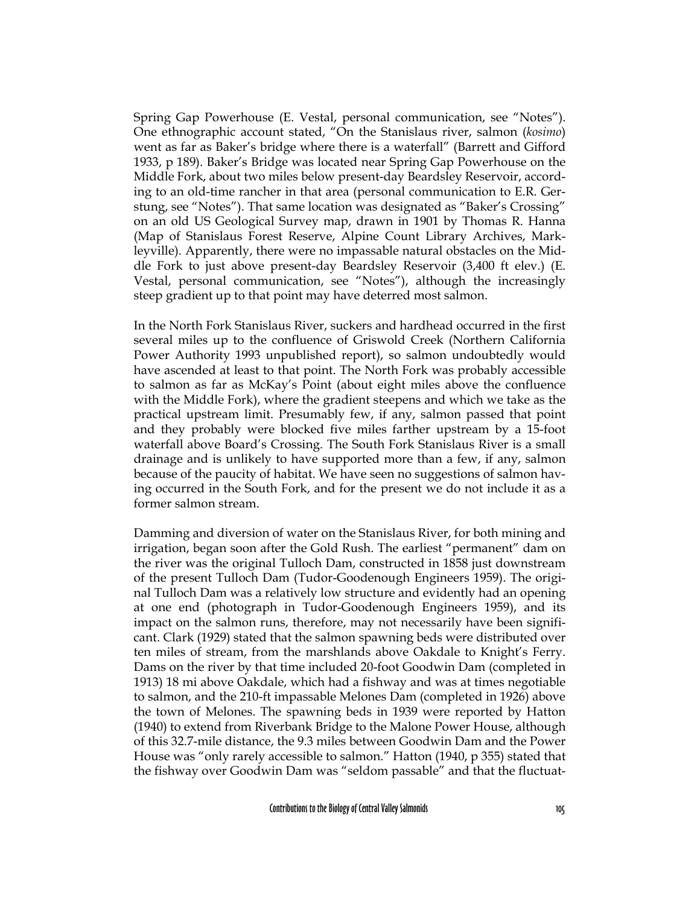Spring Gap Powerhouse (E. Vestal, personal communication, see "Notes"). One ethnographic account stated, "On the Stanislaus river, salmon (*kosimo*) went as far as Baker's bridge where there is a waterfall" (Barrett and Gifford 1933, p 189). Baker's Bridge was located near Spring Gap Powerhouse on the Middle Fork, about two miles below present-day Beardsley Reservoir, according to an old-time rancher in that area (personal communication to E.R. Gerstung, see "Notes"). That same location was designated as "Baker's Crossing" on an old US Geological Survey map, drawn in 1901 by Thomas R. Hanna (Map of Stanislaus Forest Reserve, Alpine Count Library Archives, Markleyville). Apparently, there were no impassable natural obstacles on the Middle Fork to just above present-day Beardsley Reservoir (3,400 ft elev.) (E. Vestal, personal communication, see "Notes"), although the increasingly steep gradient up to that point may have deterred most salmon.

In the North Fork Stanislaus River, suckers and hardhead occurred in the first several miles up to the confluence of Griswold Creek (Northern California Power Authority 1993 unpublished report), so salmon undoubtedly would have ascended at least to that point. The North Fork was probably accessible to salmon as far as McKay's Point (about eight miles above the confluence with the Middle Fork), where the gradient steepens and which we take as the practical upstream limit. Presumably few, if any, salmon passed that point and they probably were blocked five miles farther upstream by a 15-foot waterfall above Board's Crossing. The South Fork Stanislaus River is a small drainage and is unlikely to have supported more than a few, if any, salmon because of the paucity of habitat. We have seen no suggestions of salmon having occurred in the South Fork, and for the present we do not include it as a former salmon stream.

Damming and diversion of water on the Stanislaus River, for both mining and irrigation, began soon after the Gold Rush. The earliest "permanent" dam on the river was the original Tulloch Dam, constructed in 1858 just downstream of the present Tulloch Dam (Tudor-Goodenough Engineers 1959). The original Tulloch Dam was a relatively low structure and evidently had an opening at one end (photograph in Tudor-Goodenough Engineers 1959), and its impact on the salmon runs, therefore, may not necessarily have been significant. Clark (1929) stated that the salmon spawning beds were distributed over ten miles of stream, from the marshlands above Oakdale to Knight's Ferry. Dams on the river by that time included 20-foot Goodwin Dam (completed in 1913) 18 mi above Oakdale, which had a fishway and was at times negotiable to salmon, and the 210-ft impassable Melones Dam (completed in 1926) above the town of Melones. The spawning beds in 1939 were reported by Hatton (1940) to extend from Riverbank Bridge to the Malone Power House, although of this 32.7-mile distance, the 9.3 miles between Goodwin Dam and the Power House was "only rarely accessible to salmon." Hatton (1940, p 355) stated that the fishway over Goodwin Dam was "seldom passable" and that the fluctuat-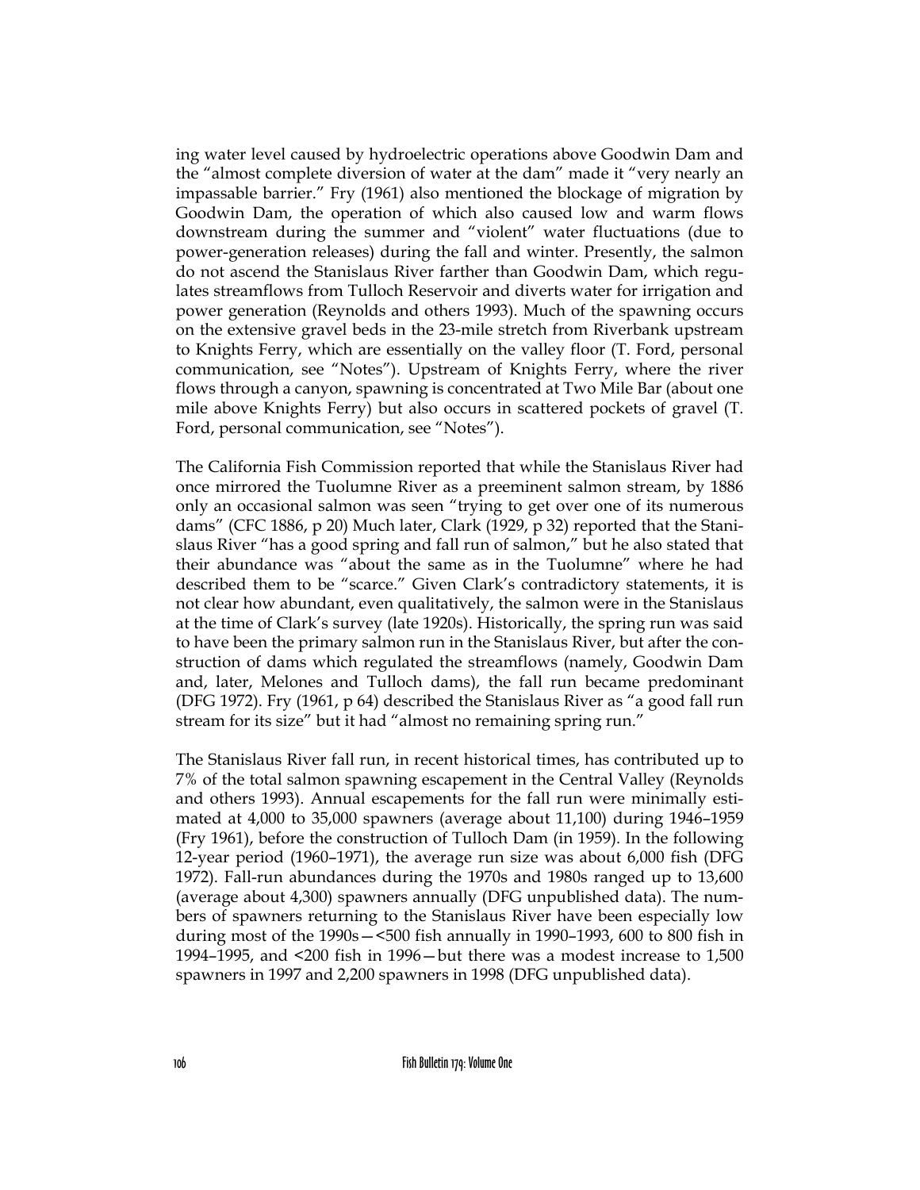ing water level caused by hydroelectric operations above Goodwin Dam and the "almost complete diversion of water at the dam" made it "very nearly an impassable barrier." Fry (1961) also mentioned the blockage of migration by Goodwin Dam, the operation of which also caused low and warm flows downstream during the summer and "violent" water fluctuations (due to power-generation releases) during the fall and winter. Presently, the salmon do not ascend the Stanislaus River farther than Goodwin Dam, which regulates streamflows from Tulloch Reservoir and diverts water for irrigation and power generation (Reynolds and others 1993). Much of the spawning occurs on the extensive gravel beds in the 23-mile stretch from Riverbank upstream to Knights Ferry, which are essentially on the valley floor (T. Ford, personal communication, see "Notes"). Upstream of Knights Ferry, where the river flows through a canyon, spawning is concentrated at Two Mile Bar (about one mile above Knights Ferry) but also occurs in scattered pockets of gravel (T. Ford, personal communication, see "Notes").

The California Fish Commission reported that while the Stanislaus River had once mirrored the Tuolumne River as a preeminent salmon stream, by 1886 only an occasional salmon was seen "trying to get over one of its numerous dams" (CFC 1886, p 20) Much later, Clark (1929, p 32) reported that the Stanislaus River "has a good spring and fall run of salmon," but he also stated that their abundance was "about the same as in the Tuolumne" where he had described them to be "scarce." Given Clark's contradictory statements, it is not clear how abundant, even qualitatively, the salmon were in the Stanislaus at the time of Clark's survey (late 1920s). Historically, the spring run was said to have been the primary salmon run in the Stanislaus River, but after the construction of dams which regulated the streamflows (namely, Goodwin Dam and, later, Melones and Tulloch dams), the fall run became predominant (DFG 1972). Fry (1961, p 64) described the Stanislaus River as "a good fall run stream for its size" but it had "almost no remaining spring run."

The Stanislaus River fall run, in recent historical times, has contributed up to 7% of the total salmon spawning escapement in the Central Valley (Reynolds and others 1993). Annual escapements for the fall run were minimally estimated at 4,000 to 35,000 spawners (average about 11,100) during 1946–1959 (Fry 1961), before the construction of Tulloch Dam (in 1959). In the following 12-year period (1960–1971), the average run size was about 6,000 fish (DFG 1972). Fall-run abundances during the 1970s and 1980s ranged up to 13,600 (average about 4,300) spawners annually (DFG unpublished data). The numbers of spawners returning to the Stanislaus River have been especially low during most of the 1990s—<500 fish annually in 1990–1993, 600 to 800 fish in 1994–1995, and <200 fish in 1996—but there was a modest increase to 1,500 spawners in 1997 and 2,200 spawners in 1998 (DFG unpublished data).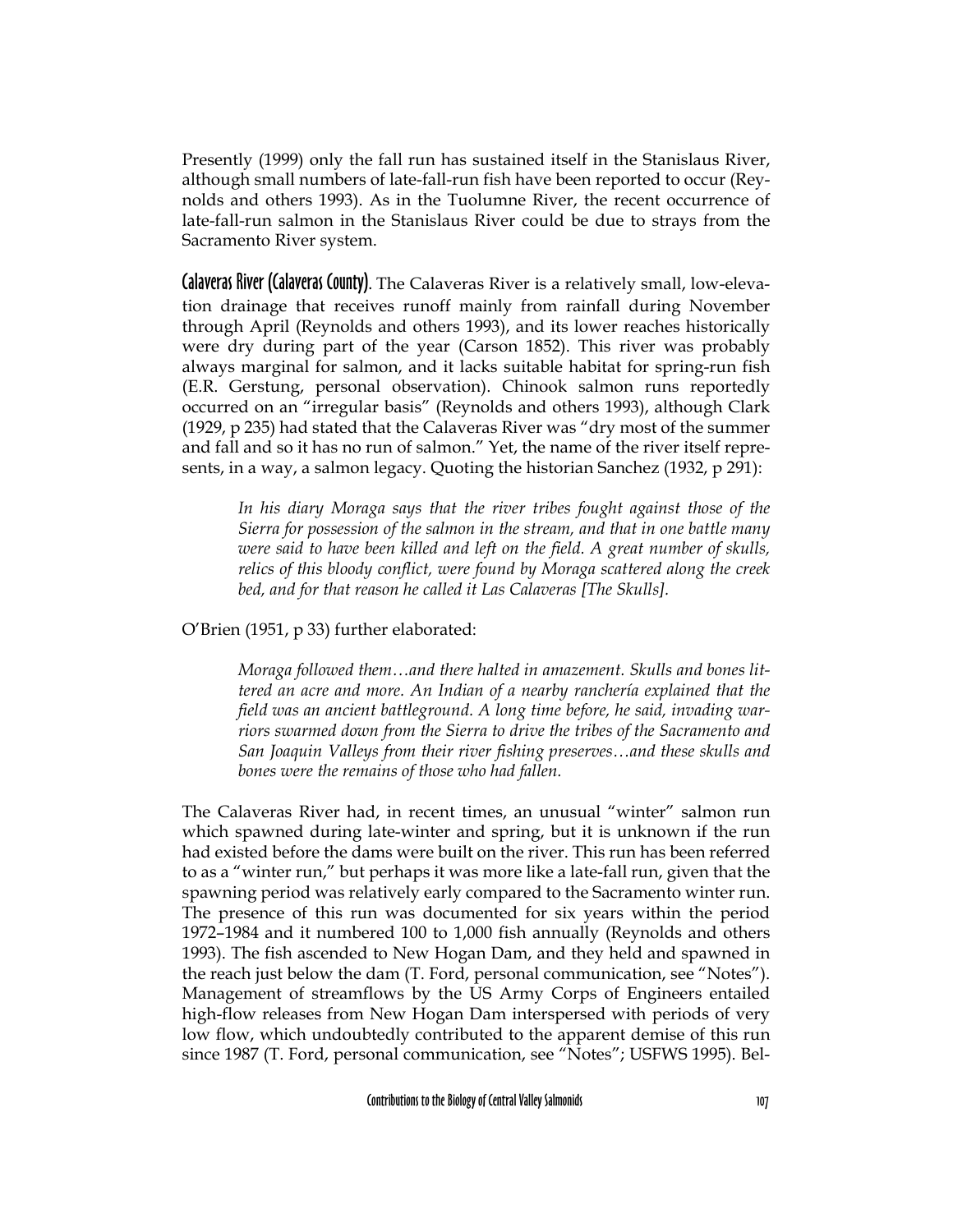Presently (1999) only the fall run has sustained itself in the Stanislaus River, although small numbers of late-fall-run fish have been reported to occur (Reynolds and others 1993). As in the Tuolumne River, the recent occurrence of late-fall-run salmon in the Stanislaus River could be due to strays from the Sacramento River system.

**Calaveras River (Calaveras County)**. The Calaveras River is a relatively small, low-elevation drainage that receives runoff mainly from rainfall during November through April (Reynolds and others 1993), and its lower reaches historically were dry during part of the year (Carson 1852). This river was probably always marginal for salmon, and it lacks suitable habitat for spring-run fish (E.R. Gerstung, personal observation). Chinook salmon runs reportedly occurred on an "irregular basis" (Reynolds and others 1993), although Clark (1929, p 235) had stated that the Calaveras River was "dry most of the summer and fall and so it has no run of salmon." Yet, the name of the river itself represents, in a way, a salmon legacy. Quoting the historian Sanchez (1932, p 291):

> *In his diary Moraga says that the river tribes fought against those of the Sierra for possession of the salmon in the stream, and that in one battle many were said to have been killed and left on the field. A great number of skulls, relics of this bloody conflict, were found by Moraga scattered along the creek bed, and for that reason he called it Las Calaveras [The Skulls].*

O'Brien (1951, p 33) further elaborated:

> *Moraga followed them…and there halted in amazement. Skulls and bones littered an acre and more. An Indian of a nearby ranchería explained that the field was an ancient battleground. A long time before, he said, invading warriors swarmed down from the Sierra to drive the tribes of the Sacramento and San Joaquin Valleys from their river fishing preserves…and these skulls and bones were the remains of those who had fallen.*

The Calaveras River had, in recent times, an unusual "winter" salmon run which spawned during late-winter and spring, but it is unknown if the run had existed before the dams were built on the river. This run has been referred to as a "winter run," but perhaps it was more like a late-fall run, given that the spawning period was relatively early compared to the Sacramento winter run. The presence of this run was documented for six years within the period 1972–1984 and it numbered 100 to 1,000 fish annually (Reynolds and others 1993). The fish ascended to New Hogan Dam, and they held and spawned in the reach just below the dam (T. Ford, personal communication, see "Notes"). Management of streamflows by the US Army Corps of Engineers entailed high-flow releases from New Hogan Dam interspersed with periods of very low flow, which undoubtedly contributed to the apparent demise of this run since 1987 (T. Ford, personal communication, see "Notes"; USFWS 1995). Bel-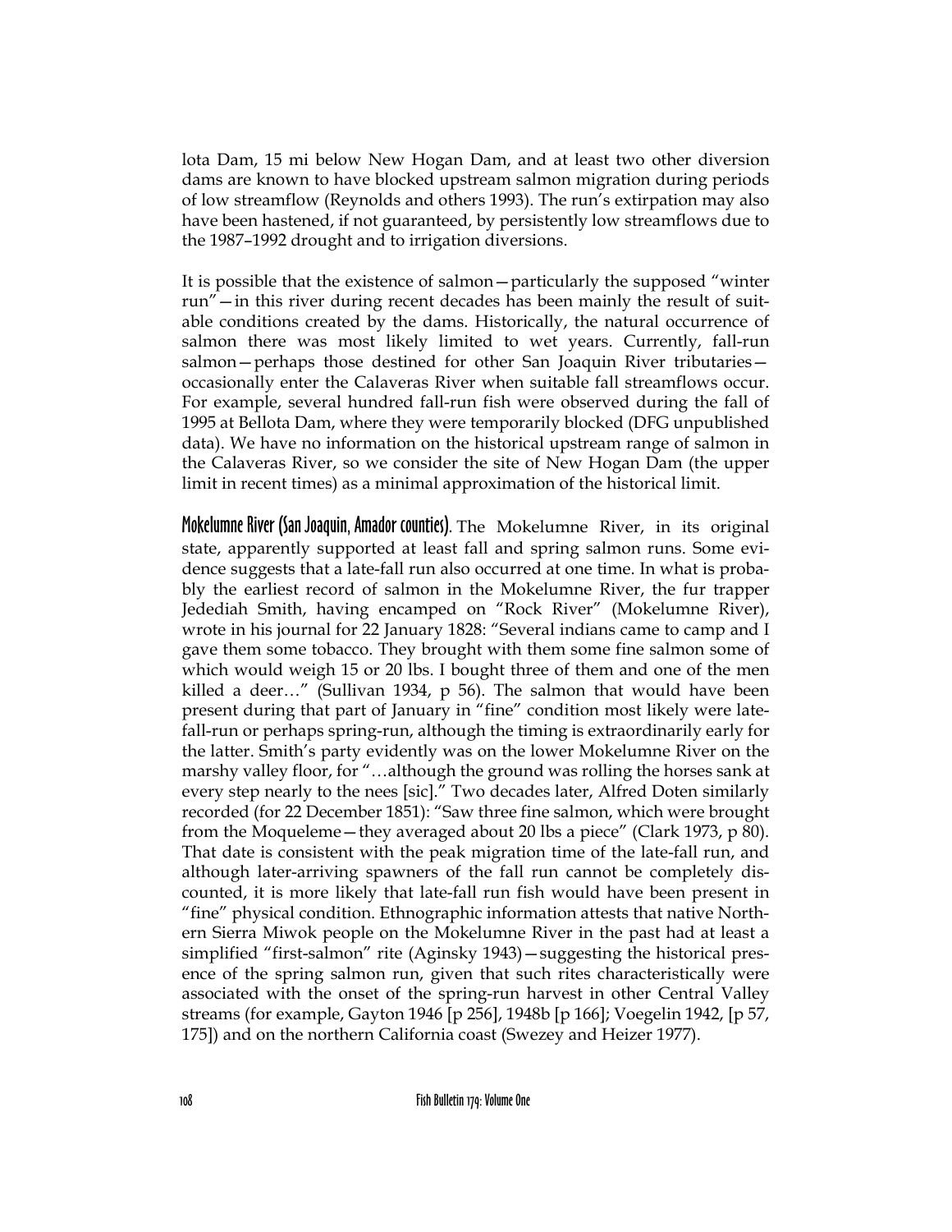lota Dam, 15 mi below New Hogan Dam, and at least two other diversion dams are known to have blocked upstream salmon migration during periods of low streamflow (Reynolds and others 1993). The run's extirpation may also have been hastened, if not guaranteed, by persistently low streamflows due to the 1987–1992 drought and to irrigation diversions.

It is possible that the existence of salmon—particularly the supposed "winter run"—in this river during recent decades has been mainly the result of suitable conditions created by the dams. Historically, the natural occurrence of salmon there was most likely limited to wet years. Currently, fall-run salmon—perhaps those destined for other San Joaquin River tributaries—occasionally enter the Calaveras River when suitable fall streamflows occur. For example, several hundred fall-run fish were observed during the fall of 1995 at Bellota Dam, where they were temporarily blocked (DFG unpublished data). We have no information on the historical upstream range of salmon in the Calaveras River, so we consider the site of New Hogan Dam (the upper limit in recent times) as a minimal approximation of the historical limit.

**Mokelumne River (San Joaquin, Amador counties).** The Mokelumne River, in its original state, apparently supported at least fall and spring salmon runs. Some evidence suggests that a late-fall run also occurred at one time. In what is probably the earliest record of salmon in the Mokelumne River, the fur trapper Jedediah Smith, having encamped on "Rock River" (Mokelumne River), wrote in his journal for 22 January 1828: "Several indians came to camp and I gave them some tobacco. They brought with them some fine salmon some of which would weigh 15 or 20 lbs. I bought three of them and one of the men killed a deer…" (Sullivan 1934, p 56). The salmon that would have been present during that part of January in "fine" condition most likely were late-fall-run or perhaps spring-run, although the timing is extraordinarily early for the latter. Smith's party evidently was on the lower Mokelumne River on the marshy valley floor, for "…although the ground was rolling the horses sank at every step nearly to the nees [sic]." Two decades later, Alfred Doten similarly recorded (for 22 December 1851): "Saw three fine salmon, which were brought from the Moqueleme—they averaged about 20 lbs a piece" (Clark 1973, p 80). That date is consistent with the peak migration time of the late-fall run, and although later-arriving spawners of the fall run cannot be completely discounted, it is more likely that late-fall run fish would have been present in "fine" physical condition. Ethnographic information attests that native Northern Sierra Miwok people on the Mokelumne River in the past had at least a simplified "first-salmon" rite (Aginsky 1943)—suggesting the historical presence of the spring salmon run, given that such rites characteristically were associated with the onset of the spring-run harvest in other Central Valley streams (for example, Gayton 1946 [p 256], 1948b [p 166]; Voegelin 1942, [p 57, 175]) and on the northern California coast (Swezey and Heizer 1977).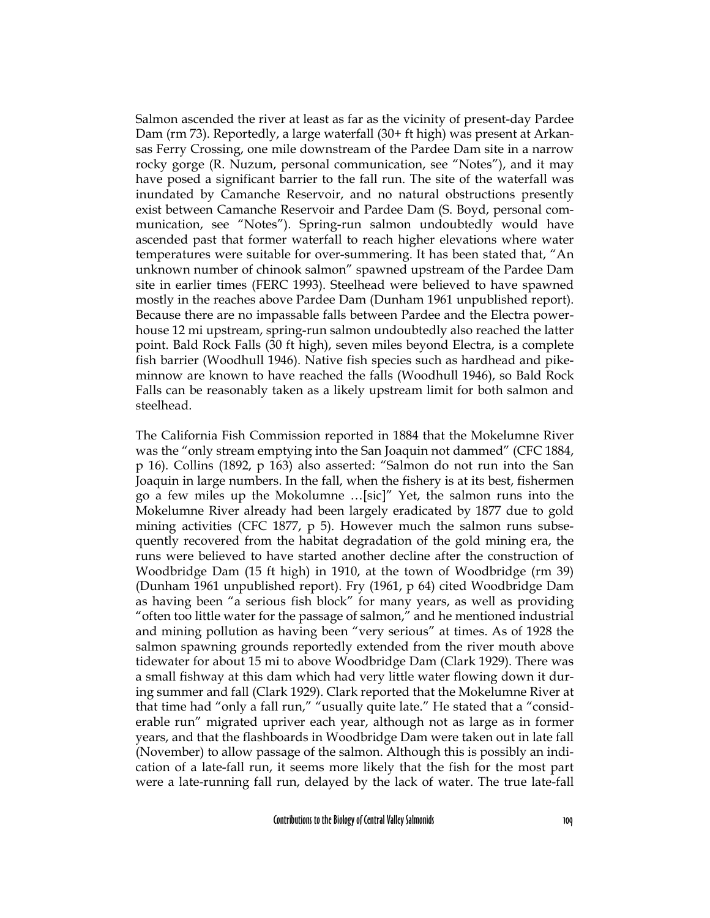Salmon ascended the river at least as far as the vicinity of present-day Pardee Dam (rm 73). Reportedly, a large waterfall (30+ ft high) was present at Arkansas Ferry Crossing, one mile downstream of the Pardee Dam site in a narrow rocky gorge (R. Nuzum, personal communication, see "Notes"), and it may have posed a significant barrier to the fall run. The site of the waterfall was inundated by Camanche Reservoir, and no natural obstructions presently exist between Camanche Reservoir and Pardee Dam (S. Boyd, personal communication, see "Notes"). Spring-run salmon undoubtedly would have ascended past that former waterfall to reach higher elevations where water temperatures were suitable for over-summering. It has been stated that, "An unknown number of chinook salmon" spawned upstream of the Pardee Dam site in earlier times (FERC 1993). Steelhead were believed to have spawned mostly in the reaches above Pardee Dam (Dunham 1961 unpublished report). Because there are no impassable falls between Pardee and the Electra powerhouse 12 mi upstream, spring-run salmon undoubtedly also reached the latter point. Bald Rock Falls (30 ft high), seven miles beyond Electra, is a complete fish barrier (Woodhull 1946). Native fish species such as hardhead and pikeminnow are known to have reached the falls (Woodhull 1946), so Bald Rock Falls can be reasonably taken as a likely upstream limit for both salmon and steelhead.

The California Fish Commission reported in 1884 that the Mokelumne River was the "only stream emptying into the San Joaquin not dammed" (CFC 1884, p 16). Collins (1892, p 163) also asserted: "Salmon do not run into the San Joaquin in large numbers. In the fall, when the fishery is at its best, fishermen go a few miles up the Mokolumne …[sic]" Yet, the salmon runs into the Mokelumne River already had been largely eradicated by 1877 due to gold mining activities (CFC 1877, p 5). However much the salmon runs subsequently recovered from the habitat degradation of the gold mining era, the runs were believed to have started another decline after the construction of Woodbridge Dam (15 ft high) in 1910, at the town of Woodbridge (rm 39) (Dunham 1961 unpublished report). Fry (1961, p 64) cited Woodbridge Dam as having been "a serious fish block" for many years, as well as providing "often too little water for the passage of salmon," and he mentioned industrial and mining pollution as having been "very serious" at times. As of 1928 the salmon spawning grounds reportedly extended from the river mouth above tidewater for about 15 mi to above Woodbridge Dam (Clark 1929). There was a small fishway at this dam which had very little water flowing down it during summer and fall (Clark 1929). Clark reported that the Mokelumne River at that time had "only a fall run," "usually quite late." He stated that a "considerable run" migrated upriver each year, although not as large as in former years, and that the flashboards in Woodbridge Dam were taken out in late fall (November) to allow passage of the salmon. Although this is possibly an indication of a late-fall run, it seems more likely that the fish for the most part were a late-running fall run, delayed by the lack of water. The true late-fall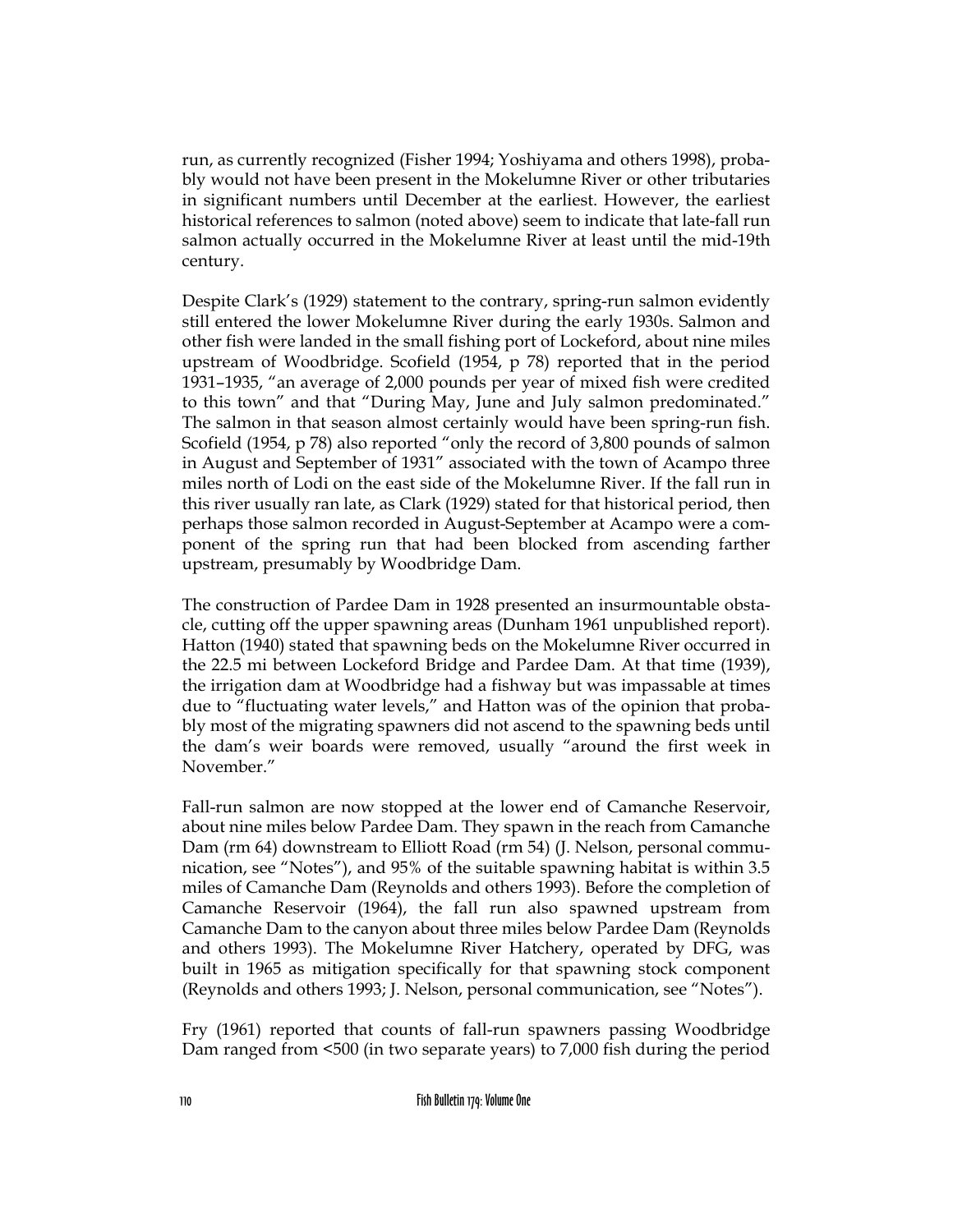run, as currently recognized (Fisher 1994; Yoshiyama and others 1998), probably would not have been present in the Mokelumne River or other tributaries in significant numbers until December at the earliest. However, the earliest historical references to salmon (noted above) seem to indicate that late-fall run salmon actually occurred in the Mokelumne River at least until the mid-19th century.

Despite Clark's (1929) statement to the contrary, spring-run salmon evidently still entered the lower Mokelumne River during the early 1930s. Salmon and other fish were landed in the small fishing port of Lockeford, about nine miles upstream of Woodbridge. Scofield (1954, p 78) reported that in the period 1931–1935, "an average of 2,000 pounds per year of mixed fish were credited to this town" and that "During May, June and July salmon predominated." The salmon in that season almost certainly would have been spring-run fish. Scofield (1954, p 78) also reported "only the record of 3,800 pounds of salmon in August and September of 1931" associated with the town of Acampo three miles north of Lodi on the east side of the Mokelumne River. If the fall run in this river usually ran late, as Clark (1929) stated for that historical period, then perhaps those salmon recorded in August-September at Acampo were a component of the spring run that had been blocked from ascending farther upstream, presumably by Woodbridge Dam.

The construction of Pardee Dam in 1928 presented an insurmountable obstacle, cutting off the upper spawning areas (Dunham 1961 unpublished report). Hatton (1940) stated that spawning beds on the Mokelumne River occurred in the 22.5 mi between Lockeford Bridge and Pardee Dam. At that time (1939), the irrigation dam at Woodbridge had a fishway but was impassable at times due to "fluctuating water levels," and Hatton was of the opinion that probably most of the migrating spawners did not ascend to the spawning beds until the dam's weir boards were removed, usually "around the first week in November."

Fall-run salmon are now stopped at the lower end of Camanche Reservoir, about nine miles below Pardee Dam. They spawn in the reach from Camanche Dam (rm 64) downstream to Elliott Road (rm 54) (J. Nelson, personal communication, see "Notes"), and 95% of the suitable spawning habitat is within 3.5 miles of Camanche Dam (Reynolds and others 1993). Before the completion of Camanche Reservoir (1964), the fall run also spawned upstream from Camanche Dam to the canyon about three miles below Pardee Dam (Reynolds and others 1993). The Mokelumne River Hatchery, operated by DFG, was built in 1965 as mitigation specifically for that spawning stock component (Reynolds and others 1993; J. Nelson, personal communication, see "Notes").

Fry (1961) reported that counts of fall-run spawners passing Woodbridge Dam ranged from <500 (in two separate years) to 7,000 fish during the period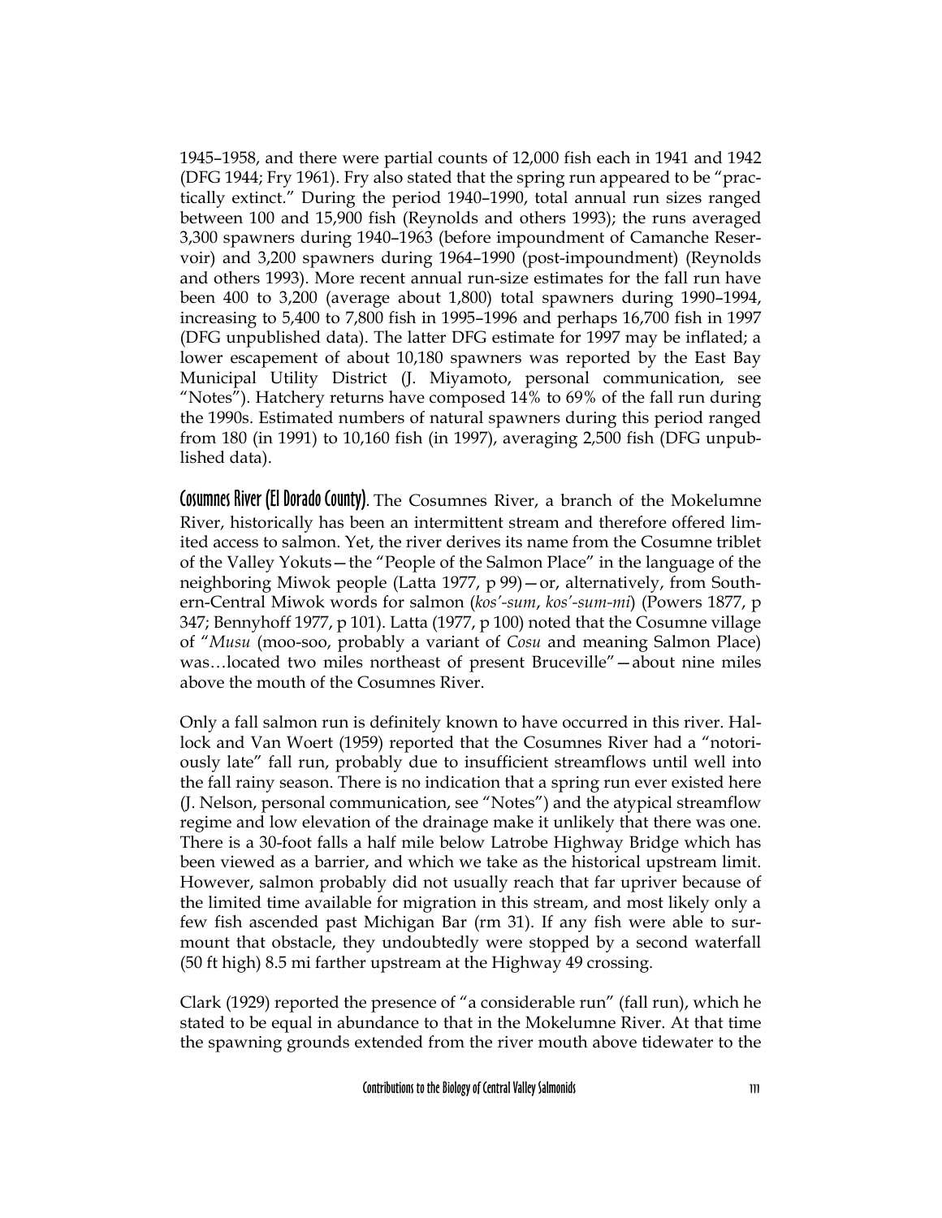1945–1958, and there were partial counts of 12,000 fish each in 1941 and 1942 (DFG 1944; Fry 1961). Fry also stated that the spring run appeared to be "practically extinct." During the period 1940–1990, total annual run sizes ranged between 100 and 15,900 fish (Reynolds and others 1993); the runs averaged 3,300 spawners during 1940–1963 (before impoundment of Camanche Reservoir) and 3,200 spawners during 1964–1990 (post-impoundment) (Reynolds and others 1993). More recent annual run-size estimates for the fall run have been 400 to 3,200 (average about 1,800) total spawners during 1990–1994, increasing to 5,400 to 7,800 fish in 1995–1996 and perhaps 16,700 fish in 1997 (DFG unpublished data). The latter DFG estimate for 1997 may be inflated; a lower escapement of about 10,180 spawners was reported by the East Bay Municipal Utility District (J. Miyamoto, personal communication, see "Notes"). Hatchery returns have composed 14% to 69% of the fall run during the 1990s. Estimated numbers of natural spawners during this period ranged from 180 (in 1991) to 10,160 fish (in 1997), averaging 2,500 fish (DFG unpublished data).

**Cosumnes River (El Dorado County).** The Cosumnes River, a branch of the Mokelumne River, historically has been an intermittent stream and therefore offered limited access to salmon. Yet, the river derives its name from the Cosumne triblet of the Valley Yokuts—the "People of the Salmon Place" in the language of the neighboring Miwok people (Latta 1977, p 99)—or, alternatively, from Southern-Central Miwok words for salmon (*kos'-sum*, *kos'-sum-mi*) (Powers 1877, p 347; Bennyhoff 1977, p 101). Latta (1977, p 100) noted that the Cosumne village of "*Musu* (moo-soo, probably a variant of *Cosu* and meaning Salmon Place) was…located two miles northeast of present Bruceville"—about nine miles above the mouth of the Cosumnes River.

Only a fall salmon run is definitely known to have occurred in this river. Hallock and Van Woert (1959) reported that the Cosumnes River had a "notoriously late" fall run, probably due to insufficient streamflows until well into the fall rainy season. There is no indication that a spring run ever existed here (J. Nelson, personal communication, see "Notes") and the atypical streamflow regime and low elevation of the drainage make it unlikely that there was one. There is a 30-foot falls a half mile below Latrobe Highway Bridge which has been viewed as a barrier, and which we take as the historical upstream limit. However, salmon probably did not usually reach that far upriver because of the limited time available for migration in this stream, and most likely only a few fish ascended past Michigan Bar (rm 31). If any fish were able to surmount that obstacle, they undoubtedly were stopped by a second waterfall (50 ft high) 8.5 mi farther upstream at the Highway 49 crossing.

Clark (1929) reported the presence of "a considerable run" (fall run), which he stated to be equal in abundance to that in the Mokelumne River. At that time the spawning grounds extended from the river mouth above tidewater to the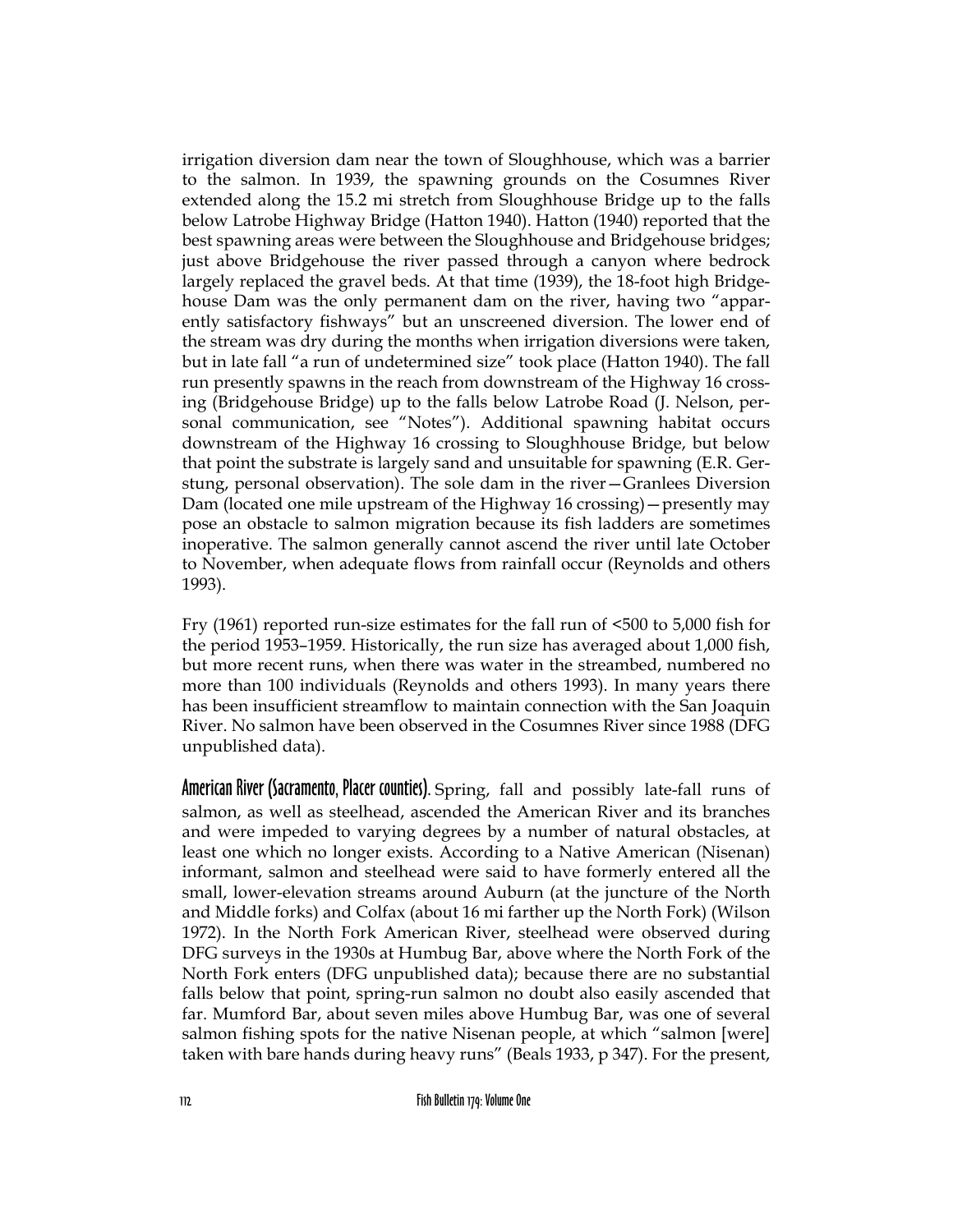irrigation diversion dam near the town of Sloughhouse, which was a barrier to the salmon. In 1939, the spawning grounds on the Cosumnes River extended along the 15.2 mi stretch from Sloughhouse Bridge up to the falls below Latrobe Highway Bridge (Hatton 1940). Hatton (1940) reported that the best spawning areas were between the Sloughhouse and Bridgehouse bridges; just above Bridgehouse the river passed through a canyon where bedrock largely replaced the gravel beds. At that time (1939), the 18-foot high Bridgehouse Dam was the only permanent dam on the river, having two "apparently satisfactory fishways" but an unscreened diversion. The lower end of the stream was dry during the months when irrigation diversions were taken, but in late fall "a run of undetermined size" took place (Hatton 1940). The fall run presently spawns in the reach from downstream of the Highway 16 crossing (Bridgehouse Bridge) up to the falls below Latrobe Road (J. Nelson, personal communication, see "Notes"). Additional spawning habitat occurs downstream of the Highway 16 crossing to Sloughhouse Bridge, but below that point the substrate is largely sand and unsuitable for spawning (E.R. Gerstung, personal observation). The sole dam in the river—Granlees Diversion Dam (located one mile upstream of the Highway 16 crossing)—presently may pose an obstacle to salmon migration because its fish ladders are sometimes inoperative. The salmon generally cannot ascend the river until late October to November, when adequate flows from rainfall occur (Reynolds and others 1993).

Fry (1961) reported run-size estimates for the fall run of <500 to 5,000 fish for the period 1953–1959. Historically, the run size has averaged about 1,000 fish, but more recent runs, when there was water in the streambed, numbered no more than 100 individuals (Reynolds and others 1993). In many years there has been insufficient streamflow to maintain connection with the San Joaquin River. No salmon have been observed in the Cosumnes River since 1988 (DFG unpublished data).

**American River (Sacramento, Placer counties).** Spring, fall and possibly late-fall runs of salmon, as well as steelhead, ascended the American River and its branches and were impeded to varying degrees by a number of natural obstacles, at least one which no longer exists. According to a Native American (Nisenan) informant, salmon and steelhead were said to have formerly entered all the small, lower-elevation streams around Auburn (at the juncture of the North and Middle forks) and Colfax (about 16 mi farther up the North Fork) (Wilson 1972). In the North Fork American River, steelhead were observed during DFG surveys in the 1930s at Humbug Bar, above where the North Fork of the North Fork enters (DFG unpublished data); because there are no substantial falls below that point, spring-run salmon no doubt also easily ascended that far. Mumford Bar, about seven miles above Humbug Bar, was one of several salmon fishing spots for the native Nisenan people, at which "salmon [were] taken with bare hands during heavy runs" (Beals 1933, p 347). For the present,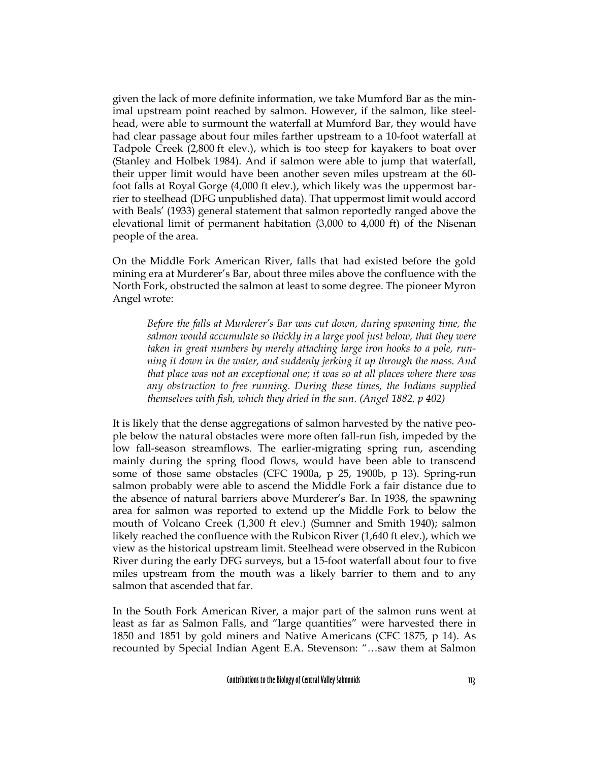given the lack of more definite information, we take Mumford Bar as the minimal upstream point reached by salmon. However, if the salmon, like steelhead, were able to surmount the waterfall at Mumford Bar, they would have had clear passage about four miles farther upstream to a 10-foot waterfall at Tadpole Creek (2,800 ft elev.), which is too steep for kayakers to boat over (Stanley and Holbek 1984). And if salmon were able to jump that waterfall, their upper limit would have been another seven miles upstream at the 60-foot falls at Royal Gorge (4,000 ft elev.), which likely was the uppermost barrier to steelhead (DFG unpublished data). That uppermost limit would accord with Beals' (1933) general statement that salmon reportedly ranged above the elevational limit of permanent habitation (3,000 to 4,000 ft) of the Nisenan people of the area.

On the Middle Fork American River, falls that had existed before the gold mining era at Murderer's Bar, about three miles above the confluence with the North Fork, obstructed the salmon at least to some degree. The pioneer Myron Angel wrote:

> *Before the falls at Murderer's Bar was cut down, during spawning time, the salmon would accumulate so thickly in a large pool just below, that they were taken in great numbers by merely attaching large iron hooks to a pole, running it down in the water, and suddenly jerking it up through the mass. And that place was not an exceptional one; it was so at all places where there was any obstruction to free running. During these times, the Indians supplied themselves with fish, which they dried in the sun. (Angel 1882, p 402)*

It is likely that the dense aggregations of salmon harvested by the native people below the natural obstacles were more often fall-run fish, impeded by the low fall-season streamflows. The earlier-migrating spring run, ascending mainly during the spring flood flows, would have been able to transcend some of those same obstacles (CFC 1900a, p 25, 1900b, p 13). Spring-run salmon probably were able to ascend the Middle Fork a fair distance due to the absence of natural barriers above Murderer's Bar. In 1938, the spawning area for salmon was reported to extend up the Middle Fork to below the mouth of Volcano Creek (1,300 ft elev.) (Sumner and Smith 1940); salmon likely reached the confluence with the Rubicon River (1,640 ft elev.), which we view as the historical upstream limit. Steelhead were observed in the Rubicon River during the early DFG surveys, but a 15-foot waterfall about four to five miles upstream from the mouth was a likely barrier to them and to any salmon that ascended that far.

In the South Fork American River, a major part of the salmon runs went at least as far as Salmon Falls, and "large quantities" were harvested there in 1850 and 1851 by gold miners and Native Americans (CFC 1875, p 14). As recounted by Special Indian Agent E.A. Stevenson: "…saw them at Salmon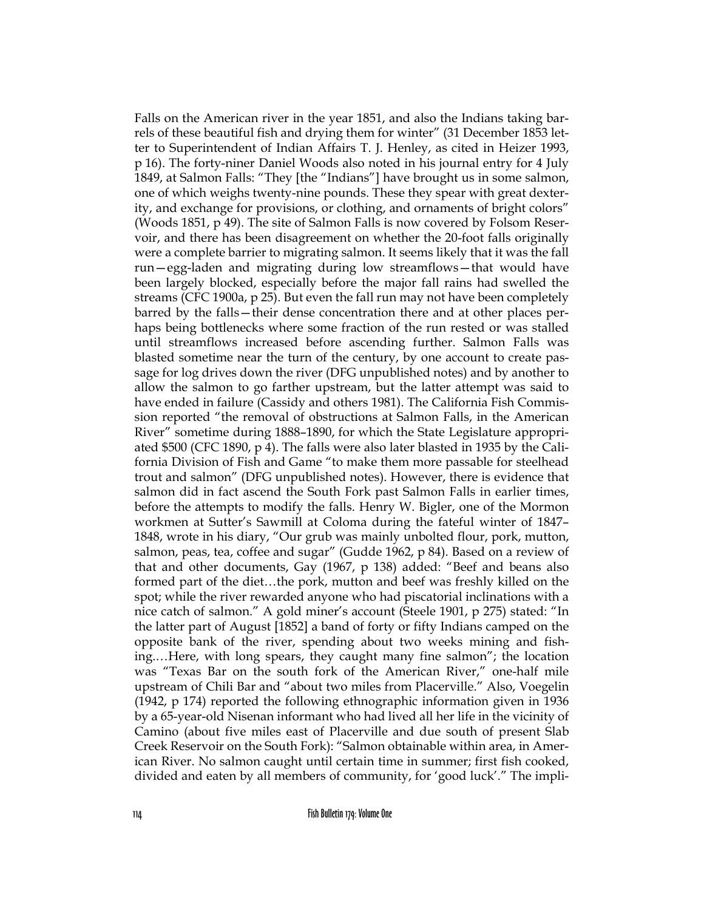Falls on the American river in the year 1851, and also the Indians taking barrels of these beautiful fish and drying them for winter" (31 December 1853 letter to Superintendent of Indian Affairs T. J. Henley, as cited in Heizer 1993, p 16). The forty-niner Daniel Woods also noted in his journal entry for 4 July 1849, at Salmon Falls: "They [the "Indians"] have brought us in some salmon, one of which weighs twenty-nine pounds. These they spear with great dexterity, and exchange for provisions, or clothing, and ornaments of bright colors" (Woods 1851, p 49). The site of Salmon Falls is now covered by Folsom Reservoir, and there has been disagreement on whether the 20-foot falls originally were a complete barrier to migrating salmon. It seems likely that it was the fall run—egg-laden and migrating during low streamflows—that would have been largely blocked, especially before the major fall rains had swelled the streams (CFC 1900a, p 25). But even the fall run may not have been completely barred by the falls—their dense concentration there and at other places perhaps being bottlenecks where some fraction of the run rested or was stalled until streamflows increased before ascending further. Salmon Falls was blasted sometime near the turn of the century, by one account to create passage for log drives down the river (DFG unpublished notes) and by another to allow the salmon to go farther upstream, but the latter attempt was said to have ended in failure (Cassidy and others 1981). The California Fish Commission reported "the removal of obstructions at Salmon Falls, in the American River" sometime during 1888–1890, for which the State Legislature appropriated $500 (CFC 1890, p 4). The falls were also later blasted in 1935 by the California Division of Fish and Game "to make them more passable for steelhead trout and salmon" (DFG unpublished notes). However, there is evidence that salmon did in fact ascend the South Fork past Salmon Falls in earlier times, before the attempts to modify the falls. Henry W. Bigler, one of the Mormon workmen at Sutter's Sawmill at Coloma during the fateful winter of 1847–1848, wrote in his diary, "Our grub was mainly unbolted flour, pork, mutton, salmon, peas, tea, coffee and sugar" (Gudde 1962, p 84). Based on a review of that and other documents, Gay (1967, p 138) added: "Beef and beans also formed part of the diet…the pork, mutton and beef was freshly killed on the spot; while the river rewarded anyone who had piscatorial inclinations with a nice catch of salmon." A gold miner's account (Steele 1901, p 275) stated: "In the latter part of August [1852] a band of forty or fifty Indians camped on the opposite bank of the river, spending about two weeks mining and fishing.…Here, with long spears, they caught many fine salmon"; the location was "Texas Bar on the south fork of the American River," one-half mile upstream of Chili Bar and "about two miles from Placerville." Also, Voegelin (1942, p 174) reported the following ethnographic information given in 1936 by a 65-year-old Nisenan informant who had lived all her life in the vicinity of Camino (about five miles east of Placerville and due south of present Slab Creek Reservoir on the South Fork): "Salmon obtainable within area, in American River. No salmon caught until certain time in summer; first fish cooked, divided and eaten by all members of community, for 'good luck'." The impli-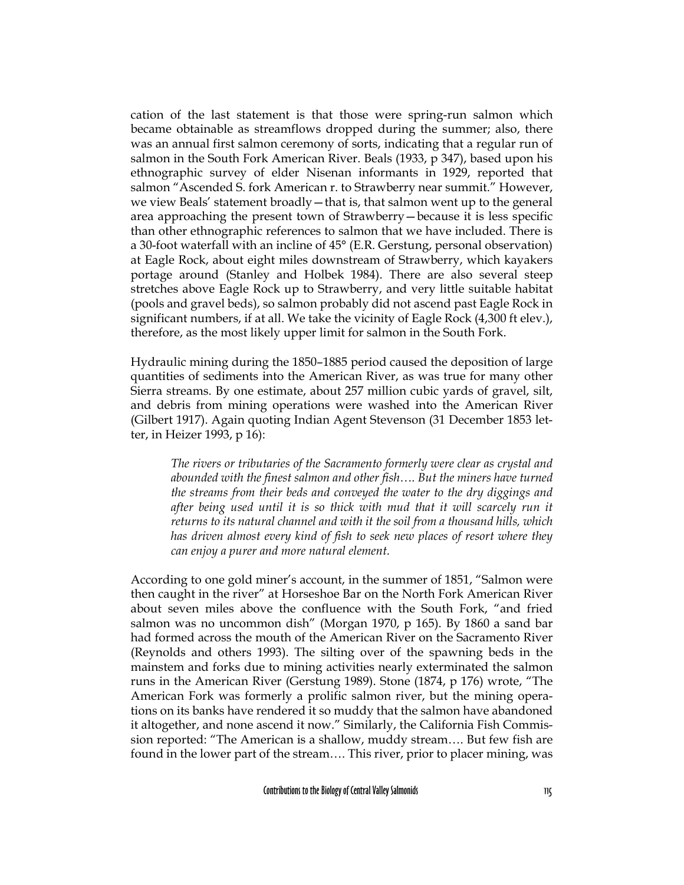cation of the last statement is that those were spring-run salmon which became obtainable as streamflows dropped during the summer; also, there was an annual first salmon ceremony of sorts, indicating that a regular run of salmon in the South Fork American River. Beals (1933, p 347), based upon his ethnographic survey of elder Nisenan informants in 1929, reported that salmon "Ascended S. fork American r. to Strawberry near summit." However, we view Beals' statement broadly—that is, that salmon went up to the general area approaching the present town of Strawberry—because it is less specific than other ethnographic references to salmon that we have included. There is a 30-foot waterfall with an incline of 45° (E.R. Gerstung, personal observation) at Eagle Rock, about eight miles downstream of Strawberry, which kayakers portage around (Stanley and Holbek 1984). There are also several steep stretches above Eagle Rock up to Strawberry, and very little suitable habitat (pools and gravel beds), so salmon probably did not ascend past Eagle Rock in significant numbers, if at all. We take the vicinity of Eagle Rock (4,300 ft elev.), therefore, as the most likely upper limit for salmon in the South Fork.

Hydraulic mining during the 1850–1885 period caused the deposition of large quantities of sediments into the American River, as was true for many other Sierra streams. By one estimate, about 257 million cubic yards of gravel, silt, and debris from mining operations were washed into the American River (Gilbert 1917). Again quoting Indian Agent Stevenson (31 December 1853 letter, in Heizer 1993, p 16):

> *The rivers or tributaries of the Sacramento formerly were clear as crystal and abounded with the finest salmon and other fish…. But the miners have turned the streams from their beds and conveyed the water to the dry diggings and after being used until it is so thick with mud that it will scarcely run it returns to its natural channel and with it the soil from a thousand hills, which has driven almost every kind of fish to seek new places of resort where they can enjoy a purer and more natural element.*

According to one gold miner's account, in the summer of 1851, "Salmon were then caught in the river" at Horseshoe Bar on the North Fork American River about seven miles above the confluence with the South Fork, "and fried salmon was no uncommon dish" (Morgan 1970, p 165). By 1860 a sand bar had formed across the mouth of the American River on the Sacramento River (Reynolds and others 1993). The silting over of the spawning beds in the mainstem and forks due to mining activities nearly exterminated the salmon runs in the American River (Gerstung 1989). Stone (1874, p 176) wrote, "The American Fork was formerly a prolific salmon river, but the mining operations on its banks have rendered it so muddy that the salmon have abandoned it altogether, and none ascend it now." Similarly, the California Fish Commission reported: "The American is a shallow, muddy stream…. But few fish are found in the lower part of the stream…. This river, prior to placer mining, was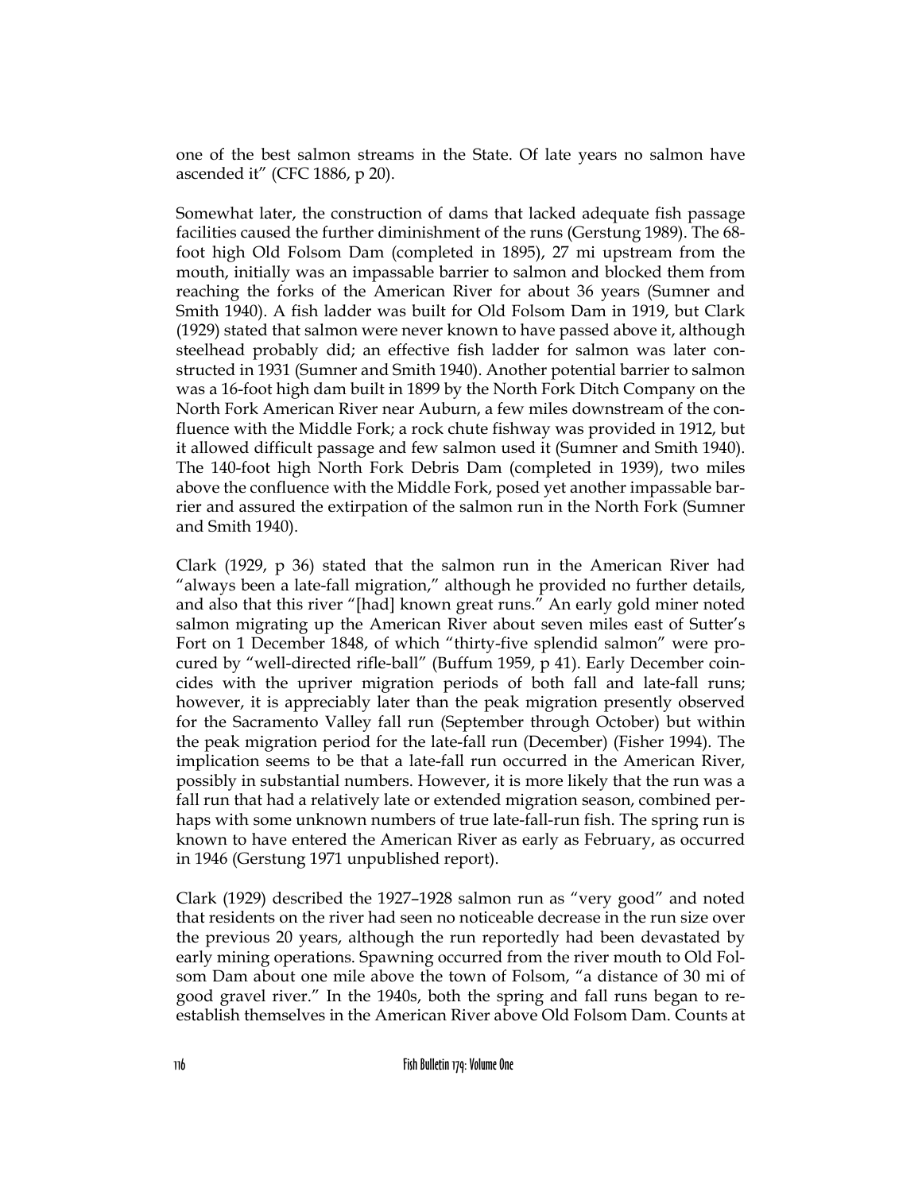one of the best salmon streams in the State. Of late years no salmon have ascended it" (CFC 1886, p 20).

Somewhat later, the construction of dams that lacked adequate fish passage facilities caused the further diminishment of the runs (Gerstung 1989). The 68-foot high Old Folsom Dam (completed in 1895), 27 mi upstream from the mouth, initially was an impassable barrier to salmon and blocked them from reaching the forks of the American River for about 36 years (Sumner and Smith 1940). A fish ladder was built for Old Folsom Dam in 1919, but Clark (1929) stated that salmon were never known to have passed above it, although steelhead probably did; an effective fish ladder for salmon was later constructed in 1931 (Sumner and Smith 1940). Another potential barrier to salmon was a 16-foot high dam built in 1899 by the North Fork Ditch Company on the North Fork American River near Auburn, a few miles downstream of the confluence with the Middle Fork; a rock chute fishway was provided in 1912, but it allowed difficult passage and few salmon used it (Sumner and Smith 1940). The 140-foot high North Fork Debris Dam (completed in 1939), two miles above the confluence with the Middle Fork, posed yet another impassable barrier and assured the extirpation of the salmon run in the North Fork (Sumner and Smith 1940).

Clark (1929, p 36) stated that the salmon run in the American River had "always been a late-fall migration," although he provided no further details, and also that this river "[had] known great runs." An early gold miner noted salmon migrating up the American River about seven miles east of Sutter's Fort on 1 December 1848, of which "thirty-five splendid salmon" were procured by "well-directed rifle-ball" (Buffum 1959, p 41). Early December coincides with the upriver migration periods of both fall and late-fall runs; however, it is appreciably later than the peak migration presently observed for the Sacramento Valley fall run (September through October) but within the peak migration period for the late-fall run (December) (Fisher 1994). The implication seems to be that a late-fall run occurred in the American River, possibly in substantial numbers. However, it is more likely that the run was a fall run that had a relatively late or extended migration season, combined perhaps with some unknown numbers of true late-fall-run fish. The spring run is known to have entered the American River as early as February, as occurred in 1946 (Gerstung 1971 unpublished report).

Clark (1929) described the 1927–1928 salmon run as "very good" and noted that residents on the river had seen no noticeable decrease in the run size over the previous 20 years, although the run reportedly had been devastated by early mining operations. Spawning occurred from the river mouth to Old Folsom Dam about one mile above the town of Folsom, "a distance of 30 mi of good gravel river." In the 1940s, both the spring and fall runs began to reestablish themselves in the American River above Old Folsom Dam. Counts at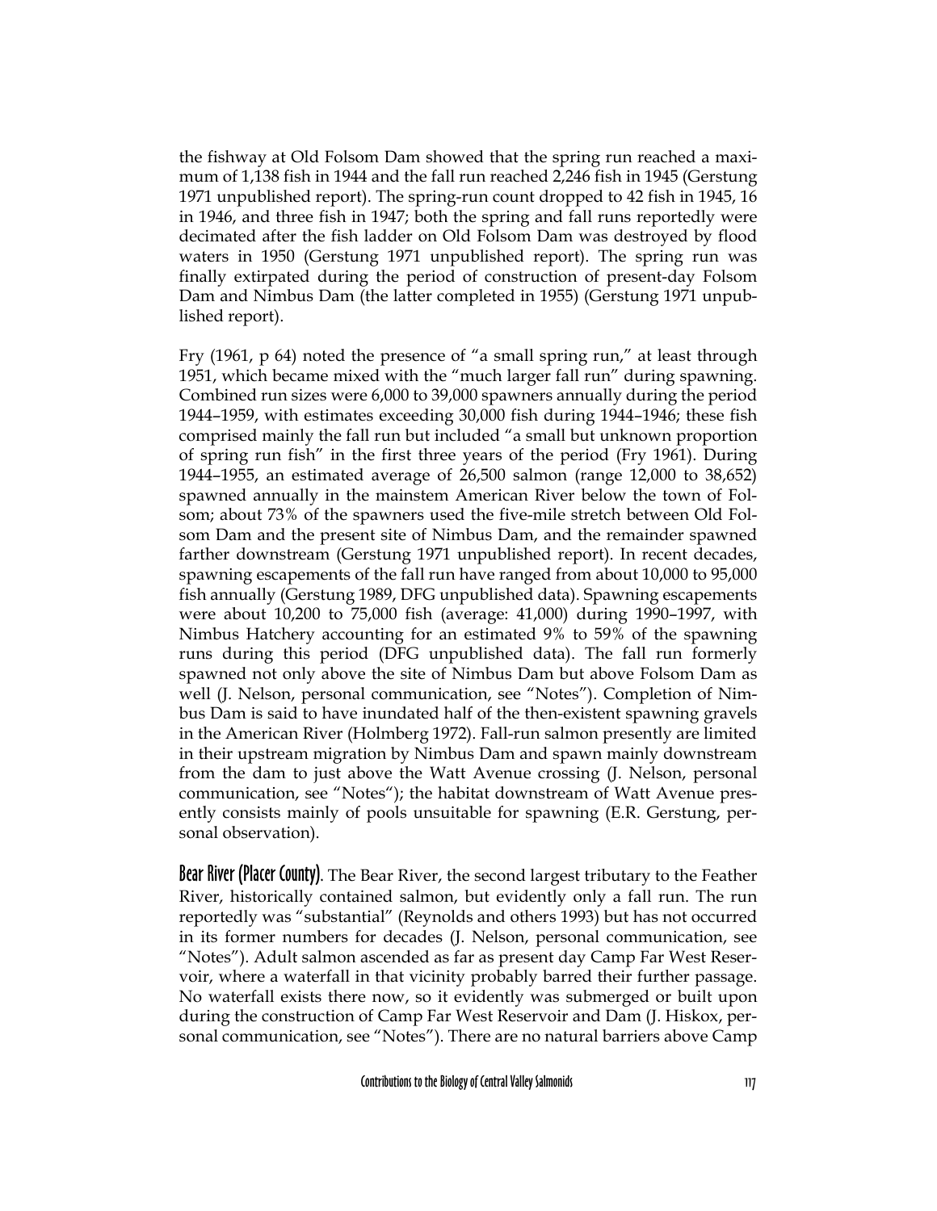the fishway at Old Folsom Dam showed that the spring run reached a maximum of 1,138 fish in 1944 and the fall run reached 2,246 fish in 1945 (Gerstung 1971 unpublished report). The spring-run count dropped to 42 fish in 1945, 16 in 1946, and three fish in 1947; both the spring and fall runs reportedly were decimated after the fish ladder on Old Folsom Dam was destroyed by flood waters in 1950 (Gerstung 1971 unpublished report). The spring run was finally extirpated during the period of construction of present-day Folsom Dam and Nimbus Dam (the latter completed in 1955) (Gerstung 1971 unpublished report).

Fry (1961, p 64) noted the presence of "a small spring run," at least through 1951, which became mixed with the "much larger fall run" during spawning. Combined run sizes were 6,000 to 39,000 spawners annually during the period 1944–1959, with estimates exceeding 30,000 fish during 1944–1946; these fish comprised mainly the fall run but included "a small but unknown proportion of spring run fish" in the first three years of the period (Fry 1961). During 1944–1955, an estimated average of 26,500 salmon (range 12,000 to 38,652) spawned annually in the mainstem American River below the town of Folsom; about 73% of the spawners used the five-mile stretch between Old Folsom Dam and the present site of Nimbus Dam, and the remainder spawned farther downstream (Gerstung 1971 unpublished report). In recent decades, spawning escapements of the fall run have ranged from about 10,000 to 95,000 fish annually (Gerstung 1989, DFG unpublished data). Spawning escapements were about 10,200 to 75,000 fish (average: 41,000) during 1990–1997, with Nimbus Hatchery accounting for an estimated 9% to 59% of the spawning runs during this period (DFG unpublished data). The fall run formerly spawned not only above the site of Nimbus Dam but above Folsom Dam as well (J. Nelson, personal communication, see "Notes"). Completion of Nimbus Dam is said to have inundated half of the then-existent spawning gravels in the American River (Holmberg 1972). Fall-run salmon presently are limited in their upstream migration by Nimbus Dam and spawn mainly downstream from the dam to just above the Watt Avenue crossing (J. Nelson, personal communication, see "Notes"); the habitat downstream of Watt Avenue presently consists mainly of pools unsuitable for spawning (E.R. Gerstung, personal observation).

**Bear River (Placer County)**. The Bear River, the second largest tributary to the Feather River, historically contained salmon, but evidently only a fall run. The run reportedly was "substantial" (Reynolds and others 1993) but has not occurred in its former numbers for decades (J. Nelson, personal communication, see "Notes"). Adult salmon ascended as far as present day Camp Far West Reservoir, where a waterfall in that vicinity probably barred their further passage. No waterfall exists there now, so it evidently was submerged or built upon during the construction of Camp Far West Reservoir and Dam (J. Hiskox, personal communication, see "Notes"). There are no natural barriers above Camp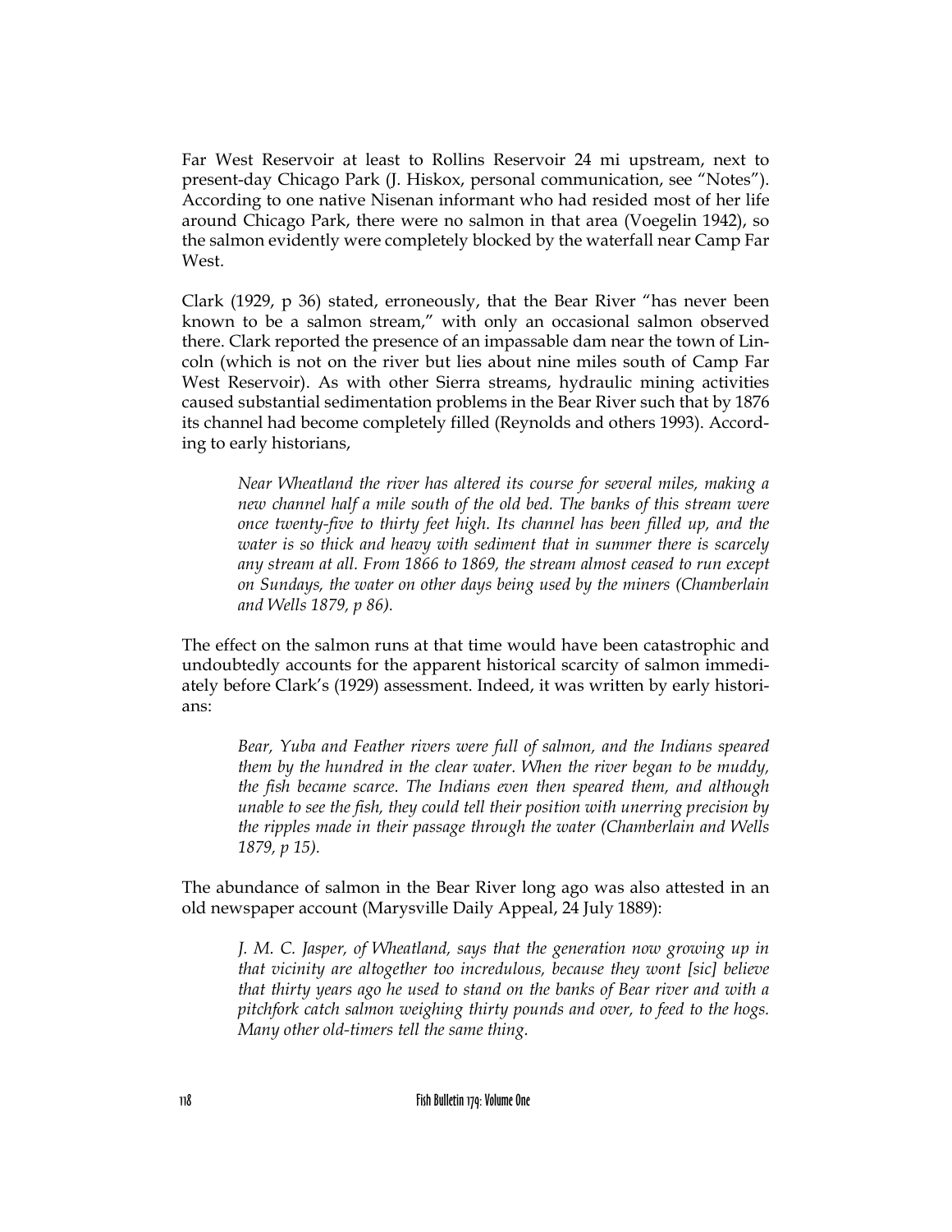Far West Reservoir at least to Rollins Reservoir 24 mi upstream, next to present-day Chicago Park (J. Hiskox, personal communication, see "Notes"). According to one native Nisenan informant who had resided most of her life around Chicago Park, there were no salmon in that area (Voegelin 1942), so the salmon evidently were completely blocked by the waterfall near Camp Far West.

Clark (1929, p 36) stated, erroneously, that the Bear River "has never been known to be a salmon stream," with only an occasional salmon observed there. Clark reported the presence of an impassable dam near the town of Lincoln (which is not on the river but lies about nine miles south of Camp Far West Reservoir). As with other Sierra streams, hydraulic mining activities caused substantial sedimentation problems in the Bear River such that by 1876 its channel had become completely filled (Reynolds and others 1993). According to early historians,

> *Near Wheatland the river has altered its course for several miles, making a new channel half a mile south of the old bed. The banks of this stream were once twenty-five to thirty feet high. Its channel has been filled up, and the water is so thick and heavy with sediment that in summer there is scarcely any stream at all. From 1866 to 1869, the stream almost ceased to run except on Sundays, the water on other days being used by the miners (Chamberlain and Wells 1879, p 86).*

The effect on the salmon runs at that time would have been catastrophic and undoubtedly accounts for the apparent historical scarcity of salmon immediately before Clark's (1929) assessment. Indeed, it was written by early historians:

> *Bear, Yuba and Feather rivers were full of salmon, and the Indians speared them by the hundred in the clear water. When the river began to be muddy, the fish became scarce. The Indians even then speared them, and although unable to see the fish, they could tell their position with unerring precision by the ripples made in their passage through the water (Chamberlain and Wells 1879, p 15).*

The abundance of salmon in the Bear River long ago was also attested in an old newspaper account (Marysville Daily Appeal, 24 July 1889):

> *J. M. C. Jasper, of Wheatland, says that the generation now growing up in that vicinity are altogether too incredulous, because they wont [sic] believe that thirty years ago he used to stand on the banks of Bear river and with a pitchfork catch salmon weighing thirty pounds and over, to feed to the hogs. Many other old-timers tell the same thing.*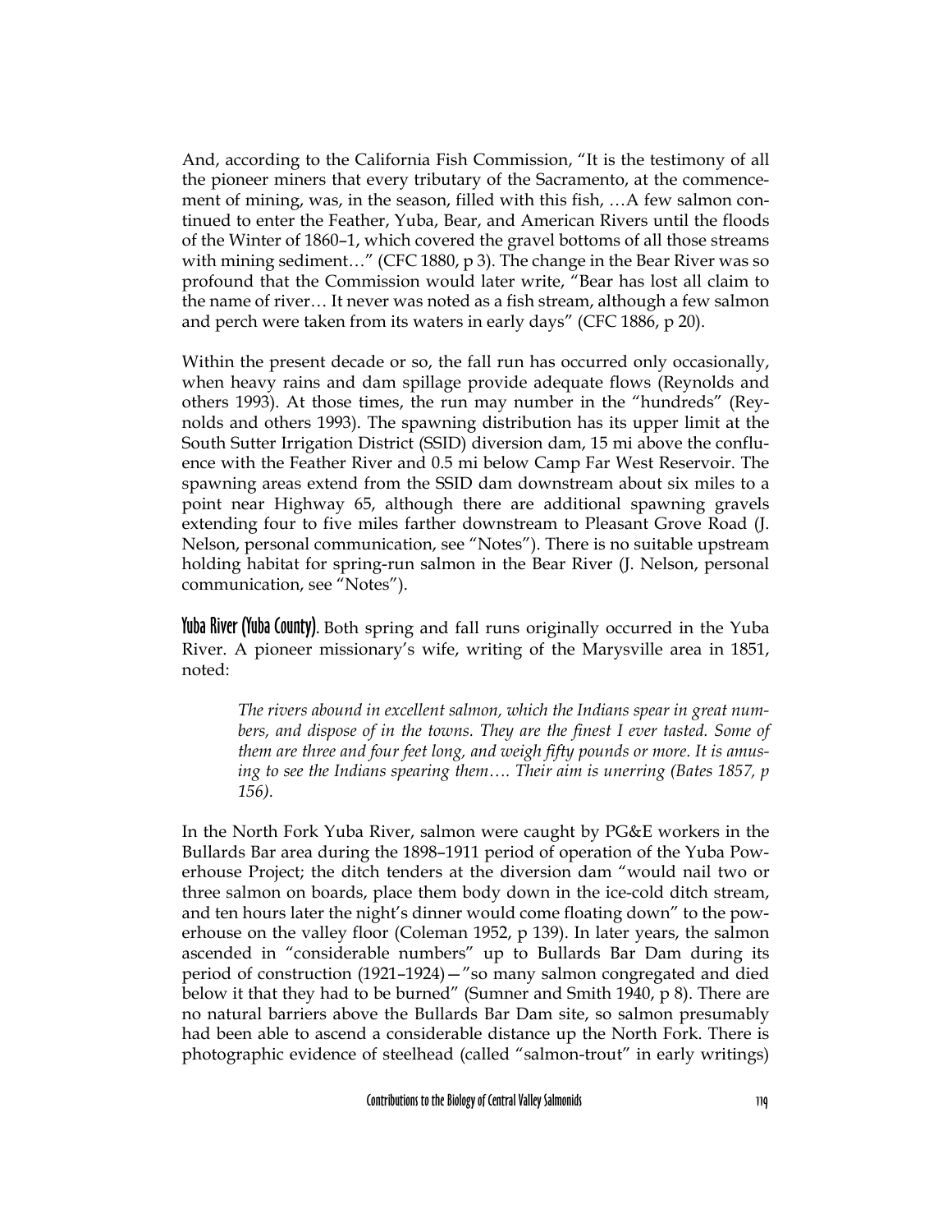And, according to the California Fish Commission, "It is the testimony of all the pioneer miners that every tributary of the Sacramento, at the commencement of mining, was, in the season, filled with this fish, …A few salmon continued to enter the Feather, Yuba, Bear, and American Rivers until the floods of the Winter of 1860–1, which covered the gravel bottoms of all those streams with mining sediment…" (CFC 1880, p 3). The change in the Bear River was so profound that the Commission would later write, "Bear has lost all claim to the name of river… It never was noted as a fish stream, although a few salmon and perch were taken from its waters in early days" (CFC 1886, p 20).

Within the present decade or so, the fall run has occurred only occasionally, when heavy rains and dam spillage provide adequate flows (Reynolds and others 1993). At those times, the run may number in the "hundreds" (Reynolds and others 1993). The spawning distribution has its upper limit at the South Sutter Irrigation District (SSID) diversion dam, 15 mi above the confluence with the Feather River and 0.5 mi below Camp Far West Reservoir. The spawning areas extend from the SSID dam downstream about six miles to a point near Highway 65, although there are additional spawning gravels extending four to five miles farther downstream to Pleasant Grove Road (J. Nelson, personal communication, see "Notes"). There is no suitable upstream holding habitat for spring-run salmon in the Bear River (J. Nelson, personal communication, see "Notes").

**Yuba River (Yuba County).** Both spring and fall runs originally occurred in the Yuba River. A pioneer missionary's wife, writing of the Marysville area in 1851, noted:

> *The rivers abound in excellent salmon, which the Indians spear in great numbers, and dispose of in the towns. They are the finest I ever tasted. Some of them are three and four feet long, and weigh fifty pounds or more. It is amusing to see the Indians spearing them…. Their aim is unerring (Bates 1857, p 156).*

In the North Fork Yuba River, salmon were caught by PG&E workers in the Bullards Bar area during the 1898–1911 period of operation of the Yuba Powerhouse Project; the ditch tenders at the diversion dam "would nail two or three salmon on boards, place them body down in the ice-cold ditch stream, and ten hours later the night's dinner would come floating down" to the powerhouse on the valley floor (Coleman 1952, p 139). In later years, the salmon ascended in "considerable numbers" up to Bullards Bar Dam during its period of construction (1921–1924)—"so many salmon congregated and died below it that they had to be burned" (Sumner and Smith 1940, p 8). There are no natural barriers above the Bullards Bar Dam site, so salmon presumably had been able to ascend a considerable distance up the North Fork. There is photographic evidence of steelhead (called "salmon-trout" in early writings)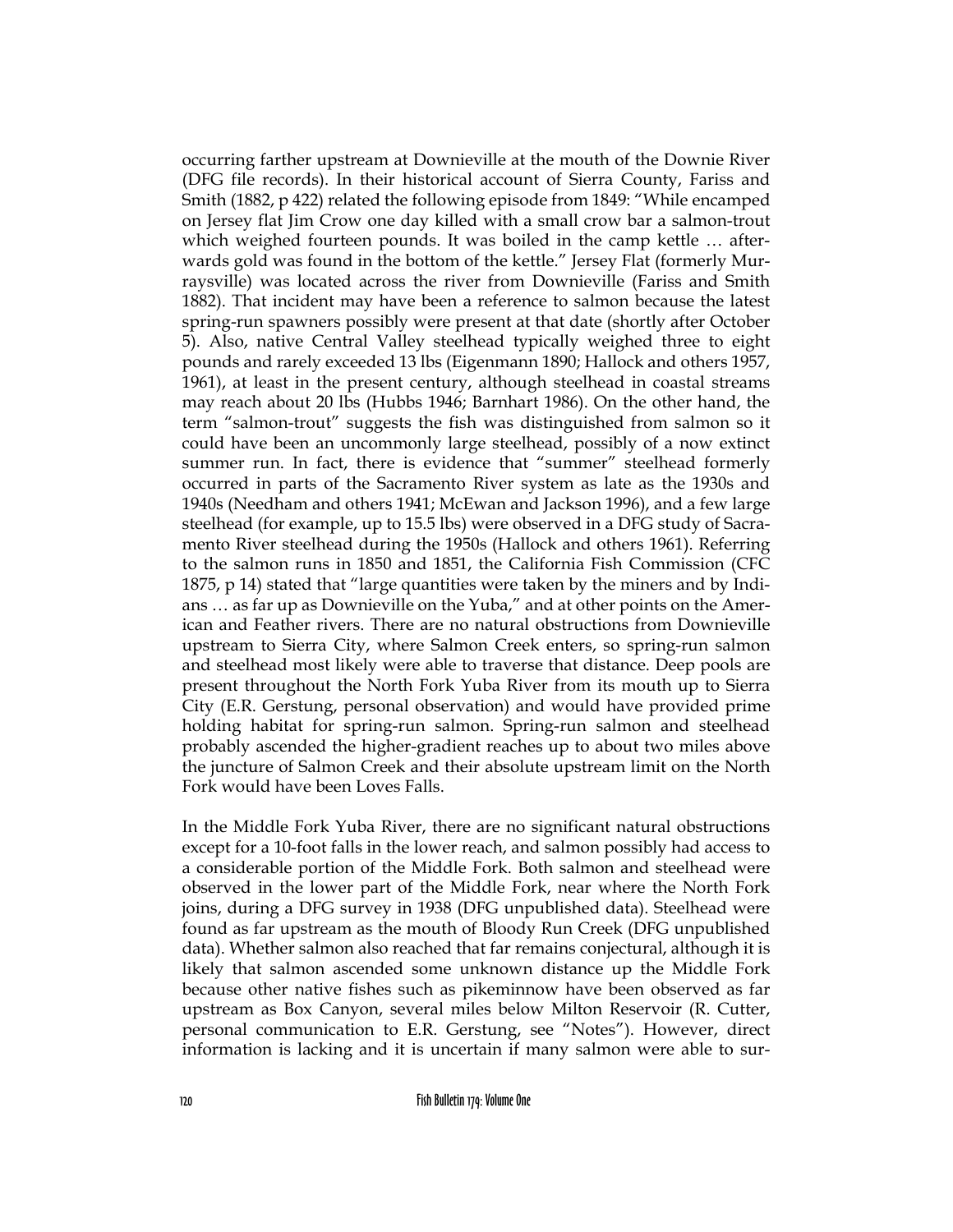occurring farther upstream at Downieville at the mouth of the Downie River (DFG file records). In their historical account of Sierra County, Fariss and Smith (1882, p 422) related the following episode from 1849: "While encamped on Jersey flat Jim Crow one day killed with a small crow bar a salmon-trout which weighed fourteen pounds. It was boiled in the camp kettle … afterwards gold was found in the bottom of the kettle." Jersey Flat (formerly Murraysville) was located across the river from Downieville (Fariss and Smith 1882). That incident may have been a reference to salmon because the latest spring-run spawners possibly were present at that date (shortly after October 5). Also, native Central Valley steelhead typically weighed three to eight pounds and rarely exceeded 13 lbs (Eigenmann 1890; Hallock and others 1957, 1961), at least in the present century, although steelhead in coastal streams may reach about 20 lbs (Hubbs 1946; Barnhart 1986). On the other hand, the term "salmon-trout" suggests the fish was distinguished from salmon so it could have been an uncommonly large steelhead, possibly of a now extinct summer run. In fact, there is evidence that "summer" steelhead formerly occurred in parts of the Sacramento River system as late as the 1930s and 1940s (Needham and others 1941; McEwan and Jackson 1996), and a few large steelhead (for example, up to 15.5 lbs) were observed in a DFG study of Sacramento River steelhead during the 1950s (Hallock and others 1961). Referring to the salmon runs in 1850 and 1851, the California Fish Commission (CFC 1875, p 14) stated that "large quantities were taken by the miners and by Indians … as far up as Downieville on the Yuba," and at other points on the American and Feather rivers. There are no natural obstructions from Downieville upstream to Sierra City, where Salmon Creek enters, so spring-run salmon and steelhead most likely were able to traverse that distance. Deep pools are present throughout the North Fork Yuba River from its mouth up to Sierra City (E.R. Gerstung, personal observation) and would have provided prime holding habitat for spring-run salmon. Spring-run salmon and steelhead probably ascended the higher-gradient reaches up to about two miles above the juncture of Salmon Creek and their absolute upstream limit on the North Fork would have been Loves Falls.

In the Middle Fork Yuba River, there are no significant natural obstructions except for a 10-foot falls in the lower reach, and salmon possibly had access to a considerable portion of the Middle Fork. Both salmon and steelhead were observed in the lower part of the Middle Fork, near where the North Fork joins, during a DFG survey in 1938 (DFG unpublished data). Steelhead were found as far upstream as the mouth of Bloody Run Creek (DFG unpublished data). Whether salmon also reached that far remains conjectural, although it is likely that salmon ascended some unknown distance up the Middle Fork because other native fishes such as pikeminnow have been observed as far upstream as Box Canyon, several miles below Milton Reservoir (R. Cutter, personal communication to E.R. Gerstung, see "Notes"). However, direct information is lacking and it is uncertain if many salmon were able to sur-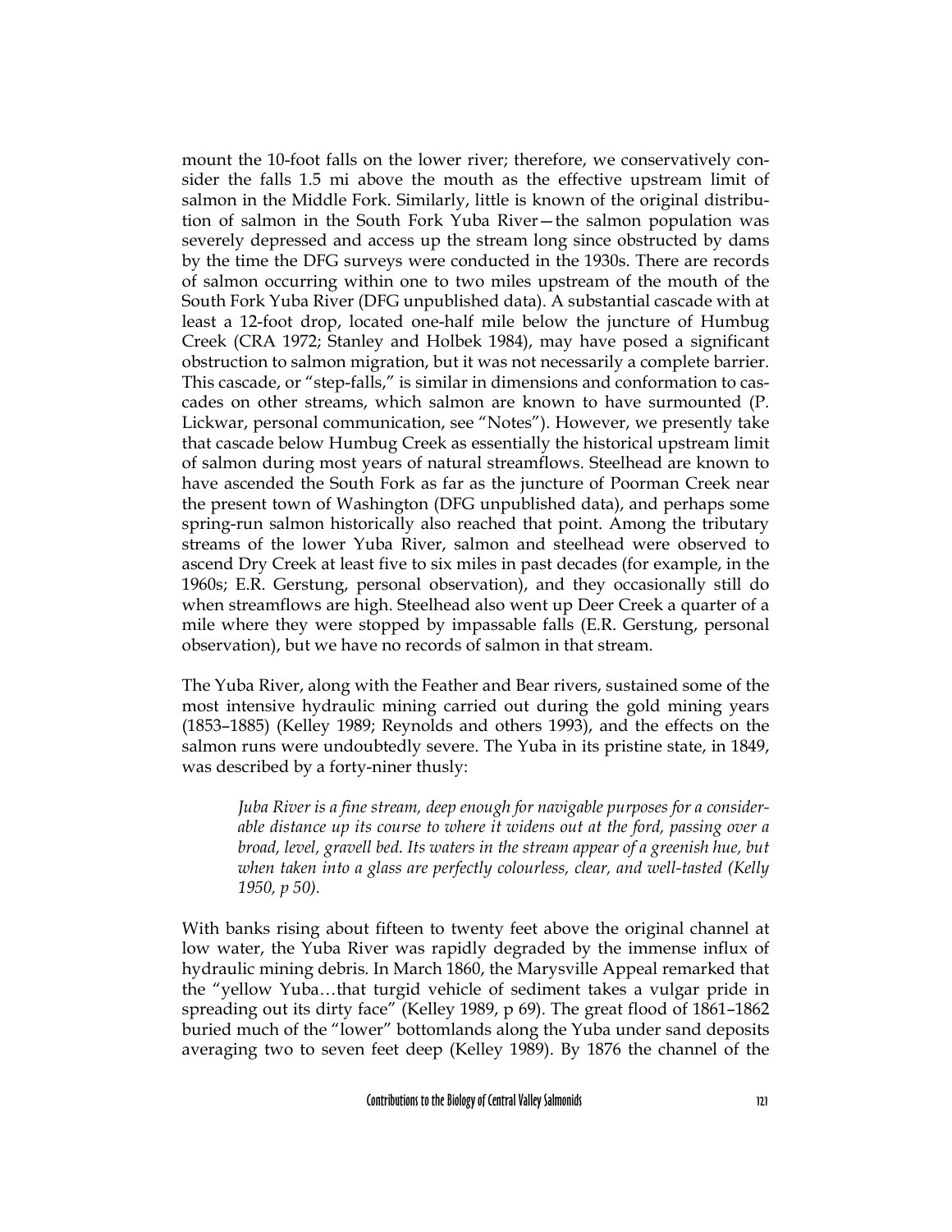mount the 10-foot falls on the lower river; therefore, we conservatively consider the falls 1.5 mi above the mouth as the effective upstream limit of salmon in the Middle Fork. Similarly, little is known of the original distribution of salmon in the South Fork Yuba River—the salmon population was severely depressed and access up the stream long since obstructed by dams by the time the DFG surveys were conducted in the 1930s. There are records of salmon occurring within one to two miles upstream of the mouth of the South Fork Yuba River (DFG unpublished data). A substantial cascade with at least a 12-foot drop, located one-half mile below the juncture of Humbug Creek (CRA 1972; Stanley and Holbek 1984), may have posed a significant obstruction to salmon migration, but it was not necessarily a complete barrier. This cascade, or "step-falls," is similar in dimensions and conformation to cascades on other streams, which salmon are known to have surmounted (P. Lickwar, personal communication, see "Notes"). However, we presently take that cascade below Humbug Creek as essentially the historical upstream limit of salmon during most years of natural streamflows. Steelhead are known to have ascended the South Fork as far as the juncture of Poorman Creek near the present town of Washington (DFG unpublished data), and perhaps some spring-run salmon historically also reached that point. Among the tributary streams of the lower Yuba River, salmon and steelhead were observed to ascend Dry Creek at least five to six miles in past decades (for example, in the 1960s; E.R. Gerstung, personal observation), and they occasionally still do when streamflows are high. Steelhead also went up Deer Creek a quarter of a mile where they were stopped by impassable falls (E.R. Gerstung, personal observation), but we have no records of salmon in that stream.

The Yuba River, along with the Feather and Bear rivers, sustained some of the most intensive hydraulic mining carried out during the gold mining years (1853–1885) (Kelley 1989; Reynolds and others 1993), and the effects on the salmon runs were undoubtedly severe. The Yuba in its pristine state, in 1849, was described by a forty-niner thusly:

> *Juba River is a fine stream, deep enough for navigable purposes for a considerable distance up its course to where it widens out at the ford, passing over a broad, level, gravell bed. Its waters in the stream appear of a greenish hue, but when taken into a glass are perfectly colourless, clear, and well-tasted (Kelly 1950, p 50).*

With banks rising about fifteen to twenty feet above the original channel at low water, the Yuba River was rapidly degraded by the immense influx of hydraulic mining debris. In March 1860, the Marysville Appeal remarked that the "yellow Yuba…that turgid vehicle of sediment takes a vulgar pride in spreading out its dirty face" (Kelley 1989, p 69). The great flood of 1861–1862 buried much of the "lower" bottomlands along the Yuba under sand deposits averaging two to seven feet deep (Kelley 1989). By 1876 the channel of the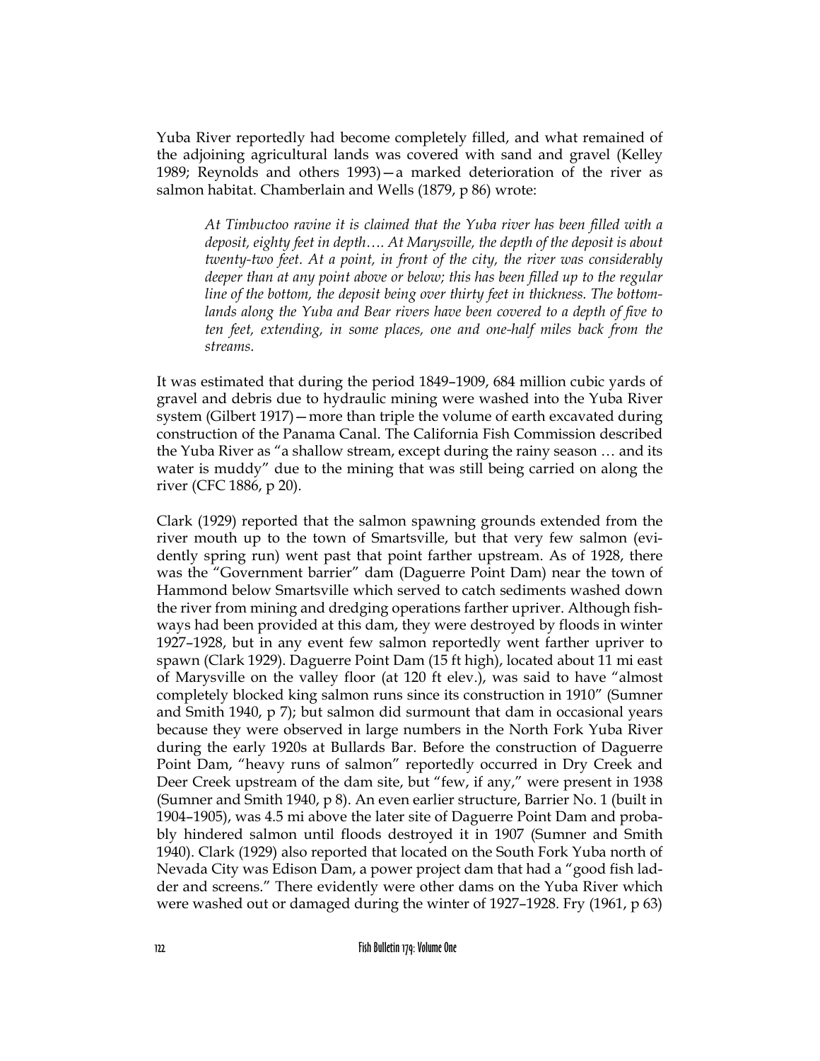Yuba River reportedly had become completely filled, and what remained of the adjoining agricultural lands was covered with sand and gravel (Kelley 1989; Reynolds and others 1993)—a marked deterioration of the river as salmon habitat. Chamberlain and Wells (1879, p 86) wrote:

> *At Timbuctoo ravine it is claimed that the Yuba river has been filled with a deposit, eighty feet in depth…. At Marysville, the depth of the deposit is about twenty-two feet. At a point, in front of the city, the river was considerably deeper than at any point above or below; this has been filled up to the regular line of the bottom, the deposit being over thirty feet in thickness. The bottom-lands along the Yuba and Bear rivers have been covered to a depth of five to ten feet, extending, in some places, one and one-half miles back from the streams.*

It was estimated that during the period 1849–1909, 684 million cubic yards of gravel and debris due to hydraulic mining were washed into the Yuba River system (Gilbert 1917)—more than triple the volume of earth excavated during construction of the Panama Canal. The California Fish Commission described the Yuba River as "a shallow stream, except during the rainy season … and its water is muddy" due to the mining that was still being carried on along the river (CFC 1886, p 20).

Clark (1929) reported that the salmon spawning grounds extended from the river mouth up to the town of Smartsville, but that very few salmon (evidently spring run) went past that point farther upstream. As of 1928, there was the "Government barrier" dam (Daguerre Point Dam) near the town of Hammond below Smartsville which served to catch sediments washed down the river from mining and dredging operations farther upriver. Although fishways had been provided at this dam, they were destroyed by floods in winter 1927–1928, but in any event few salmon reportedly went farther upriver to spawn (Clark 1929). Daguerre Point Dam (15 ft high), located about 11 mi east of Marysville on the valley floor (at 120 ft elev.), was said to have "almost completely blocked king salmon runs since its construction in 1910" (Sumner and Smith 1940, p 7); but salmon did surmount that dam in occasional years because they were observed in large numbers in the North Fork Yuba River during the early 1920s at Bullards Bar. Before the construction of Daguerre Point Dam, "heavy runs of salmon" reportedly occurred in Dry Creek and Deer Creek upstream of the dam site, but "few, if any," were present in 1938 (Sumner and Smith 1940, p 8). An even earlier structure, Barrier No. 1 (built in 1904–1905), was 4.5 mi above the later site of Daguerre Point Dam and probably hindered salmon until floods destroyed it in 1907 (Sumner and Smith 1940). Clark (1929) also reported that located on the South Fork Yuba north of Nevada City was Edison Dam, a power project dam that had a "good fish ladder and screens." There evidently were other dams on the Yuba River which were washed out or damaged during the winter of 1927–1928. Fry (1961, p 63)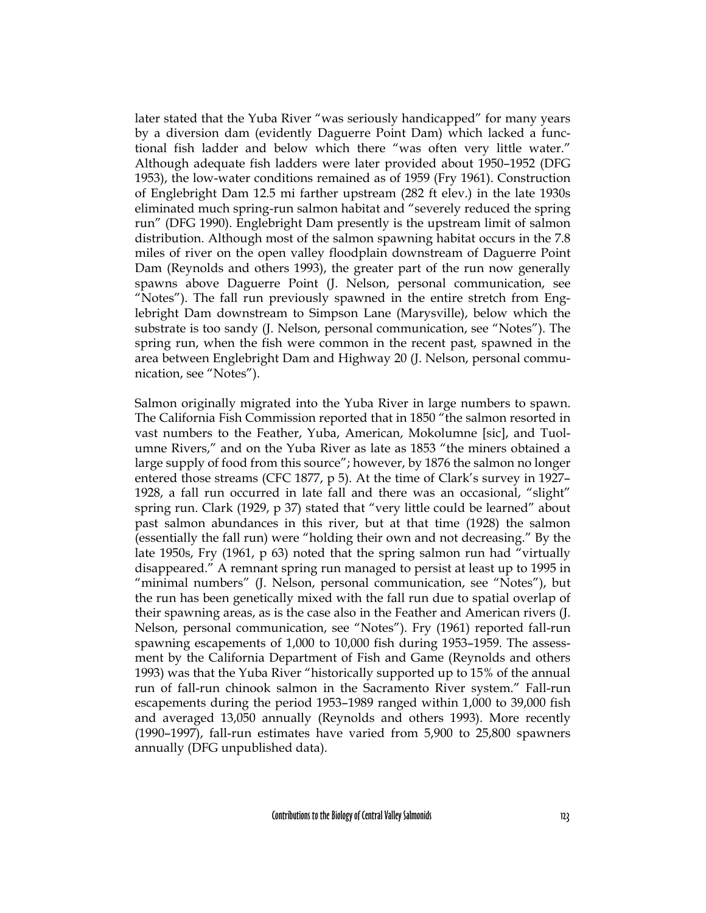later stated that the Yuba River "was seriously handicapped" for many years by a diversion dam (evidently Daguerre Point Dam) which lacked a functional fish ladder and below which there "was often very little water." Although adequate fish ladders were later provided about 1950–1952 (DFG 1953), the low-water conditions remained as of 1959 (Fry 1961). Construction of Englebright Dam 12.5 mi farther upstream (282 ft elev.) in the late 1930s eliminated much spring-run salmon habitat and "severely reduced the spring run" (DFG 1990). Englebright Dam presently is the upstream limit of salmon distribution. Although most of the salmon spawning habitat occurs in the 7.8 miles of river on the open valley floodplain downstream of Daguerre Point Dam (Reynolds and others 1993), the greater part of the run now generally spawns above Daguerre Point (J. Nelson, personal communication, see "Notes"). The fall run previously spawned in the entire stretch from Englebright Dam downstream to Simpson Lane (Marysville), below which the substrate is too sandy (J. Nelson, personal communication, see "Notes"). The spring run, when the fish were common in the recent past, spawned in the area between Englebright Dam and Highway 20 (J. Nelson, personal communication, see "Notes").

Salmon originally migrated into the Yuba River in large numbers to spawn. The California Fish Commission reported that in 1850 "the salmon resorted in vast numbers to the Feather, Yuba, American, Mokolumne [sic], and Tuolumne Rivers," and on the Yuba River as late as 1853 "the miners obtained a large supply of food from this source"; however, by 1876 the salmon no longer entered those streams (CFC 1877, p 5). At the time of Clark's survey in 1927–1928, a fall run occurred in late fall and there was an occasional, "slight" spring run. Clark (1929, p 37) stated that "very little could be learned" about past salmon abundances in this river, but at that time (1928) the salmon (essentially the fall run) were "holding their own and not decreasing." By the late 1950s, Fry (1961, p 63) noted that the spring salmon run had "virtually disappeared." A remnant spring run managed to persist at least up to 1995 in "minimal numbers" (J. Nelson, personal communication, see "Notes"), but the run has been genetically mixed with the fall run due to spatial overlap of their spawning areas, as is the case also in the Feather and American rivers (J. Nelson, personal communication, see "Notes"). Fry (1961) reported fall-run spawning escapements of 1,000 to 10,000 fish during 1953–1959. The assessment by the California Department of Fish and Game (Reynolds and others 1993) was that the Yuba River "historically supported up to 15% of the annual run of fall-run chinook salmon in the Sacramento River system." Fall-run escapements during the period 1953–1989 ranged within 1,000 to 39,000 fish and averaged 13,050 annually (Reynolds and others 1993). More recently (1990–1997), fall-run estimates have varied from 5,900 to 25,800 spawners annually (DFG unpublished data).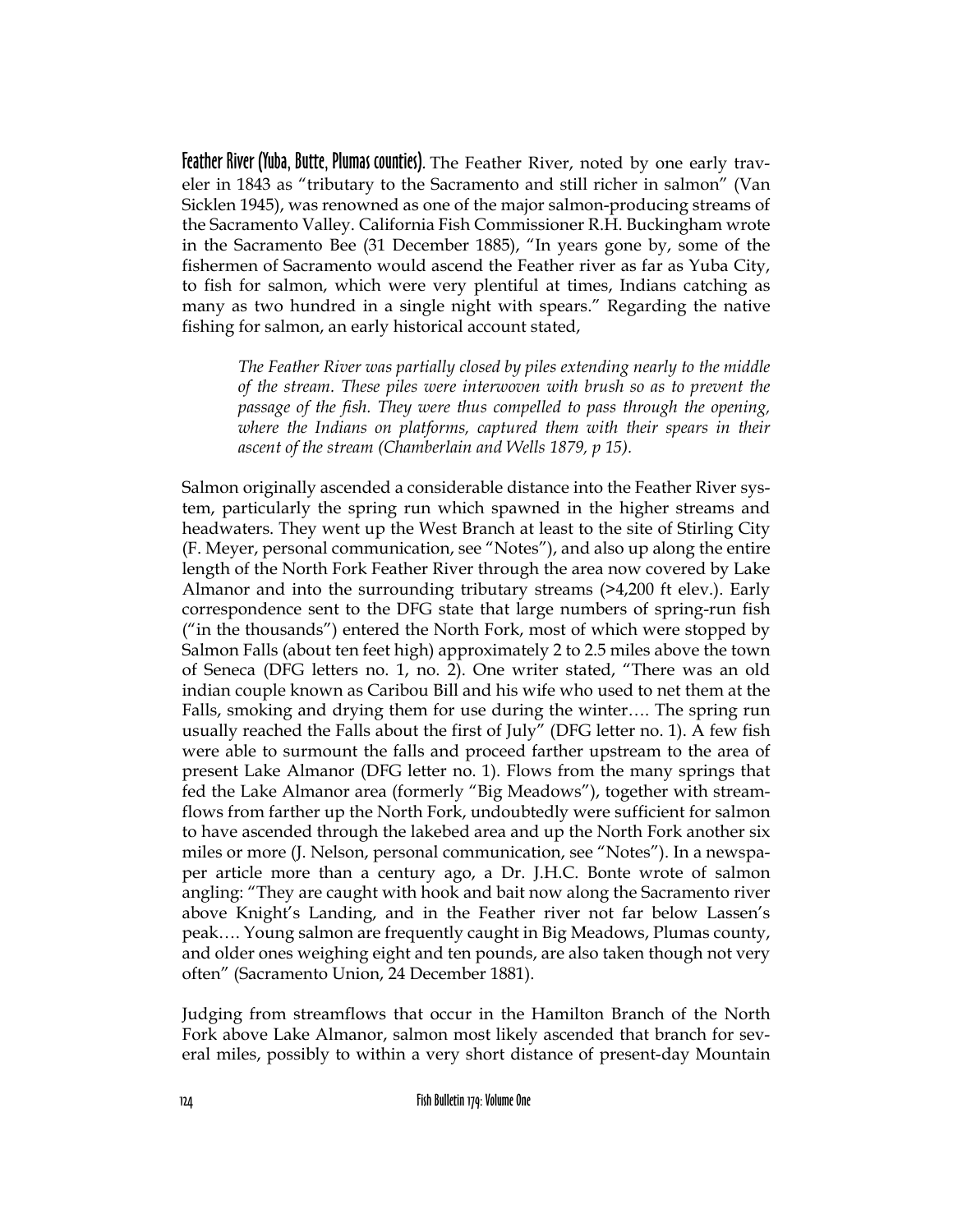**Feather River (Yuba, Butte, Plumas counties).** The Feather River, noted by one early traveler in 1843 as "tributary to the Sacramento and still richer in salmon" (Van Sicklen 1945), was renowned as one of the major salmon-producing streams of the Sacramento Valley. California Fish Commissioner R.H. Buckingham wrote in the Sacramento Bee (31 December 1885), "In years gone by, some of the fishermen of Sacramento would ascend the Feather river as far as Yuba City, to fish for salmon, which were very plentiful at times, Indians catching as many as two hundred in a single night with spears." Regarding the native fishing for salmon, an early historical account stated,

> *The Feather River was partially closed by piles extending nearly to the middle of the stream. These piles were interwoven with brush so as to prevent the passage of the fish. They were thus compelled to pass through the opening, where the Indians on platforms, captured them with their spears in their ascent of the stream (Chamberlain and Wells 1879, p 15).*

Salmon originally ascended a considerable distance into the Feather River system, particularly the spring run which spawned in the higher streams and headwaters. They went up the West Branch at least to the site of Stirling City (F. Meyer, personal communication, see "Notes"), and also up along the entire length of the North Fork Feather River through the area now covered by Lake Almanor and into the surrounding tributary streams (>4,200 ft elev.). Early correspondence sent to the DFG state that large numbers of spring-run fish ("in the thousands") entered the North Fork, most of which were stopped by Salmon Falls (about ten feet high) approximately 2 to 2.5 miles above the town of Seneca (DFG letters no. 1, no. 2). One writer stated, "There was an old indian couple known as Caribou Bill and his wife who used to net them at the Falls, smoking and drying them for use during the winter…. The spring run usually reached the Falls about the first of July" (DFG letter no. 1). A few fish were able to surmount the falls and proceed farther upstream to the area of present Lake Almanor (DFG letter no. 1). Flows from the many springs that fed the Lake Almanor area (formerly "Big Meadows"), together with streamflows from farther up the North Fork, undoubtedly were sufficient for salmon to have ascended through the lakebed area and up the North Fork another six miles or more (J. Nelson, personal communication, see "Notes"). In a newspaper article more than a century ago, a Dr. J.H.C. Bonte wrote of salmon angling: "They are caught with hook and bait now along the Sacramento river above Knight's Landing, and in the Feather river not far below Lassen's peak…. Young salmon are frequently caught in Big Meadows, Plumas county, and older ones weighing eight and ten pounds, are also taken though not very often" (Sacramento Union, 24 December 1881).

Judging from streamflows that occur in the Hamilton Branch of the North Fork above Lake Almanor, salmon most likely ascended that branch for several miles, possibly to within a very short distance of present-day Mountain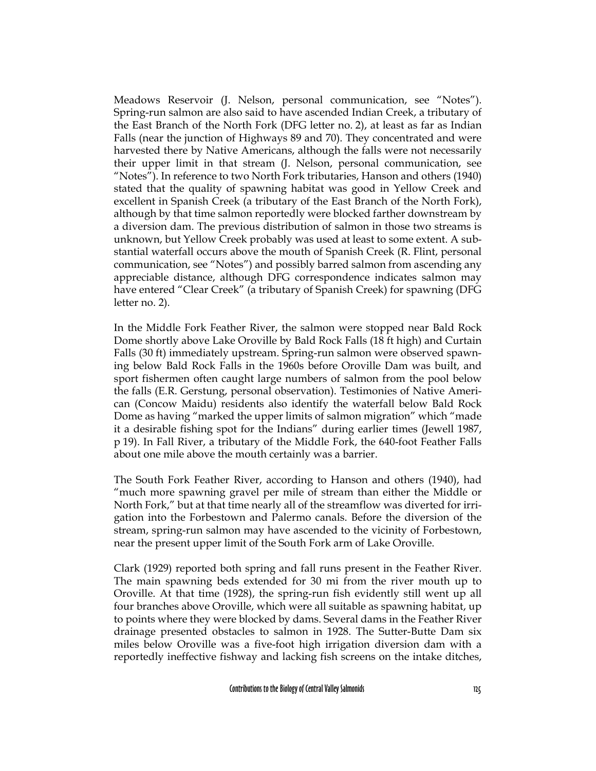Meadows Reservoir (J. Nelson, personal communication, see "Notes"). Spring-run salmon are also said to have ascended Indian Creek, a tributary of the East Branch of the North Fork (DFG letter no. 2), at least as far as Indian Falls (near the junction of Highways 89 and 70). They concentrated and were harvested there by Native Americans, although the falls were not necessarily their upper limit in that stream (J. Nelson, personal communication, see "Notes"). In reference to two North Fork tributaries, Hanson and others (1940) stated that the quality of spawning habitat was good in Yellow Creek and excellent in Spanish Creek (a tributary of the East Branch of the North Fork), although by that time salmon reportedly were blocked farther downstream by a diversion dam. The previous distribution of salmon in those two streams is unknown, but Yellow Creek probably was used at least to some extent. A substantial waterfall occurs above the mouth of Spanish Creek (R. Flint, personal communication, see "Notes") and possibly barred salmon from ascending any appreciable distance, although DFG correspondence indicates salmon may have entered "Clear Creek" (a tributary of Spanish Creek) for spawning (DFG letter no. 2).

In the Middle Fork Feather River, the salmon were stopped near Bald Rock Dome shortly above Lake Oroville by Bald Rock Falls (18 ft high) and Curtain Falls (30 ft) immediately upstream. Spring-run salmon were observed spawning below Bald Rock Falls in the 1960s before Oroville Dam was built, and sport fishermen often caught large numbers of salmon from the pool below the falls (E.R. Gerstung, personal observation). Testimonies of Native American (Concow Maidu) residents also identify the waterfall below Bald Rock Dome as having "marked the upper limits of salmon migration" which "made it a desirable fishing spot for the Indians" during earlier times (Jewell 1987, p 19). In Fall River, a tributary of the Middle Fork, the 640-foot Feather Falls about one mile above the mouth certainly was a barrier.

The South Fork Feather River, according to Hanson and others (1940), had "much more spawning gravel per mile of stream than either the Middle or North Fork," but at that time nearly all of the streamflow was diverted for irrigation into the Forbestown and Palermo canals. Before the diversion of the stream, spring-run salmon may have ascended to the vicinity of Forbestown, near the present upper limit of the South Fork arm of Lake Oroville.

Clark (1929) reported both spring and fall runs present in the Feather River. The main spawning beds extended for 30 mi from the river mouth up to Oroville. At that time (1928), the spring-run fish evidently still went up all four branches above Oroville, which were all suitable as spawning habitat, up to points where they were blocked by dams. Several dams in the Feather River drainage presented obstacles to salmon in 1928. The Sutter-Butte Dam six miles below Oroville was a five-foot high irrigation diversion dam with a reportedly ineffective fishway and lacking fish screens on the intake ditches,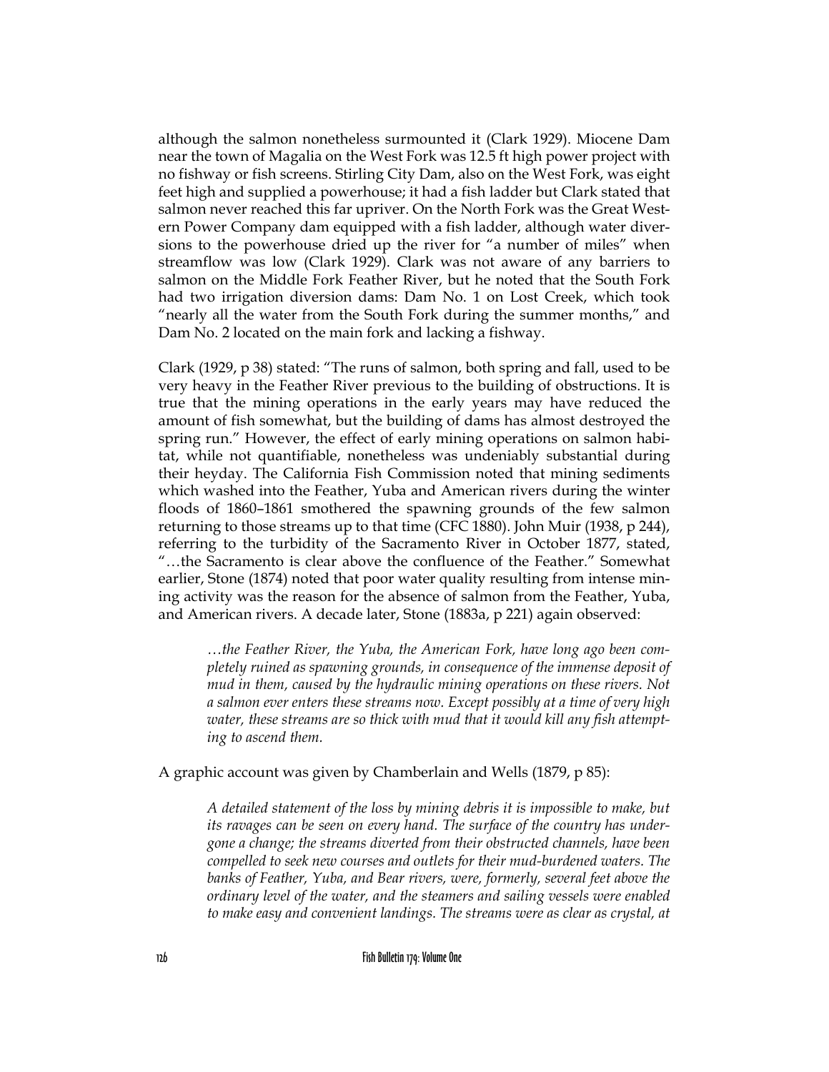although the salmon nonetheless surmounted it (Clark 1929). Miocene Dam near the town of Magalia on the West Fork was 12.5 ft high power project with no fishway or fish screens. Stirling City Dam, also on the West Fork, was eight feet high and supplied a powerhouse; it had a fish ladder but Clark stated that salmon never reached this far upriver. On the North Fork was the Great Western Power Company dam equipped with a fish ladder, although water diversions to the powerhouse dried up the river for "a number of miles" when streamflow was low (Clark 1929). Clark was not aware of any barriers to salmon on the Middle Fork Feather River, but he noted that the South Fork had two irrigation diversion dams: Dam No. 1 on Lost Creek, which took "nearly all the water from the South Fork during the summer months," and Dam No. 2 located on the main fork and lacking a fishway.

Clark (1929, p 38) stated: "The runs of salmon, both spring and fall, used to be very heavy in the Feather River previous to the building of obstructions. It is true that the mining operations in the early years may have reduced the amount of fish somewhat, but the building of dams has almost destroyed the spring run." However, the effect of early mining operations on salmon habitat, while not quantifiable, nonetheless was undeniably substantial during their heyday. The California Fish Commission noted that mining sediments which washed into the Feather, Yuba and American rivers during the winter floods of 1860–1861 smothered the spawning grounds of the few salmon returning to those streams up to that time (CFC 1880). John Muir (1938, p 244), referring to the turbidity of the Sacramento River in October 1877, stated, "…the Sacramento is clear above the confluence of the Feather." Somewhat earlier, Stone (1874) noted that poor water quality resulting from intense mining activity was the reason for the absence of salmon from the Feather, Yuba, and American rivers. A decade later, Stone (1883a, p 221) again observed:

> *…the Feather River, the Yuba, the American Fork, have long ago been completely ruined as spawning grounds, in consequence of the immense deposit of mud in them, caused by the hydraulic mining operations on these rivers. Not a salmon ever enters these streams now. Except possibly at a time of very high water, these streams are so thick with mud that it would kill any fish attempting to ascend them.*

A graphic account was given by Chamberlain and Wells (1879, p 85):

> *A detailed statement of the loss by mining debris it is impossible to make, but its ravages can be seen on every hand. The surface of the country has undergone a change; the streams diverted from their obstructed channels, have been compelled to seek new courses and outlets for their mud-burdened waters. The banks of Feather, Yuba, and Bear rivers, were, formerly, several feet above the ordinary level of the water, and the steamers and sailing vessels were enabled to make easy and convenient landings. The streams were as clear as crystal, at*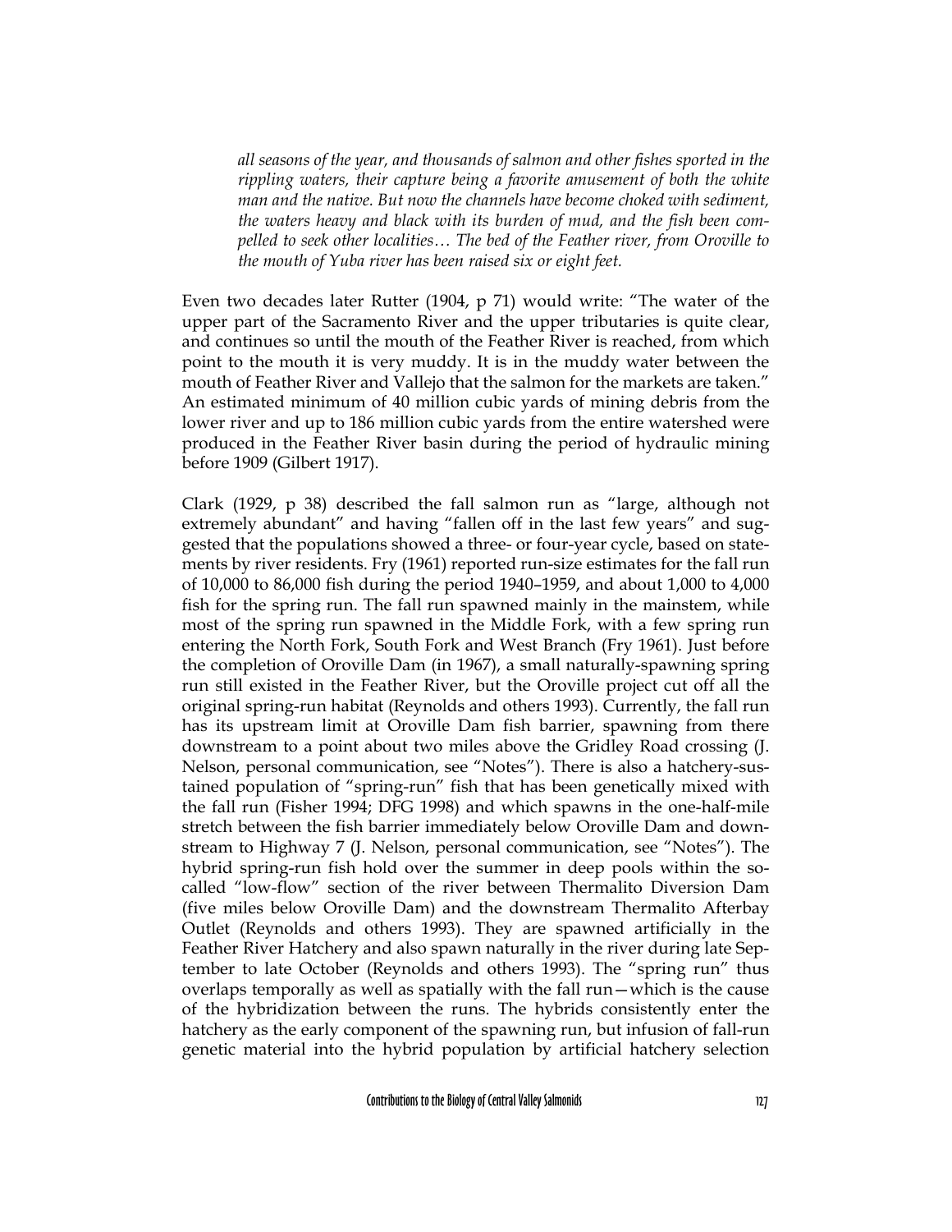*all seasons of the year, and thousands of salmon and other fishes sported in the rippling waters, their capture being a favorite amusement of both the white man and the native. But now the channels have become choked with sediment, the waters heavy and black with its burden of mud, and the fish been compelled to seek other localities… The bed of the Feather river, from Oroville to the mouth of Yuba river has been raised six or eight feet.*

Even two decades later Rutter (1904, p 71) would write: "The water of the upper part of the Sacramento River and the upper tributaries is quite clear, and continues so until the mouth of the Feather River is reached, from which point to the mouth it is very muddy. It is in the muddy water between the mouth of Feather River and Vallejo that the salmon for the markets are taken." An estimated minimum of 40 million cubic yards of mining debris from the lower river and up to 186 million cubic yards from the entire watershed were produced in the Feather River basin during the period of hydraulic mining before 1909 (Gilbert 1917).

Clark (1929, p 38) described the fall salmon run as "large, although not extremely abundant" and having "fallen off in the last few years" and suggested that the populations showed a three- or four-year cycle, based on statements by river residents. Fry (1961) reported run-size estimates for the fall run of 10,000 to 86,000 fish during the period 1940–1959, and about 1,000 to 4,000 fish for the spring run. The fall run spawned mainly in the mainstem, while most of the spring run spawned in the Middle Fork, with a few spring run entering the North Fork, South Fork and West Branch (Fry 1961). Just before the completion of Oroville Dam (in 1967), a small naturally-spawning spring run still existed in the Feather River, but the Oroville project cut off all the original spring-run habitat (Reynolds and others 1993). Currently, the fall run has its upstream limit at Oroville Dam fish barrier, spawning from there downstream to a point about two miles above the Gridley Road crossing (J. Nelson, personal communication, see "Notes"). There is also a hatchery-sustained population of "spring-run" fish that has been genetically mixed with the fall run (Fisher 1994; DFG 1998) and which spawns in the one-half-mile stretch between the fish barrier immediately below Oroville Dam and downstream to Highway 7 (J. Nelson, personal communication, see "Notes"). The hybrid spring-run fish hold over the summer in deep pools within the so-called "low-flow" section of the river between Thermalito Diversion Dam (five miles below Oroville Dam) and the downstream Thermalito Afterbay Outlet (Reynolds and others 1993). They are spawned artificially in the Feather River Hatchery and also spawn naturally in the river during late September to late October (Reynolds and others 1993). The "spring run" thus overlaps temporally as well as spatially with the fall run—which is the cause of the hybridization between the runs. The hybrids consistently enter the hatchery as the early component of the spawning run, but infusion of fall-run genetic material into the hybrid population by artificial hatchery selection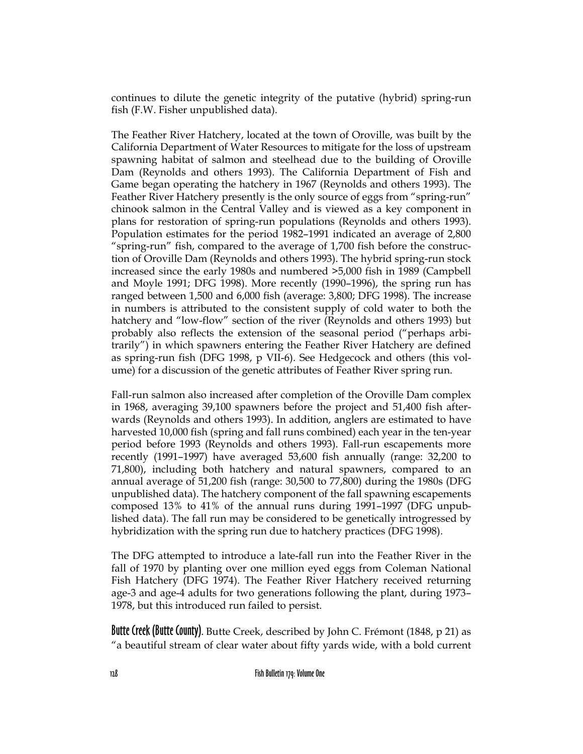continues to dilute the genetic integrity of the putative (hybrid) spring-run fish (F.W. Fisher unpublished data).

The Feather River Hatchery, located at the town of Oroville, was built by the California Department of Water Resources to mitigate for the loss of upstream spawning habitat of salmon and steelhead due to the building of Oroville Dam (Reynolds and others 1993). The California Department of Fish and Game began operating the hatchery in 1967 (Reynolds and others 1993). The Feather River Hatchery presently is the only source of eggs from "spring-run" chinook salmon in the Central Valley and is viewed as a key component in plans for restoration of spring-run populations (Reynolds and others 1993). Population estimates for the period 1982–1991 indicated an average of 2,800 "spring-run" fish, compared to the average of 1,700 fish before the construction of Oroville Dam (Reynolds and others 1993). The hybrid spring-run stock increased since the early 1980s and numbered >5,000 fish in 1989 (Campbell and Moyle 1991; DFG 1998). More recently (1990–1996), the spring run has ranged between 1,500 and 6,000 fish (average: 3,800; DFG 1998). The increase in numbers is attributed to the consistent supply of cold water to both the hatchery and "low-flow" section of the river (Reynolds and others 1993) but probably also reflects the extension of the seasonal period ("perhaps arbitrarily") in which spawners entering the Feather River Hatchery are defined as spring-run fish (DFG 1998, p VII-6). See Hedgecock and others (this volume) for a discussion of the genetic attributes of Feather River spring run.

Fall-run salmon also increased after completion of the Oroville Dam complex in 1968, averaging 39,100 spawners before the project and 51,400 fish afterwards (Reynolds and others 1993). In addition, anglers are estimated to have harvested 10,000 fish (spring and fall runs combined) each year in the ten-year period before 1993 (Reynolds and others 1993). Fall-run escapements more recently (1991–1997) have averaged 53,600 fish annually (range: 32,200 to 71,800), including both hatchery and natural spawners, compared to an annual average of 51,200 fish (range: 30,500 to 77,800) during the 1980s (DFG unpublished data). The hatchery component of the fall spawning escapements composed 13% to 41% of the annual runs during 1991–1997 (DFG unpublished data). The fall run may be considered to be genetically introgressed by hybridization with the spring run due to hatchery practices (DFG 1998).

The DFG attempted to introduce a late-fall run into the Feather River in the fall of 1970 by planting over one million eyed eggs from Coleman National Fish Hatchery (DFG 1974). The Feather River Hatchery received returning age-3 and age-4 adults for two generations following the plant, during 1973–1978, but this introduced run failed to persist.

**Butte Creek (Butte County)**. Butte Creek, described by John C. Frémont (1848, p 21) as "a beautiful stream of clear water about fifty yards wide, with a bold current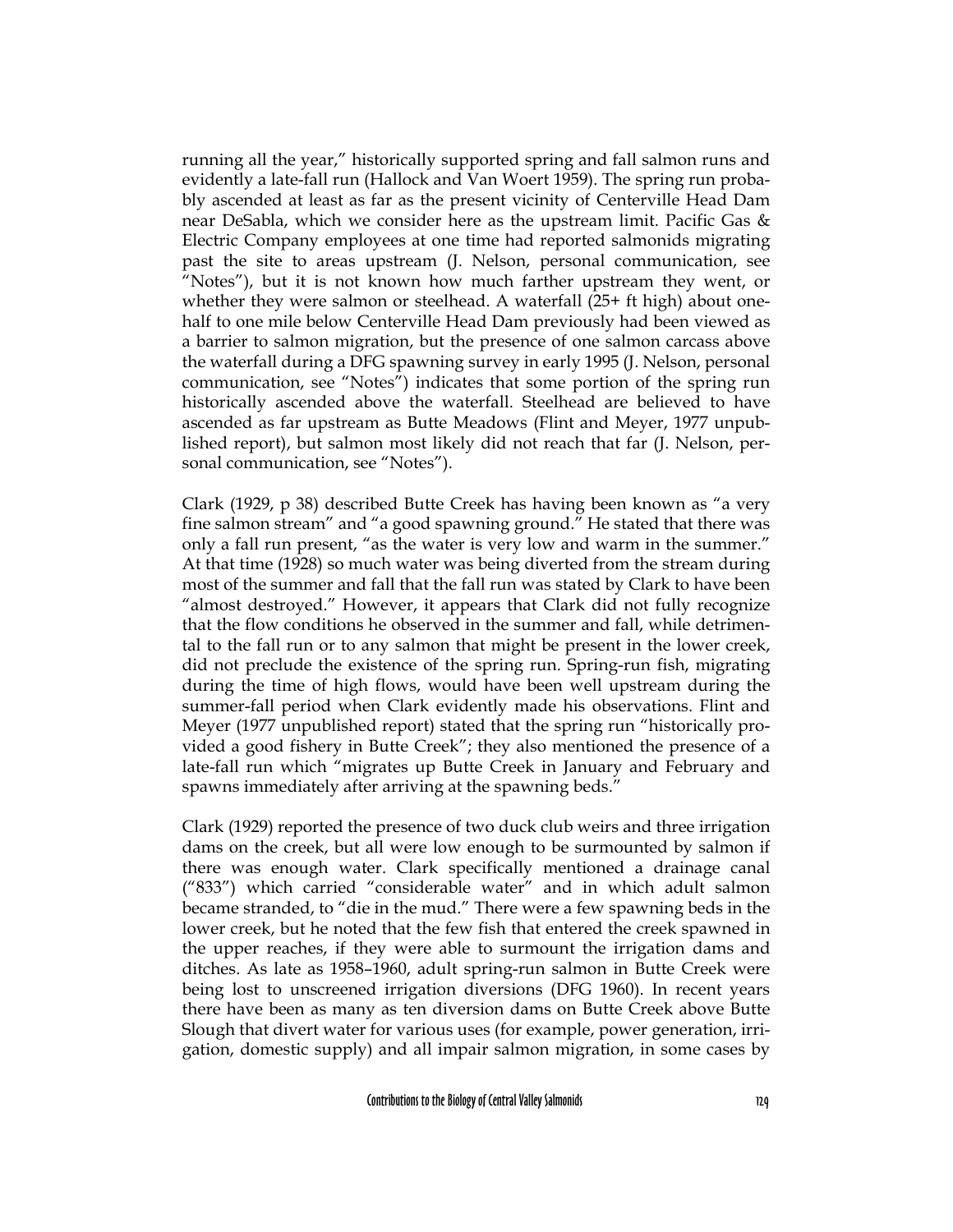running all the year," historically supported spring and fall salmon runs and evidently a late-fall run (Hallock and Van Woert 1959). The spring run probably ascended at least as far as the present vicinity of Centerville Head Dam near DeSabla, which we consider here as the upstream limit. Pacific Gas & Electric Company employees at one time had reported salmonids migrating past the site to areas upstream (J. Nelson, personal communication, see "Notes"), but it is not known how much farther upstream they went, or whether they were salmon or steelhead. A waterfall (25+ ft high) about one-half to one mile below Centerville Head Dam previously had been viewed as a barrier to salmon migration, but the presence of one salmon carcass above the waterfall during a DFG spawning survey in early 1995 (J. Nelson, personal communication, see "Notes") indicates that some portion of the spring run historically ascended above the waterfall. Steelhead are believed to have ascended as far upstream as Butte Meadows (Flint and Meyer, 1977 unpublished report), but salmon most likely did not reach that far (J. Nelson, personal communication, see "Notes").

Clark (1929, p 38) described Butte Creek has having been known as "a very fine salmon stream" and "a good spawning ground." He stated that there was only a fall run present, "as the water is very low and warm in the summer." At that time (1928) so much water was being diverted from the stream during most of the summer and fall that the fall run was stated by Clark to have been "almost destroyed." However, it appears that Clark did not fully recognize that the flow conditions he observed in the summer and fall, while detrimental to the fall run or to any salmon that might be present in the lower creek, did not preclude the existence of the spring run. Spring-run fish, migrating during the time of high flows, would have been well upstream during the summer-fall period when Clark evidently made his observations. Flint and Meyer (1977 unpublished report) stated that the spring run "historically provided a good fishery in Butte Creek"; they also mentioned the presence of a late-fall run which "migrates up Butte Creek in January and February and spawns immediately after arriving at the spawning beds."

Clark (1929) reported the presence of two duck club weirs and three irrigation dams on the creek, but all were low enough to be surmounted by salmon if there was enough water. Clark specifically mentioned a drainage canal ("833") which carried "considerable water" and in which adult salmon became stranded, to "die in the mud." There were a few spawning beds in the lower creek, but he noted that the few fish that entered the creek spawned in the upper reaches, if they were able to surmount the irrigation dams and ditches. As late as 1958–1960, adult spring-run salmon in Butte Creek were being lost to unscreened irrigation diversions (DFG 1960). In recent years there have been as many as ten diversion dams on Butte Creek above Butte Slough that divert water for various uses (for example, power generation, irrigation, domestic supply) and all impair salmon migration, in some cases by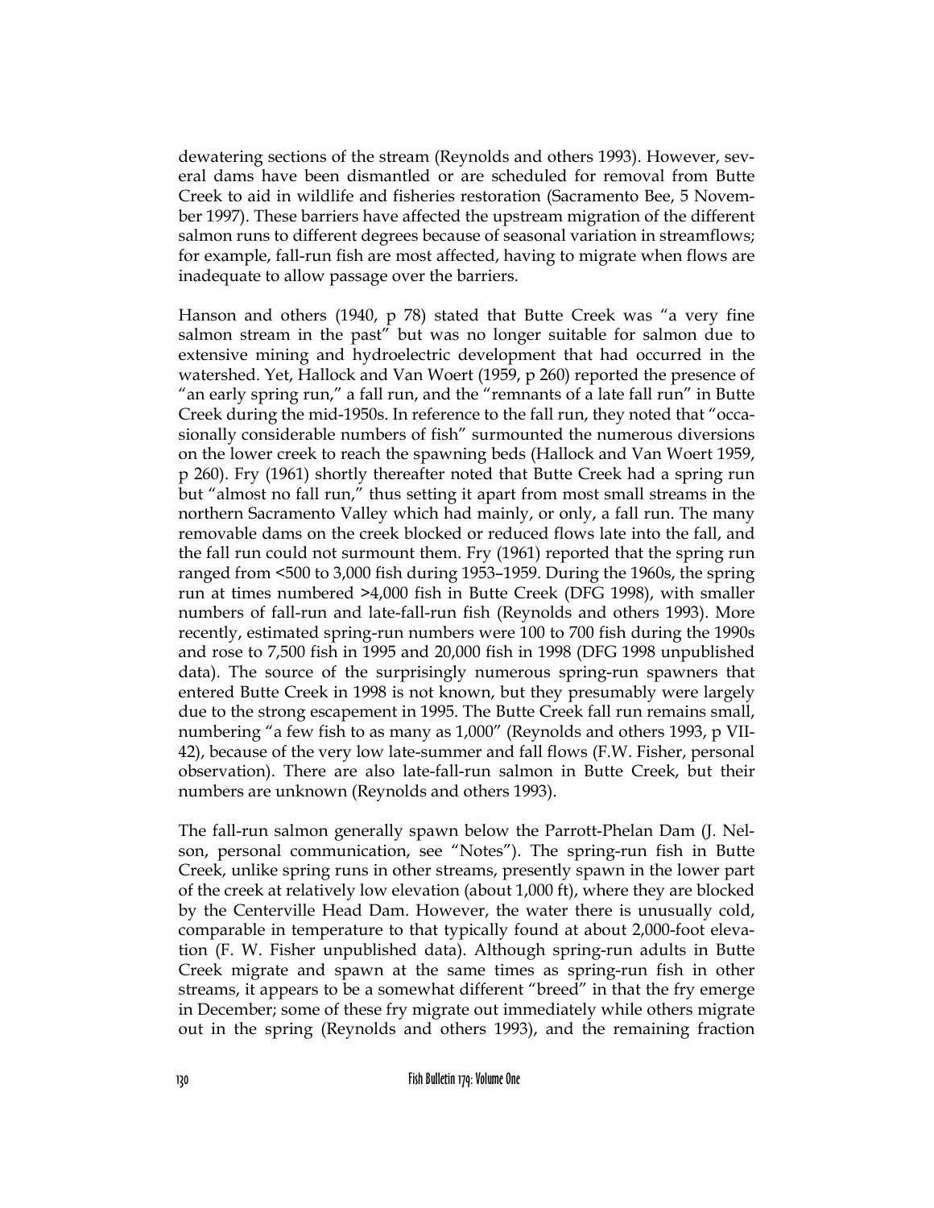dewatering sections of the stream (Reynolds and others 1993). However, several dams have been dismantled or are scheduled for removal from Butte Creek to aid in wildlife and fisheries restoration (Sacramento Bee, 5 November 1997). These barriers have affected the upstream migration of the different salmon runs to different degrees because of seasonal variation in streamflows; for example, fall-run fish are most affected, having to migrate when flows are inadequate to allow passage over the barriers.

Hanson and others (1940, p 78) stated that Butte Creek was "a very fine salmon stream in the past" but was no longer suitable for salmon due to extensive mining and hydroelectric development that had occurred in the watershed. Yet, Hallock and Van Woert (1959, p 260) reported the presence of "an early spring run," a fall run, and the "remnants of a late fall run" in Butte Creek during the mid-1950s. In reference to the fall run, they noted that "occasionally considerable numbers of fish" surmounted the numerous diversions on the lower creek to reach the spawning beds (Hallock and Van Woert 1959, p 260). Fry (1961) shortly thereafter noted that Butte Creek had a spring run but "almost no fall run," thus setting it apart from most small streams in the northern Sacramento Valley which had mainly, or only, a fall run. The many removable dams on the creek blocked or reduced flows late into the fall, and the fall run could not surmount them. Fry (1961) reported that the spring run ranged from <500 to 3,000 fish during 1953–1959. During the 1960s, the spring run at times numbered >4,000 fish in Butte Creek (DFG 1998), with smaller numbers of fall-run and late-fall-run fish (Reynolds and others 1993). More recently, estimated spring-run numbers were 100 to 700 fish during the 1990s and rose to 7,500 fish in 1995 and 20,000 fish in 1998 (DFG 1998 unpublished data). The source of the surprisingly numerous spring-run spawners that entered Butte Creek in 1998 is not known, but they presumably were largely due to the strong escapement in 1995. The Butte Creek fall run remains small, numbering "a few fish to as many as 1,000" (Reynolds and others 1993, p VII-42), because of the very low late-summer and fall flows (F.W. Fisher, personal observation). There are also late-fall-run salmon in Butte Creek, but their numbers are unknown (Reynolds and others 1993).

The fall-run salmon generally spawn below the Parrott-Phelan Dam (J. Nelson, personal communication, see "Notes"). The spring-run fish in Butte Creek, unlike spring runs in other streams, presently spawn in the lower part of the creek at relatively low elevation (about 1,000 ft), where they are blocked by the Centerville Head Dam. However, the water there is unusually cold, comparable in temperature to that typically found at about 2,000-foot elevation (F. W. Fisher unpublished data). Although spring-run adults in Butte Creek migrate and spawn at the same times as spring-run fish in other streams, it appears to be a somewhat different "breed" in that the fry emerge in December; some of these fry migrate out immediately while others migrate out in the spring (Reynolds and others 1993), and the remaining fraction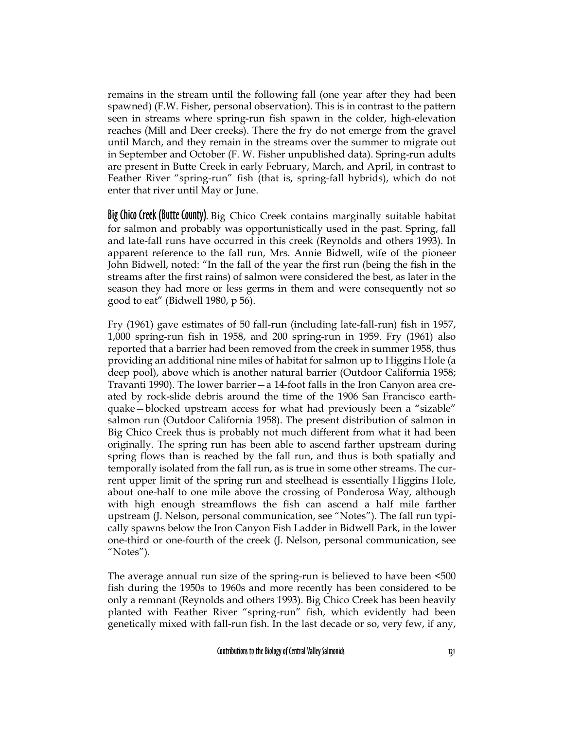remains in the stream until the following fall (one year after they had been spawned) (F.W. Fisher, personal observation). This is in contrast to the pattern seen in streams where spring-run fish spawn in the colder, high-elevation reaches (Mill and Deer creeks). There the fry do not emerge from the gravel until March, and they remain in the streams over the summer to migrate out in September and October (F. W. Fisher unpublished data). Spring-run adults are present in Butte Creek in early February, March, and April, in contrast to Feather River "spring-run" fish (that is, spring-fall hybrids), which do not enter that river until May or June.

**Big Chico Creek (Butte County)**. Big Chico Creek contains marginally suitable habitat for salmon and probably was opportunistically used in the past. Spring, fall and late-fall runs have occurred in this creek (Reynolds and others 1993). In apparent reference to the fall run, Mrs. Annie Bidwell, wife of the pioneer John Bidwell, noted: "In the fall of the year the first run (being the fish in the streams after the first rains) of salmon were considered the best, as later in the season they had more or less germs in them and were consequently not so good to eat" (Bidwell 1980, p 56).

Fry (1961) gave estimates of 50 fall-run (including late-fall-run) fish in 1957, 1,000 spring-run fish in 1958, and 200 spring-run in 1959. Fry (1961) also reported that a barrier had been removed from the creek in summer 1958, thus providing an additional nine miles of habitat for salmon up to Higgins Hole (a deep pool), above which is another natural barrier (Outdoor California 1958; Travanti 1990). The lower barrier—a 14-foot falls in the Iron Canyon area created by rock-slide debris around the time of the 1906 San Francisco earthquake—blocked upstream access for what had previously been a "sizable" salmon run (Outdoor California 1958). The present distribution of salmon in Big Chico Creek thus is probably not much different from what it had been originally. The spring run has been able to ascend farther upstream during spring flows than is reached by the fall run, and thus is both spatially and temporally isolated from the fall run, as is true in some other streams. The current upper limit of the spring run and steelhead is essentially Higgins Hole, about one-half to one mile above the crossing of Ponderosa Way, although with high enough streamflows the fish can ascend a half mile farther upstream (J. Nelson, personal communication, see "Notes"). The fall run typically spawns below the Iron Canyon Fish Ladder in Bidwell Park, in the lower one-third or one-fourth of the creek (J. Nelson, personal communication, see "Notes").

The average annual run size of the spring-run is believed to have been <500 fish during the 1950s to 1960s and more recently has been considered to be only a remnant (Reynolds and others 1993). Big Chico Creek has been heavily planted with Feather River "spring-run" fish, which evidently had been genetically mixed with fall-run fish. In the last decade or so, very few, if any,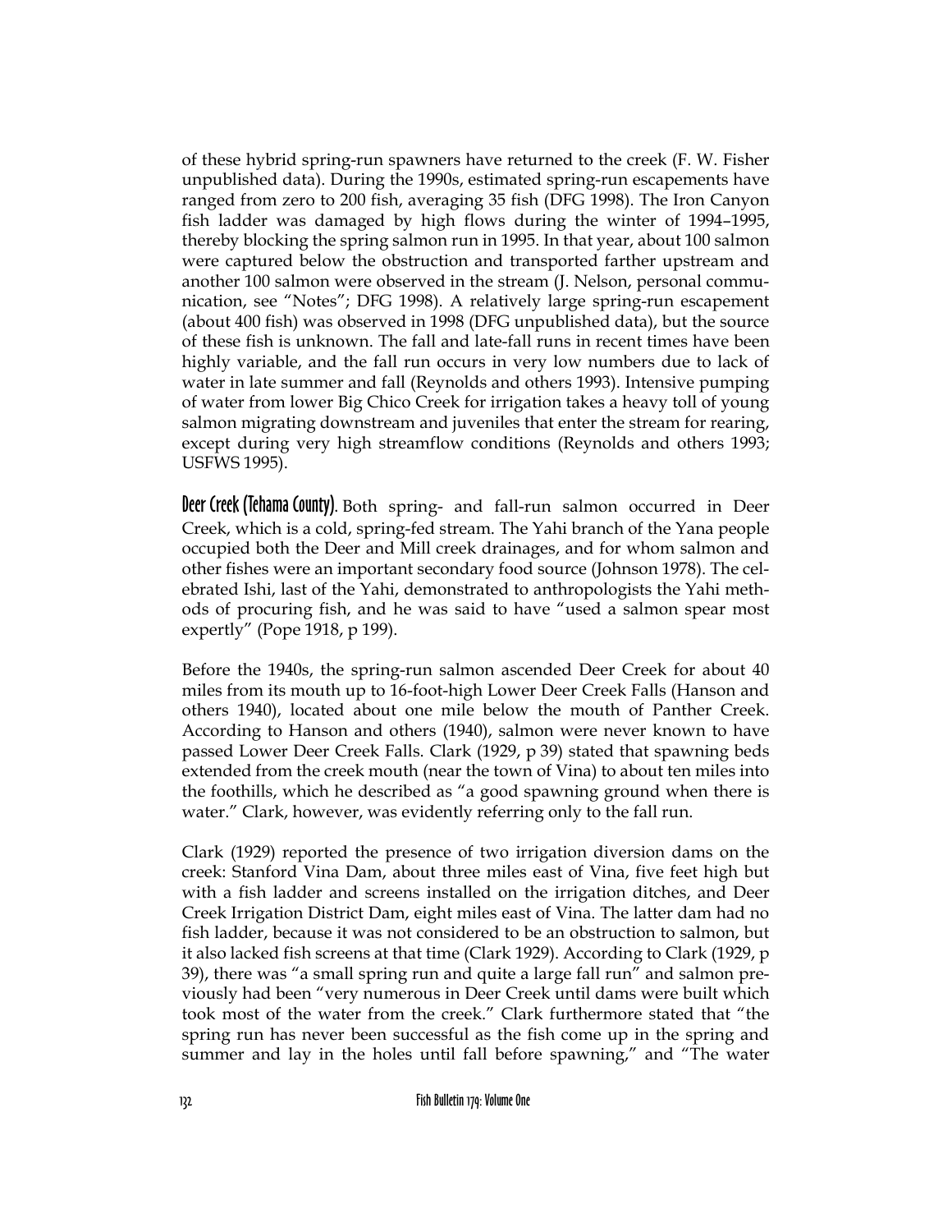of these hybrid spring-run spawners have returned to the creek (F. W. Fisher unpublished data). During the 1990s, estimated spring-run escapements have ranged from zero to 200 fish, averaging 35 fish (DFG 1998). The Iron Canyon fish ladder was damaged by high flows during the winter of 1994–1995, thereby blocking the spring salmon run in 1995. In that year, about 100 salmon were captured below the obstruction and transported farther upstream and another 100 salmon were observed in the stream (J. Nelson, personal communication, see "Notes"; DFG 1998). A relatively large spring-run escapement (about 400 fish) was observed in 1998 (DFG unpublished data), but the source of these fish is unknown. The fall and late-fall runs in recent times have been highly variable, and the fall run occurs in very low numbers due to lack of water in late summer and fall (Reynolds and others 1993). Intensive pumping of water from lower Big Chico Creek for irrigation takes a heavy toll of young salmon migrating downstream and juveniles that enter the stream for rearing, except during very high streamflow conditions (Reynolds and others 1993; USFWS 1995).

**Deer Creek (Tehama County).** Both spring- and fall-run salmon occurred in Deer Creek, which is a cold, spring-fed stream. The Yahi branch of the Yana people occupied both the Deer and Mill creek drainages, and for whom salmon and other fishes were an important secondary food source (Johnson 1978). The celebrated Ishi, last of the Yahi, demonstrated to anthropologists the Yahi methods of procuring fish, and he was said to have "used a salmon spear most expertly" (Pope 1918, p 199).

Before the 1940s, the spring-run salmon ascended Deer Creek for about 40 miles from its mouth up to 16-foot-high Lower Deer Creek Falls (Hanson and others 1940), located about one mile below the mouth of Panther Creek. According to Hanson and others (1940), salmon were never known to have passed Lower Deer Creek Falls. Clark (1929, p 39) stated that spawning beds extended from the creek mouth (near the town of Vina) to about ten miles into the foothills, which he described as "a good spawning ground when there is water." Clark, however, was evidently referring only to the fall run.

Clark (1929) reported the presence of two irrigation diversion dams on the creek: Stanford Vina Dam, about three miles east of Vina, five feet high but with a fish ladder and screens installed on the irrigation ditches, and Deer Creek Irrigation District Dam, eight miles east of Vina. The latter dam had no fish ladder, because it was not considered to be an obstruction to salmon, but it also lacked fish screens at that time (Clark 1929). According to Clark (1929, p 39), there was "a small spring run and quite a large fall run" and salmon previously had been "very numerous in Deer Creek until dams were built which took most of the water from the creek." Clark furthermore stated that "the spring run has never been successful as the fish come up in the spring and summer and lay in the holes until fall before spawning," and "The water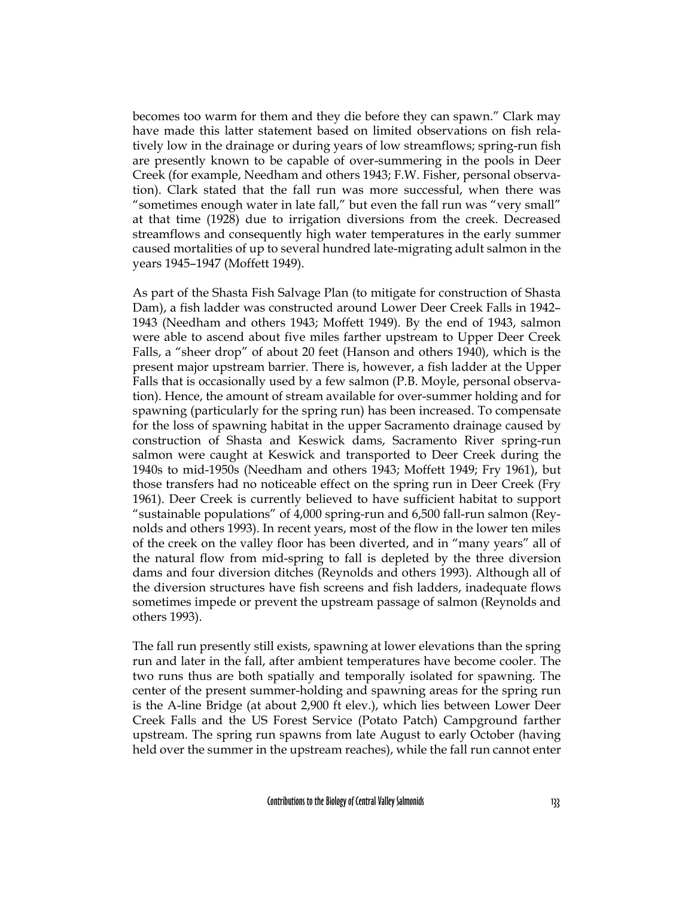becomes too warm for them and they die before they can spawn." Clark may have made this latter statement based on limited observations on fish relatively low in the drainage or during years of low streamflows; spring-run fish are presently known to be capable of over-summering in the pools in Deer Creek (for example, Needham and others 1943; F.W. Fisher, personal observation). Clark stated that the fall run was more successful, when there was "sometimes enough water in late fall," but even the fall run was "very small" at that time (1928) due to irrigation diversions from the creek. Decreased streamflows and consequently high water temperatures in the early summer caused mortalities of up to several hundred late-migrating adult salmon in the years 1945–1947 (Moffett 1949).

As part of the Shasta Fish Salvage Plan (to mitigate for construction of Shasta Dam), a fish ladder was constructed around Lower Deer Creek Falls in 1942–1943 (Needham and others 1943; Moffett 1949). By the end of 1943, salmon were able to ascend about five miles farther upstream to Upper Deer Creek Falls, a "sheer drop" of about 20 feet (Hanson and others 1940), which is the present major upstream barrier. There is, however, a fish ladder at the Upper Falls that is occasionally used by a few salmon (P.B. Moyle, personal observation). Hence, the amount of stream available for over-summer holding and for spawning (particularly for the spring run) has been increased. To compensate for the loss of spawning habitat in the upper Sacramento drainage caused by construction of Shasta and Keswick dams, Sacramento River spring-run salmon were caught at Keswick and transported to Deer Creek during the 1940s to mid-1950s (Needham and others 1943; Moffett 1949; Fry 1961), but those transfers had no noticeable effect on the spring run in Deer Creek (Fry 1961). Deer Creek is currently believed to have sufficient habitat to support "sustainable populations" of 4,000 spring-run and 6,500 fall-run salmon (Reynolds and others 1993). In recent years, most of the flow in the lower ten miles of the creek on the valley floor has been diverted, and in "many years" all of the natural flow from mid-spring to fall is depleted by the three diversion dams and four diversion ditches (Reynolds and others 1993). Although all of the diversion structures have fish screens and fish ladders, inadequate flows sometimes impede or prevent the upstream passage of salmon (Reynolds and others 1993).

The fall run presently still exists, spawning at lower elevations than the spring run and later in the fall, after ambient temperatures have become cooler. The two runs thus are both spatially and temporally isolated for spawning. The center of the present summer-holding and spawning areas for the spring run is the A-line Bridge (at about 2,900 ft elev.), which lies between Lower Deer Creek Falls and the US Forest Service (Potato Patch) Campground farther upstream. The spring run spawns from late August to early October (having held over the summer in the upstream reaches), while the fall run cannot enter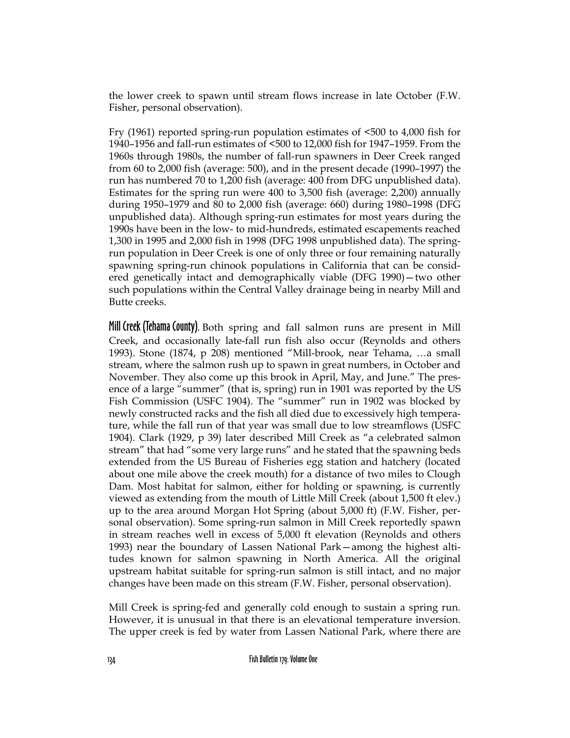the lower creek to spawn until stream flows increase in late October (F.W. Fisher, personal observation).

Fry (1961) reported spring-run population estimates of <500 to 4,000 fish for 1940–1956 and fall-run estimates of <500 to 12,000 fish for 1947–1959. From the 1960s through 1980s, the number of fall-run spawners in Deer Creek ranged from 60 to 2,000 fish (average: 500), and in the present decade (1990–1997) the run has numbered 70 to 1,200 fish (average: 400 from DFG unpublished data). Estimates for the spring run were 400 to 3,500 fish (average: 2,200) annually during 1950–1979 and 80 to 2,000 fish (average: 660) during 1980–1998 (DFG unpublished data). Although spring-run estimates for most years during the 1990s have been in the low- to mid-hundreds, estimated escapements reached 1,300 in 1995 and 2,000 fish in 1998 (DFG 1998 unpublished data). The spring-run population in Deer Creek is one of only three or four remaining naturally spawning spring-run chinook populations in California that can be considered genetically intact and demographically viable (DFG 1990)—two other such populations within the Central Valley drainage being in nearby Mill and Butte creeks.

**Mill Creek (Tehama County).** Both spring and fall salmon runs are present in Mill Creek, and occasionally late-fall run fish also occur (Reynolds and others 1993). Stone (1874, p 208) mentioned "Mill-brook, near Tehama, …a small stream, where the salmon rush up to spawn in great numbers, in October and November. They also come up this brook in April, May, and June." The presence of a large "summer" (that is, spring) run in 1901 was reported by the US Fish Commission (USFC 1904). The "summer" run in 1902 was blocked by newly constructed racks and the fish all died due to excessively high temperature, while the fall run of that year was small due to low streamflows (USFC 1904). Clark (1929, p 39) later described Mill Creek as "a celebrated salmon stream" that had "some very large runs" and he stated that the spawning beds extended from the US Bureau of Fisheries egg station and hatchery (located about one mile above the creek mouth) for a distance of two miles to Clough Dam. Most habitat for salmon, either for holding or spawning, is currently viewed as extending from the mouth of Little Mill Creek (about 1,500 ft elev.) up to the area around Morgan Hot Spring (about 5,000 ft) (F.W. Fisher, personal observation). Some spring-run salmon in Mill Creek reportedly spawn in stream reaches well in excess of 5,000 ft elevation (Reynolds and others 1993) near the boundary of Lassen National Park—among the highest altitudes known for salmon spawning in North America. All the original upstream habitat suitable for spring-run salmon is still intact, and no major changes have been made on this stream (F.W. Fisher, personal observation).

Mill Creek is spring-fed and generally cold enough to sustain a spring run. However, it is unusual in that there is an elevational temperature inversion. The upper creek is fed by water from Lassen National Park, where there are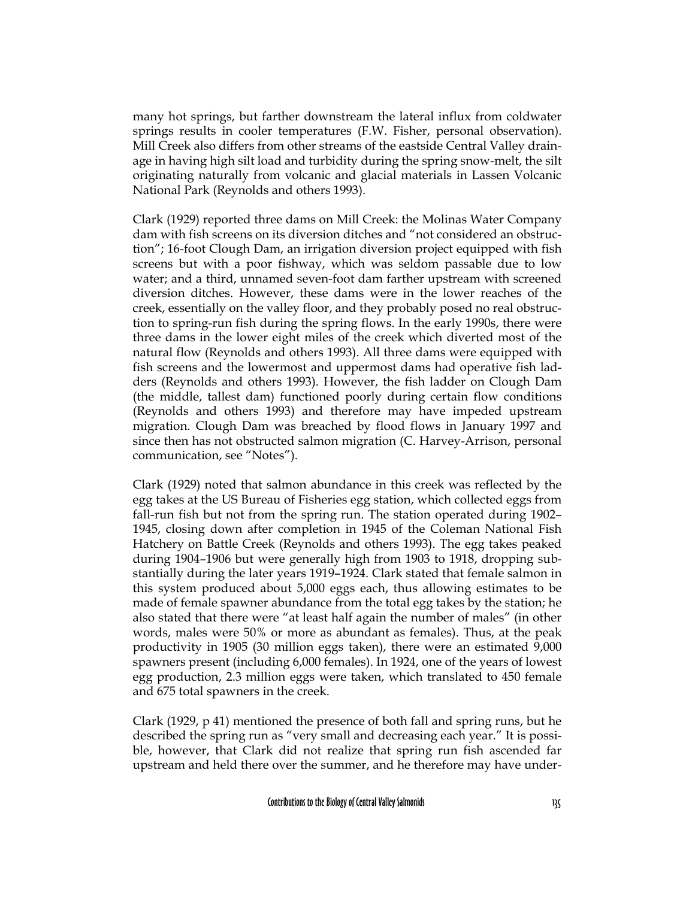many hot springs, but farther downstream the lateral influx from coldwater springs results in cooler temperatures (F.W. Fisher, personal observation). Mill Creek also differs from other streams of the eastside Central Valley drainage in having high silt load and turbidity during the spring snow-melt, the silt originating naturally from volcanic and glacial materials in Lassen Volcanic National Park (Reynolds and others 1993).

Clark (1929) reported three dams on Mill Creek: the Molinas Water Company dam with fish screens on its diversion ditches and "not considered an obstruction"; 16-foot Clough Dam, an irrigation diversion project equipped with fish screens but with a poor fishway, which was seldom passable due to low water; and a third, unnamed seven-foot dam farther upstream with screened diversion ditches. However, these dams were in the lower reaches of the creek, essentially on the valley floor, and they probably posed no real obstruction to spring-run fish during the spring flows. In the early 1990s, there were three dams in the lower eight miles of the creek which diverted most of the natural flow (Reynolds and others 1993). All three dams were equipped with fish screens and the lowermost and uppermost dams had operative fish ladders (Reynolds and others 1993). However, the fish ladder on Clough Dam (the middle, tallest dam) functioned poorly during certain flow conditions (Reynolds and others 1993) and therefore may have impeded upstream migration. Clough Dam was breached by flood flows in January 1997 and since then has not obstructed salmon migration (C. Harvey-Arrison, personal communication, see "Notes").

Clark (1929) noted that salmon abundance in this creek was reflected by the egg takes at the US Bureau of Fisheries egg station, which collected eggs from fall-run fish but not from the spring run. The station operated during 1902–1945, closing down after completion in 1945 of the Coleman National Fish Hatchery on Battle Creek (Reynolds and others 1993). The egg takes peaked during 1904–1906 but were generally high from 1903 to 1918, dropping substantially during the later years 1919–1924. Clark stated that female salmon in this system produced about 5,000 eggs each, thus allowing estimates to be made of female spawner abundance from the total egg takes by the station; he also stated that there were "at least half again the number of males" (in other words, males were 50% or more as abundant as females). Thus, at the peak productivity in 1905 (30 million eggs taken), there were an estimated 9,000 spawners present (including 6,000 females). In 1924, one of the years of lowest egg production, 2.3 million eggs were taken, which translated to 450 female and 675 total spawners in the creek.

Clark (1929, p 41) mentioned the presence of both fall and spring runs, but he described the spring run as "very small and decreasing each year." It is possible, however, that Clark did not realize that spring run fish ascended far upstream and held there over the summer, and he therefore may have under-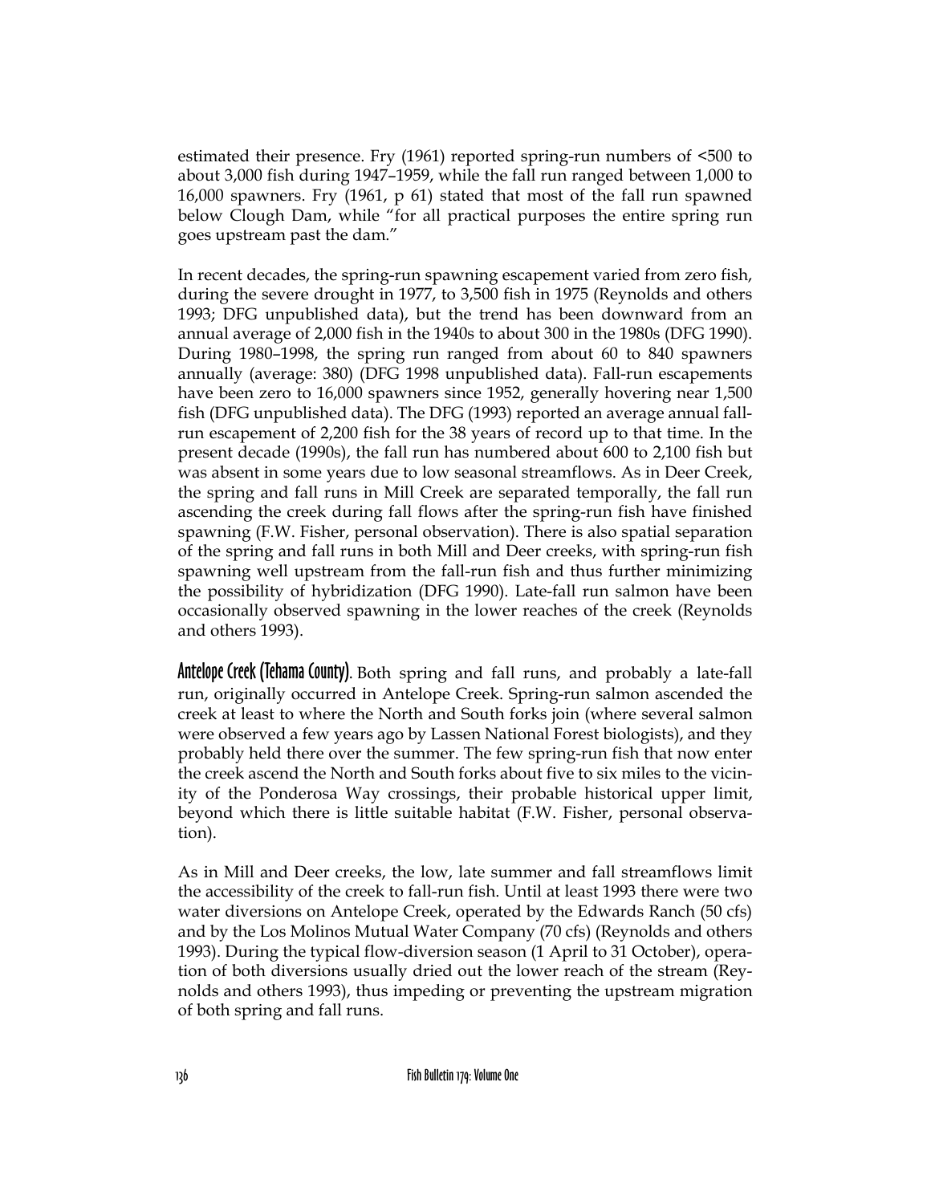estimated their presence. Fry (1961) reported spring-run numbers of <500 to about 3,000 fish during 1947–1959, while the fall run ranged between 1,000 to 16,000 spawners. Fry (1961, p 61) stated that most of the fall run spawned below Clough Dam, while "for all practical purposes the entire spring run goes upstream past the dam."

In recent decades, the spring-run spawning escapement varied from zero fish, during the severe drought in 1977, to 3,500 fish in 1975 (Reynolds and others 1993; DFG unpublished data), but the trend has been downward from an annual average of 2,000 fish in the 1940s to about 300 in the 1980s (DFG 1990). During 1980–1998, the spring run ranged from about 60 to 840 spawners annually (average: 380) (DFG 1998 unpublished data). Fall-run escapements have been zero to 16,000 spawners since 1952, generally hovering near 1,500 fish (DFG unpublished data). The DFG (1993) reported an average annual fall-run escapement of 2,200 fish for the 38 years of record up to that time. In the present decade (1990s), the fall run has numbered about 600 to 2,100 fish but was absent in some years due to low seasonal streamflows. As in Deer Creek, the spring and fall runs in Mill Creek are separated temporally, the fall run ascending the creek during fall flows after the spring-run fish have finished spawning (F.W. Fisher, personal observation). There is also spatial separation of the spring and fall runs in both Mill and Deer creeks, with spring-run fish spawning well upstream from the fall-run fish and thus further minimizing the possibility of hybridization (DFG 1990). Late-fall run salmon have been occasionally observed spawning in the lower reaches of the creek (Reynolds and others 1993).

**Antelope Creek (Tehama County).** Both spring and fall runs, and probably a late-fall run, originally occurred in Antelope Creek. Spring-run salmon ascended the creek at least to where the North and South forks join (where several salmon were observed a few years ago by Lassen National Forest biologists), and they probably held there over the summer. The few spring-run fish that now enter the creek ascend the North and South forks about five to six miles to the vicinity of the Ponderosa Way crossings, their probable historical upper limit, beyond which there is little suitable habitat (F.W. Fisher, personal observation).

As in Mill and Deer creeks, the low, late summer and fall streamflows limit the accessibility of the creek to fall-run fish. Until at least 1993 there were two water diversions on Antelope Creek, operated by the Edwards Ranch (50 cfs) and by the Los Molinos Mutual Water Company (70 cfs) (Reynolds and others 1993). During the typical flow-diversion season (1 April to 31 October), operation of both diversions usually dried out the lower reach of the stream (Reynolds and others 1993), thus impeding or preventing the upstream migration of both spring and fall runs.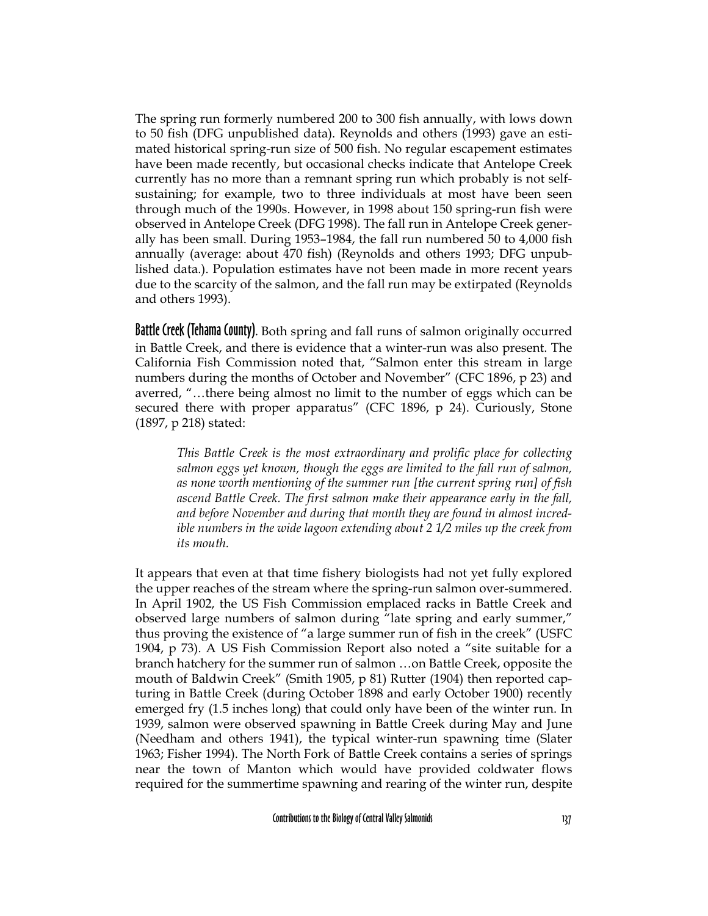The spring run formerly numbered 200 to 300 fish annually, with lows down to 50 fish (DFG unpublished data). Reynolds and others (1993) gave an estimated historical spring-run size of 500 fish. No regular escapement estimates have been made recently, but occasional checks indicate that Antelope Creek currently has no more than a remnant spring run which probably is not self-sustaining; for example, two to three individuals at most have been seen through much of the 1990s. However, in 1998 about 150 spring-run fish were observed in Antelope Creek (DFG 1998). The fall run in Antelope Creek generally has been small. During 1953–1984, the fall run numbered 50 to 4,000 fish annually (average: about 470 fish) (Reynolds and others 1993; DFG unpublished data.). Population estimates have not been made in more recent years due to the scarcity of the salmon, and the fall run may be extirpated (Reynolds and others 1993).

**Battle Creek (Tehama County)**. Both spring and fall runs of salmon originally occurred in Battle Creek, and there is evidence that a winter-run was also present. The California Fish Commission noted that, "Salmon enter this stream in large numbers during the months of October and November" (CFC 1896, p 23) and averred, "…there being almost no limit to the number of eggs which can be secured there with proper apparatus" (CFC 1896, p 24). Curiously, Stone (1897, p 218) stated:

> *This Battle Creek is the most extraordinary and prolific place for collecting salmon eggs yet known, though the eggs are limited to the fall run of salmon, as none worth mentioning of the summer run [the current spring run] of fish ascend Battle Creek. The first salmon make their appearance early in the fall, and before November and during that month they are found in almost incredible numbers in the wide lagoon extending about 2 1/2 miles up the creek from its mouth.*

It appears that even at that time fishery biologists had not yet fully explored the upper reaches of the stream where the spring-run salmon over-summered. In April 1902, the US Fish Commission emplaced racks in Battle Creek and observed large numbers of salmon during "late spring and early summer," thus proving the existence of "a large summer run of fish in the creek" (USFC 1904, p 73). A US Fish Commission Report also noted a "site suitable for a branch hatchery for the summer run of salmon …on Battle Creek, opposite the mouth of Baldwin Creek" (Smith 1905, p 81) Rutter (1904) then reported capturing in Battle Creek (during October 1898 and early October 1900) recently emerged fry (1.5 inches long) that could only have been of the winter run. In 1939, salmon were observed spawning in Battle Creek during May and June (Needham and others 1941), the typical winter-run spawning time (Slater 1963; Fisher 1994). The North Fork of Battle Creek contains a series of springs near the town of Manton which would have provided coldwater flows required for the summertime spawning and rearing of the winter run, despite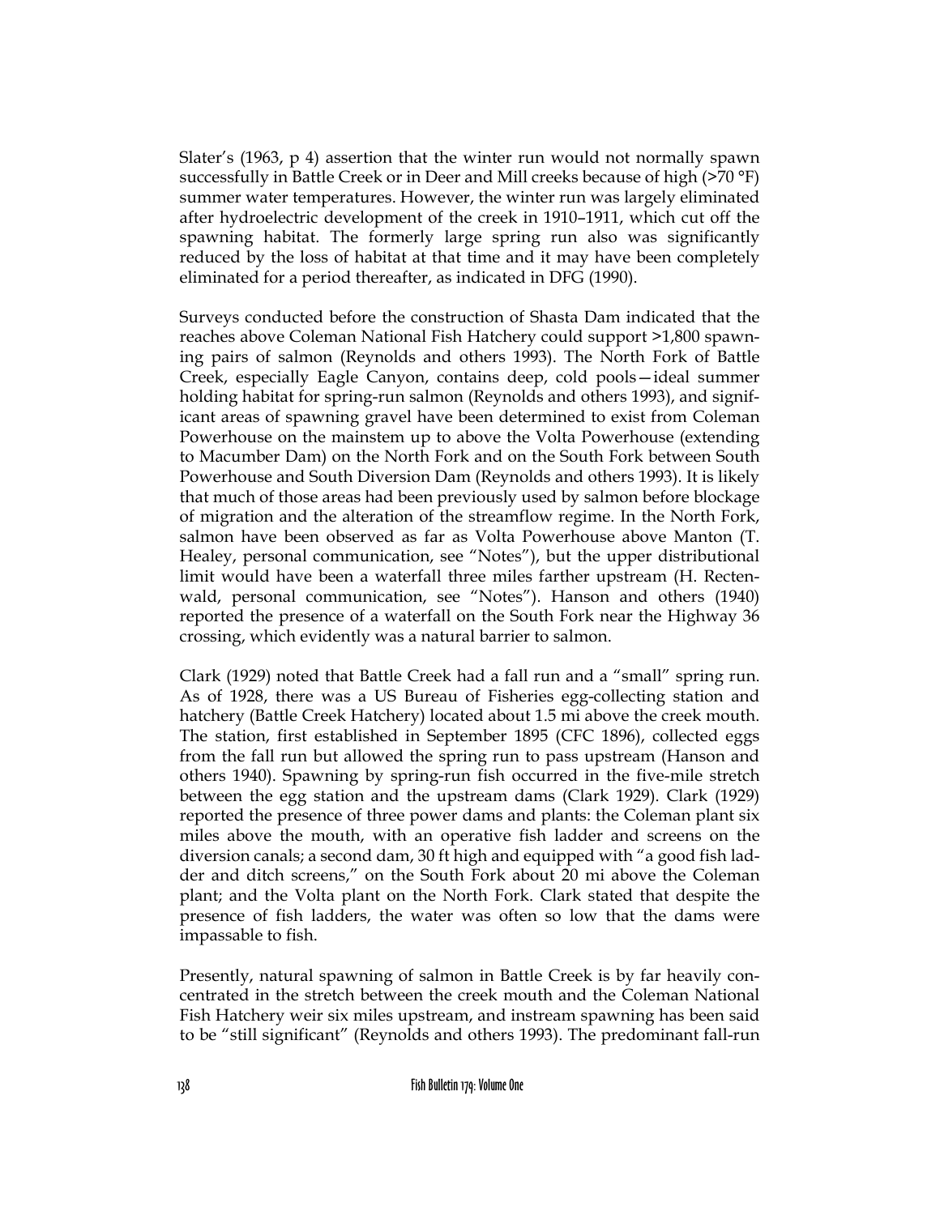Slater's (1963, p 4) assertion that the winter run would not normally spawn successfully in Battle Creek or in Deer and Mill creeks because of high (>70 °F) summer water temperatures. However, the winter run was largely eliminated after hydroelectric development of the creek in 1910–1911, which cut off the spawning habitat. The formerly large spring run also was significantly reduced by the loss of habitat at that time and it may have been completely eliminated for a period thereafter, as indicated in DFG (1990).

Surveys conducted before the construction of Shasta Dam indicated that the reaches above Coleman National Fish Hatchery could support >1,800 spawning pairs of salmon (Reynolds and others 1993). The North Fork of Battle Creek, especially Eagle Canyon, contains deep, cold pools—ideal summer holding habitat for spring-run salmon (Reynolds and others 1993), and significant areas of spawning gravel have been determined to exist from Coleman Powerhouse on the mainstem up to above the Volta Powerhouse (extending to Macumber Dam) on the North Fork and on the South Fork between South Powerhouse and South Diversion Dam (Reynolds and others 1993). It is likely that much of those areas had been previously used by salmon before blockage of migration and the alteration of the streamflow regime. In the North Fork, salmon have been observed as far as Volta Powerhouse above Manton (T. Healey, personal communication, see "Notes"), but the upper distributional limit would have been a waterfall three miles farther upstream (H. Rectenwald, personal communication, see "Notes"). Hanson and others (1940) reported the presence of a waterfall on the South Fork near the Highway 36 crossing, which evidently was a natural barrier to salmon.

Clark (1929) noted that Battle Creek had a fall run and a "small" spring run. As of 1928, there was a US Bureau of Fisheries egg-collecting station and hatchery (Battle Creek Hatchery) located about 1.5 mi above the creek mouth. The station, first established in September 1895 (CFC 1896), collected eggs from the fall run but allowed the spring run to pass upstream (Hanson and others 1940). Spawning by spring-run fish occurred in the five-mile stretch between the egg station and the upstream dams (Clark 1929). Clark (1929) reported the presence of three power dams and plants: the Coleman plant six miles above the mouth, with an operative fish ladder and screens on the diversion canals; a second dam, 30 ft high and equipped with "a good fish ladder and ditch screens," on the South Fork about 20 mi above the Coleman plant; and the Volta plant on the North Fork. Clark stated that despite the presence of fish ladders, the water was often so low that the dams were impassable to fish.

Presently, natural spawning of salmon in Battle Creek is by far heavily concentrated in the stretch between the creek mouth and the Coleman National Fish Hatchery weir six miles upstream, and instream spawning has been said to be "still significant" (Reynolds and others 1993). The predominant fall-run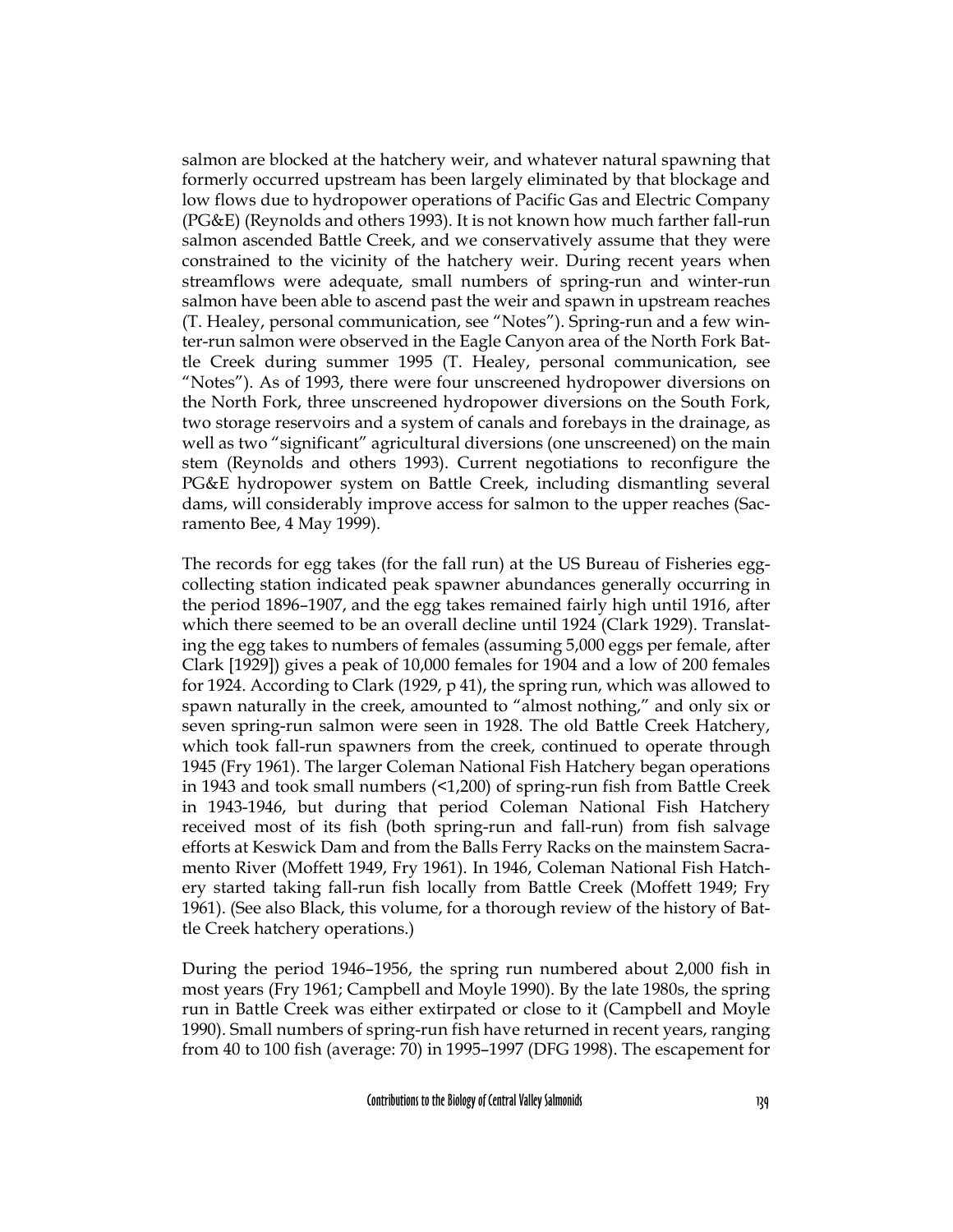salmon are blocked at the hatchery weir, and whatever natural spawning that formerly occurred upstream has been largely eliminated by that blockage and low flows due to hydropower operations of Pacific Gas and Electric Company (PG&E) (Reynolds and others 1993). It is not known how much farther fall-run salmon ascended Battle Creek, and we conservatively assume that they were constrained to the vicinity of the hatchery weir. During recent years when streamflows were adequate, small numbers of spring-run and winter-run salmon have been able to ascend past the weir and spawn in upstream reaches (T. Healey, personal communication, see "Notes"). Spring-run and a few winter-run salmon were observed in the Eagle Canyon area of the North Fork Battle Creek during summer 1995 (T. Healey, personal communication, see "Notes"). As of 1993, there were four unscreened hydropower diversions on the North Fork, three unscreened hydropower diversions on the South Fork, two storage reservoirs and a system of canals and forebays in the drainage, as well as two "significant" agricultural diversions (one unscreened) on the main stem (Reynolds and others 1993). Current negotiations to reconfigure the PG&E hydropower system on Battle Creek, including dismantling several dams, will considerably improve access for salmon to the upper reaches (Sacramento Bee, 4 May 1999).

The records for egg takes (for the fall run) at the US Bureau of Fisheries egg-collecting station indicated peak spawner abundances generally occurring in the period 1896–1907, and the egg takes remained fairly high until 1916, after which there seemed to be an overall decline until 1924 (Clark 1929). Translating the egg takes to numbers of females (assuming 5,000 eggs per female, after Clark [1929]) gives a peak of 10,000 females for 1904 and a low of 200 females for 1924. According to Clark (1929, p 41), the spring run, which was allowed to spawn naturally in the creek, amounted to "almost nothing," and only six or seven spring-run salmon were seen in 1928. The old Battle Creek Hatchery, which took fall-run spawners from the creek, continued to operate through 1945 (Fry 1961). The larger Coleman National Fish Hatchery began operations in 1943 and took small numbers (<1,200) of spring-run fish from Battle Creek in 1943-1946, but during that period Coleman National Fish Hatchery received most of its fish (both spring-run and fall-run) from fish salvage efforts at Keswick Dam and from the Balls Ferry Racks on the mainstem Sacramento River (Moffett 1949, Fry 1961). In 1946, Coleman National Fish Hatchery started taking fall-run fish locally from Battle Creek (Moffett 1949; Fry 1961). (See also Black, this volume, for a thorough review of the history of Battle Creek hatchery operations.)

During the period 1946–1956, the spring run numbered about 2,000 fish in most years (Fry 1961; Campbell and Moyle 1990). By the late 1980s, the spring run in Battle Creek was either extirpated or close to it (Campbell and Moyle 1990). Small numbers of spring-run fish have returned in recent years, ranging from 40 to 100 fish (average: 70) in 1995–1997 (DFG 1998). The escapement for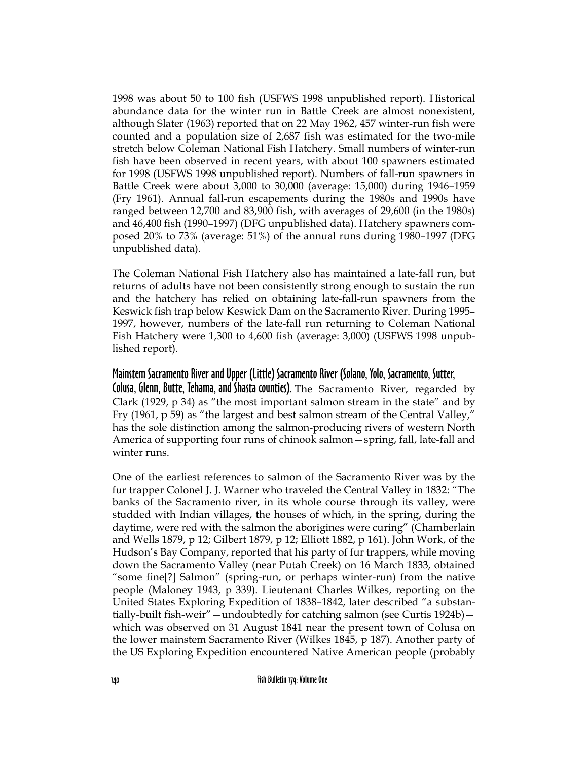1998 was about 50 to 100 fish (USFWS 1998 unpublished report). Historical abundance data for the winter run in Battle Creek are almost nonexistent, although Slater (1963) reported that on 22 May 1962, 457 winter-run fish were counted and a population size of 2,687 fish was estimated for the two-mile stretch below Coleman National Fish Hatchery. Small numbers of winter-run fish have been observed in recent years, with about 100 spawners estimated for 1998 (USFWS 1998 unpublished report). Numbers of fall-run spawners in Battle Creek were about 3,000 to 30,000 (average: 15,000) during 1946–1959 (Fry 1961). Annual fall-run escapements during the 1980s and 1990s have ranged between 12,700 and 83,900 fish, with averages of 29,600 (in the 1980s) and 46,400 fish (1990–1997) (DFG unpublished data). Hatchery spawners composed 20% to 73% (average: 51%) of the annual runs during 1980–1997 (DFG unpublished data).

The Coleman National Fish Hatchery also has maintained a late-fall run, but returns of adults have not been consistently strong enough to sustain the run and the hatchery has relied on obtaining late-fall-run spawners from the Keswick fish trap below Keswick Dam on the Sacramento River. During 1995–1997, however, numbers of the late-fall run returning to Coleman National Fish Hatchery were 1,300 to 4,600 fish (average: 3,000) (USFWS 1998 unpublished report).

**Mainstem Sacramento River and Upper (Little) Sacramento River (Solano, Yolo, Sacramento, Sutter, Colusa, Glenn, Butte, Tehama, and Shasta counties).** The Sacramento River, regarded by Clark (1929, p 34) as "the most important salmon stream in the state" and by Fry (1961, p 59) as "the largest and best salmon stream of the Central Valley," has the sole distinction among the salmon-producing rivers of western North America of supporting four runs of chinook salmon—spring, fall, late-fall and winter runs.

One of the earliest references to salmon of the Sacramento River was by the fur trapper Colonel J. J. Warner who traveled the Central Valley in 1832: "The banks of the Sacramento river, in its whole course through its valley, were studded with Indian villages, the houses of which, in the spring, during the daytime, were red with the salmon the aborigines were curing" (Chamberlain and Wells 1879, p 12; Gilbert 1879, p 12; Elliott 1882, p 161). John Work, of the Hudson's Bay Company, reported that his party of fur trappers, while moving down the Sacramento Valley (near Putah Creek) on 16 March 1833, obtained "some fine[?] Salmon" (spring-run, or perhaps winter-run) from the native people (Maloney 1943, p 339). Lieutenant Charles Wilkes, reporting on the United States Exploring Expedition of 1838–1842, later described "a substantially-built fish-weir"—undoubtedly for catching salmon (see Curtis 1924b)—which was observed on 31 August 1841 near the present town of Colusa on the lower mainstem Sacramento River (Wilkes 1845, p 187). Another party of the US Exploring Expedition encountered Native American people (probably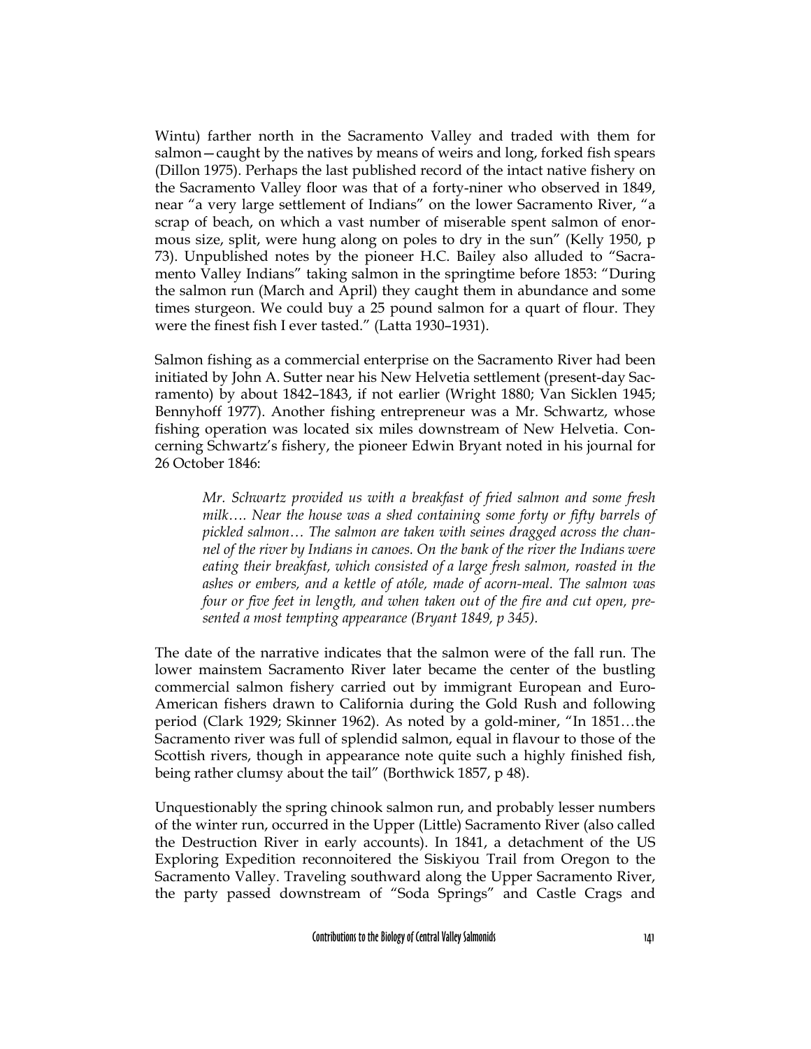Wintu) farther north in the Sacramento Valley and traded with them for salmon—caught by the natives by means of weirs and long, forked fish spears (Dillon 1975). Perhaps the last published record of the intact native fishery on the Sacramento Valley floor was that of a forty-niner who observed in 1849, near "a very large settlement of Indians" on the lower Sacramento River, "a scrap of beach, on which a vast number of miserable spent salmon of enormous size, split, were hung along on poles to dry in the sun" (Kelly 1950, p 73). Unpublished notes by the pioneer H.C. Bailey also alluded to "Sacramento Valley Indians" taking salmon in the springtime before 1853: "During the salmon run (March and April) they caught them in abundance and some times sturgeon. We could buy a 25 pound salmon for a quart of flour. They were the finest fish I ever tasted." (Latta 1930–1931).

Salmon fishing as a commercial enterprise on the Sacramento River had been initiated by John A. Sutter near his New Helvetia settlement (present-day Sacramento) by about 1842–1843, if not earlier (Wright 1880; Van Sicklen 1945; Bennyhoff 1977). Another fishing entrepreneur was a Mr. Schwartz, whose fishing operation was located six miles downstream of New Helvetia. Concerning Schwartz's fishery, the pioneer Edwin Bryant noted in his journal for 26 October 1846:

> *Mr. Schwartz provided us with a breakfast of fried salmon and some fresh milk…. Near the house was a shed containing some forty or fifty barrels of pickled salmon… The salmon are taken with seines dragged across the channel of the river by Indians in canoes. On the bank of the river the Indians were eating their breakfast, which consisted of a large fresh salmon, roasted in the ashes or embers, and a kettle of atóle, made of acorn-meal. The salmon was four or five feet in length, and when taken out of the fire and cut open, presented a most tempting appearance (Bryant 1849, p 345).*

The date of the narrative indicates that the salmon were of the fall run. The lower mainstem Sacramento River later became the center of the bustling commercial salmon fishery carried out by immigrant European and Euro-American fishers drawn to California during the Gold Rush and following period (Clark 1929; Skinner 1962). As noted by a gold-miner, "In 1851…the Sacramento river was full of splendid salmon, equal in flavour to those of the Scottish rivers, though in appearance note quite such a highly finished fish, being rather clumsy about the tail" (Borthwick 1857, p 48).

Unquestionably the spring chinook salmon run, and probably lesser numbers of the winter run, occurred in the Upper (Little) Sacramento River (also called the Destruction River in early accounts). In 1841, a detachment of the US Exploring Expedition reconnoitered the Siskiyou Trail from Oregon to the Sacramento Valley. Traveling southward along the Upper Sacramento River, the party passed downstream of "Soda Springs" and Castle Crags and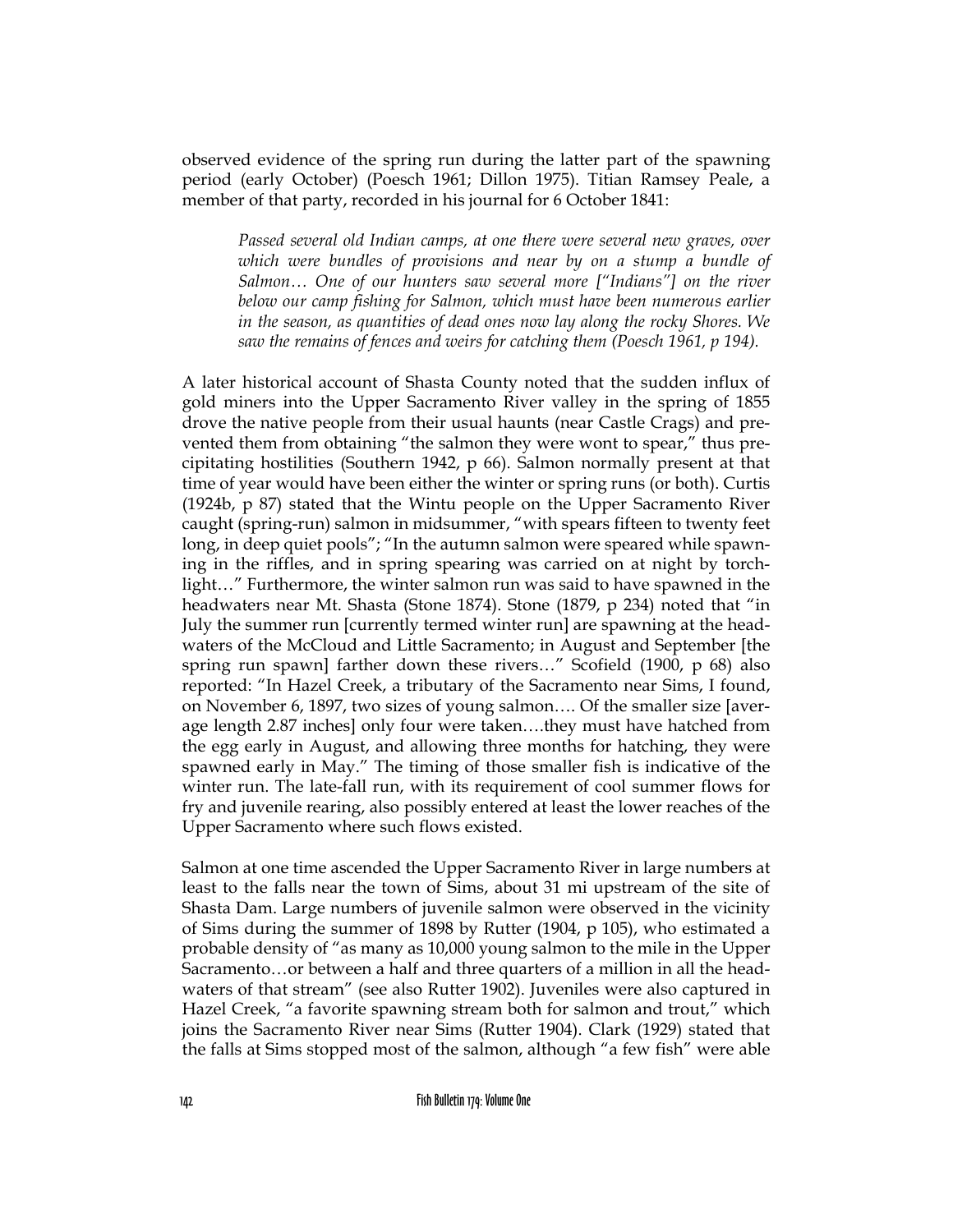observed evidence of the spring run during the latter part of the spawning period (early October) (Poesch 1961; Dillon 1975). Titian Ramsey Peale, a member of that party, recorded in his journal for 6 October 1841:

> *Passed several old Indian camps, at one there were several new graves, over which were bundles of provisions and near by on a stump a bundle of Salmon… One of our hunters saw several more ["Indians"] on the river below our camp fishing for Salmon, which must have been numerous earlier in the season, as quantities of dead ones now lay along the rocky Shores. We saw the remains of fences and weirs for catching them (Poesch 1961, p 194).*

A later historical account of Shasta County noted that the sudden influx of gold miners into the Upper Sacramento River valley in the spring of 1855 drove the native people from their usual haunts (near Castle Crags) and prevented them from obtaining "the salmon they were wont to spear," thus precipitating hostilities (Southern 1942, p 66). Salmon normally present at that time of year would have been either the winter or spring runs (or both). Curtis (1924b, p 87) stated that the Wintu people on the Upper Sacramento River caught (spring-run) salmon in midsummer, "with spears fifteen to twenty feet long, in deep quiet pools"; "In the autumn salmon were speared while spawning in the riffles, and in spring spearing was carried on at night by torchlight…" Furthermore, the winter salmon run was said to have spawned in the headwaters near Mt. Shasta (Stone 1874). Stone (1879, p 234) noted that "in July the summer run [currently termed winter run] are spawning at the headwaters of the McCloud and Little Sacramento; in August and September [the spring run spawn] farther down these rivers…" Scofield (1900, p 68) also reported: "In Hazel Creek, a tributary of the Sacramento near Sims, I found, on November 6, 1897, two sizes of young salmon…. Of the smaller size [average length 2.87 inches] only four were taken….they must have hatched from the egg early in August, and allowing three months for hatching, they were spawned early in May." The timing of those smaller fish is indicative of the winter run. The late-fall run, with its requirement of cool summer flows for fry and juvenile rearing, also possibly entered at least the lower reaches of the Upper Sacramento where such flows existed.

Salmon at one time ascended the Upper Sacramento River in large numbers at least to the falls near the town of Sims, about 31 mi upstream of the site of Shasta Dam. Large numbers of juvenile salmon were observed in the vicinity of Sims during the summer of 1898 by Rutter (1904, p 105), who estimated a probable density of "as many as 10,000 young salmon to the mile in the Upper Sacramento…or between a half and three quarters of a million in all the headwaters of that stream" (see also Rutter 1902). Juveniles were also captured in Hazel Creek, "a favorite spawning stream both for salmon and trout," which joins the Sacramento River near Sims (Rutter 1904). Clark (1929) stated that the falls at Sims stopped most of the salmon, although "a few fish" were able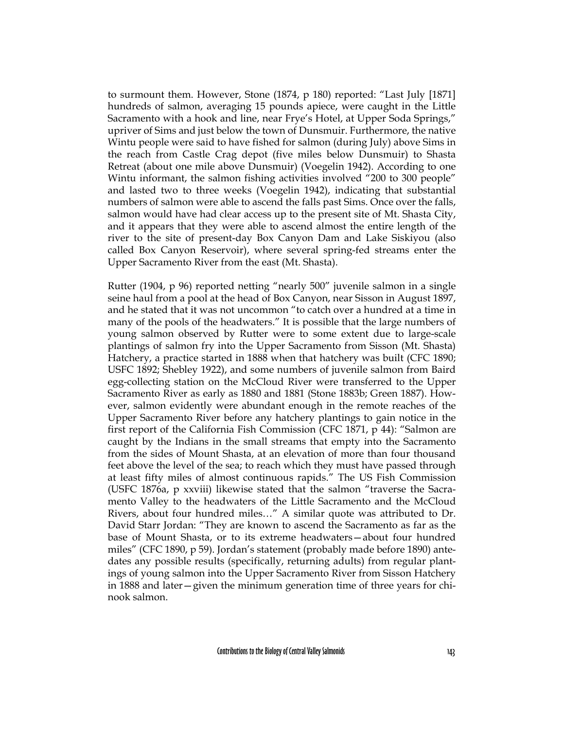to surmount them. However, Stone (1874, p 180) reported: "Last July [1871] hundreds of salmon, averaging 15 pounds apiece, were caught in the Little Sacramento with a hook and line, near Frye's Hotel, at Upper Soda Springs," upriver of Sims and just below the town of Dunsmuir. Furthermore, the native Wintu people were said to have fished for salmon (during July) above Sims in the reach from Castle Crag depot (five miles below Dunsmuir) to Shasta Retreat (about one mile above Dunsmuir) (Voegelin 1942). According to one Wintu informant, the salmon fishing activities involved "200 to 300 people" and lasted two to three weeks (Voegelin 1942), indicating that substantial numbers of salmon were able to ascend the falls past Sims. Once over the falls, salmon would have had clear access up to the present site of Mt. Shasta City, and it appears that they were able to ascend almost the entire length of the river to the site of present-day Box Canyon Dam and Lake Siskiyou (also called Box Canyon Reservoir), where several spring-fed streams enter the Upper Sacramento River from the east (Mt. Shasta).

Rutter (1904, p 96) reported netting "nearly 500" juvenile salmon in a single seine haul from a pool at the head of Box Canyon, near Sisson in August 1897, and he stated that it was not uncommon "to catch over a hundred at a time in many of the pools of the headwaters." It is possible that the large numbers of young salmon observed by Rutter were to some extent due to large-scale plantings of salmon fry into the Upper Sacramento from Sisson (Mt. Shasta) Hatchery, a practice started in 1888 when that hatchery was built (CFC 1890; USFC 1892; Shebley 1922), and some numbers of juvenile salmon from Baird egg-collecting station on the McCloud River were transferred to the Upper Sacramento River as early as 1880 and 1881 (Stone 1883b; Green 1887). However, salmon evidently were abundant enough in the remote reaches of the Upper Sacramento River before any hatchery plantings to gain notice in the first report of the California Fish Commission (CFC 1871, p 44): "Salmon are caught by the Indians in the small streams that empty into the Sacramento from the sides of Mount Shasta, at an elevation of more than four thousand feet above the level of the sea; to reach which they must have passed through at least fifty miles of almost continuous rapids." The US Fish Commission (USFC 1876a, p xxviii) likewise stated that the salmon "traverse the Sacramento Valley to the headwaters of the Little Sacramento and the McCloud Rivers, about four hundred miles…" A similar quote was attributed to Dr. David Starr Jordan: "They are known to ascend the Sacramento as far as the base of Mount Shasta, or to its extreme headwaters—about four hundred miles" (CFC 1890, p 59). Jordan's statement (probably made before 1890) antedates any possible results (specifically, returning adults) from regular plantings of young salmon into the Upper Sacramento River from Sisson Hatchery in 1888 and later—given the minimum generation time of three years for chinook salmon.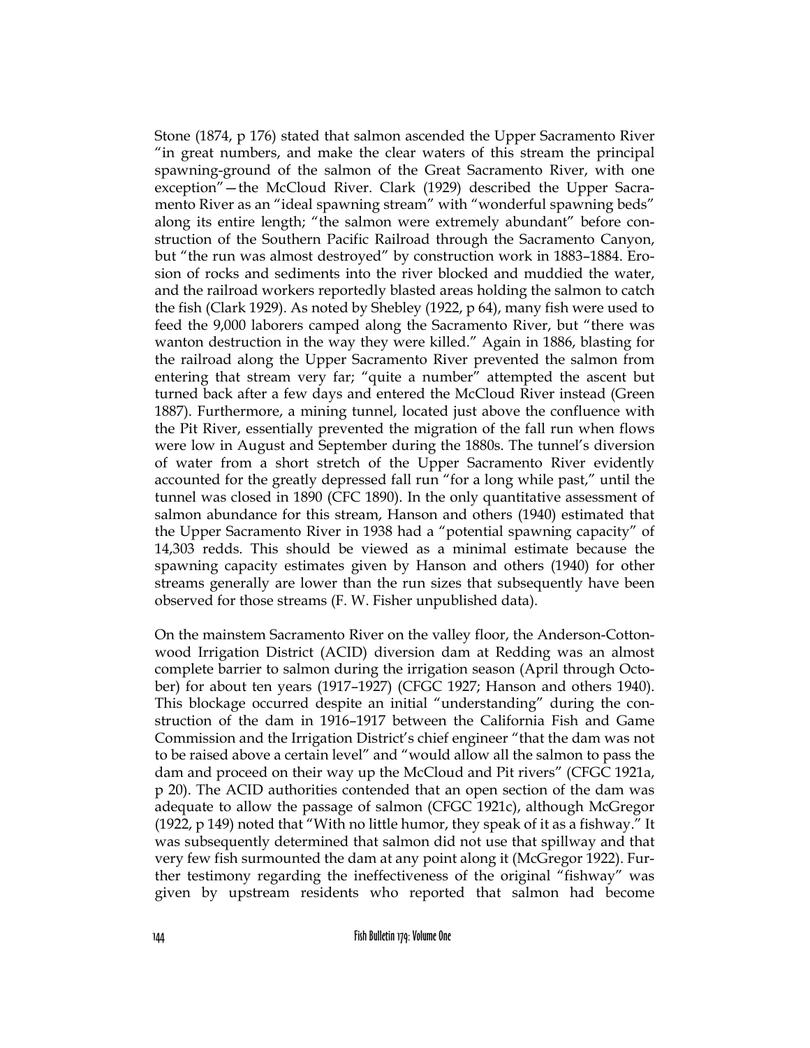Stone (1874, p 176) stated that salmon ascended the Upper Sacramento River "in great numbers, and make the clear waters of this stream the principal spawning-ground of the salmon of the Great Sacramento River, with one exception"—the McCloud River. Clark (1929) described the Upper Sacramento River as an "ideal spawning stream" with "wonderful spawning beds" along its entire length; "the salmon were extremely abundant" before construction of the Southern Pacific Railroad through the Sacramento Canyon, but "the run was almost destroyed" by construction work in 1883–1884. Erosion of rocks and sediments into the river blocked and muddied the water, and the railroad workers reportedly blasted areas holding the salmon to catch the fish (Clark 1929). As noted by Shebley (1922, p 64), many fish were used to feed the 9,000 laborers camped along the Sacramento River, but "there was wanton destruction in the way they were killed." Again in 1886, blasting for the railroad along the Upper Sacramento River prevented the salmon from entering that stream very far; "quite a number" attempted the ascent but turned back after a few days and entered the McCloud River instead (Green 1887). Furthermore, a mining tunnel, located just above the confluence with the Pit River, essentially prevented the migration of the fall run when flows were low in August and September during the 1880s. The tunnel's diversion of water from a short stretch of the Upper Sacramento River evidently accounted for the greatly depressed fall run "for a long while past," until the tunnel was closed in 1890 (CFC 1890). In the only quantitative assessment of salmon abundance for this stream, Hanson and others (1940) estimated that the Upper Sacramento River in 1938 had a "potential spawning capacity" of 14,303 redds. This should be viewed as a minimal estimate because the spawning capacity estimates given by Hanson and others (1940) for other streams generally are lower than the run sizes that subsequently have been observed for those streams (F. W. Fisher unpublished data).

On the mainstem Sacramento River on the valley floor, the Anderson-Cottonwood Irrigation District (ACID) diversion dam at Redding was an almost complete barrier to salmon during the irrigation season (April through October) for about ten years (1917–1927) (CFGC 1927; Hanson and others 1940). This blockage occurred despite an initial "understanding" during the construction of the dam in 1916–1917 between the California Fish and Game Commission and the Irrigation District's chief engineer "that the dam was not to be raised above a certain level" and "would allow all the salmon to pass the dam and proceed on their way up the McCloud and Pit rivers" (CFGC 1921a, p 20). The ACID authorities contended that an open section of the dam was adequate to allow the passage of salmon (CFGC 1921c), although McGregor (1922, p 149) noted that "With no little humor, they speak of it as a fishway." It was subsequently determined that salmon did not use that spillway and that very few fish surmounted the dam at any point along it (McGregor 1922). Further testimony regarding the ineffectiveness of the original "fishway" was given by upstream residents who reported that salmon had become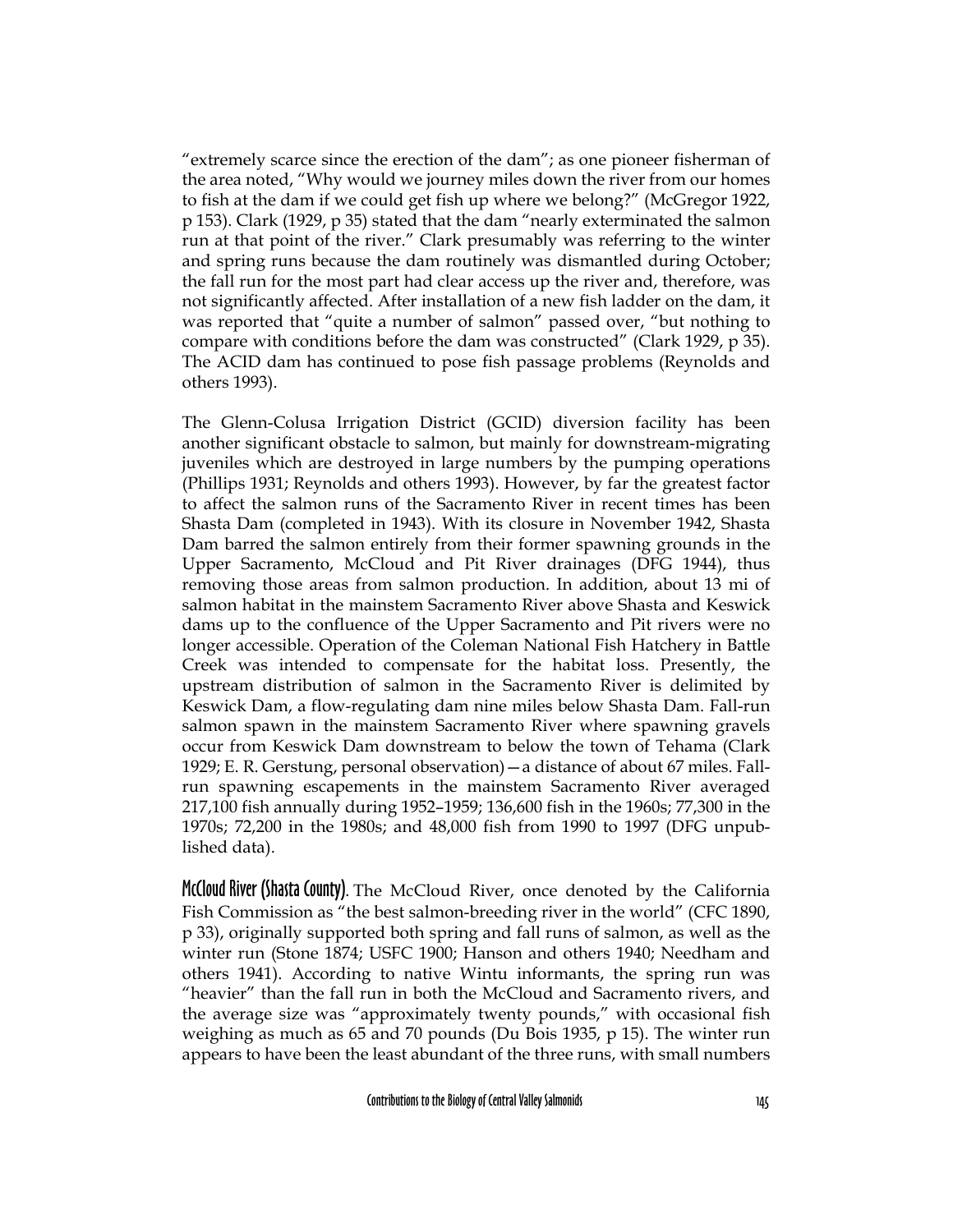"extremely scarce since the erection of the dam"; as one pioneer fisherman of the area noted, "Why would we journey miles down the river from our homes to fish at the dam if we could get fish up where we belong?" (McGregor 1922, p 153). Clark (1929, p 35) stated that the dam "nearly exterminated the salmon run at that point of the river." Clark presumably was referring to the winter and spring runs because the dam routinely was dismantled during October; the fall run for the most part had clear access up the river and, therefore, was not significantly affected. After installation of a new fish ladder on the dam, it was reported that "quite a number of salmon" passed over, "but nothing to compare with conditions before the dam was constructed" (Clark 1929, p 35). The ACID dam has continued to pose fish passage problems (Reynolds and others 1993).

The Glenn-Colusa Irrigation District (GCID) diversion facility has been another significant obstacle to salmon, but mainly for downstream-migrating juveniles which are destroyed in large numbers by the pumping operations (Phillips 1931; Reynolds and others 1993). However, by far the greatest factor to affect the salmon runs of the Sacramento River in recent times has been Shasta Dam (completed in 1943). With its closure in November 1942, Shasta Dam barred the salmon entirely from their former spawning grounds in the Upper Sacramento, McCloud and Pit River drainages (DFG 1944), thus removing those areas from salmon production. In addition, about 13 mi of salmon habitat in the mainstem Sacramento River above Shasta and Keswick dams up to the confluence of the Upper Sacramento and Pit rivers were no longer accessible. Operation of the Coleman National Fish Hatchery in Battle Creek was intended to compensate for the habitat loss. Presently, the upstream distribution of salmon in the Sacramento River is delimited by Keswick Dam, a flow-regulating dam nine miles below Shasta Dam. Fall-run salmon spawn in the mainstem Sacramento River where spawning gravels occur from Keswick Dam downstream to below the town of Tehama (Clark 1929; E. R. Gerstung, personal observation)—a distance of about 67 miles. Fall-run spawning escapements in the mainstem Sacramento River averaged 217,100 fish annually during 1952–1959; 136,600 fish in the 1960s; 77,300 in the 1970s; 72,200 in the 1980s; and 48,000 fish from 1990 to 1997 (DFG unpublished data).

**McCloud River (Shasta County).** The McCloud River, once denoted by the California Fish Commission as "the best salmon-breeding river in the world" (CFC 1890, p 33), originally supported both spring and fall runs of salmon, as well as the winter run (Stone 1874; USFC 1900; Hanson and others 1940; Needham and others 1941). According to native Wintu informants, the spring run was "heavier" than the fall run in both the McCloud and Sacramento rivers, and the average size was "approximately twenty pounds," with occasional fish weighing as much as 65 and 70 pounds (Du Bois 1935, p 15). The winter run appears to have been the least abundant of the three runs, with small numbers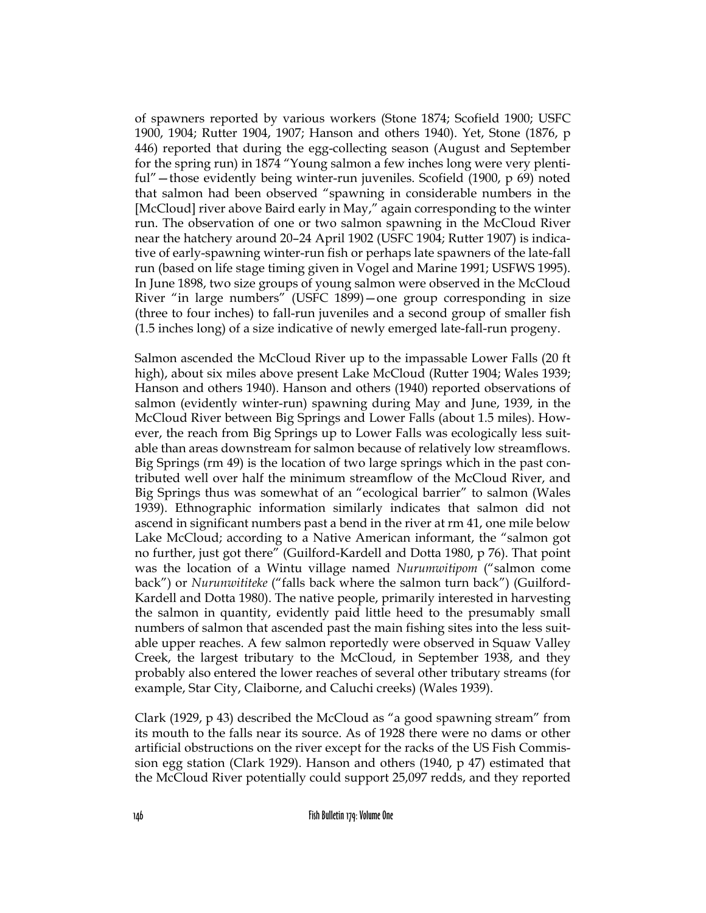of spawners reported by various workers (Stone 1874; Scofield 1900; USFC 1900, 1904; Rutter 1904, 1907; Hanson and others 1940). Yet, Stone (1876, p 446) reported that during the egg-collecting season (August and September for the spring run) in 1874 "Young salmon a few inches long were very plentiful"—those evidently being winter-run juveniles. Scofield (1900, p 69) noted that salmon had been observed "spawning in considerable numbers in the [McCloud] river above Baird early in May," again corresponding to the winter run. The observation of one or two salmon spawning in the McCloud River near the hatchery around 20–24 April 1902 (USFC 1904; Rutter 1907) is indicative of early-spawning winter-run fish or perhaps late spawners of the late-fall run (based on life stage timing given in Vogel and Marine 1991; USFWS 1995). In June 1898, two size groups of young salmon were observed in the McCloud River "in large numbers" (USFC 1899)—one group corresponding in size (three to four inches) to fall-run juveniles and a second group of smaller fish (1.5 inches long) of a size indicative of newly emerged late-fall-run progeny.

Salmon ascended the McCloud River up to the impassable Lower Falls (20 ft high), about six miles above present Lake McCloud (Rutter 1904; Wales 1939; Hanson and others 1940). Hanson and others (1940) reported observations of salmon (evidently winter-run) spawning during May and June, 1939, in the McCloud River between Big Springs and Lower Falls (about 1.5 miles). However, the reach from Big Springs up to Lower Falls was ecologically less suitable than areas downstream for salmon because of relatively low streamflows. Big Springs (rm 49) is the location of two large springs which in the past contributed well over half the minimum streamflow of the McCloud River, and Big Springs thus was somewhat of an "ecological barrier" to salmon (Wales 1939). Ethnographic information similarly indicates that salmon did not ascend in significant numbers past a bend in the river at rm 41, one mile below Lake McCloud; according to a Native American informant, the "salmon got no further, just got there" (Guilford-Kardell and Dotta 1980, p 76). That point was the location of a Wintu village named *Nurumwitipom* ("salmon come back") or *Nurunwititeke* ("falls back where the salmon turn back") (Guilford-Kardell and Dotta 1980). The native people, primarily interested in harvesting the salmon in quantity, evidently paid little heed to the presumably small numbers of salmon that ascended past the main fishing sites into the less suitable upper reaches. A few salmon reportedly were observed in Squaw Valley Creek, the largest tributary to the McCloud, in September 1938, and they probably also entered the lower reaches of several other tributary streams (for example, Star City, Claiborne, and Caluchi creeks) (Wales 1939).

Clark (1929, p 43) described the McCloud as "a good spawning stream" from its mouth to the falls near its source. As of 1928 there were no dams or other artificial obstructions on the river except for the racks of the US Fish Commission egg station (Clark 1929). Hanson and others (1940, p 47) estimated that the McCloud River potentially could support 25,097 redds, and they reported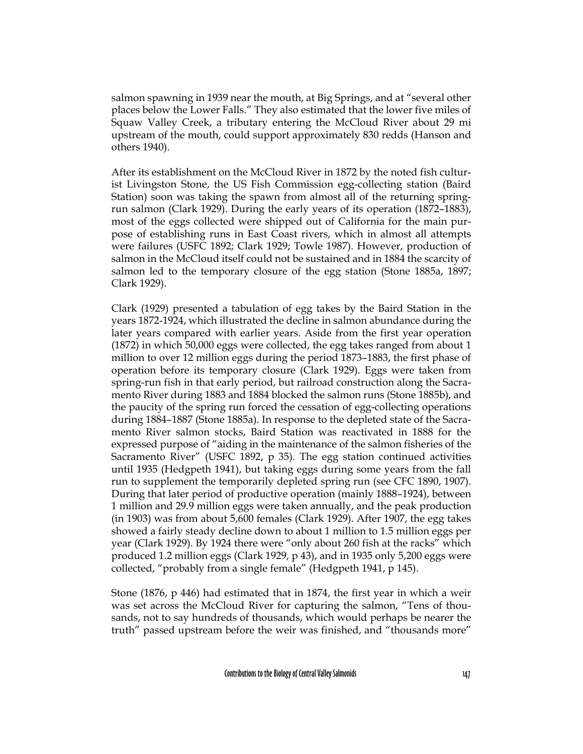salmon spawning in 1939 near the mouth, at Big Springs, and at "several other places below the Lower Falls." They also estimated that the lower five miles of Squaw Valley Creek, a tributary entering the McCloud River about 29 mi upstream of the mouth, could support approximately 830 redds (Hanson and others 1940).

After its establishment on the McCloud River in 1872 by the noted fish culturist Livingston Stone, the US Fish Commission egg-collecting station (Baird Station) soon was taking the spawn from almost all of the returning spring-run salmon (Clark 1929). During the early years of its operation (1872–1883), most of the eggs collected were shipped out of California for the main purpose of establishing runs in East Coast rivers, which in almost all attempts were failures (USFC 1892; Clark 1929; Towle 1987). However, production of salmon in the McCloud itself could not be sustained and in 1884 the scarcity of salmon led to the temporary closure of the egg station (Stone 1885a, 1897; Clark 1929).

Clark (1929) presented a tabulation of egg takes by the Baird Station in the years 1872-1924, which illustrated the decline in salmon abundance during the later years compared with earlier years. Aside from the first year operation (1872) in which 50,000 eggs were collected, the egg takes ranged from about 1 million to over 12 million eggs during the period 1873–1883, the first phase of operation before its temporary closure (Clark 1929). Eggs were taken from spring-run fish in that early period, but railroad construction along the Sacramento River during 1883 and 1884 blocked the salmon runs (Stone 1885b), and the paucity of the spring run forced the cessation of egg-collecting operations during 1884–1887 (Stone 1885a). In response to the depleted state of the Sacramento River salmon stocks, Baird Station was reactivated in 1888 for the expressed purpose of "aiding in the maintenance of the salmon fisheries of the Sacramento River" (USFC 1892, p 35). The egg station continued activities until 1935 (Hedgpeth 1941), but taking eggs during some years from the fall run to supplement the temporarily depleted spring run (see CFC 1890, 1907). During that later period of productive operation (mainly 1888–1924), between 1 million and 29.9 million eggs were taken annually, and the peak production (in 1903) was from about 5,600 females (Clark 1929). After 1907, the egg takes showed a fairly steady decline down to about 1 million to 1.5 million eggs per year (Clark 1929). By 1924 there were "only about 260 fish at the racks" which produced 1.2 million eggs (Clark 1929, p 43), and in 1935 only 5,200 eggs were collected, "probably from a single female" (Hedgpeth 1941, p 145).

Stone (1876, p 446) had estimated that in 1874, the first year in which a weir was set across the McCloud River for capturing the salmon, "Tens of thousands, not to say hundreds of thousands, which would perhaps be nearer the truth" passed upstream before the weir was finished, and "thousands more"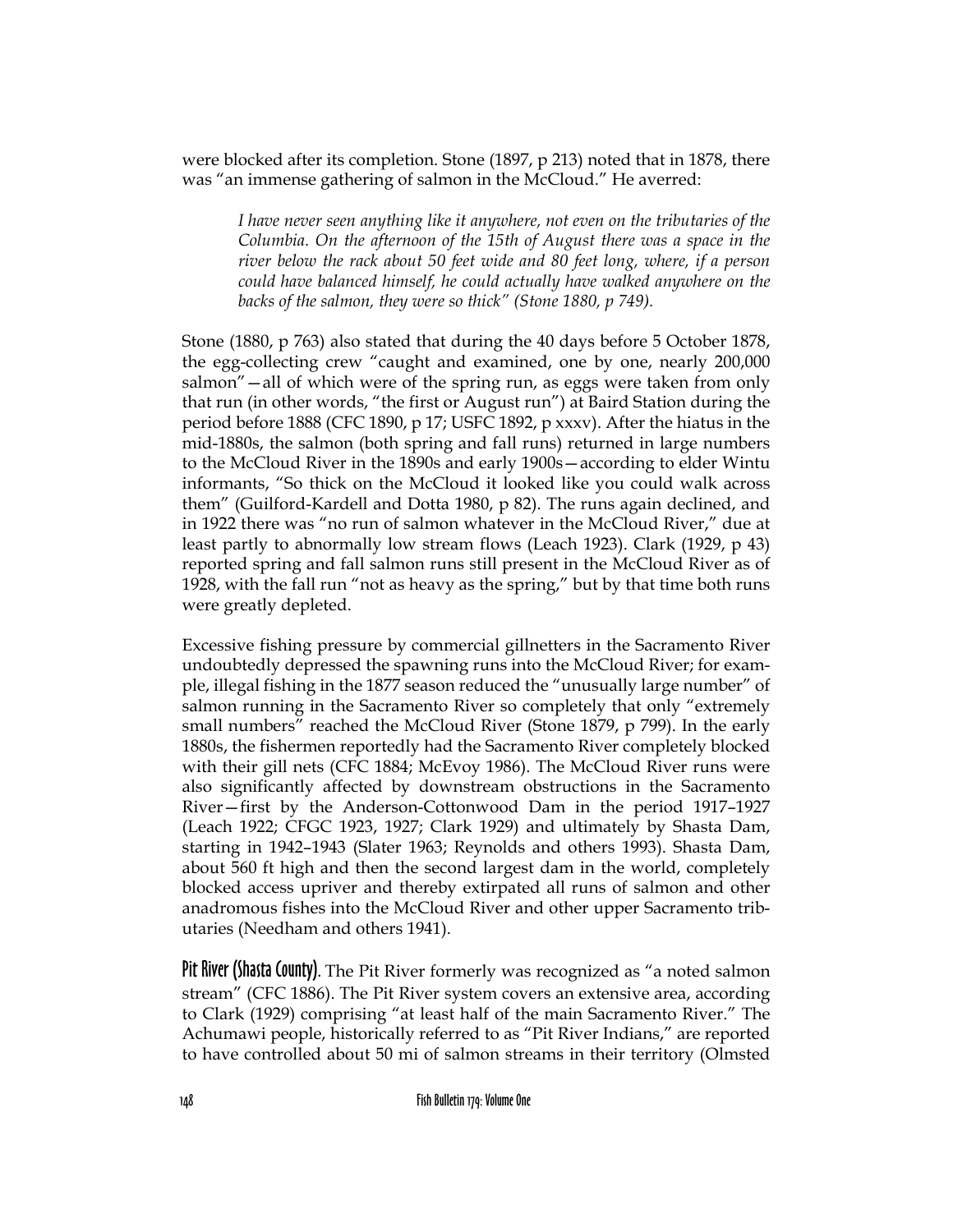were blocked after its completion. Stone (1897, p 213) noted that in 1878, there was "an immense gathering of salmon in the McCloud." He averred:

> *I have never seen anything like it anywhere, not even on the tributaries of the Columbia. On the afternoon of the 15th of August there was a space in the river below the rack about 50 feet wide and 80 feet long, where, if a person could have balanced himself, he could actually have walked anywhere on the backs of the salmon, they were so thick" (Stone 1880, p 749).*

Stone (1880, p 763) also stated that during the 40 days before 5 October 1878, the egg-collecting crew "caught and examined, one by one, nearly 200,000 salmon"—all of which were of the spring run, as eggs were taken from only that run (in other words, "the first or August run") at Baird Station during the period before 1888 (CFC 1890, p 17; USFC 1892, p xxxv). After the hiatus in the mid-1880s, the salmon (both spring and fall runs) returned in large numbers to the McCloud River in the 1890s and early 1900s—according to elder Wintu informants, "So thick on the McCloud it looked like you could walk across them" (Guilford-Kardell and Dotta 1980, p 82). The runs again declined, and in 1922 there was "no run of salmon whatever in the McCloud River," due at least partly to abnormally low stream flows (Leach 1923). Clark (1929, p 43) reported spring and fall salmon runs still present in the McCloud River as of 1928, with the fall run "not as heavy as the spring," but by that time both runs were greatly depleted.

Excessive fishing pressure by commercial gillnetters in the Sacramento River undoubtedly depressed the spawning runs into the McCloud River; for example, illegal fishing in the 1877 season reduced the "unusually large number" of salmon running in the Sacramento River so completely that only "extremely small numbers" reached the McCloud River (Stone 1879, p 799). In the early 1880s, the fishermen reportedly had the Sacramento River completely blocked with their gill nets (CFC 1884; McEvoy 1986). The McCloud River runs were also significantly affected by downstream obstructions in the Sacramento River—first by the Anderson-Cottonwood Dam in the period 1917–1927 (Leach 1922; CFGC 1923, 1927; Clark 1929) and ultimately by Shasta Dam, starting in 1942–1943 (Slater 1963; Reynolds and others 1993). Shasta Dam, about 560 ft high and then the second largest dam in the world, completely blocked access upriver and thereby extirpated all runs of salmon and other anadromous fishes into the McCloud River and other upper Sacramento tributaries (Needham and others 1941).

**Pit River (Shasta County)**. The Pit River formerly was recognized as "a noted salmon stream" (CFC 1886). The Pit River system covers an extensive area, according to Clark (1929) comprising "at least half of the main Sacramento River." The Achumawi people, historically referred to as "Pit River Indians," are reported to have controlled about 50 mi of salmon streams in their territory (Olmsted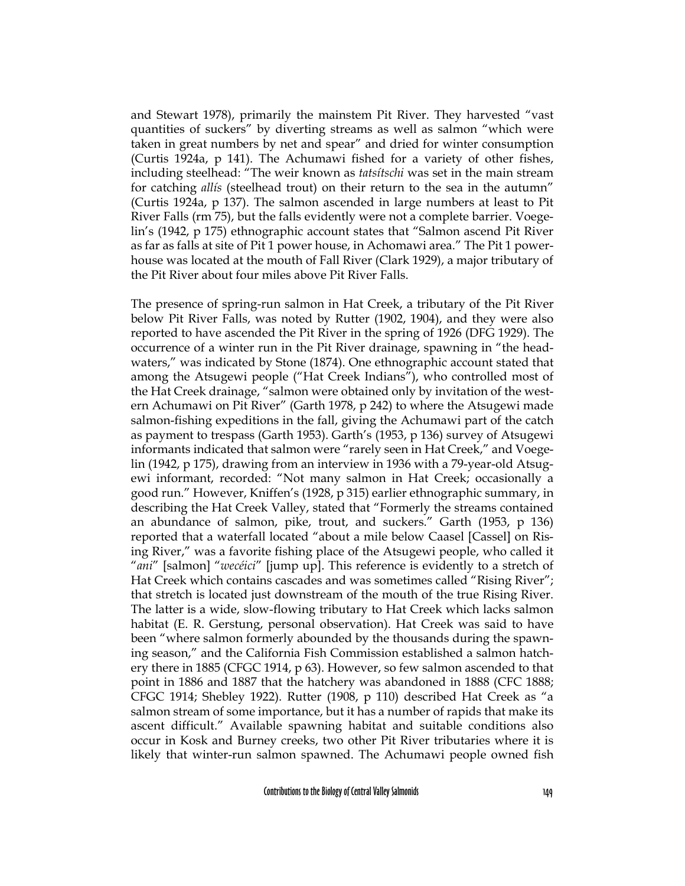and Stewart 1978), primarily the mainstem Pit River. They harvested "vast quantities of suckers" by diverting streams as well as salmon "which were taken in great numbers by net and spear" and dried for winter consumption (Curtis 1924a, p 141). The Achumawi fished for a variety of other fishes, including steelhead: "The weir known as *tatsítschi* was set in the main stream for catching *allís* (steelhead trout) on their return to the sea in the autumn" (Curtis 1924a, p 137). The salmon ascended in large numbers at least to Pit River Falls (rm 75), but the falls evidently were not a complete barrier. Voegelin's (1942, p 175) ethnographic account states that "Salmon ascend Pit River as far as falls at site of Pit 1 power house, in Achomawi area." The Pit 1 powerhouse was located at the mouth of Fall River (Clark 1929), a major tributary of the Pit River about four miles above Pit River Falls.

The presence of spring-run salmon in Hat Creek, a tributary of the Pit River below Pit River Falls, was noted by Rutter (1902, 1904), and they were also reported to have ascended the Pit River in the spring of 1926 (DFG 1929). The occurrence of a winter run in the Pit River drainage, spawning in "the headwaters," was indicated by Stone (1874). One ethnographic account stated that among the Atsugewi people ("Hat Creek Indians"), who controlled most of the Hat Creek drainage, "salmon were obtained only by invitation of the western Achumawi on Pit River" (Garth 1978, p 242) to where the Atsugewi made salmon-fishing expeditions in the fall, giving the Achumawi part of the catch as payment to trespass (Garth 1953). Garth's (1953, p 136) survey of Atsugewi informants indicated that salmon were "rarely seen in Hat Creek," and Voegelin (1942, p 175), drawing from an interview in 1936 with a 79-year-old Atsugewi informant, recorded: "Not many salmon in Hat Creek; occasionally a good run." However, Kniffen's (1928, p 315) earlier ethnographic summary, in describing the Hat Creek Valley, stated that "Formerly the streams contained an abundance of salmon, pike, trout, and suckers." Garth (1953, p 136) reported that a waterfall located "about a mile below Caasel [Cassel] on Rising River," was a favorite fishing place of the Atsugewi people, who called it "*ani*" [salmon] "*wecéici*" [jump up]. This reference is evidently to a stretch of Hat Creek which contains cascades and was sometimes called "Rising River"; that stretch is located just downstream of the mouth of the true Rising River. The latter is a wide, slow-flowing tributary to Hat Creek which lacks salmon habitat (E. R. Gerstung, personal observation). Hat Creek was said to have been "where salmon formerly abounded by the thousands during the spawning season," and the California Fish Commission established a salmon hatchery there in 1885 (CFGC 1914, p 63). However, so few salmon ascended to that point in 1886 and 1887 that the hatchery was abandoned in 1888 (CFC 1888; CFGC 1914; Shebley 1922). Rutter (1908, p 110) described Hat Creek as "a salmon stream of some importance, but it has a number of rapids that make its ascent difficult." Available spawning habitat and suitable conditions also occur in Kosk and Burney creeks, two other Pit River tributaries where it is likely that winter-run salmon spawned. The Achumawi people owned fish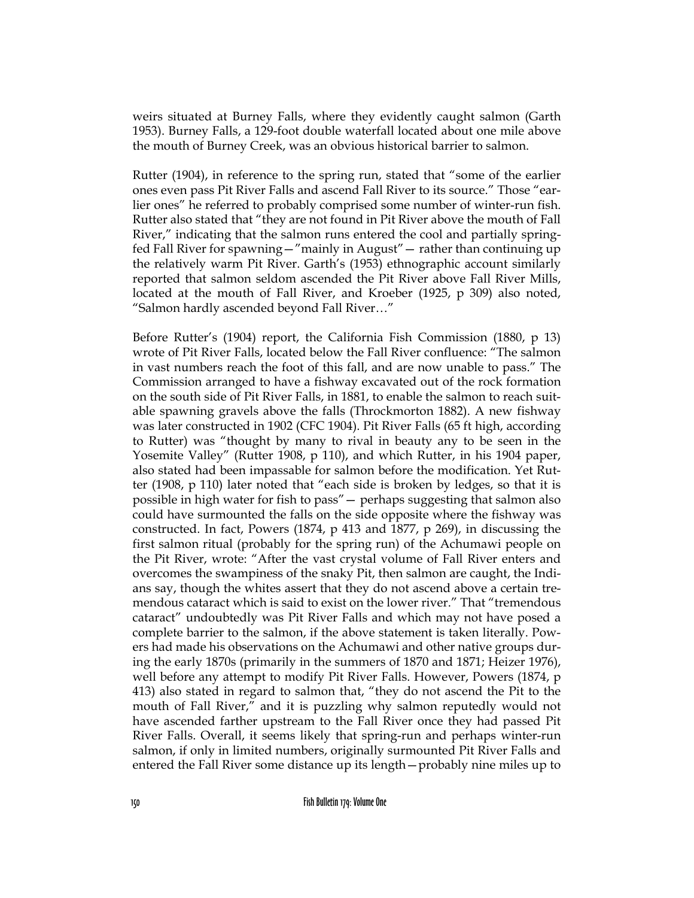weirs situated at Burney Falls, where they evidently caught salmon (Garth 1953). Burney Falls, a 129-foot double waterfall located about one mile above the mouth of Burney Creek, was an obvious historical barrier to salmon.

Rutter (1904), in reference to the spring run, stated that "some of the earlier ones even pass Pit River Falls and ascend Fall River to its source." Those "earlier ones" he referred to probably comprised some number of winter-run fish. Rutter also stated that "they are not found in Pit River above the mouth of Fall River," indicating that the salmon runs entered the cool and partially spring-fed Fall River for spawning—"mainly in August"— rather than continuing up the relatively warm Pit River. Garth's (1953) ethnographic account similarly reported that salmon seldom ascended the Pit River above Fall River Mills, located at the mouth of Fall River, and Kroeber (1925, p 309) also noted, "Salmon hardly ascended beyond Fall River…"

Before Rutter's (1904) report, the California Fish Commission (1880, p 13) wrote of Pit River Falls, located below the Fall River confluence: "The salmon in vast numbers reach the foot of this fall, and are now unable to pass." The Commission arranged to have a fishway excavated out of the rock formation on the south side of Pit River Falls, in 1881, to enable the salmon to reach suitable spawning gravels above the falls (Throckmorton 1882). A new fishway was later constructed in 1902 (CFC 1904). Pit River Falls (65 ft high, according to Rutter) was "thought by many to rival in beauty any to be seen in the Yosemite Valley" (Rutter 1908, p 110), and which Rutter, in his 1904 paper, also stated had been impassable for salmon before the modification. Yet Rutter (1908, p 110) later noted that "each side is broken by ledges, so that it is possible in high water for fish to pass"— perhaps suggesting that salmon also could have surmounted the falls on the side opposite where the fishway was constructed. In fact, Powers (1874, p 413 and 1877, p 269), in discussing the first salmon ritual (probably for the spring run) of the Achumawi people on the Pit River, wrote: "After the vast crystal volume of Fall River enters and overcomes the swampiness of the snaky Pit, then salmon are caught, the Indians say, though the whites assert that they do not ascend above a certain tremendous cataract which is said to exist on the lower river." That "tremendous cataract" undoubtedly was Pit River Falls and which may not have posed a complete barrier to the salmon, if the above statement is taken literally. Powers had made his observations on the Achumawi and other native groups during the early 1870s (primarily in the summers of 1870 and 1871; Heizer 1976), well before any attempt to modify Pit River Falls. However, Powers (1874, p 413) also stated in regard to salmon that, "they do not ascend the Pit to the mouth of Fall River," and it is puzzling why salmon reputedly would not have ascended farther upstream to the Fall River once they had passed Pit River Falls. Overall, it seems likely that spring-run and perhaps winter-run salmon, if only in limited numbers, originally surmounted Pit River Falls and entered the Fall River some distance up its length—probably nine miles up to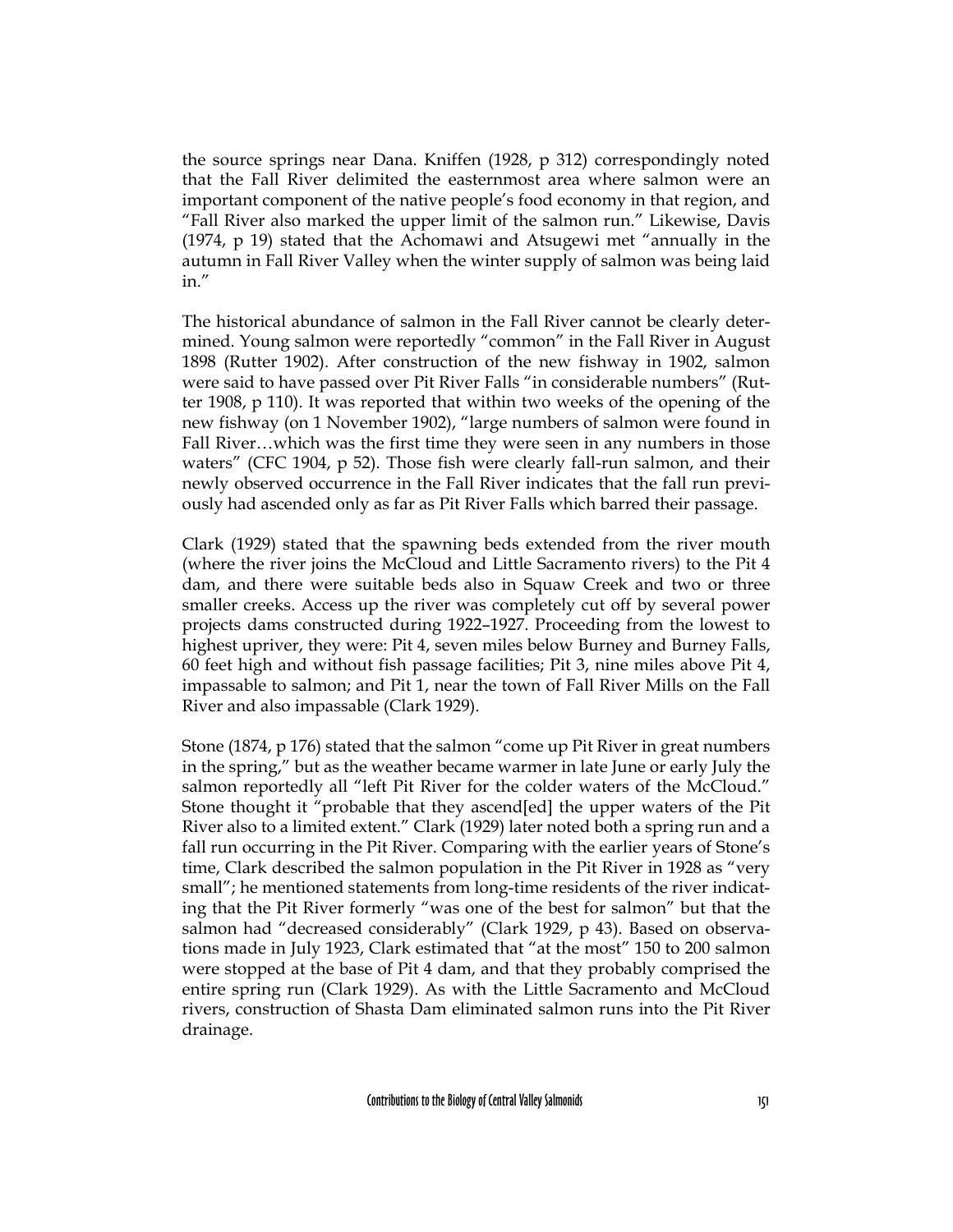the source springs near Dana. Kniffen (1928, p 312) correspondingly noted that the Fall River delimited the easternmost area where salmon were an important component of the native people's food economy in that region, and "Fall River also marked the upper limit of the salmon run." Likewise, Davis (1974, p 19) stated that the Achomawi and Atsugewi met "annually in the autumn in Fall River Valley when the winter supply of salmon was being laid in."

The historical abundance of salmon in the Fall River cannot be clearly determined. Young salmon were reportedly "common" in the Fall River in August 1898 (Rutter 1902). After construction of the new fishway in 1902, salmon were said to have passed over Pit River Falls "in considerable numbers" (Rutter 1908, p 110). It was reported that within two weeks of the opening of the new fishway (on 1 November 1902), "large numbers of salmon were found in Fall River…which was the first time they were seen in any numbers in those waters" (CFC 1904, p 52). Those fish were clearly fall-run salmon, and their newly observed occurrence in the Fall River indicates that the fall run previously had ascended only as far as Pit River Falls which barred their passage.

Clark (1929) stated that the spawning beds extended from the river mouth (where the river joins the McCloud and Little Sacramento rivers) to the Pit 4 dam, and there were suitable beds also in Squaw Creek and two or three smaller creeks. Access up the river was completely cut off by several power projects dams constructed during 1922–1927. Proceeding from the lowest to highest upriver, they were: Pit 4, seven miles below Burney and Burney Falls, 60 feet high and without fish passage facilities; Pit 3, nine miles above Pit 4, impassable to salmon; and Pit 1, near the town of Fall River Mills on the Fall River and also impassable (Clark 1929).

Stone (1874, p 176) stated that the salmon "come up Pit River in great numbers in the spring," but as the weather became warmer in late June or early July the salmon reportedly all "left Pit River for the colder waters of the McCloud." Stone thought it "probable that they ascend[ed] the upper waters of the Pit River also to a limited extent." Clark (1929) later noted both a spring run and a fall run occurring in the Pit River. Comparing with the earlier years of Stone's time, Clark described the salmon population in the Pit River in 1928 as "very small"; he mentioned statements from long-time residents of the river indicating that the Pit River formerly "was one of the best for salmon" but that the salmon had "decreased considerably" (Clark 1929, p 43). Based on observations made in July 1923, Clark estimated that "at the most" 150 to 200 salmon were stopped at the base of Pit 4 dam, and that they probably comprised the entire spring run (Clark 1929). As with the Little Sacramento and McCloud rivers, construction of Shasta Dam eliminated salmon runs into the Pit River drainage.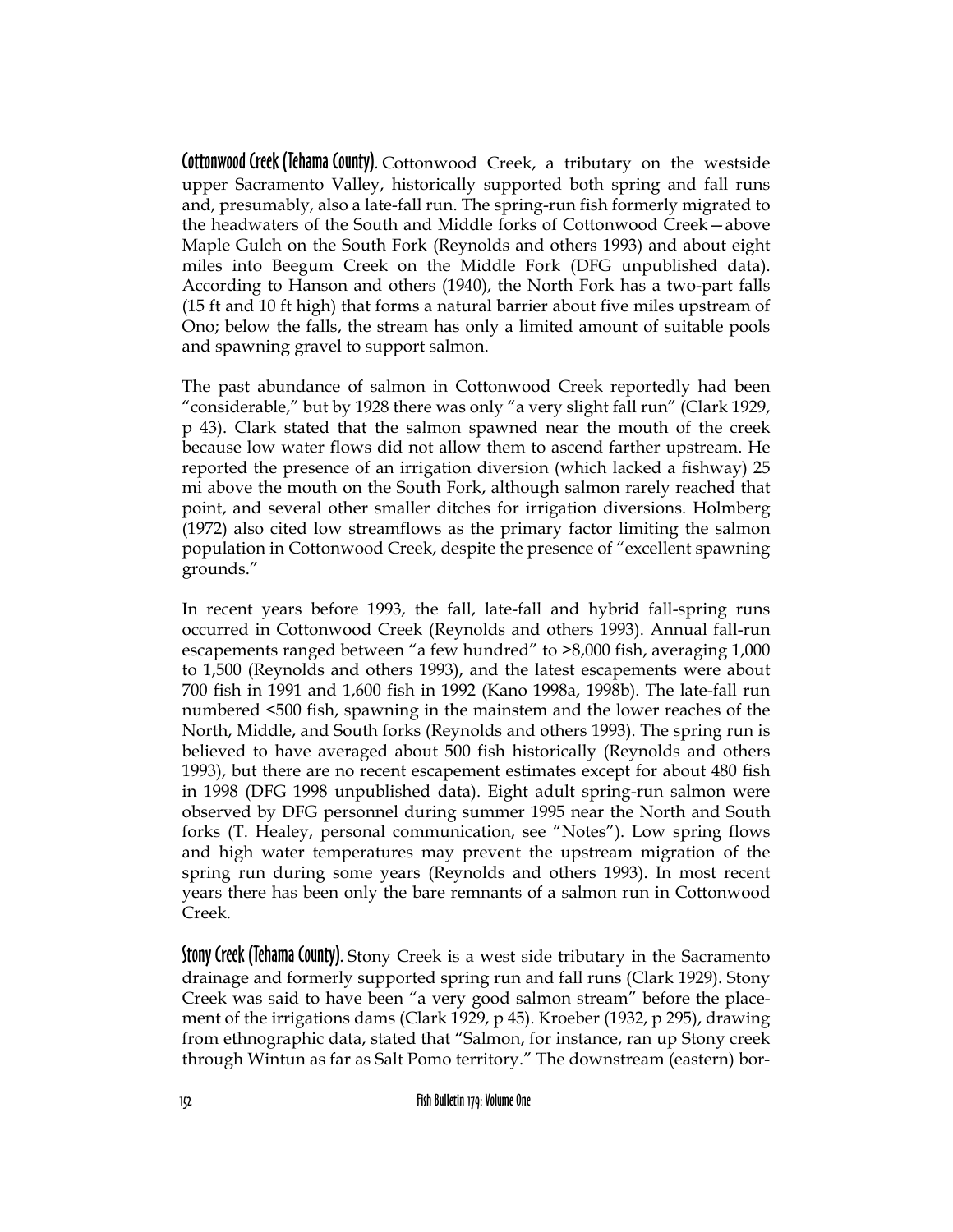**Cottonwood Creek (Tehama County).** Cottonwood Creek, a tributary on the westside upper Sacramento Valley, historically supported both spring and fall runs and, presumably, also a late-fall run. The spring-run fish formerly migrated to the headwaters of the South and Middle forks of Cottonwood Creek—above Maple Gulch on the South Fork (Reynolds and others 1993) and about eight miles into Beegum Creek on the Middle Fork (DFG unpublished data). According to Hanson and others (1940), the North Fork has a two-part falls (15 ft and 10 ft high) that forms a natural barrier about five miles upstream of Ono; below the falls, the stream has only a limited amount of suitable pools and spawning gravel to support salmon.

The past abundance of salmon in Cottonwood Creek reportedly had been "considerable," but by 1928 there was only "a very slight fall run" (Clark 1929, p 43). Clark stated that the salmon spawned near the mouth of the creek because low water flows did not allow them to ascend farther upstream. He reported the presence of an irrigation diversion (which lacked a fishway) 25 mi above the mouth on the South Fork, although salmon rarely reached that point, and several other smaller ditches for irrigation diversions. Holmberg (1972) also cited low streamflows as the primary factor limiting the salmon population in Cottonwood Creek, despite the presence of "excellent spawning grounds."

In recent years before 1993, the fall, late-fall and hybrid fall-spring runs occurred in Cottonwood Creek (Reynolds and others 1993). Annual fall-run escapements ranged between "a few hundred" to >8,000 fish, averaging 1,000 to 1,500 (Reynolds and others 1993), and the latest escapements were about 700 fish in 1991 and 1,600 fish in 1992 (Kano 1998a, 1998b). The late-fall run numbered <500 fish, spawning in the mainstem and the lower reaches of the North, Middle, and South forks (Reynolds and others 1993). The spring run is believed to have averaged about 500 fish historically (Reynolds and others 1993), but there are no recent escapement estimates except for about 480 fish in 1998 (DFG 1998 unpublished data). Eight adult spring-run salmon were observed by DFG personnel during summer 1995 near the North and South forks (T. Healey, personal communication, see "Notes"). Low spring flows and high water temperatures may prevent the upstream migration of the spring run during some years (Reynolds and others 1993). In most recent years there has been only the bare remnants of a salmon run in Cottonwood Creek.

**Stony Creek (Tehama County).** Stony Creek is a west side tributary in the Sacramento drainage and formerly supported spring run and fall runs (Clark 1929). Stony Creek was said to have been "a very good salmon stream" before the placement of the irrigations dams (Clark 1929, p 45). Kroeber (1932, p 295), drawing from ethnographic data, stated that "Salmon, for instance, ran up Stony creek through Wintun as far as Salt Pomo territory." The downstream (eastern) bor-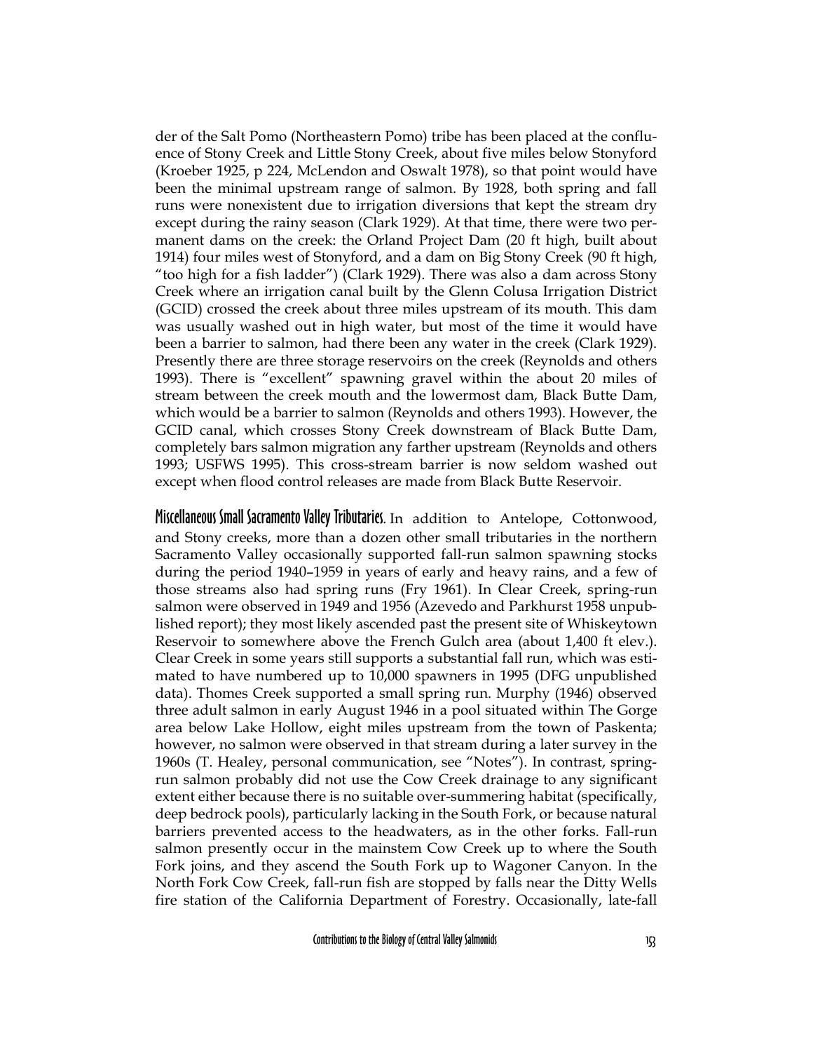der of the Salt Pomo (Northeastern Pomo) tribe has been placed at the confluence of Stony Creek and Little Stony Creek, about five miles below Stonyford (Kroeber 1925, p 224, McLendon and Oswalt 1978), so that point would have been the minimal upstream range of salmon. By 1928, both spring and fall runs were nonexistent due to irrigation diversions that kept the stream dry except during the rainy season (Clark 1929). At that time, there were two permanent dams on the creek: the Orland Project Dam (20 ft high, built about 1914) four miles west of Stonyford, and a dam on Big Stony Creek (90 ft high, "too high for a fish ladder") (Clark 1929). There was also a dam across Stony Creek where an irrigation canal built by the Glenn Colusa Irrigation District (GCID) crossed the creek about three miles upstream of its mouth. This dam was usually washed out in high water, but most of the time it would have been a barrier to salmon, had there been any water in the creek (Clark 1929). Presently there are three storage reservoirs on the creek (Reynolds and others 1993). There is "excellent" spawning gravel within the about 20 miles of stream between the creek mouth and the lowermost dam, Black Butte Dam, which would be a barrier to salmon (Reynolds and others 1993). However, the GCID canal, which crosses Stony Creek downstream of Black Butte Dam, completely bars salmon migration any farther upstream (Reynolds and others 1993; USFWS 1995). This cross-stream barrier is now seldom washed out except when flood control releases are made from Black Butte Reservoir.

**Miscellaneous Small Sacramento Valley Tributaries.** In addition to Antelope, Cottonwood, and Stony creeks, more than a dozen other small tributaries in the northern Sacramento Valley occasionally supported fall-run salmon spawning stocks during the period 1940–1959 in years of early and heavy rains, and a few of those streams also had spring runs (Fry 1961). In Clear Creek, spring-run salmon were observed in 1949 and 1956 (Azevedo and Parkhurst 1958 unpublished report); they most likely ascended past the present site of Whiskeytown Reservoir to somewhere above the French Gulch area (about 1,400 ft elev.). Clear Creek in some years still supports a substantial fall run, which was estimated to have numbered up to 10,000 spawners in 1995 (DFG unpublished data). Thomes Creek supported a small spring run. Murphy (1946) observed three adult salmon in early August 1946 in a pool situated within The Gorge area below Lake Hollow, eight miles upstream from the town of Paskenta; however, no salmon were observed in that stream during a later survey in the 1960s (T. Healey, personal communication, see "Notes"). In contrast, spring-run salmon probably did not use the Cow Creek drainage to any significant extent either because there is no suitable over-summering habitat (specifically, deep bedrock pools), particularly lacking in the South Fork, or because natural barriers prevented access to the headwaters, as in the other forks. Fall-run salmon presently occur in the mainstem Cow Creek up to where the South Fork joins, and they ascend the South Fork up to Wagoner Canyon. In the North Fork Cow Creek, fall-run fish are stopped by falls near the Ditty Wells fire station of the California Department of Forestry. Occasionally, late-fall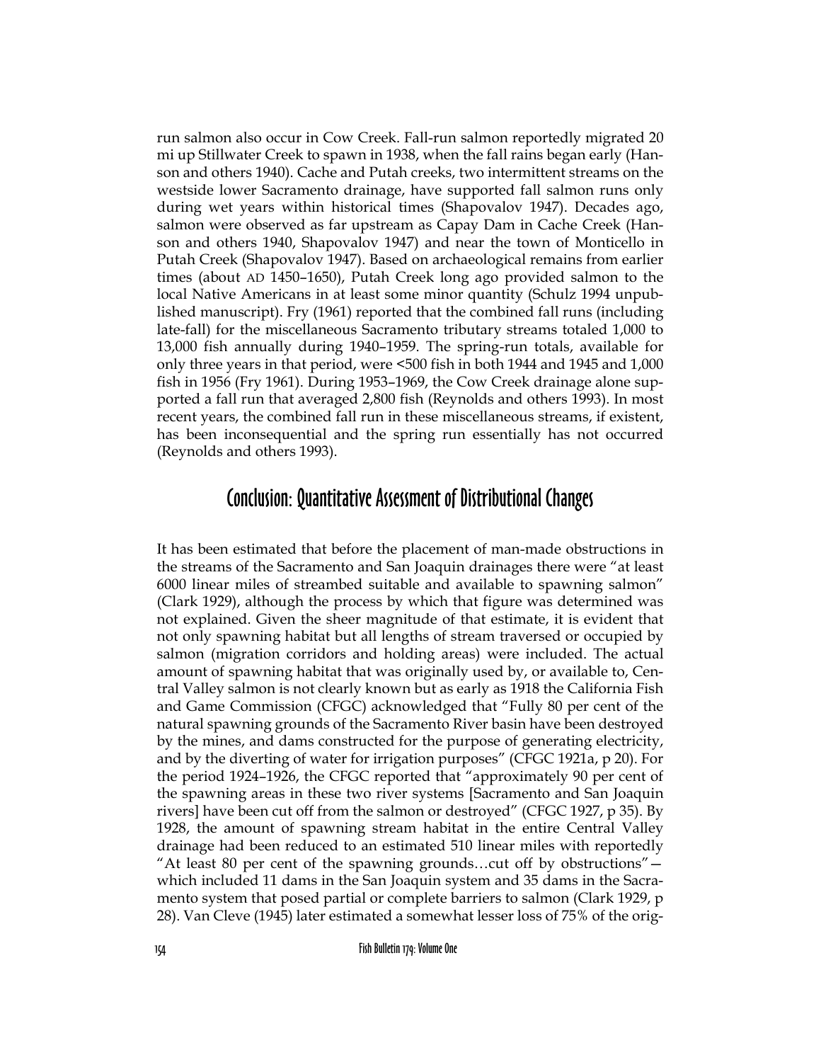run salmon also occur in Cow Creek. Fall-run salmon reportedly migrated 20 mi up Stillwater Creek to spawn in 1938, when the fall rains began early (Hanson and others 1940). Cache and Putah creeks, two intermittent streams on the westside lower Sacramento drainage, have supported fall salmon runs only during wet years within historical times (Shapovalov 1947). Decades ago, salmon were observed as far upstream as Capay Dam in Cache Creek (Hanson and others 1940, Shapovalov 1947) and near the town of Monticello in Putah Creek (Shapovalov 1947). Based on archaeological remains from earlier times (about AD 1450–1650), Putah Creek long ago provided salmon to the local Native Americans in at least some minor quantity (Schulz 1994 unpublished manuscript). Fry (1961) reported that the combined fall runs (including late-fall) for the miscellaneous Sacramento tributary streams totaled 1,000 to 13,000 fish annually during 1940–1959. The spring-run totals, available for only three years in that period, were <500 fish in both 1944 and 1945 and 1,000 fish in 1956 (Fry 1961). During 1953–1969, the Cow Creek drainage alone supported a fall run that averaged 2,800 fish (Reynolds and others 1993). In most recent years, the combined fall run in these miscellaneous streams, if existent, has been inconsequential and the spring run essentially has not occurred (Reynolds and others 1993).

## Conclusion: Quantitative Assessment of Distributional Changes

It has been estimated that before the placement of man-made obstructions in the streams of the Sacramento and San Joaquin drainages there were "at least 6000 linear miles of streambed suitable and available to spawning salmon" (Clark 1929), although the process by which that figure was determined was not explained. Given the sheer magnitude of that estimate, it is evident that not only spawning habitat but all lengths of stream traversed or occupied by salmon (migration corridors and holding areas) were included. The actual amount of spawning habitat that was originally used by, or available to, Central Valley salmon is not clearly known but as early as 1918 the California Fish and Game Commission (CFGC) acknowledged that "Fully 80 per cent of the natural spawning grounds of the Sacramento River basin have been destroyed by the mines, and dams constructed for the purpose of generating electricity, and by the diverting of water for irrigation purposes" (CFGC 1921a, p 20). For the period 1924–1926, the CFGC reported that "approximately 90 per cent of the spawning areas in these two river systems [Sacramento and San Joaquin rivers] have been cut off from the salmon or destroyed" (CFGC 1927, p 35). By 1928, the amount of spawning stream habitat in the entire Central Valley drainage had been reduced to an estimated 510 linear miles with reportedly "At least 80 per cent of the spawning grounds…cut off by obstructions"—which included 11 dams in the San Joaquin system and 35 dams in the Sacramento system that posed partial or complete barriers to salmon (Clark 1929, p 28). Van Cleve (1945) later estimated a somewhat lesser loss of 75% of the orig-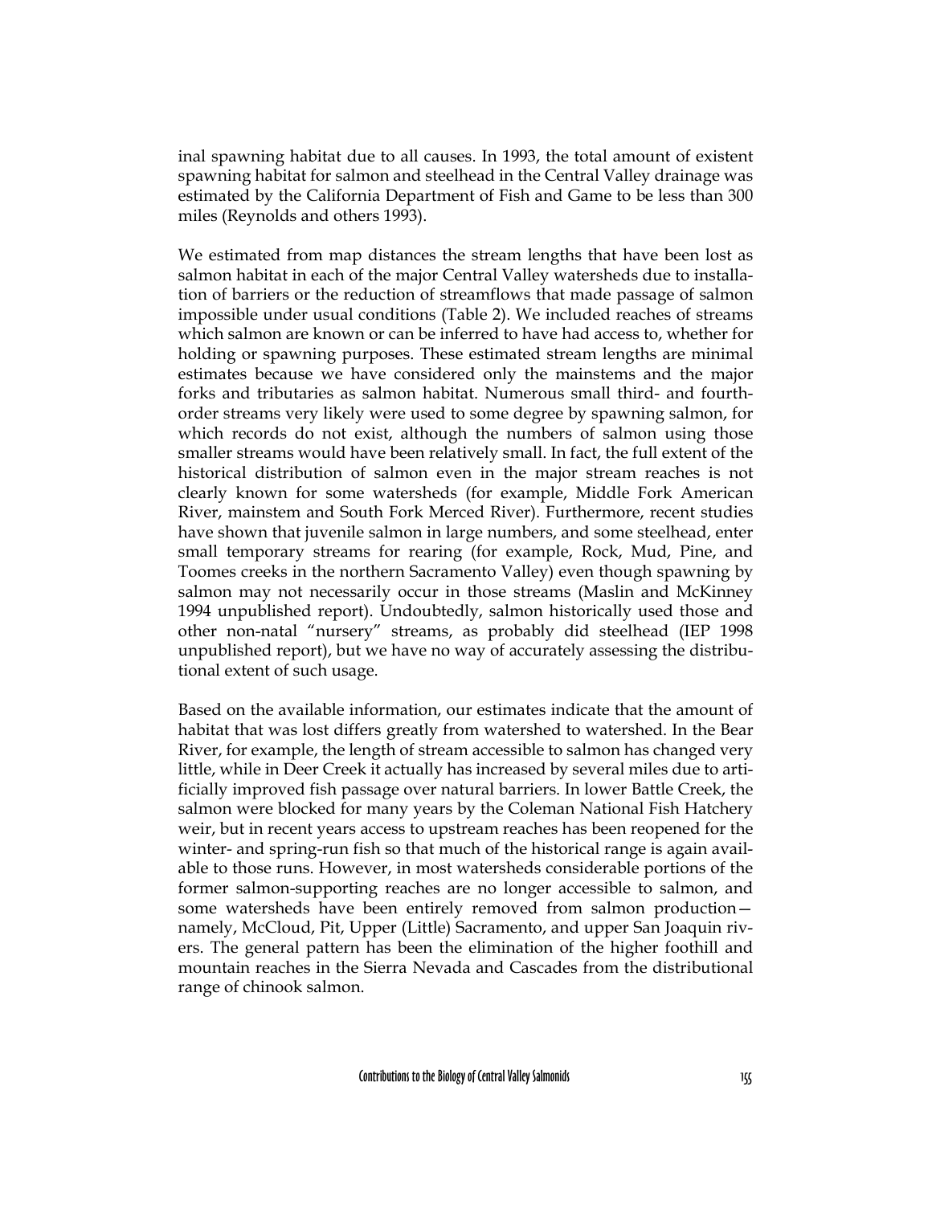inal spawning habitat due to all causes. In 1993, the total amount of existent spawning habitat for salmon and steelhead in the Central Valley drainage was estimated by the California Department of Fish and Game to be less than 300 miles (Reynolds and others 1993).

We estimated from map distances the stream lengths that have been lost as salmon habitat in each of the major Central Valley watersheds due to installation of barriers or the reduction of streamflows that made passage of salmon impossible under usual conditions (Table 2). We included reaches of streams which salmon are known or can be inferred to have had access to, whether for holding or spawning purposes. These estimated stream lengths are minimal estimates because we have considered only the mainstems and the major forks and tributaries as salmon habitat. Numerous small third- and fourth-order streams very likely were used to some degree by spawning salmon, for which records do not exist, although the numbers of salmon using those smaller streams would have been relatively small. In fact, the full extent of the historical distribution of salmon even in the major stream reaches is not clearly known for some watersheds (for example, Middle Fork American River, mainstem and South Fork Merced River). Furthermore, recent studies have shown that juvenile salmon in large numbers, and some steelhead, enter small temporary streams for rearing (for example, Rock, Mud, Pine, and Toomes creeks in the northern Sacramento Valley) even though spawning by salmon may not necessarily occur in those streams (Maslin and McKinney 1994 unpublished report). Undoubtedly, salmon historically used those and other non-natal "nursery" streams, as probably did steelhead (IEP 1998 unpublished report), but we have no way of accurately assessing the distributional extent of such usage.

Based on the available information, our estimates indicate that the amount of habitat that was lost differs greatly from watershed to watershed. In the Bear River, for example, the length of stream accessible to salmon has changed very little, while in Deer Creek it actually has increased by several miles due to artificially improved fish passage over natural barriers. In lower Battle Creek, the salmon were blocked for many years by the Coleman National Fish Hatchery weir, but in recent years access to upstream reaches has been reopened for the winter- and spring-run fish so that much of the historical range is again available to those runs. However, in most watersheds considerable portions of the former salmon-supporting reaches are no longer accessible to salmon, and some watersheds have been entirely removed from salmon production—namely, McCloud, Pit, Upper (Little) Sacramento, and upper San Joaquin rivers. The general pattern has been the elimination of the higher foothill and mountain reaches in the Sierra Nevada and Cascades from the distributional range of chinook salmon.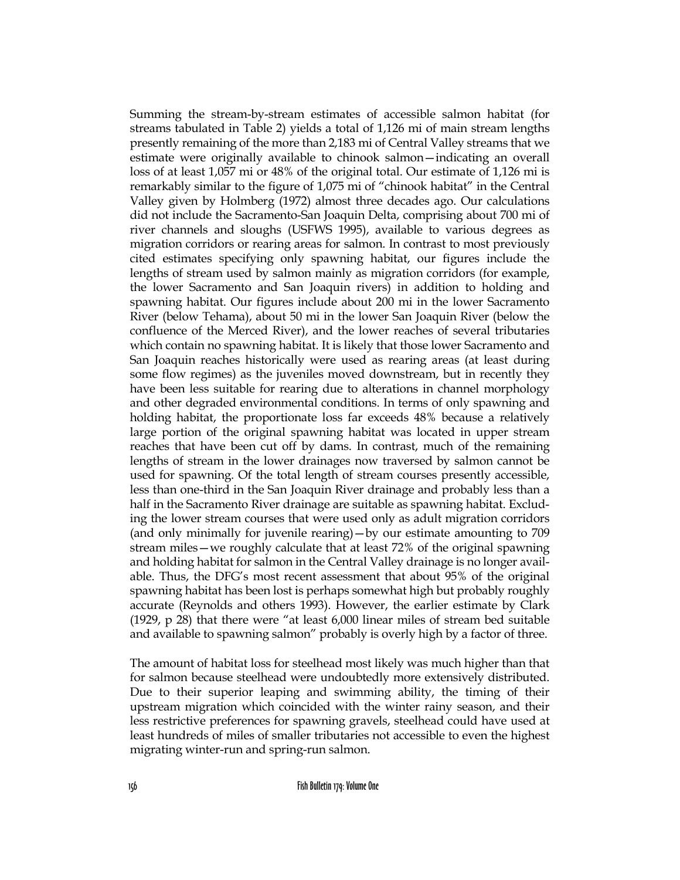Summing the stream-by-stream estimates of accessible salmon habitat (for streams tabulated in Table 2) yields a total of 1,126 mi of main stream lengths presently remaining of the more than 2,183 mi of Central Valley streams that we estimate were originally available to chinook salmon—indicating an overall loss of at least 1,057 mi or 48% of the original total. Our estimate of 1,126 mi is remarkably similar to the figure of 1,075 mi of "chinook habitat" in the Central Valley given by Holmberg (1972) almost three decades ago. Our calculations did not include the Sacramento-San Joaquin Delta, comprising about 700 mi of river channels and sloughs (USFWS 1995), available to various degrees as migration corridors or rearing areas for salmon. In contrast to most previously cited estimates specifying only spawning habitat, our figures include the lengths of stream used by salmon mainly as migration corridors (for example, the lower Sacramento and San Joaquin rivers) in addition to holding and spawning habitat. Our figures include about 200 mi in the lower Sacramento River (below Tehama), about 50 mi in the lower San Joaquin River (below the confluence of the Merced River), and the lower reaches of several tributaries which contain no spawning habitat. It is likely that those lower Sacramento and San Joaquin reaches historically were used as rearing areas (at least during some flow regimes) as the juveniles moved downstream, but in recently they have been less suitable for rearing due to alterations in channel morphology and other degraded environmental conditions. In terms of only spawning and holding habitat, the proportionate loss far exceeds 48% because a relatively large portion of the original spawning habitat was located in upper stream reaches that have been cut off by dams. In contrast, much of the remaining lengths of stream in the lower drainages now traversed by salmon cannot be used for spawning. Of the total length of stream courses presently accessible, less than one-third in the San Joaquin River drainage and probably less than a half in the Sacramento River drainage are suitable as spawning habitat. Excluding the lower stream courses that were used only as adult migration corridors (and only minimally for juvenile rearing)—by our estimate amounting to 709 stream miles—we roughly calculate that at least 72% of the original spawning and holding habitat for salmon in the Central Valley drainage is no longer available. Thus, the DFG's most recent assessment that about 95% of the original spawning habitat has been lost is perhaps somewhat high but probably roughly accurate (Reynolds and others 1993). However, the earlier estimate by Clark (1929, p 28) that there were "at least 6,000 linear miles of stream bed suitable and available to spawning salmon" probably is overly high by a factor of three.

The amount of habitat loss for steelhead most likely was much higher than that for salmon because steelhead were undoubtedly more extensively distributed. Due to their superior leaping and swimming ability, the timing of their upstream migration which coincided with the winter rainy season, and their less restrictive preferences for spawning gravels, steelhead could have used at least hundreds of miles of smaller tributaries not accessible to even the highest migrating winter-run and spring-run salmon.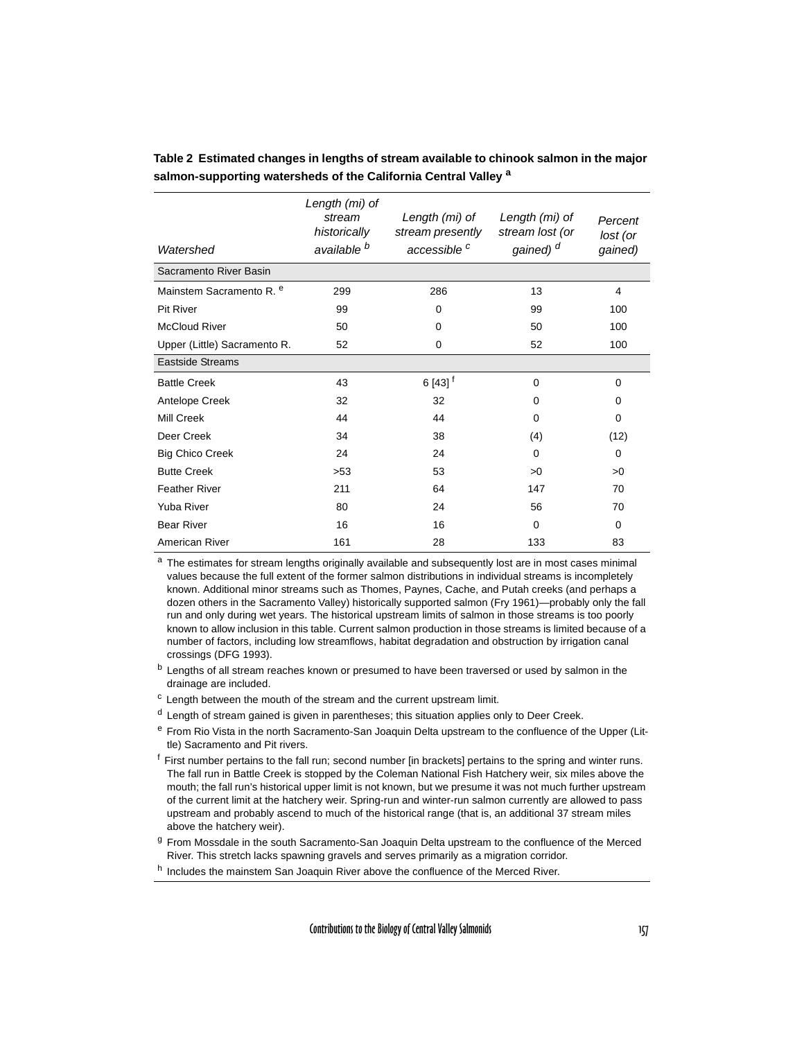**Table 2 Estimated changes in lengths of stream available to chinook salmon in the major salmon-supporting watersheds of the California Central Valley [a]**

| Watershed | *Length (mi) of stream historically available* [b] | *Length (mi) of stream presently accessible* [c] | *Length (mi) of stream lost (or gained)* [d] | *Percent lost (or gained)* |
|---|---|---|---|---|
| Sacramento River Basin | | | | |
| Mainstem Sacramento R. [e] | 299 | 286 | 13 | 4 |
| Pit River | 99 | 0 | 99 | 100 |
| McCloud River | 50 | 0 | 50 | 100 |
| Upper (Little) Sacramento R. | 52 | 0 | 52 | 100 |
| Eastside Streams | | | | |
| Battle Creek | 43 | 6 [43] [f] | 0 | 0 |
| Antelope Creek | 32 | 32 | 0 | 0 |
| Mill Creek | 44 | 44 | 0 | 0 |
| Deer Creek | 34 | 38 | (4) | (12) |
| Big Chico Creek | 24 | 24 | 0 | 0 |
| Butte Creek | >53 | 53 | >0 | >0 |
| Feather River | 211 | 64 | 147 | 70 |
| Yuba River | 80 | 24 | 56 | 70 |
| Bear River | 16 | 16 | 0 | 0 |
| American River | 161 | 28 | 133 | 83 |

[a] The estimates for stream lengths originally available and subsequently lost are in most cases minimal values because the full extent of the former salmon distributions in individual streams is incompletely known. Additional minor streams such as Thomes, Paynes, Cache, and Putah creeks (and perhaps a dozen others in the Sacramento Valley) historically supported salmon (Fry 1961)—probably only the fall run and only during wet years. The historical upstream limits of salmon in those streams is too poorly known to allow inclusion in this table. Current salmon production in those streams is limited because of a number of factors, including low streamflows, habitat degradation and obstruction by irrigation canal crossings (DFG 1993).

[b] Lengths of all stream reaches known or presumed to have been traversed or used by salmon in the drainage are included.

[c] Length between the mouth of the stream and the current upstream limit.

[d] Length of stream gained is given in parentheses; this situation applies only to Deer Creek.

[e] From Rio Vista in the north Sacramento-San Joaquin Delta upstream to the confluence of the Upper (Little) Sacramento and Pit rivers.

[f] First number pertains to the fall run; second number [in brackets] pertains to the spring and winter runs. The fall run in Battle Creek is stopped by the Coleman National Fish Hatchery weir, six miles above the mouth; the fall run's historical upper limit is not known, but we presume it was not much further upstream of the current limit at the hatchery weir. Spring-run and winter-run salmon currently are allowed to pass upstream and probably ascend to much of the historical range (that is, an additional 37 stream miles above the hatchery weir).

[g] From Mossdale in the south Sacramento-San Joaquin Delta upstream to the confluence of the Merced River. This stretch lacks spawning gravels and serves primarily as a migration corridor.

[h] Includes the mainstem San Joaquin River above the confluence of the Merced River.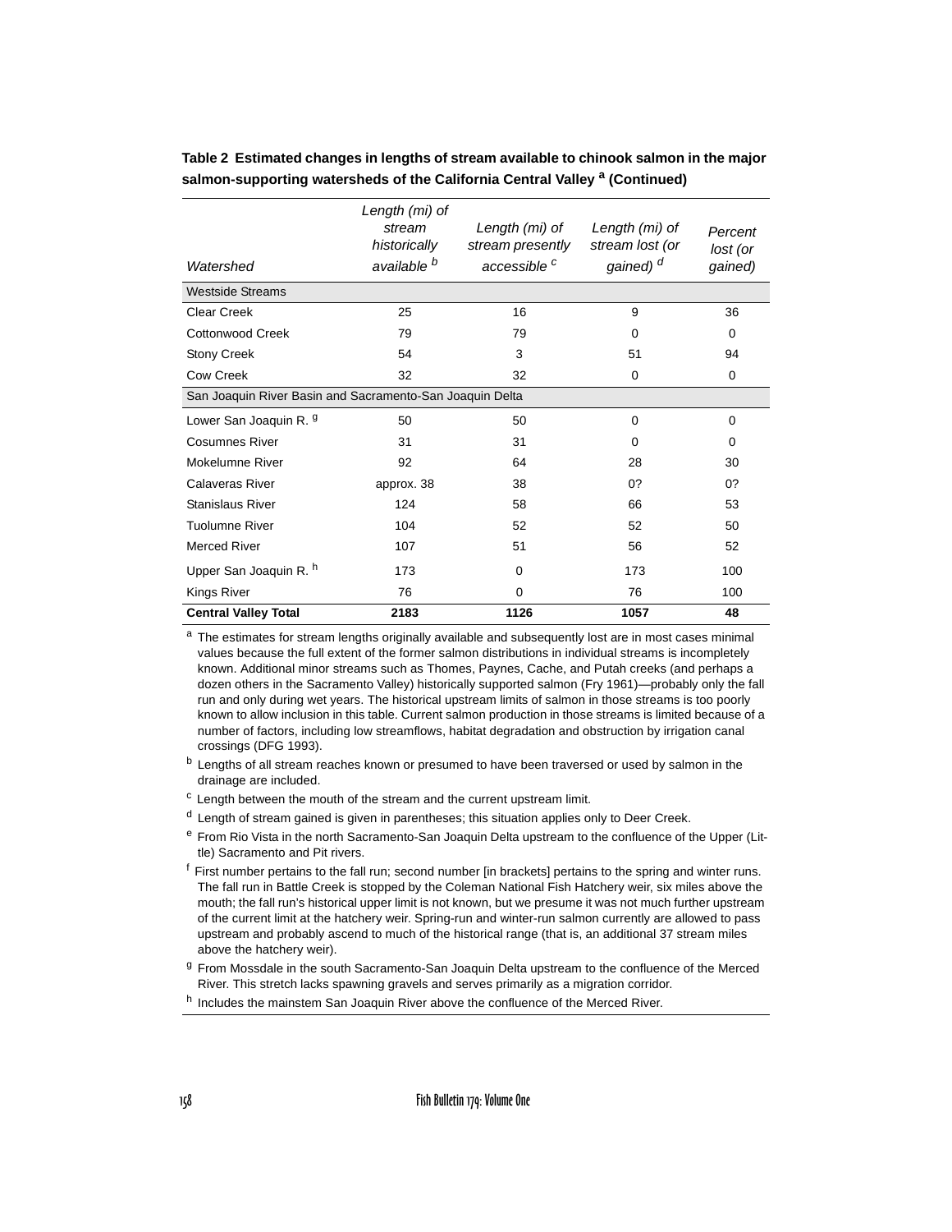**Table 2 Estimated changes in lengths of stream available to chinook salmon in the major salmon-supporting watersheds of the California Central Valley [a] (Continued)**

| *Watershed* | *Length (mi) of stream historically available [b]* | *Length (mi) of stream presently accessible [c]* | *Length (mi) of stream lost (or gained) [d]* | *Percent lost (or gained)* |
|---|---|---|---|---|
| Westside Streams | | | | |
| Clear Creek | 25 | 16 | 9 | 36 |
| Cottonwood Creek | 79 | 79 | 0 | 0 |
| Stony Creek | 54 | 3 | 51 | 94 |
| Cow Creek | 32 | 32 | 0 | 0 |
| San Joaquin River Basin and Sacramento-San Joaquin Delta | | | | |
| Lower San Joaquin R. [g] | 50 | 50 | 0 | 0 |
| Cosumnes River | 31 | 31 | 0 | 0 |
| Mokelumne River | 92 | 64 | 28 | 30 |
| Calaveras River | approx. 38 | 38 | 0? | 0? |
| Stanislaus River | 124 | 58 | 66 | 53 |
| Tuolumne River | 104 | 52 | 52 | 50 |
| Merced River | 107 | 51 | 56 | 52 |
| Upper San Joaquin R. [h] | 173 | 0 | 173 | 100 |
| Kings River | 76 | 0 | 76 | 100 |
| **Central Valley Total** | **2183** | **1126** | **1057** | **48** |

[a] The estimates for stream lengths originally available and subsequently lost are in most cases minimal values because the full extent of the former salmon distributions in individual streams is incompletely known. Additional minor streams such as Thomes, Paynes, Cache, and Putah creeks (and perhaps a dozen others in the Sacramento Valley) historically supported salmon (Fry 1961)—probably only the fall run and only during wet years. The historical upstream limits of salmon in those streams is too poorly known to allow inclusion in this table. Current salmon production in those streams is limited because of a number of factors, including low streamflows, habitat degradation and obstruction by irrigation canal crossings (DFG 1993).

[b] Lengths of all stream reaches known or presumed to have been traversed or used by salmon in the drainage are included.

[c] Length between the mouth of the stream and the current upstream limit.

[d] Length of stream gained is given in parentheses; this situation applies only to Deer Creek.

[e] From Rio Vista in the north Sacramento-San Joaquin Delta upstream to the confluence of the Upper (Little) Sacramento and Pit rivers.

[f] First number pertains to the fall run; second number [in brackets] pertains to the spring and winter runs. The fall run in Battle Creek is stopped by the Coleman National Fish Hatchery weir, six miles above the mouth; the fall run's historical upper limit is not known, but we presume it was not much further upstream of the current limit at the hatchery weir. Spring-run and winter-run salmon currently are allowed to pass upstream and probably ascend to much of the historical range (that is, an additional 37 stream miles above the hatchery weir).

[g] From Mossdale in the south Sacramento-San Joaquin Delta upstream to the confluence of the Merced River. This stretch lacks spawning gravels and serves primarily as a migration corridor.

[h] Includes the mainstem San Joaquin River above the confluence of the Merced River.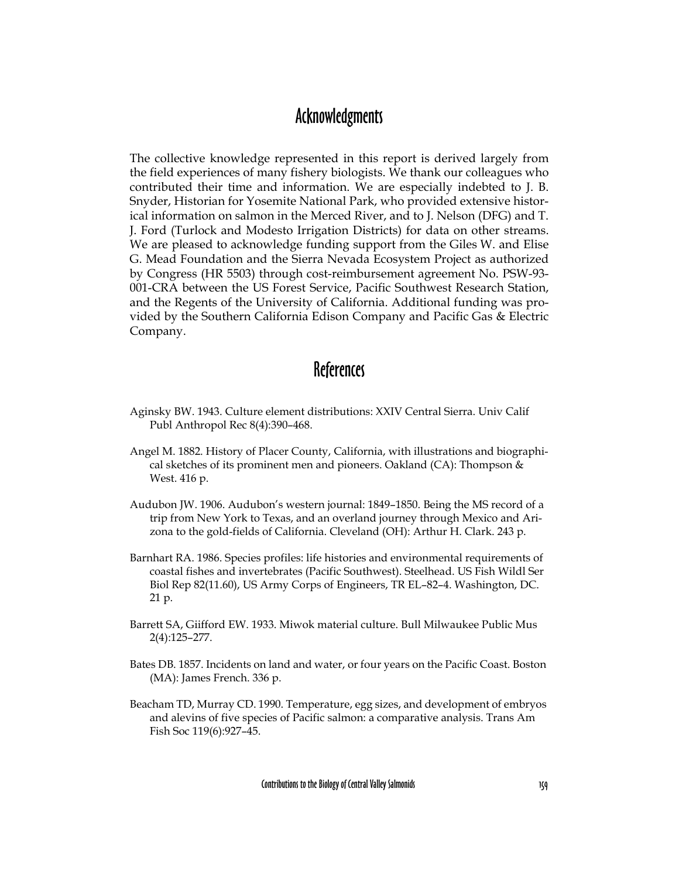## Acknowledgments

The collective knowledge represented in this report is derived largely from the field experiences of many fishery biologists. We thank our colleagues who contributed their time and information. We are especially indebted to J. B. Snyder, Historian for Yosemite National Park, who provided extensive historical information on salmon in the Merced River, and to J. Nelson (DFG) and T. J. Ford (Turlock and Modesto Irrigation Districts) for data on other streams. We are pleased to acknowledge funding support from the Giles W. and Elise G. Mead Foundation and the Sierra Nevada Ecosystem Project as authorized by Congress (HR 5503) through cost-reimbursement agreement No. PSW-93-001-CRA between the US Forest Service, Pacific Southwest Research Station, and the Regents of the University of California. Additional funding was provided by the Southern California Edison Company and Pacific Gas & Electric Company.

## References

Aginsky BW. 1943. Culture element distributions: XXIV Central Sierra. Univ Calif Publ Anthropol Rec 8(4):390–468.

Angel M. 1882. History of Placer County, California, with illustrations and biographical sketches of its prominent men and pioneers. Oakland (CA): Thompson & West. 416 p.

Audubon JW. 1906. Audubon's western journal: 1849–1850. Being the MS record of a trip from New York to Texas, and an overland journey through Mexico and Arizona to the gold-fields of California. Cleveland (OH): Arthur H. Clark. 243 p.

Barnhart RA. 1986. Species profiles: life histories and environmental requirements of coastal fishes and invertebrates (Pacific Southwest). Steelhead. US Fish Wildl Ser Biol Rep 82(11.60), US Army Corps of Engineers, TR EL–82–4. Washington, DC. 21 p.

Barrett SA, Giifford EW. 1933. Miwok material culture. Bull Milwaukee Public Mus 2(4):125–277.

Bates DB. 1857. Incidents on land and water, or four years on the Pacific Coast. Boston (MA): James French. 336 p.

Beacham TD, Murray CD. 1990. Temperature, egg sizes, and development of embryos and alevins of five species of Pacific salmon: a comparative analysis. Trans Am Fish Soc 119(6):927–45.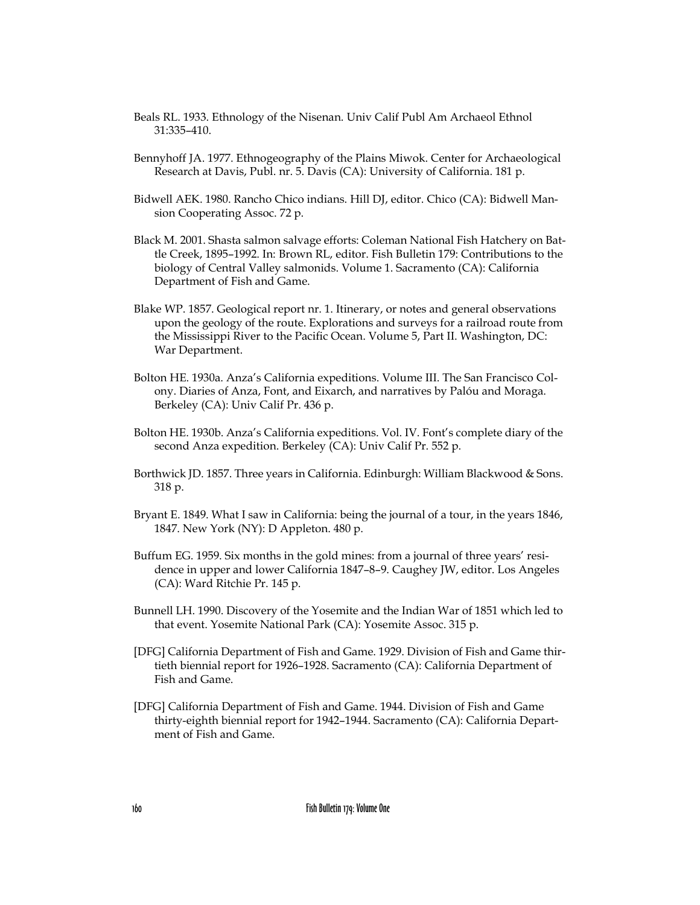Beals RL. 1933. Ethnology of the Nisenan. Univ Calif Publ Am Archaeol Ethnol 31:335–410.

Bennyhoff JA. 1977. Ethnogeography of the Plains Miwok. Center for Archaeological Research at Davis, Publ. nr. 5. Davis (CA): University of California. 181 p.

Bidwell AEK. 1980. Rancho Chico indians. Hill DJ, editor. Chico (CA): Bidwell Mansion Cooperating Assoc. 72 p.

Black M. 2001. Shasta salmon salvage efforts: Coleman National Fish Hatchery on Battle Creek, 1895–1992. In: Brown RL, editor. Fish Bulletin 179: Contributions to the biology of Central Valley salmonids. Volume 1. Sacramento (CA): California Department of Fish and Game.

Blake WP. 1857. Geological report nr. 1. Itinerary, or notes and general observations upon the geology of the route. Explorations and surveys for a railroad route from the Mississippi River to the Pacific Ocean. Volume 5, Part II. Washington, DC: War Department.

Bolton HE. 1930a. Anza's California expeditions. Volume III. The San Francisco Colony. Diaries of Anza, Font, and Eixarch, and narratives by Palóu and Moraga. Berkeley (CA): Univ Calif Pr. 436 p.

Bolton HE. 1930b. Anza's California expeditions. Vol. IV. Font's complete diary of the second Anza expedition. Berkeley (CA): Univ Calif Pr. 552 p.

Borthwick JD. 1857. Three years in California. Edinburgh: William Blackwood & Sons. 318 p.

Bryant E. 1849. What I saw in California: being the journal of a tour, in the years 1846, 1847. New York (NY): D Appleton. 480 p.

Buffum EG. 1959. Six months in the gold mines: from a journal of three years' residence in upper and lower California 1847–8–9. Caughey JW, editor. Los Angeles (CA): Ward Ritchie Pr. 145 p.

Bunnell LH. 1990. Discovery of the Yosemite and the Indian War of 1851 which led to that event. Yosemite National Park (CA): Yosemite Assoc. 315 p.

[DFG] California Department of Fish and Game. 1929. Division of Fish and Game thirtieth biennial report for 1926–1928. Sacramento (CA): California Department of Fish and Game.

[DFG] California Department of Fish and Game. 1944. Division of Fish and Game thirty-eighth biennial report for 1942–1944. Sacramento (CA): California Department of Fish and Game.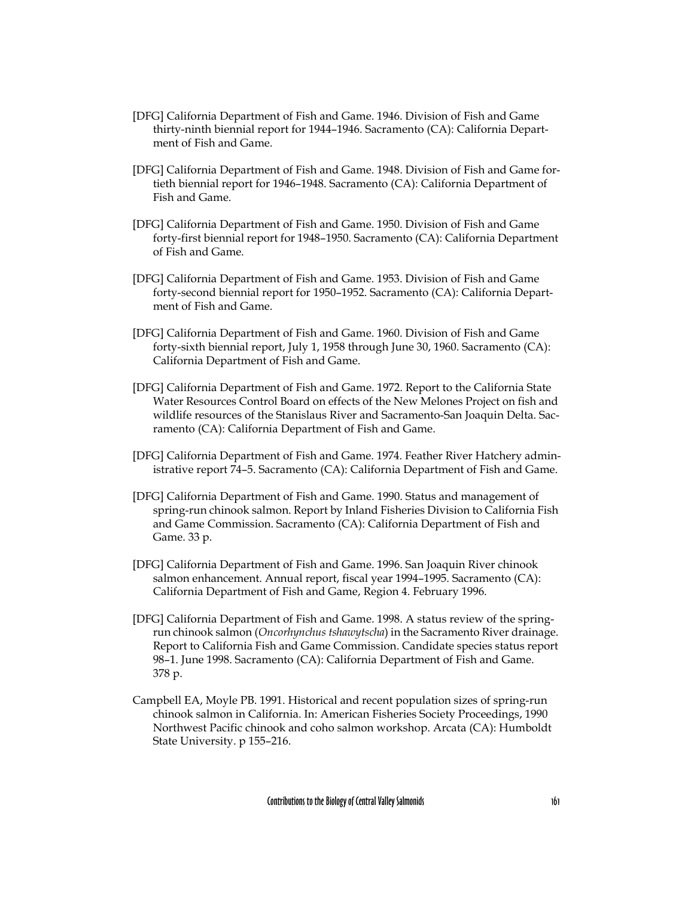[DFG] California Department of Fish and Game. 1946. Division of Fish and Game thirty-ninth biennial report for 1944–1946. Sacramento (CA): California Department of Fish and Game.

[DFG] California Department of Fish and Game. 1948. Division of Fish and Game fortieth biennial report for 1946–1948. Sacramento (CA): California Department of Fish and Game.

[DFG] California Department of Fish and Game. 1950. Division of Fish and Game forty-first biennial report for 1948–1950. Sacramento (CA): California Department of Fish and Game.

[DFG] California Department of Fish and Game. 1953. Division of Fish and Game forty-second biennial report for 1950–1952. Sacramento (CA): California Department of Fish and Game.

[DFG] California Department of Fish and Game. 1960. Division of Fish and Game forty-sixth biennial report, July 1, 1958 through June 30, 1960. Sacramento (CA): California Department of Fish and Game.

[DFG] California Department of Fish and Game. 1972. Report to the California State Water Resources Control Board on effects of the New Melones Project on fish and wildlife resources of the Stanislaus River and Sacramento-San Joaquin Delta. Sacramento (CA): California Department of Fish and Game.

[DFG] California Department of Fish and Game. 1974. Feather River Hatchery administrative report 74–5. Sacramento (CA): California Department of Fish and Game.

[DFG] California Department of Fish and Game. 1990. Status and management of spring-run chinook salmon. Report by Inland Fisheries Division to California Fish and Game Commission. Sacramento (CA): California Department of Fish and Game. 33 p.

[DFG] California Department of Fish and Game. 1996. San Joaquin River chinook salmon enhancement. Annual report, fiscal year 1994–1995. Sacramento (CA): California Department of Fish and Game, Region 4. February 1996.

[DFG] California Department of Fish and Game. 1998. A status review of the spring-run chinook salmon (*Oncorhynchus tshawytscha*) in the Sacramento River drainage. Report to California Fish and Game Commission. Candidate species status report 98–1. June 1998. Sacramento (CA): California Department of Fish and Game. 378 p.

Campbell EA, Moyle PB. 1991. Historical and recent population sizes of spring-run chinook salmon in California. In: American Fisheries Society Proceedings, 1990 Northwest Pacific chinook and coho salmon workshop. Arcata (CA): Humboldt State University. p 155–216.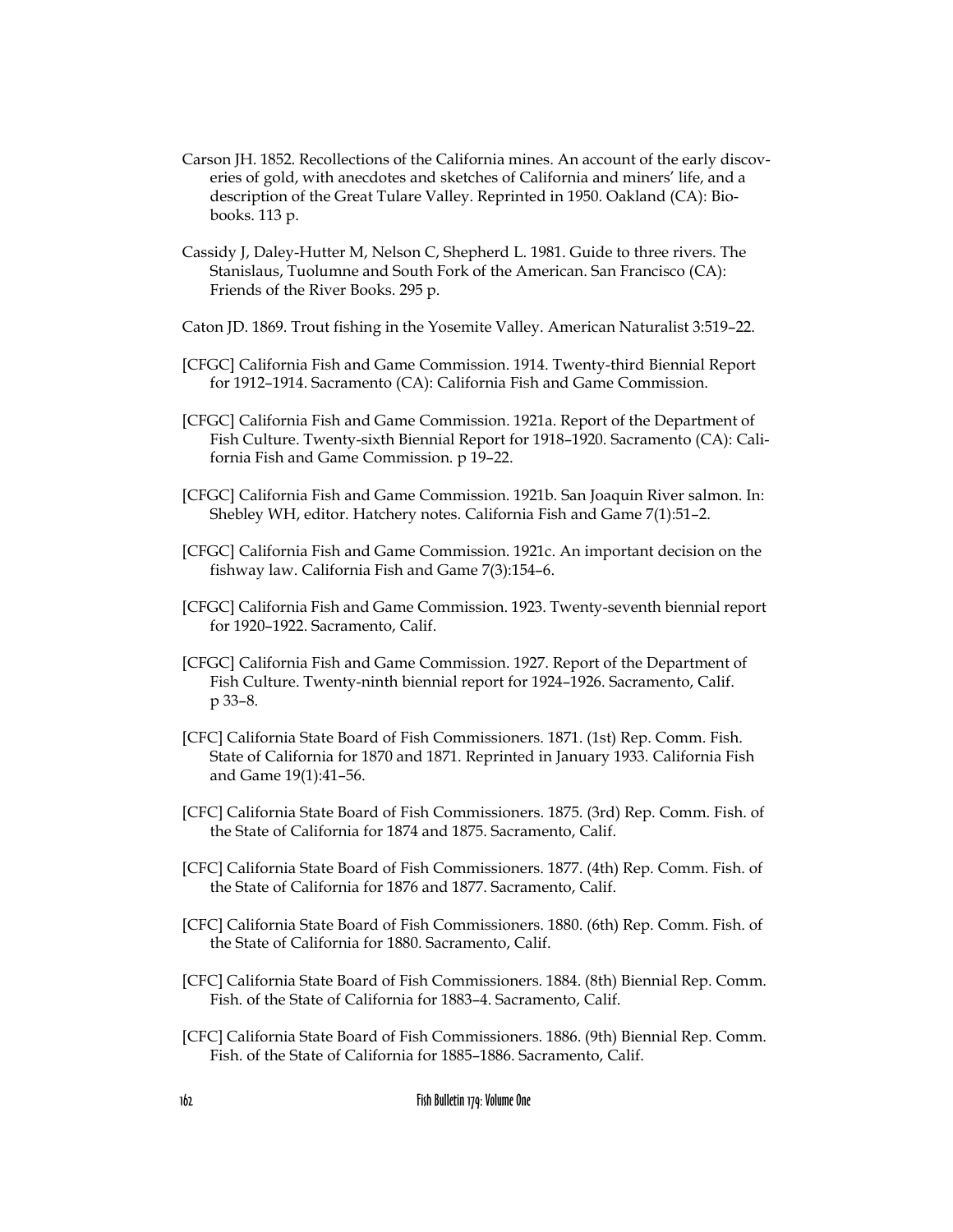Carson JH. 1852. Recollections of the California mines. An account of the early discoveries of gold, with anecdotes and sketches of California and miners' life, and a description of the Great Tulare Valley. Reprinted in 1950. Oakland (CA): Biobooks. 113 p.

Cassidy J, Daley-Hutter M, Nelson C, Shepherd L. 1981. Guide to three rivers. The Stanislaus, Tuolumne and South Fork of the American. San Francisco (CA): Friends of the River Books. 295 p.

Caton JD. 1869. Trout fishing in the Yosemite Valley. American Naturalist 3:519–22.

[CFGC] California Fish and Game Commission. 1914. Twenty-third Biennial Report for 1912–1914. Sacramento (CA): California Fish and Game Commission.

[CFGC] California Fish and Game Commission. 1921a. Report of the Department of Fish Culture. Twenty-sixth Biennial Report for 1918–1920. Sacramento (CA): California Fish and Game Commission. p 19–22.

[CFGC] California Fish and Game Commission. 1921b. San Joaquin River salmon. In: Shebley WH, editor. Hatchery notes. California Fish and Game 7(1):51–2.

[CFGC] California Fish and Game Commission. 1921c. An important decision on the fishway law. California Fish and Game 7(3):154–6.

[CFGC] California Fish and Game Commission. 1923. Twenty-seventh biennial report for 1920–1922. Sacramento, Calif.

[CFGC] California Fish and Game Commission. 1927. Report of the Department of Fish Culture. Twenty-ninth biennial report for 1924–1926. Sacramento, Calif. p 33–8.

[CFC] California State Board of Fish Commissioners. 1871. (1st) Rep. Comm. Fish. State of California for 1870 and 1871. Reprinted in January 1933. California Fish and Game 19(1):41–56.

[CFC] California State Board of Fish Commissioners. 1875. (3rd) Rep. Comm. Fish. of the State of California for 1874 and 1875. Sacramento, Calif.

[CFC] California State Board of Fish Commissioners. 1877. (4th) Rep. Comm. Fish. of the State of California for 1876 and 1877. Sacramento, Calif.

[CFC] California State Board of Fish Commissioners. 1880. (6th) Rep. Comm. Fish. of the State of California for 1880. Sacramento, Calif.

[CFC] California State Board of Fish Commissioners. 1884. (8th) Biennial Rep. Comm. Fish. of the State of California for 1883–4. Sacramento, Calif.

[CFC] California State Board of Fish Commissioners. 1886. (9th) Biennial Rep. Comm. Fish. of the State of California for 1885–1886. Sacramento, Calif.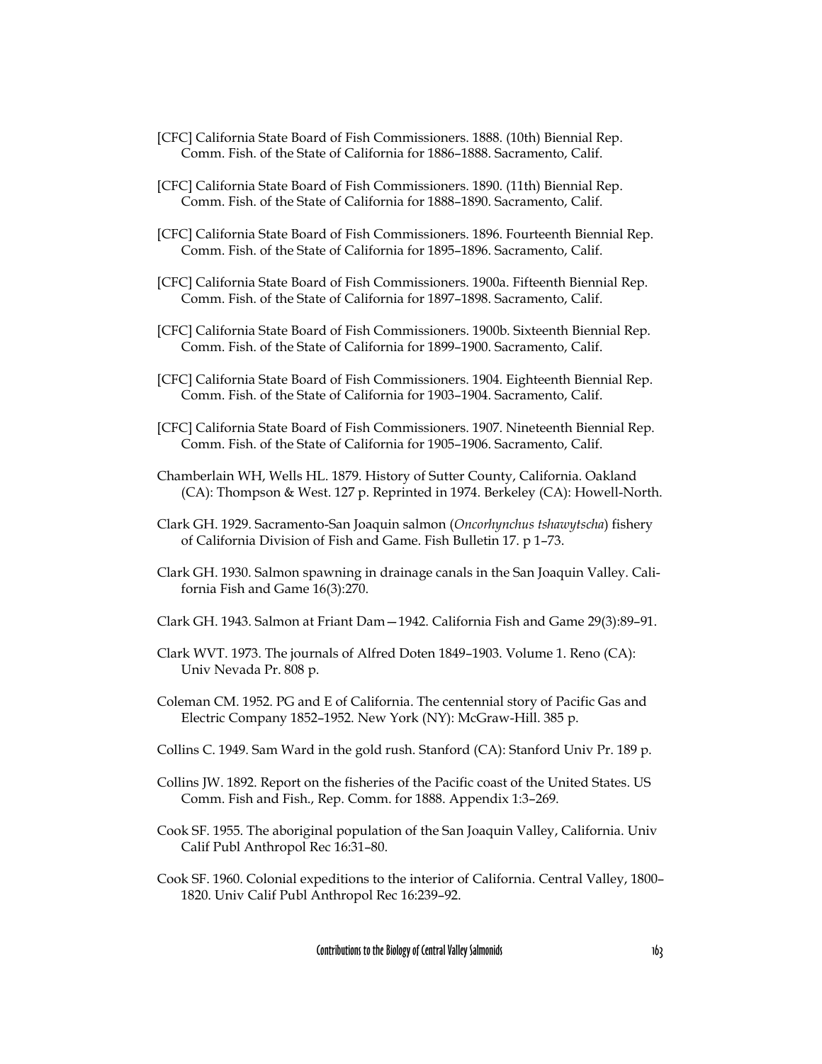[CFC] California State Board of Fish Commissioners. 1888. (10th) Biennial Rep. Comm. Fish. of the State of California for 1886–1888. Sacramento, Calif.

[CFC] California State Board of Fish Commissioners. 1890. (11th) Biennial Rep. Comm. Fish. of the State of California for 1888–1890. Sacramento, Calif.

[CFC] California State Board of Fish Commissioners. 1896. Fourteenth Biennial Rep. Comm. Fish. of the State of California for 1895–1896. Sacramento, Calif.

[CFC] California State Board of Fish Commissioners. 1900a. Fifteenth Biennial Rep. Comm. Fish. of the State of California for 1897–1898. Sacramento, Calif.

[CFC] California State Board of Fish Commissioners. 1900b. Sixteenth Biennial Rep. Comm. Fish. of the State of California for 1899–1900. Sacramento, Calif.

[CFC] California State Board of Fish Commissioners. 1904. Eighteenth Biennial Rep. Comm. Fish. of the State of California for 1903–1904. Sacramento, Calif.

[CFC] California State Board of Fish Commissioners. 1907. Nineteenth Biennial Rep. Comm. Fish. of the State of California for 1905–1906. Sacramento, Calif.

Chamberlain WH, Wells HL. 1879. History of Sutter County, California. Oakland (CA): Thompson & West. 127 p. Reprinted in 1974. Berkeley (CA): Howell-North.

Clark GH. 1929. Sacramento-San Joaquin salmon (*Oncorhynchus tshawytscha*) fishery of California Division of Fish and Game. Fish Bulletin 17. p 1–73.

Clark GH. 1930. Salmon spawning in drainage canals in the San Joaquin Valley. California Fish and Game 16(3):270.

Clark GH. 1943. Salmon at Friant Dam—1942. California Fish and Game 29(3):89–91.

Clark WVT. 1973. The journals of Alfred Doten 1849–1903. Volume 1. Reno (CA): Univ Nevada Pr. 808 p.

Coleman CM. 1952. PG and E of California. The centennial story of Pacific Gas and Electric Company 1852–1952. New York (NY): McGraw-Hill. 385 p.

Collins C. 1949. Sam Ward in the gold rush. Stanford (CA): Stanford Univ Pr. 189 p.

Collins JW. 1892. Report on the fisheries of the Pacific coast of the United States. US Comm. Fish and Fish., Rep. Comm. for 1888. Appendix 1:3–269.

Cook SF. 1955. The aboriginal population of the San Joaquin Valley, California. Univ Calif Publ Anthropol Rec 16:31–80.

Cook SF. 1960. Colonial expeditions to the interior of California. Central Valley, 1800–1820. Univ Calif Publ Anthropol Rec 16:239–92.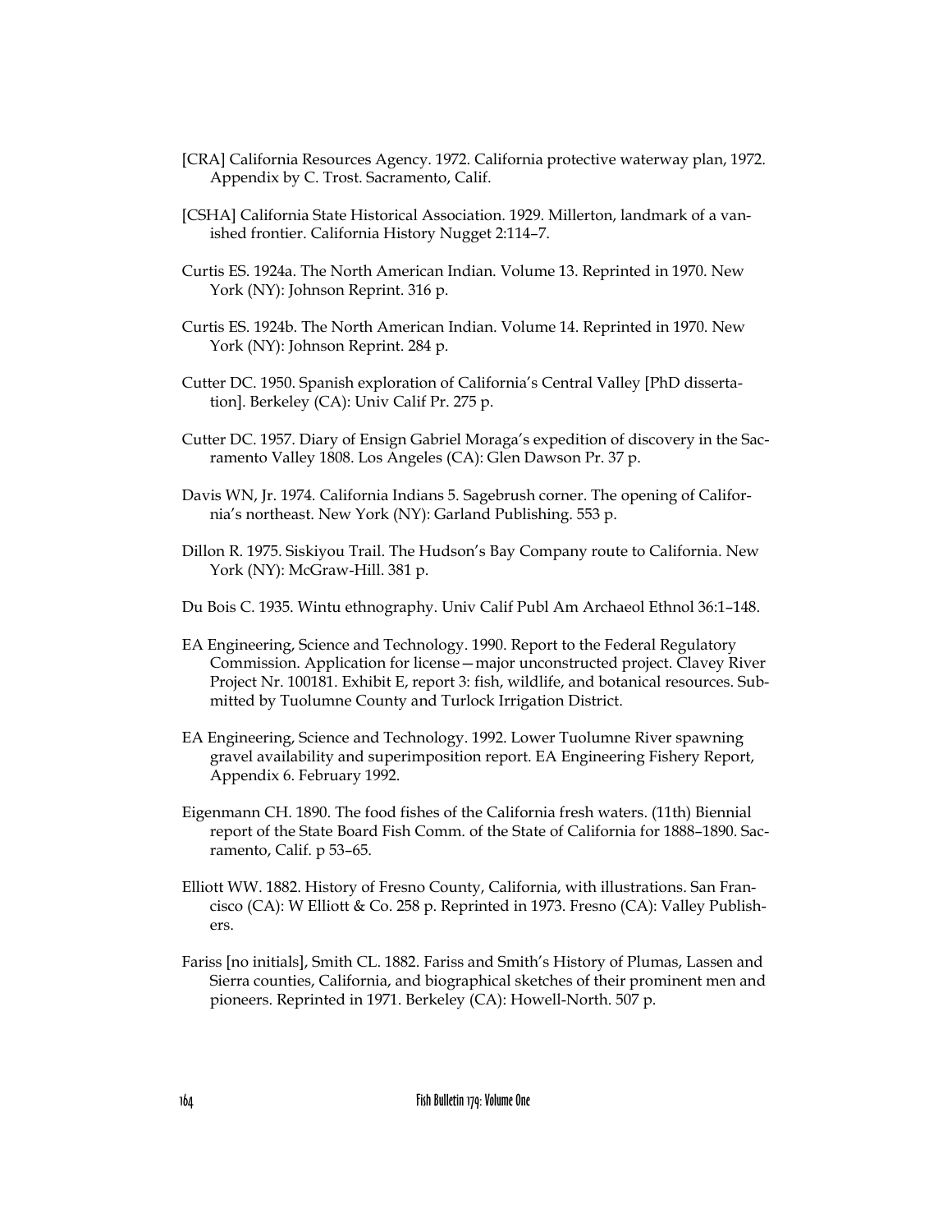[CRA] California Resources Agency. 1972. California protective waterway plan, 1972. Appendix by C. Trost. Sacramento, Calif.

[CSHA] California State Historical Association. 1929. Millerton, landmark of a vanished frontier. California History Nugget 2:114–7.

Curtis ES. 1924a. The North American Indian. Volume 13. Reprinted in 1970. New York (NY): Johnson Reprint. 316 p.

Curtis ES. 1924b. The North American Indian. Volume 14. Reprinted in 1970. New York (NY): Johnson Reprint. 284 p.

Cutter DC. 1950. Spanish exploration of California's Central Valley [PhD dissertation]. Berkeley (CA): Univ Calif Pr. 275 p.

Cutter DC. 1957. Diary of Ensign Gabriel Moraga's expedition of discovery in the Sacramento Valley 1808. Los Angeles (CA): Glen Dawson Pr. 37 p.

Davis WN, Jr. 1974. California Indians 5. Sagebrush corner. The opening of California's northeast. New York (NY): Garland Publishing. 553 p.

Dillon R. 1975. Siskiyou Trail. The Hudson's Bay Company route to California. New York (NY): McGraw-Hill. 381 p.

Du Bois C. 1935. Wintu ethnography. Univ Calif Publ Am Archaeol Ethnol 36:1–148.

EA Engineering, Science and Technology. 1990. Report to the Federal Regulatory Commission. Application for license—major unconstructed project. Clavey River Project Nr. 100181. Exhibit E, report 3: fish, wildlife, and botanical resources. Submitted by Tuolumne County and Turlock Irrigation District.

EA Engineering, Science and Technology. 1992. Lower Tuolumne River spawning gravel availability and superimposition report. EA Engineering Fishery Report, Appendix 6. February 1992.

Eigenmann CH. 1890. The food fishes of the California fresh waters. (11th) Biennial report of the State Board Fish Comm. of the State of California for 1888–1890. Sacramento, Calif. p 53–65.

Elliott WW. 1882. History of Fresno County, California, with illustrations. San Francisco (CA): W Elliott & Co. 258 p. Reprinted in 1973. Fresno (CA): Valley Publishers.

Fariss [no initials], Smith CL. 1882. Fariss and Smith's History of Plumas, Lassen and Sierra counties, California, and biographical sketches of their prominent men and pioneers. Reprinted in 1971. Berkeley (CA): Howell-North. 507 p.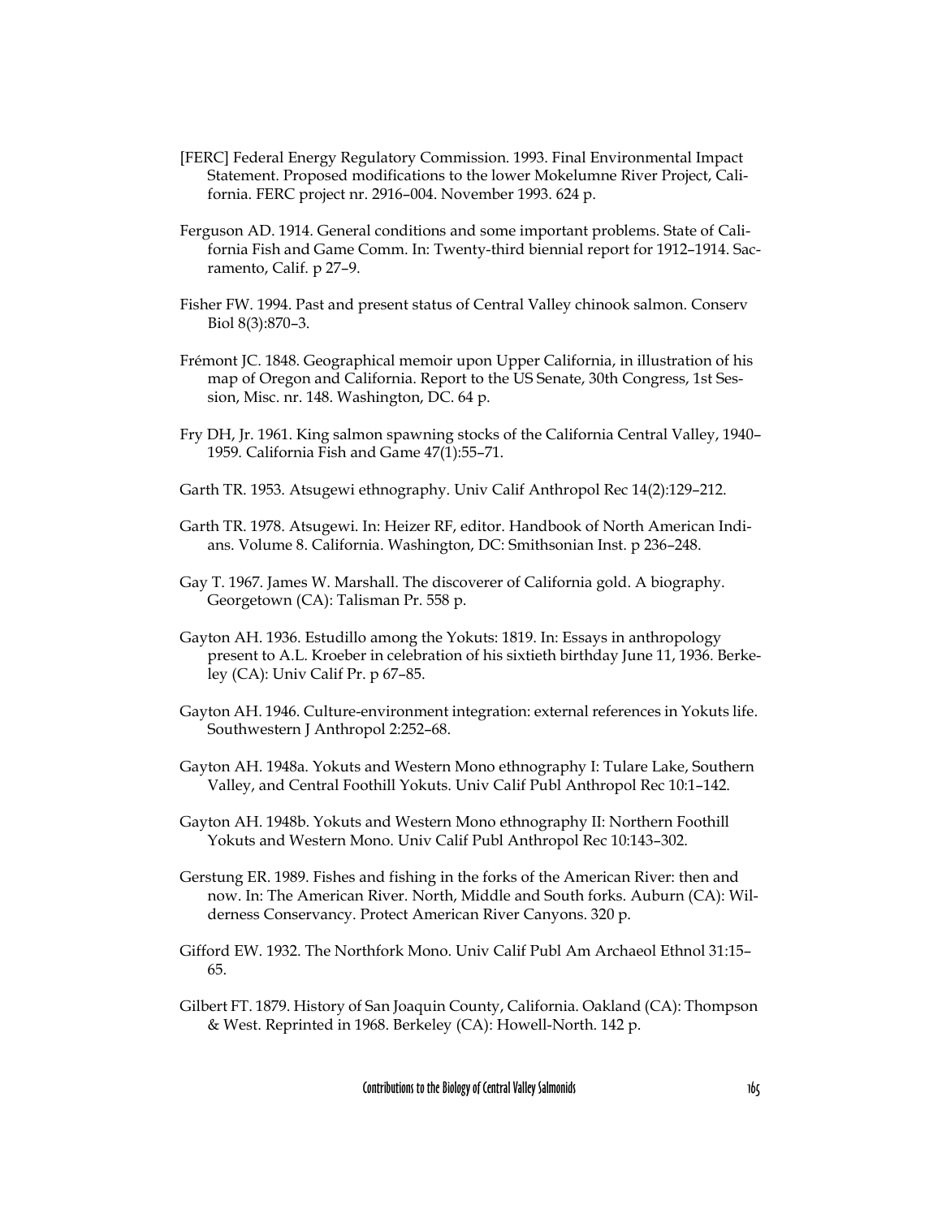[FERC] Federal Energy Regulatory Commission. 1993. Final Environmental Impact Statement. Proposed modifications to the lower Mokelumne River Project, California. FERC project nr. 2916–004. November 1993. 624 p.

Ferguson AD. 1914. General conditions and some important problems. State of California Fish and Game Comm. In: Twenty-third biennial report for 1912–1914. Sacramento, Calif. p 27–9.

Fisher FW. 1994. Past and present status of Central Valley chinook salmon. Conserv Biol 8(3):870–3.

Frémont JC. 1848. Geographical memoir upon Upper California, in illustration of his map of Oregon and California. Report to the US Senate, 30th Congress, 1st Session, Misc. nr. 148. Washington, DC. 64 p.

Fry DH, Jr. 1961. King salmon spawning stocks of the California Central Valley, 1940–1959. California Fish and Game 47(1):55–71.

Garth TR. 1953. Atsugewi ethnography. Univ Calif Anthropol Rec 14(2):129–212.

Garth TR. 1978. Atsugewi. In: Heizer RF, editor. Handbook of North American Indians. Volume 8. California. Washington, DC: Smithsonian Inst. p 236–248.

Gay T. 1967. James W. Marshall. The discoverer of California gold. A biography. Georgetown (CA): Talisman Pr. 558 p.

Gayton AH. 1936. Estudillo among the Yokuts: 1819. In: Essays in anthropology present to A.L. Kroeber in celebration of his sixtieth birthday June 11, 1936. Berkeley (CA): Univ Calif Pr. p 67–85.

Gayton AH. 1946. Culture-environment integration: external references in Yokuts life. Southwestern J Anthropol 2:252–68.

Gayton AH. 1948a. Yokuts and Western Mono ethnography I: Tulare Lake, Southern Valley, and Central Foothill Yokuts. Univ Calif Publ Anthropol Rec 10:1–142.

Gayton AH. 1948b. Yokuts and Western Mono ethnography II: Northern Foothill Yokuts and Western Mono. Univ Calif Publ Anthropol Rec 10:143–302.

Gerstung ER. 1989. Fishes and fishing in the forks of the American River: then and now. In: The American River. North, Middle and South forks. Auburn (CA): Wilderness Conservancy. Protect American River Canyons. 320 p.

Gifford EW. 1932. The Northfork Mono. Univ Calif Publ Am Archaeol Ethnol 31:15–65.

Gilbert FT. 1879. History of San Joaquin County, California. Oakland (CA): Thompson & West. Reprinted in 1968. Berkeley (CA): Howell-North. 142 p.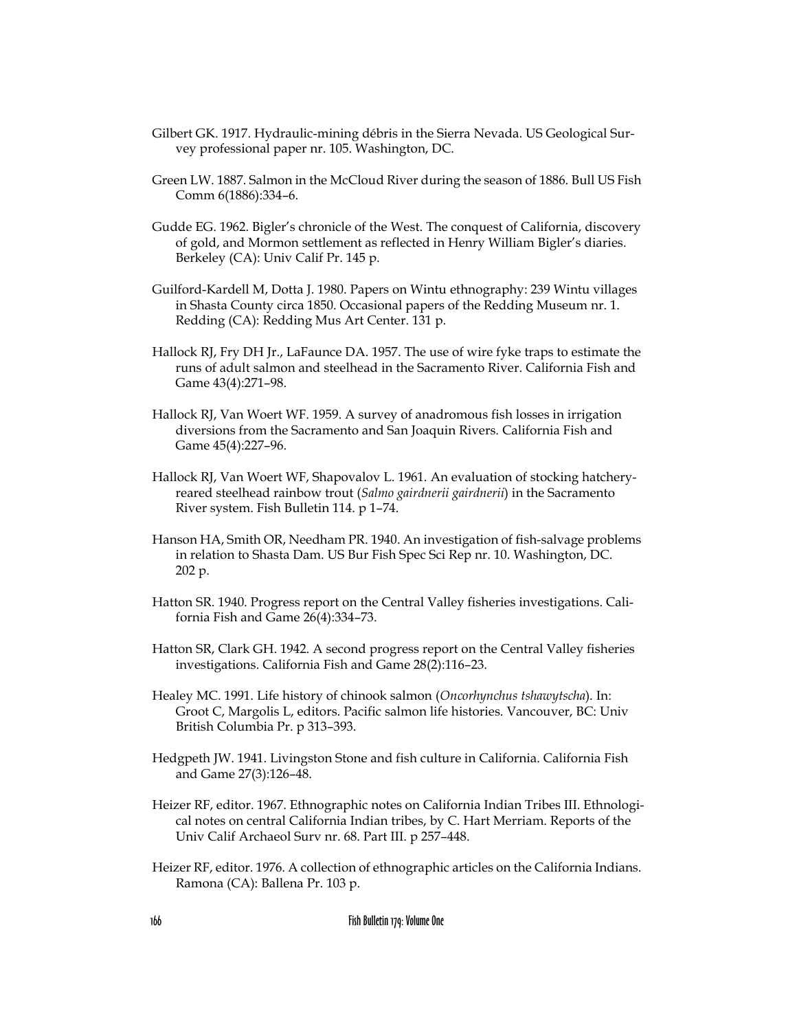Gilbert GK. 1917. Hydraulic-mining débris in the Sierra Nevada. US Geological Survey professional paper nr. 105. Washington, DC.

Green LW. 1887. Salmon in the McCloud River during the season of 1886. Bull US Fish Comm 6(1886):334–6.

Gudde EG. 1962. Bigler's chronicle of the West. The conquest of California, discovery of gold, and Mormon settlement as reflected in Henry William Bigler's diaries. Berkeley (CA): Univ Calif Pr. 145 p.

Guilford-Kardell M, Dotta J. 1980. Papers on Wintu ethnography: 239 Wintu villages in Shasta County circa 1850. Occasional papers of the Redding Museum nr. 1. Redding (CA): Redding Mus Art Center. 131 p.

Hallock RJ, Fry DH Jr., LaFaunce DA. 1957. The use of wire fyke traps to estimate the runs of adult salmon and steelhead in the Sacramento River. California Fish and Game 43(4):271–98.

Hallock RJ, Van Woert WF. 1959. A survey of anadromous fish losses in irrigation diversions from the Sacramento and San Joaquin Rivers. California Fish and Game 45(4):227–96.

Hallock RJ, Van Woert WF, Shapovalov L. 1961. An evaluation of stocking hatchery-reared steelhead rainbow trout (*Salmo gairdnerii gairdnerii*) in the Sacramento River system. Fish Bulletin 114. p 1–74.

Hanson HA, Smith OR, Needham PR. 1940. An investigation of fish-salvage problems in relation to Shasta Dam. US Bur Fish Spec Sci Rep nr. 10. Washington, DC. 202 p.

Hatton SR. 1940. Progress report on the Central Valley fisheries investigations. California Fish and Game 26(4):334–73.

Hatton SR, Clark GH. 1942. A second progress report on the Central Valley fisheries investigations. California Fish and Game 28(2):116–23.

Healey MC. 1991. Life history of chinook salmon (*Oncorhynchus tshawytscha*). In: Groot C, Margolis L, editors. Pacific salmon life histories. Vancouver, BC: Univ British Columbia Pr. p 313–393.

Hedgpeth JW. 1941. Livingston Stone and fish culture in California. California Fish and Game 27(3):126–48.

Heizer RF, editor. 1967. Ethnographic notes on California Indian Tribes III. Ethnological notes on central California Indian tribes, by C. Hart Merriam. Reports of the Univ Calif Archaeol Surv nr. 68. Part III. p 257–448.

Heizer RF, editor. 1976. A collection of ethnographic articles on the California Indians. Ramona (CA): Ballena Pr. 103 p.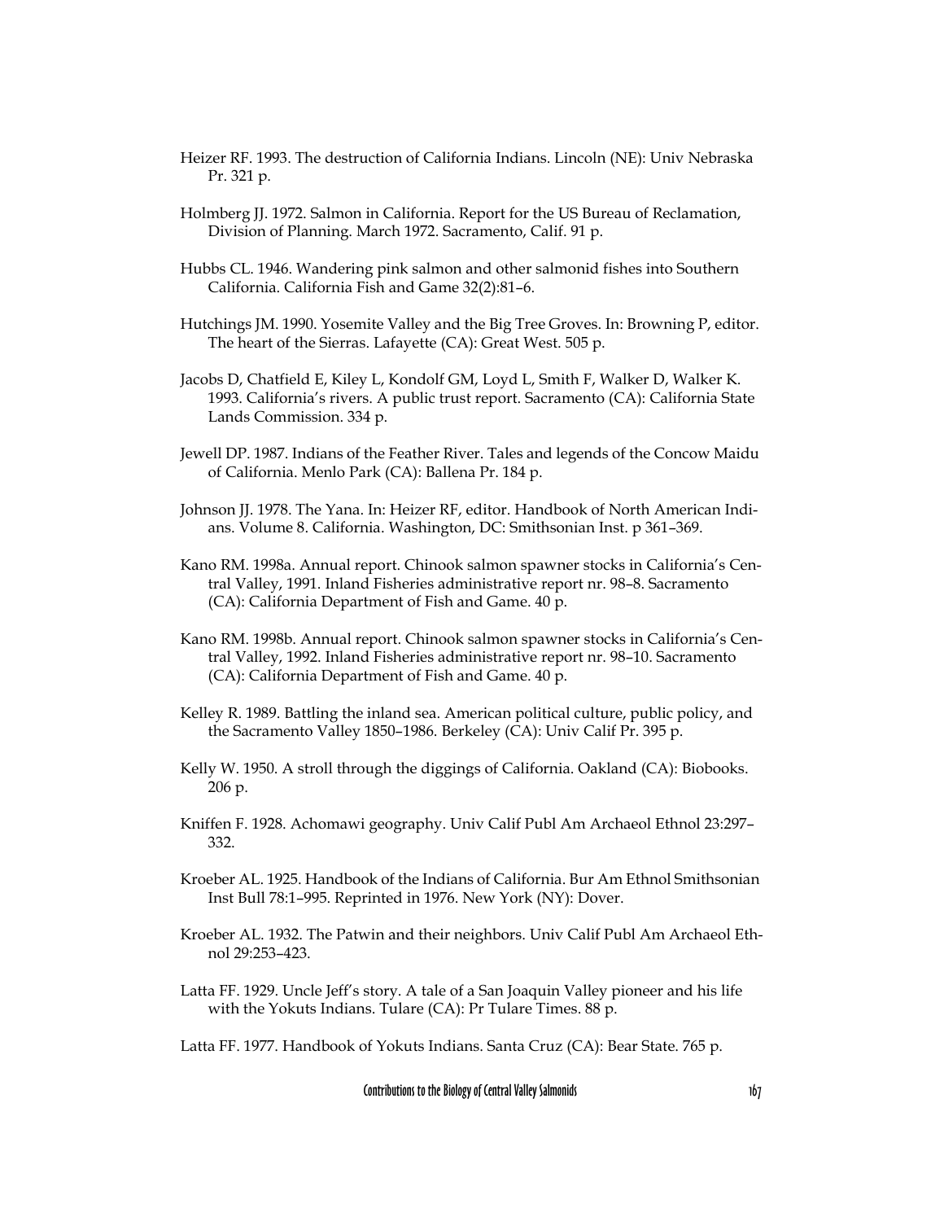Heizer RF. 1993. The destruction of California Indians. Lincoln (NE): Univ Nebraska Pr. 321 p.

Holmberg JJ. 1972. Salmon in California. Report for the US Bureau of Reclamation, Division of Planning. March 1972. Sacramento, Calif. 91 p.

Hubbs CL. 1946. Wandering pink salmon and other salmonid fishes into Southern California. California Fish and Game 32(2):81–6.

Hutchings JM. 1990. Yosemite Valley and the Big Tree Groves. In: Browning P, editor. The heart of the Sierras. Lafayette (CA): Great West. 505 p.

Jacobs D, Chatfield E, Kiley L, Kondolf GM, Loyd L, Smith F, Walker D, Walker K. 1993. California's rivers. A public trust report. Sacramento (CA): California State Lands Commission. 334 p.

Jewell DP. 1987. Indians of the Feather River. Tales and legends of the Concow Maidu of California. Menlo Park (CA): Ballena Pr. 184 p.

Johnson JJ. 1978. The Yana. In: Heizer RF, editor. Handbook of North American Indians. Volume 8. California. Washington, DC: Smithsonian Inst. p 361–369.

Kano RM. 1998a. Annual report. Chinook salmon spawner stocks in California's Central Valley, 1991. Inland Fisheries administrative report nr. 98–8. Sacramento (CA): California Department of Fish and Game. 40 p.

Kano RM. 1998b. Annual report. Chinook salmon spawner stocks in California's Central Valley, 1992. Inland Fisheries administrative report nr. 98–10. Sacramento (CA): California Department of Fish and Game. 40 p.

Kelley R. 1989. Battling the inland sea. American political culture, public policy, and the Sacramento Valley 1850–1986. Berkeley (CA): Univ Calif Pr. 395 p.

Kelly W. 1950. A stroll through the diggings of California. Oakland (CA): Biobooks. 206 p.

Kniffen F. 1928. Achomawi geography. Univ Calif Publ Am Archaeol Ethnol 23:297–332.

Kroeber AL. 1925. Handbook of the Indians of California. Bur Am Ethnol Smithsonian Inst Bull 78:1–995. Reprinted in 1976. New York (NY): Dover.

Kroeber AL. 1932. The Patwin and their neighbors. Univ Calif Publ Am Archaeol Ethnol 29:253–423.

Latta FF. 1929. Uncle Jeff's story. A tale of a San Joaquin Valley pioneer and his life with the Yokuts Indians. Tulare (CA): Pr Tulare Times. 88 p.

Latta FF. 1977. Handbook of Yokuts Indians. Santa Cruz (CA): Bear State. 765 p.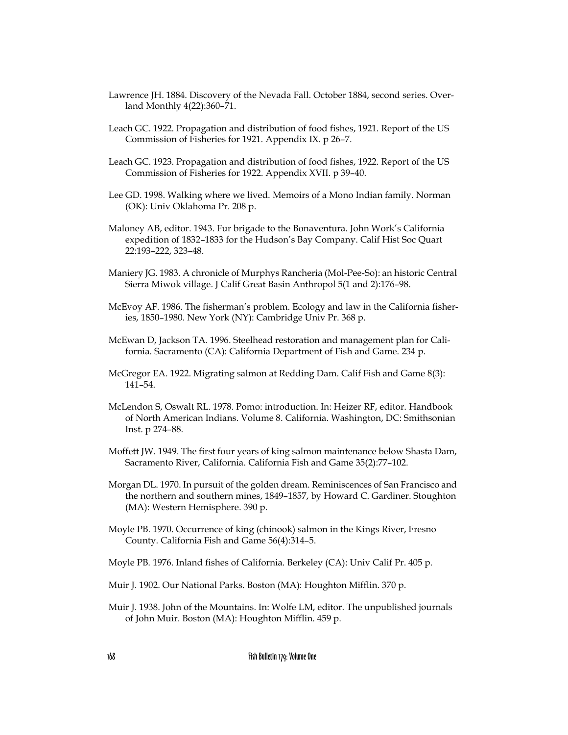Lawrence JH. 1884. Discovery of the Nevada Fall. October 1884, second series. Overland Monthly 4(22):360–71.

Leach GC. 1922. Propagation and distribution of food fishes, 1921. Report of the US Commission of Fisheries for 1921. Appendix IX. p 26–7.

Leach GC. 1923. Propagation and distribution of food fishes, 1922. Report of the US Commission of Fisheries for 1922. Appendix XVII. p 39–40.

Lee GD. 1998. Walking where we lived. Memoirs of a Mono Indian family. Norman (OK): Univ Oklahoma Pr. 208 p.

Maloney AB, editor. 1943. Fur brigade to the Bonaventura. John Work's California expedition of 1832–1833 for the Hudson's Bay Company. Calif Hist Soc Quart 22:193–222, 323–48.

Maniery JG. 1983. A chronicle of Murphys Rancheria (Mol-Pee-So): an historic Central Sierra Miwok village. J Calif Great Basin Anthropol 5(1 and 2):176–98.

McEvoy AF. 1986. The fisherman's problem. Ecology and law in the California fisheries, 1850–1980. New York (NY): Cambridge Univ Pr. 368 p.

McEwan D, Jackson TA. 1996. Steelhead restoration and management plan for California. Sacramento (CA): California Department of Fish and Game. 234 p.

McGregor EA. 1922. Migrating salmon at Redding Dam. Calif Fish and Game 8(3): 141–54.

McLendon S, Oswalt RL. 1978. Pomo: introduction. In: Heizer RF, editor. Handbook of North American Indians. Volume 8. California. Washington, DC: Smithsonian Inst. p 274–88.

Moffett JW. 1949. The first four years of king salmon maintenance below Shasta Dam, Sacramento River, California. California Fish and Game 35(2):77–102.

Morgan DL. 1970. In pursuit of the golden dream. Reminiscences of San Francisco and the northern and southern mines, 1849–1857, by Howard C. Gardiner. Stoughton (MA): Western Hemisphere. 390 p.

Moyle PB. 1970. Occurrence of king (chinook) salmon in the Kings River, Fresno County. California Fish and Game 56(4):314–5.

Moyle PB. 1976. Inland fishes of California. Berkeley (CA): Univ Calif Pr. 405 p.

Muir J. 1902. Our National Parks. Boston (MA): Houghton Mifflin. 370 p.

Muir J. 1938. John of the Mountains. In: Wolfe LM, editor. The unpublished journals of John Muir. Boston (MA): Houghton Mifflin. 459 p.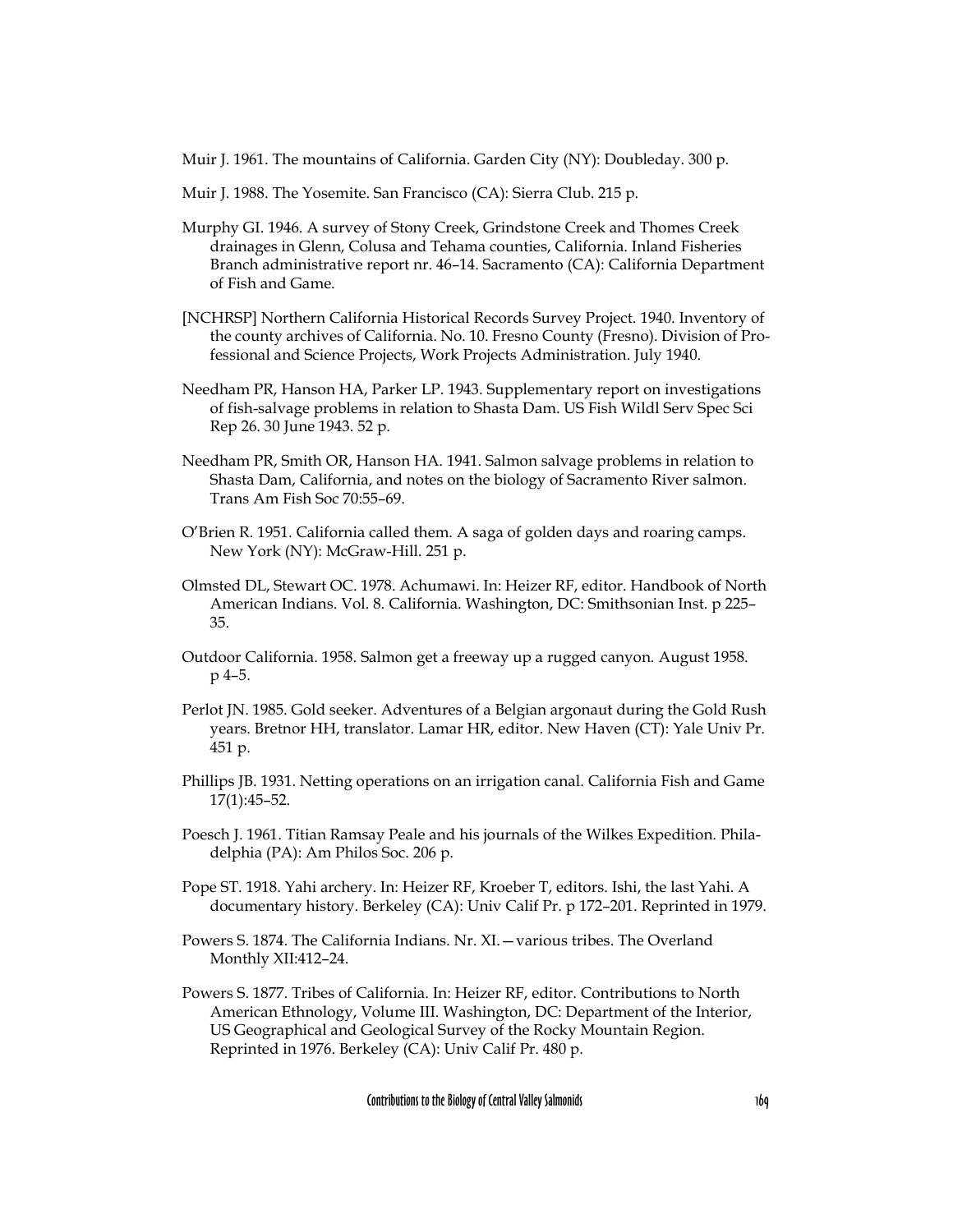Muir J. 1961. The mountains of California. Garden City (NY): Doubleday. 300 p.

Muir J. 1988. The Yosemite. San Francisco (CA): Sierra Club. 215 p.

Murphy GI. 1946. A survey of Stony Creek, Grindstone Creek and Thomes Creek drainages in Glenn, Colusa and Tehama counties, California. Inland Fisheries Branch administrative report nr. 46–14. Sacramento (CA): California Department of Fish and Game.

[NCHRSP] Northern California Historical Records Survey Project. 1940. Inventory of the county archives of California. No. 10. Fresno County (Fresno). Division of Professional and Science Projects, Work Projects Administration. July 1940.

Needham PR, Hanson HA, Parker LP. 1943. Supplementary report on investigations of fish-salvage problems in relation to Shasta Dam. US Fish Wildl Serv Spec Sci Rep 26. 30 June 1943. 52 p.

Needham PR, Smith OR, Hanson HA. 1941. Salmon salvage problems in relation to Shasta Dam, California, and notes on the biology of Sacramento River salmon. Trans Am Fish Soc 70:55–69.

O'Brien R. 1951. California called them. A saga of golden days and roaring camps. New York (NY): McGraw-Hill. 251 p.

Olmsted DL, Stewart OC. 1978. Achumawi. In: Heizer RF, editor. Handbook of North American Indians. Vol. 8. California. Washington, DC: Smithsonian Inst. p 225–35.

Outdoor California. 1958. Salmon get a freeway up a rugged canyon. August 1958. p 4–5.

Perlot JN. 1985. Gold seeker. Adventures of a Belgian argonaut during the Gold Rush years. Bretnor HH, translator. Lamar HR, editor. New Haven (CT): Yale Univ Pr. 451 p.

Phillips JB. 1931. Netting operations on an irrigation canal. California Fish and Game 17(1):45–52.

Poesch J. 1961. Titian Ramsay Peale and his journals of the Wilkes Expedition. Philadelphia (PA): Am Philos Soc. 206 p.

Pope ST. 1918. Yahi archery. In: Heizer RF, Kroeber T, editors. Ishi, the last Yahi. A documentary history. Berkeley (CA): Univ Calif Pr. p 172–201. Reprinted in 1979.

Powers S. 1874. The California Indians. Nr. XI.—various tribes. The Overland Monthly XII:412–24.

Powers S. 1877. Tribes of California. In: Heizer RF, editor. Contributions to North American Ethnology, Volume III. Washington, DC: Department of the Interior, US Geographical and Geological Survey of the Rocky Mountain Region. Reprinted in 1976. Berkeley (CA): Univ Calif Pr. 480 p.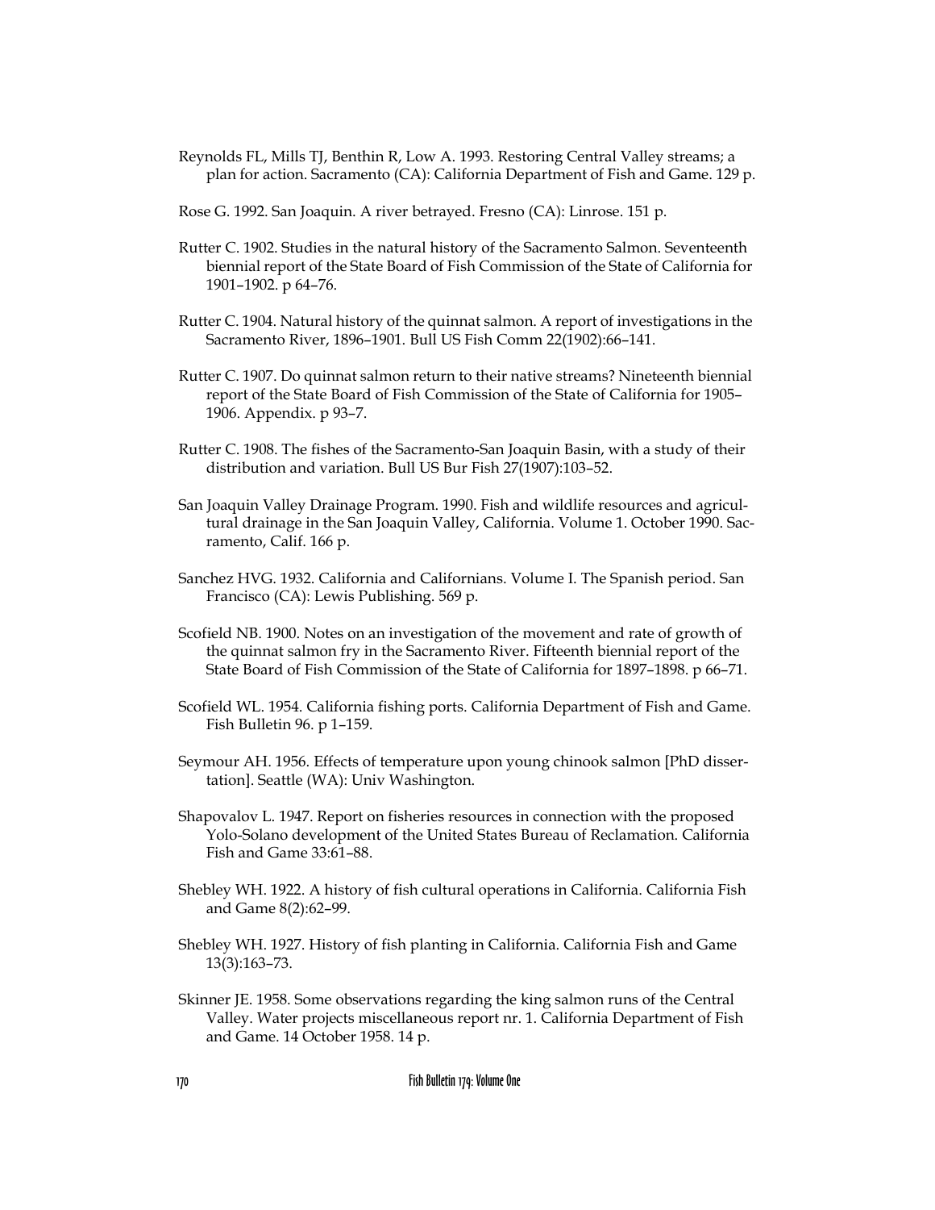Reynolds FL, Mills TJ, Benthin R, Low A. 1993. Restoring Central Valley streams; a plan for action. Sacramento (CA): California Department of Fish and Game. 129 p.

Rose G. 1992. San Joaquin. A river betrayed. Fresno (CA): Linrose. 151 p.

Rutter C. 1902. Studies in the natural history of the Sacramento Salmon. Seventeenth biennial report of the State Board of Fish Commission of the State of California for 1901–1902. p 64–76.

Rutter C. 1904. Natural history of the quinnat salmon. A report of investigations in the Sacramento River, 1896–1901. Bull US Fish Comm 22(1902):66–141.

Rutter C. 1907. Do quinnat salmon return to their native streams? Nineteenth biennial report of the State Board of Fish Commission of the State of California for 1905–1906. Appendix. p 93–7.

Rutter C. 1908. The fishes of the Sacramento-San Joaquin Basin, with a study of their distribution and variation. Bull US Bur Fish 27(1907):103–52.

San Joaquin Valley Drainage Program. 1990. Fish and wildlife resources and agricultural drainage in the San Joaquin Valley, California. Volume 1. October 1990. Sacramento, Calif. 166 p.

Sanchez HVG. 1932. California and Californians. Volume I. The Spanish period. San Francisco (CA): Lewis Publishing. 569 p.

Scofield NB. 1900. Notes on an investigation of the movement and rate of growth of the quinnat salmon fry in the Sacramento River. Fifteenth biennial report of the State Board of Fish Commission of the State of California for 1897–1898. p 66–71.

Scofield WL. 1954. California fishing ports. California Department of Fish and Game. Fish Bulletin 96. p 1–159.

Seymour AH. 1956. Effects of temperature upon young chinook salmon [PhD dissertation]. Seattle (WA): Univ Washington.

Shapovalov L. 1947. Report on fisheries resources in connection with the proposed Yolo-Solano development of the United States Bureau of Reclamation. California Fish and Game 33:61–88.

Shebley WH. 1922. A history of fish cultural operations in California. California Fish and Game 8(2):62–99.

Shebley WH. 1927. History of fish planting in California. California Fish and Game 13(3):163–73.

Skinner JE. 1958. Some observations regarding the king salmon runs of the Central Valley. Water projects miscellaneous report nr. 1. California Department of Fish and Game. 14 October 1958. 14 p.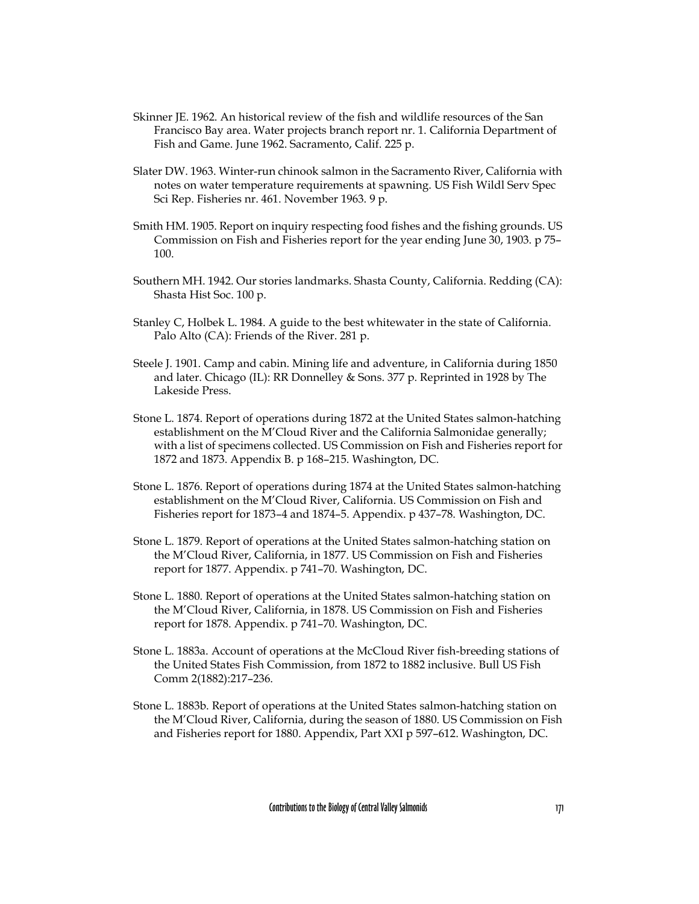Skinner JE. 1962. An historical review of the fish and wildlife resources of the San Francisco Bay area. Water projects branch report nr. 1. California Department of Fish and Game. June 1962. Sacramento, Calif. 225 p.

Slater DW. 1963. Winter-run chinook salmon in the Sacramento River, California with notes on water temperature requirements at spawning. US Fish Wildl Serv Spec Sci Rep. Fisheries nr. 461. November 1963. 9 p.

Smith HM. 1905. Report on inquiry respecting food fishes and the fishing grounds. US Commission on Fish and Fisheries report for the year ending June 30, 1903. p 75–100.

Southern MH. 1942. Our stories landmarks. Shasta County, California. Redding (CA): Shasta Hist Soc. 100 p.

Stanley C, Holbek L. 1984. A guide to the best whitewater in the state of California. Palo Alto (CA): Friends of the River. 281 p.

Steele J. 1901. Camp and cabin. Mining life and adventure, in California during 1850 and later. Chicago (IL): RR Donnelley & Sons. 377 p. Reprinted in 1928 by The Lakeside Press.

Stone L. 1874. Report of operations during 1872 at the United States salmon-hatching establishment on the M'Cloud River and the California Salmonidae generally; with a list of specimens collected. US Commission on Fish and Fisheries report for 1872 and 1873. Appendix B. p 168–215. Washington, DC.

Stone L. 1876. Report of operations during 1874 at the United States salmon-hatching establishment on the M'Cloud River, California. US Commission on Fish and Fisheries report for 1873–4 and 1874–5. Appendix. p 437–78. Washington, DC.

Stone L. 1879. Report of operations at the United States salmon-hatching station on the M'Cloud River, California, in 1877. US Commission on Fish and Fisheries report for 1877. Appendix. p 741–70. Washington, DC.

Stone L. 1880. Report of operations at the United States salmon-hatching station on the M'Cloud River, California, in 1878. US Commission on Fish and Fisheries report for 1878. Appendix. p 741–70. Washington, DC.

Stone L. 1883a. Account of operations at the McCloud River fish-breeding stations of the United States Fish Commission, from 1872 to 1882 inclusive. Bull US Fish Comm 2(1882):217–236.

Stone L. 1883b. Report of operations at the United States salmon-hatching station on the M'Cloud River, California, during the season of 1880. US Commission on Fish and Fisheries report for 1880. Appendix, Part XXI p 597–612. Washington, DC.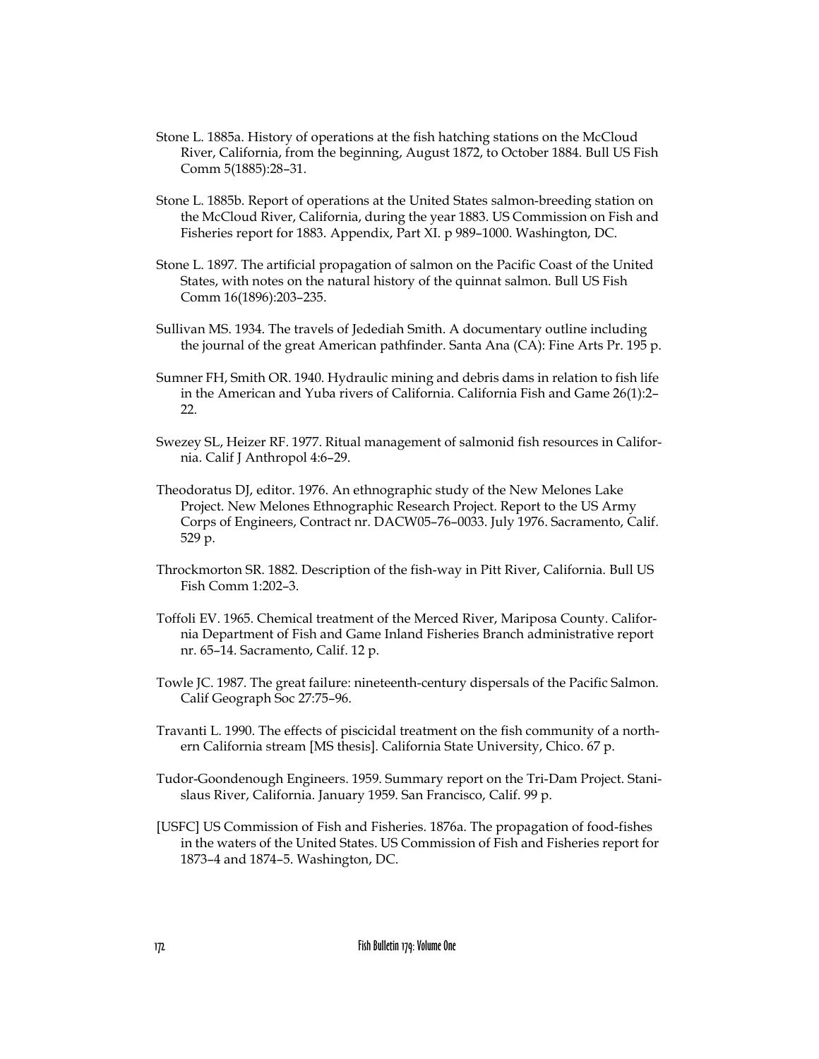Stone L. 1885a. History of operations at the fish hatching stations on the McCloud River, California, from the beginning, August 1872, to October 1884. Bull US Fish Comm 5(1885):28–31.

Stone L. 1885b. Report of operations at the United States salmon-breeding station on the McCloud River, California, during the year 1883. US Commission on Fish and Fisheries report for 1883. Appendix, Part XI. p 989–1000. Washington, DC.

Stone L. 1897. The artificial propagation of salmon on the Pacific Coast of the United States, with notes on the natural history of the quinnat salmon. Bull US Fish Comm 16(1896):203–235.

Sullivan MS. 1934. The travels of Jedediah Smith. A documentary outline including the journal of the great American pathfinder. Santa Ana (CA): Fine Arts Pr. 195 p.

Sumner FH, Smith OR. 1940. Hydraulic mining and debris dams in relation to fish life in the American and Yuba rivers of California. California Fish and Game 26(1):2–22.

Swezey SL, Heizer RF. 1977. Ritual management of salmonid fish resources in California. Calif J Anthropol 4:6–29.

Theodoratus DJ, editor. 1976. An ethnographic study of the New Melones Lake Project. New Melones Ethnographic Research Project. Report to the US Army Corps of Engineers, Contract nr. DACW05–76–0033. July 1976. Sacramento, Calif. 529 p.

Throckmorton SR. 1882. Description of the fish-way in Pitt River, California. Bull US Fish Comm 1:202–3.

Toffoli EV. 1965. Chemical treatment of the Merced River, Mariposa County. California Department of Fish and Game Inland Fisheries Branch administrative report nr. 65–14. Sacramento, Calif. 12 p.

Towle JC. 1987. The great failure: nineteenth-century dispersals of the Pacific Salmon. Calif Geograph Soc 27:75–96.

Travanti L. 1990. The effects of piscicidal treatment on the fish community of a northern California stream [MS thesis]. California State University, Chico. 67 p.

Tudor-Goondenough Engineers. 1959. Summary report on the Tri-Dam Project. Stanislaus River, California. January 1959. San Francisco, Calif. 99 p.

[USFC] US Commission of Fish and Fisheries. 1876a. The propagation of food-fishes in the waters of the United States. US Commission of Fish and Fisheries report for 1873–4 and 1874–5. Washington, DC.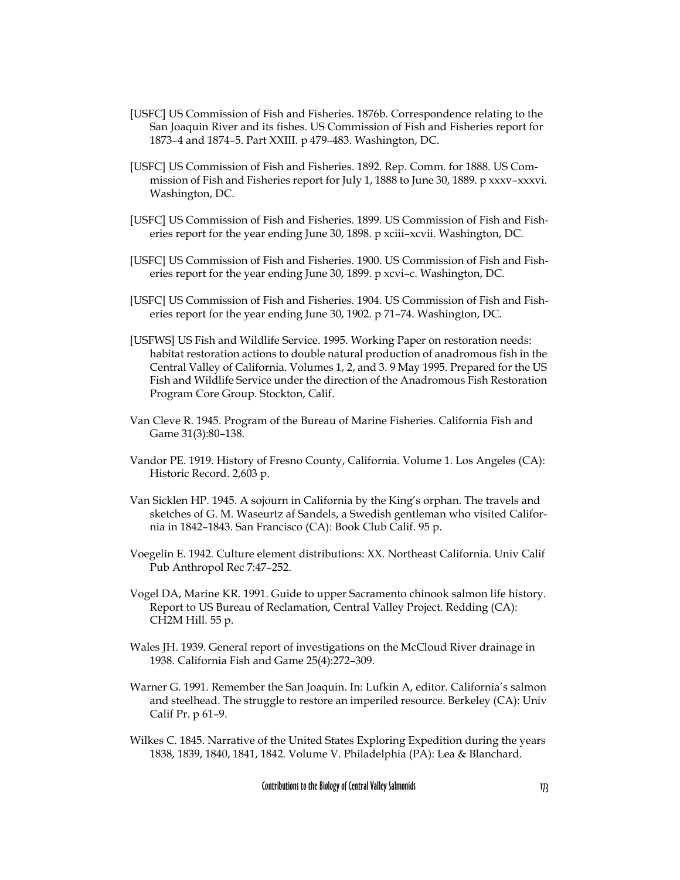[USFC] US Commission of Fish and Fisheries. 1876b. Correspondence relating to the San Joaquin River and its fishes. US Commission of Fish and Fisheries report for 1873–4 and 1874–5. Part XXIII. p 479–483. Washington, DC.

[USFC] US Commission of Fish and Fisheries. 1892. Rep. Comm. for 1888. US Commission of Fish and Fisheries report for July 1, 1888 to June 30, 1889. p xxxv–xxxvi. Washington, DC.

[USFC] US Commission of Fish and Fisheries. 1899. US Commission of Fish and Fisheries report for the year ending June 30, 1898. p xciii–xcvii. Washington, DC.

[USFC] US Commission of Fish and Fisheries. 1900. US Commission of Fish and Fisheries report for the year ending June 30, 1899. p xcvi–c. Washington, DC.

[USFC] US Commission of Fish and Fisheries. 1904. US Commission of Fish and Fisheries report for the year ending June 30, 1902. p 71–74. Washington, DC.

[USFWS] US Fish and Wildlife Service. 1995. Working Paper on restoration needs: habitat restoration actions to double natural production of anadromous fish in the Central Valley of California. Volumes 1, 2, and 3. 9 May 1995. Prepared for the US Fish and Wildlife Service under the direction of the Anadromous Fish Restoration Program Core Group. Stockton, Calif.

Van Cleve R. 1945. Program of the Bureau of Marine Fisheries. California Fish and Game 31(3):80–138.

Vandor PE. 1919. History of Fresno County, California. Volume 1. Los Angeles (CA): Historic Record. 2,603 p.

Van Sicklen HP. 1945. A sojourn in California by the King's orphan. The travels and sketches of G. M. Waseurtz af Sandels, a Swedish gentleman who visited California in 1842–1843. San Francisco (CA): Book Club Calif. 95 p.

Voegelin E. 1942. Culture element distributions: XX. Northeast California. Univ Calif Pub Anthropol Rec 7:47–252.

Vogel DA, Marine KR. 1991. Guide to upper Sacramento chinook salmon life history. Report to US Bureau of Reclamation, Central Valley Project. Redding (CA): CH2M Hill. 55 p.

Wales JH. 1939. General report of investigations on the McCloud River drainage in 1938. California Fish and Game 25(4):272–309.

Warner G. 1991. Remember the San Joaquin. In: Lufkin A, editor. California's salmon and steelhead. The struggle to restore an imperiled resource. Berkeley (CA): Univ Calif Pr. p 61–9.

Wilkes C. 1845. Narrative of the United States Exploring Expedition during the years 1838, 1839, 1840, 1841, 1842. Volume V. Philadelphia (PA): Lea & Blanchard.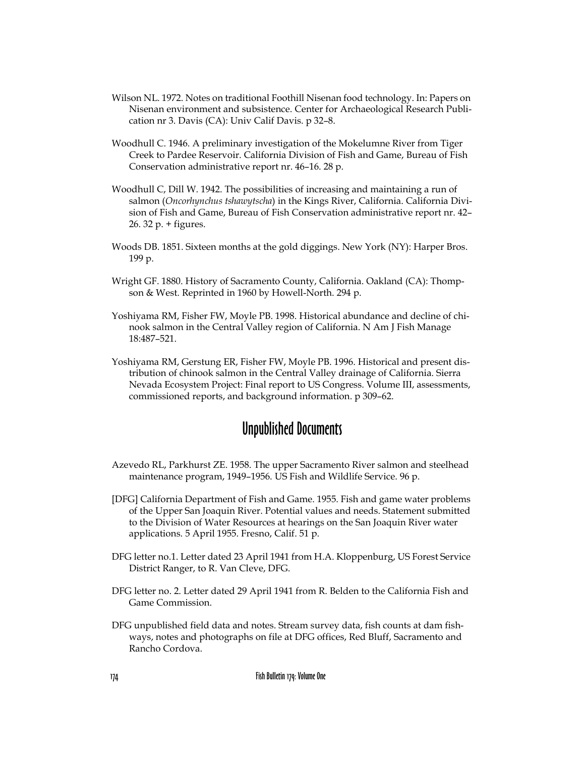Wilson NL. 1972. Notes on traditional Foothill Nisenan food technology. In: Papers on Nisenan environment and subsistence. Center for Archaeological Research Publication nr 3. Davis (CA): Univ Calif Davis. p 32–8.

Woodhull C. 1946. A preliminary investigation of the Mokelumne River from Tiger Creek to Pardee Reservoir. California Division of Fish and Game, Bureau of Fish Conservation administrative report nr. 46–16. 28 p.

Woodhull C, Dill W. 1942. The possibilities of increasing and maintaining a run of salmon (*Oncorhynchus tshawytscha*) in the Kings River, California. California Division of Fish and Game, Bureau of Fish Conservation administrative report nr. 42–26. 32 p. + figures.

Woods DB. 1851. Sixteen months at the gold diggings. New York (NY): Harper Bros. 199 p.

Wright GF. 1880. History of Sacramento County, California. Oakland (CA): Thompson & West. Reprinted in 1960 by Howell-North. 294 p.

Yoshiyama RM, Fisher FW, Moyle PB. 1998. Historical abundance and decline of chinook salmon in the Central Valley region of California. N Am J Fish Manage 18:487–521.

Yoshiyama RM, Gerstung ER, Fisher FW, Moyle PB. 1996. Historical and present distribution of chinook salmon in the Central Valley drainage of California. Sierra Nevada Ecosystem Project: Final report to US Congress. Volume III, assessments, commissioned reports, and background information. p 309–62.

## Unpublished Documents

Azevedo RL, Parkhurst ZE. 1958. The upper Sacramento River salmon and steelhead maintenance program, 1949–1956. US Fish and Wildlife Service. 96 p.

[DFG] California Department of Fish and Game. 1955. Fish and game water problems of the Upper San Joaquin River. Potential values and needs. Statement submitted to the Division of Water Resources at hearings on the San Joaquin River water applications. 5 April 1955. Fresno, Calif. 51 p.

DFG letter no.1. Letter dated 23 April 1941 from H.A. Kloppenburg, US Forest Service District Ranger, to R. Van Cleve, DFG.

DFG letter no. 2. Letter dated 29 April 1941 from R. Belden to the California Fish and Game Commission.

DFG unpublished field data and notes. Stream survey data, fish counts at dam fishways, notes and photographs on file at DFG offices, Red Bluff, Sacramento and Rancho Cordova.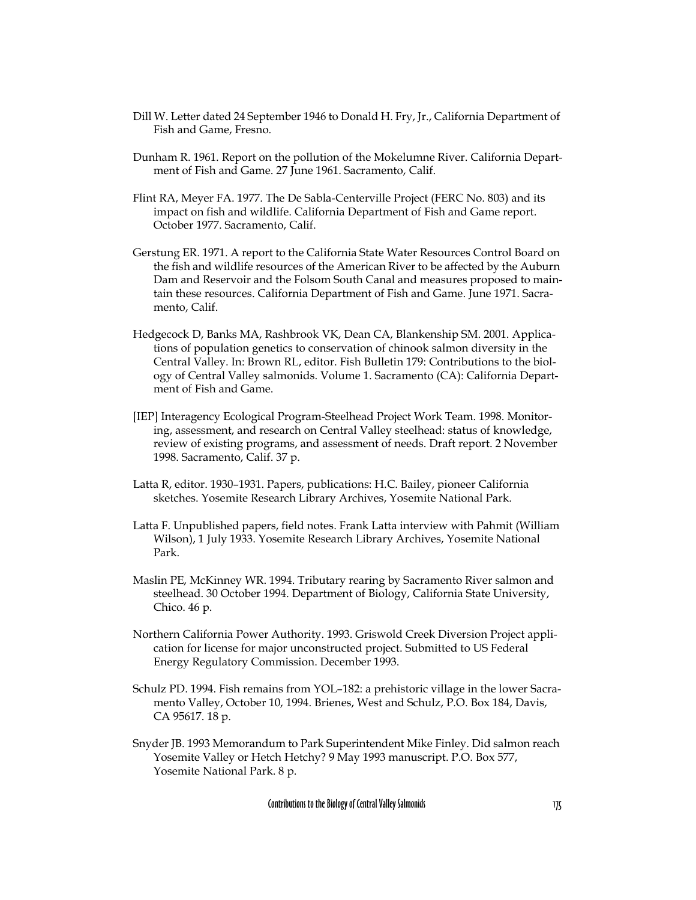Dill W. Letter dated 24 September 1946 to Donald H. Fry, Jr., California Department of Fish and Game, Fresno.

Dunham R. 1961. Report on the pollution of the Mokelumne River. California Department of Fish and Game. 27 June 1961. Sacramento, Calif.

Flint RA, Meyer FA. 1977. The De Sabla-Centerville Project (FERC No. 803) and its impact on fish and wildlife. California Department of Fish and Game report. October 1977. Sacramento, Calif.

Gerstung ER. 1971. A report to the California State Water Resources Control Board on the fish and wildlife resources of the American River to be affected by the Auburn Dam and Reservoir and the Folsom South Canal and measures proposed to maintain these resources. California Department of Fish and Game. June 1971. Sacramento, Calif.

Hedgecock D, Banks MA, Rashbrook VK, Dean CA, Blankenship SM. 2001. Applications of population genetics to conservation of chinook salmon diversity in the Central Valley. In: Brown RL, editor. Fish Bulletin 179: Contributions to the biology of Central Valley salmonids. Volume 1. Sacramento (CA): California Department of Fish and Game.

[IEP] Interagency Ecological Program-Steelhead Project Work Team. 1998. Monitoring, assessment, and research on Central Valley steelhead: status of knowledge, review of existing programs, and assessment of needs. Draft report. 2 November 1998. Sacramento, Calif. 37 p.

Latta R, editor. 1930–1931. Papers, publications: H.C. Bailey, pioneer California sketches. Yosemite Research Library Archives, Yosemite National Park.

Latta F. Unpublished papers, field notes. Frank Latta interview with Pahmit (William Wilson), 1 July 1933. Yosemite Research Library Archives, Yosemite National Park.

Maslin PE, McKinney WR. 1994. Tributary rearing by Sacramento River salmon and steelhead. 30 October 1994. Department of Biology, California State University, Chico. 46 p.

Northern California Power Authority. 1993. Griswold Creek Diversion Project application for license for major unconstructed project. Submitted to US Federal Energy Regulatory Commission. December 1993.

Schulz PD. 1994. Fish remains from YOL–182: a prehistoric village in the lower Sacramento Valley, October 10, 1994. Brienes, West and Schulz, P.O. Box 184, Davis, CA 95617. 18 p.

Snyder JB. 1993 Memorandum to Park Superintendent Mike Finley. Did salmon reach Yosemite Valley or Hetch Hetchy? 9 May 1993 manuscript. P.O. Box 577, Yosemite National Park. 8 p.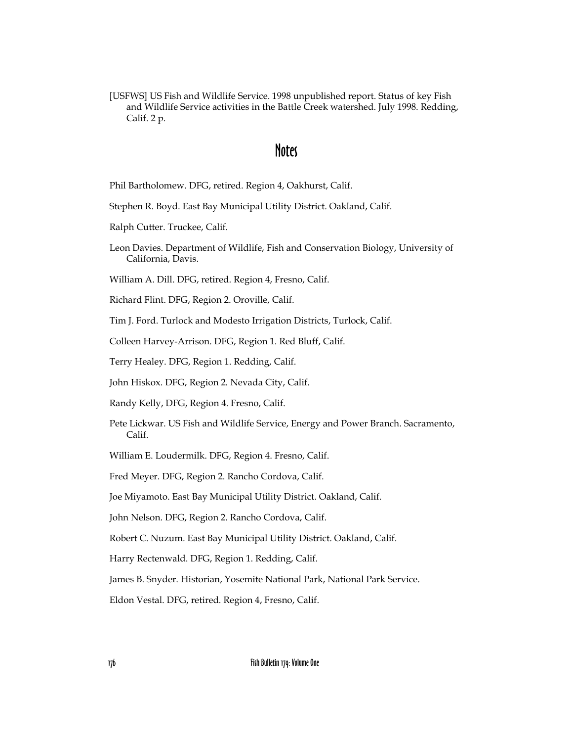[USFWS] US Fish and Wildlife Service. 1998 unpublished report. Status of key Fish and Wildlife Service activities in the Battle Creek watershed. July 1998. Redding, Calif. 2 p.

## Notes

Phil Bartholomew. DFG, retired. Region 4, Oakhurst, Calif.

Stephen R. Boyd. East Bay Municipal Utility District. Oakland, Calif.

Ralph Cutter. Truckee, Calif.

Leon Davies. Department of Wildlife, Fish and Conservation Biology, University of California, Davis.

William A. Dill. DFG, retired. Region 4, Fresno, Calif.

Richard Flint. DFG, Region 2. Oroville, Calif.

Tim J. Ford. Turlock and Modesto Irrigation Districts, Turlock, Calif.

Colleen Harvey-Arrison. DFG, Region 1. Red Bluff, Calif.

Terry Healey. DFG, Region 1. Redding, Calif.

John Hiskox. DFG, Region 2. Nevada City, Calif.

Randy Kelly, DFG, Region 4. Fresno, Calif.

Pete Lickwar. US Fish and Wildlife Service, Energy and Power Branch. Sacramento, Calif.

William E. Loudermilk. DFG, Region 4. Fresno, Calif.

Fred Meyer. DFG, Region 2. Rancho Cordova, Calif.

Joe Miyamoto. East Bay Municipal Utility District. Oakland, Calif.

John Nelson. DFG, Region 2. Rancho Cordova, Calif.

Robert C. Nuzum. East Bay Municipal Utility District. Oakland, Calif.

Harry Rectenwald. DFG, Region 1. Redding, Calif.

James B. Snyder. Historian, Yosemite National Park, National Park Service.

Eldon Vestal. DFG, retired. Region 4, Fresno, Calif.